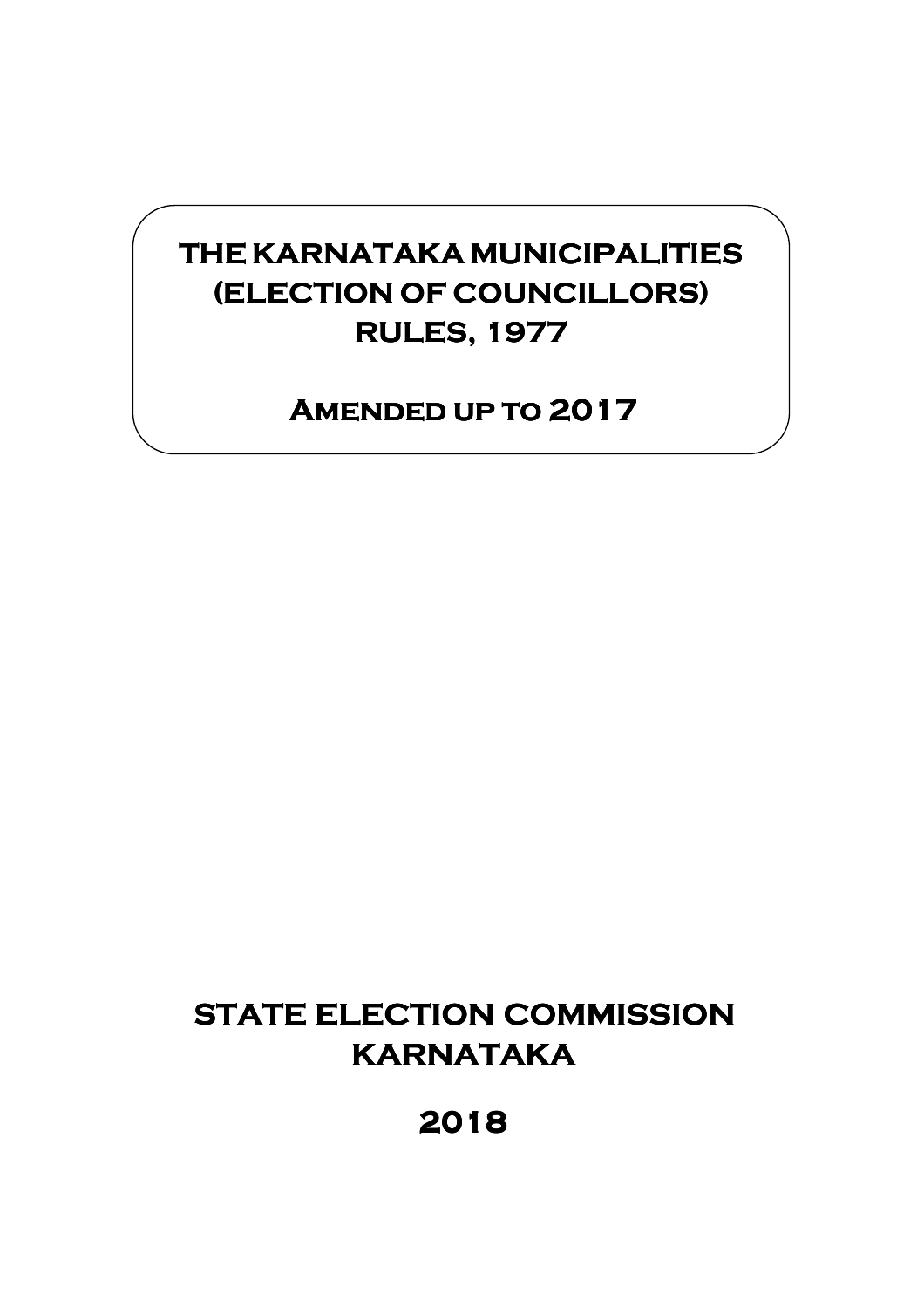# THE KARNATAKA MUNICIPALITIES (ELECTION OF COUNCILLORS) RULES, 1977

## Amended up to 2017

**STATE ELECTION COMMISSION**
**KARNATAKA**

**2018**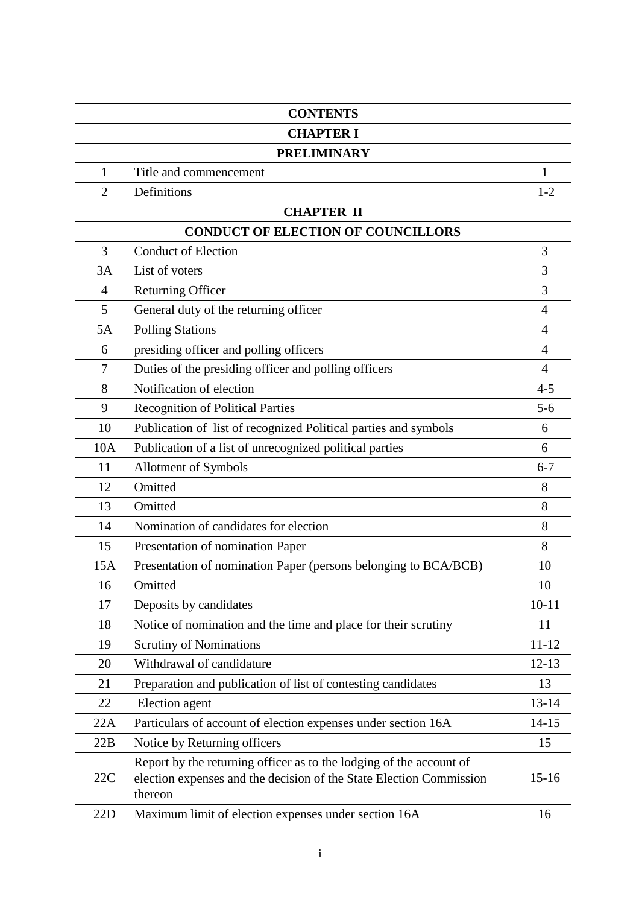| CONTENTS | | |
|---|---|---|
| **CHAPTER I** | | |
| **PRELIMINARY** | | |
| 1 | Title and commencement | 1 |
| 2 | Definitions | 1-2 |
| **CHAPTER II** | | |
| **CONDUCT OF ELECTION OF COUNCILLORS** | | |
| 3 | Conduct of Election | 3 |
| 3A | List of voters | 3 |
| 4 | Returning Officer | 3 |
| 5 | General duty of the returning officer | 4 |
| 5A | Polling Stations | 4 |
| 6 | presiding officer and polling officers | 4 |
| 7 | Duties of the presiding officer and polling officers | 4 |
| 8 | Notification of election | 4-5 |
| 9 | Recognition of Political Parties | 5-6 |
| 10 | Publication of list of recognized Political parties and symbols | 6 |
| 10A | Publication of a list of unrecognized political parties | 6 |
| 11 | Allotment of Symbols | 6-7 |
| 12 | Omitted | 8 |
| 13 | Omitted | 8 |
| 14 | Nomination of candidates for election | 8 |
| 15 | Presentation of nomination Paper | 8 |
| 15A | Presentation of nomination Paper (persons belonging to BCA/BCB) | 10 |
| 16 | Omitted | 10 |
| 17 | Deposits by candidates | 10-11 |
| 18 | Notice of nomination and the time and place for their scrutiny | 11 |
| 19 | Scrutiny of Nominations | 11-12 |
| 20 | Withdrawal of candidature | 12-13 |
| 21 | Preparation and publication of list of contesting candidates | 13 |
| 22 | Election agent | 13-14 |
| 22A | Particulars of account of election expenses under section 16A | 14-15 |
| 22B | Notice by Returning officers | 15 |
| 22C | Report by the returning officer as to the lodging of the account of election expenses and the decision of the State Election Commission thereon | 15-16 |
| 22D | Maximum limit of election expenses under section 16A | 16 |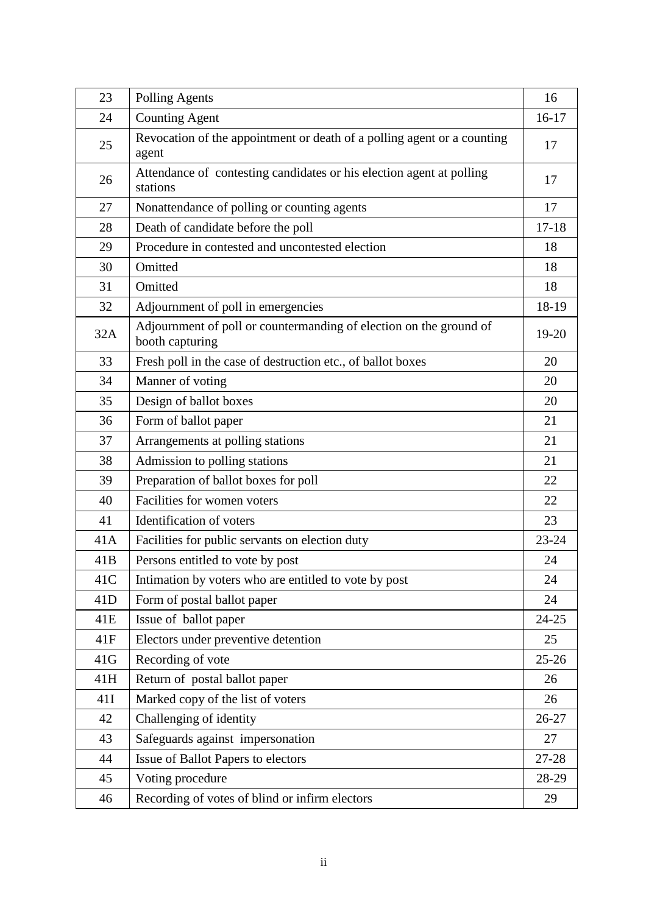| | | |
|---|---|---|
| 23 | Polling Agents | 16 |
| 24 | Counting Agent | 16-17 |
| 25 | Revocation of the appointment or death of a polling agent or a counting agent | 17 |
| 26 | Attendance of contesting candidates or his election agent at polling stations | 17 |
| 27 | Nonattendance of polling or counting agents | 17 |
| 28 | Death of candidate before the poll | 17-18 |
| 29 | Procedure in contested and uncontested election | 18 |
| 30 | Omitted | 18 |
| 31 | Omitted | 18 |
| 32 | Adjournment of poll in emergencies | 18-19 |
| 32A | Adjournment of poll or countermanding of election on the ground of booth capturing | 19-20 |
| 33 | Fresh poll in the case of destruction etc., of ballot boxes | 20 |
| 34 | Manner of voting | 20 |
| 35 | Design of ballot boxes | 20 |
| 36 | Form of ballot paper | 21 |
| 37 | Arrangements at polling stations | 21 |
| 38 | Admission to polling stations | 21 |
| 39 | Preparation of ballot boxes for poll | 22 |
| 40 | Facilities for women voters | 22 |
| 41 | Identification of voters | 23 |
| 41A | Facilities for public servants on election duty | 23-24 |
| 41B | Persons entitled to vote by post | 24 |
| 41C | Intimation by voters who are entitled to vote by post | 24 |
| 41D | Form of postal ballot paper | 24 |
| 41E | Issue of ballot paper | 24-25 |
| 41F | Electors under preventive detention | 25 |
| 41G | Recording of vote | 25-26 |
| 41H | Return of postal ballot paper | 26 |
| 41I | Marked copy of the list of voters | 26 |
| 42 | Challenging of identity | 26-27 |
| 43 | Safeguards against impersonation | 27 |
| 44 | Issue of Ballot Papers to electors | 27-28 |
| 45 | Voting procedure | 28-29 |
| 46 | Recording of votes of blind or infirm electors | 29 |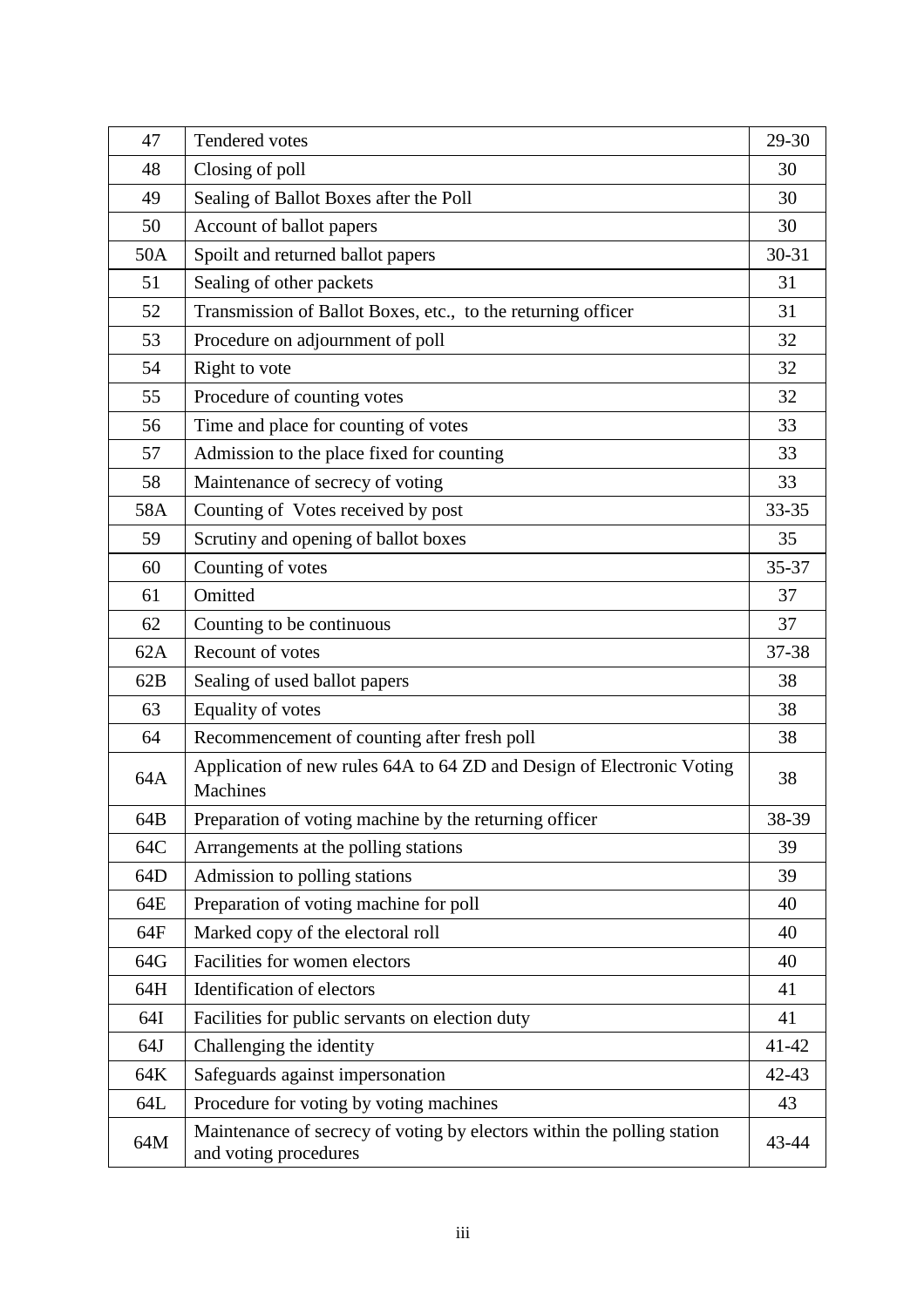| | | |
|---|---|---|
| 47 | Tendered votes | 29-30 |
| 48 | Closing of poll | 30 |
| 49 | Sealing of Ballot Boxes after the Poll | 30 |
| 50 | Account of ballot papers | 30 |
| 50A | Spoilt and returned ballot papers | 30-31 |
| 51 | Sealing of other packets | 31 |
| 52 | Transmission of Ballot Boxes, etc., to the returning officer | 31 |
| 53 | Procedure on adjournment of poll | 32 |
| 54 | Right to vote | 32 |
| 55 | Procedure of counting votes | 32 |
| 56 | Time and place for counting of votes | 33 |
| 57 | Admission to the place fixed for counting | 33 |
| 58 | Maintenance of secrecy of voting | 33 |
| 58A | Counting of Votes received by post | 33-35 |
| 59 | Scrutiny and opening of ballot boxes | 35 |
| 60 | Counting of votes | 35-37 |
| 61 | Omitted | 37 |
| 62 | Counting to be continuous | 37 |
| 62A | Recount of votes | 37-38 |
| 62B | Sealing of used ballot papers | 38 |
| 63 | Equality of votes | 38 |
| 64 | Recommencement of counting after fresh poll | 38 |
| 64A | Application of new rules 64A to 64 ZD and Design of Electronic Voting Machines | 38 |
| 64B | Preparation of voting machine by the returning officer | 38-39 |
| 64C | Arrangements at the polling stations | 39 |
| 64D | Admission to polling stations | 39 |
| 64E | Preparation of voting machine for poll | 40 |
| 64F | Marked copy of the electoral roll | 40 |
| 64G | Facilities for women electors | 40 |
| 64H | Identification of electors | 41 |
| 64I | Facilities for public servants on election duty | 41 |
| 64J | Challenging the identity | 41-42 |
| 64K | Safeguards against impersonation | 42-43 |
| 64L | Procedure for voting by voting machines | 43 |
| 64M | Maintenance of secrecy of voting by electors within the polling station and voting procedures | 43-44 |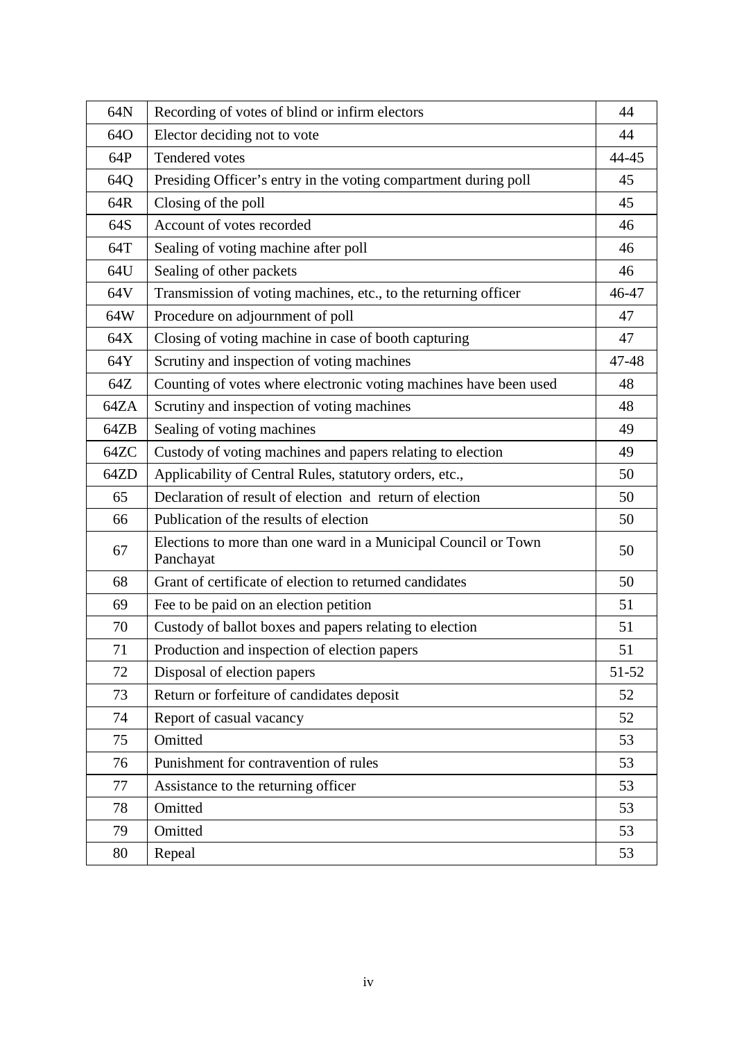| | | |
|---|---|---|
| 64N | Recording of votes of blind or infirm electors | 44 |
| 64O | Elector deciding not to vote | 44 |
| 64P | Tendered votes | 44-45 |
| 64Q | Presiding Officer's entry in the voting compartment during poll | 45 |
| 64R | Closing of the poll | 45 |
| 64S | Account of votes recorded | 46 |
| 64T | Sealing of voting machine after poll | 46 |
| 64U | Sealing of other packets | 46 |
| 64V | Transmission of voting machines, etc., to the returning officer | 46-47 |
| 64W | Procedure on adjournment of poll | 47 |
| 64X | Closing of voting machine in case of booth capturing | 47 |
| 64Y | Scrutiny and inspection of voting machines | 47-48 |
| 64Z | Counting of votes where electronic voting machines have been used | 48 |
| 64ZA | Scrutiny and inspection of voting machines | 48 |
| 64ZB | Sealing of voting machines | 49 |
| 64ZC | Custody of voting machines and papers relating to election | 49 |
| 64ZD | Applicability of Central Rules, statutory orders, etc., | 50 |
| 65 | Declaration of result of election and return of election | 50 |
| 66 | Publication of the results of election | 50 |
| 67 | Elections to more than one ward in a Municipal Council or Town Panchayat | 50 |
| 68 | Grant of certificate of election to returned candidates | 50 |
| 69 | Fee to be paid on an election petition | 51 |
| 70 | Custody of ballot boxes and papers relating to election | 51 |
| 71 | Production and inspection of election papers | 51 |
| 72 | Disposal of election papers | 51-52 |
| 73 | Return or forfeiture of candidates deposit | 52 |
| 74 | Report of casual vacancy | 52 |
| 75 | Omitted | 53 |
| 76 | Punishment for contravention of rules | 53 |
| 77 | Assistance to the returning officer | 53 |
| 78 | Omitted | 53 |
| 79 | Omitted | 53 |
| 80 | Repeal | 53 |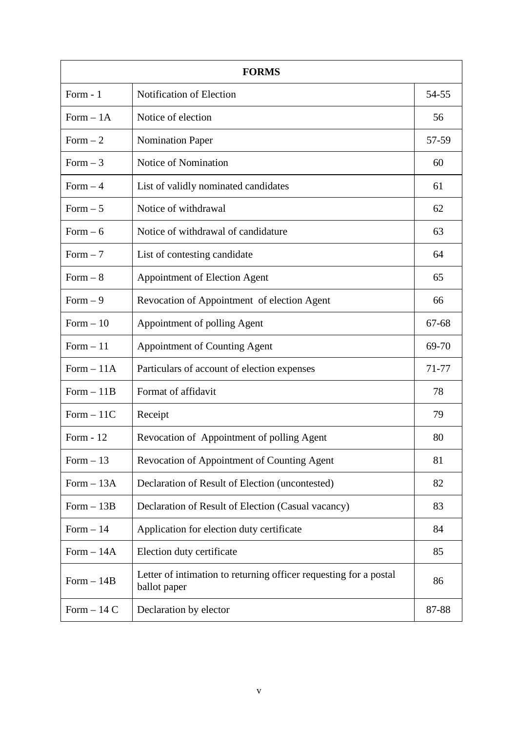| FORMS | | |
|---|---|---|
| Form - 1 | Notification of Election | 54-55 |
| Form – 1A | Notice of election | 56 |
| Form – 2 | Nomination Paper | 57-59 |
| Form – 3 | Notice of Nomination | 60 |
| Form – 4 | List of validly nominated candidates | 61 |
| Form – 5 | Notice of withdrawal | 62 |
| Form – 6 | Notice of withdrawal of candidature | 63 |
| Form – 7 | List of contesting candidate | 64 |
| Form – 8 | Appointment of Election Agent | 65 |
| Form – 9 | Revocation of Appointment of election Agent | 66 |
| Form – 10 | Appointment of polling Agent | 67-68 |
| Form – 11 | Appointment of Counting Agent | 69-70 |
| Form – 11A | Particulars of account of election expenses | 71-77 |
| Form – 11B | Format of affidavit | 78 |
| Form – 11C | Receipt | 79 |
| Form - 12 | Revocation of Appointment of polling Agent | 80 |
| Form – 13 | Revocation of Appointment of Counting Agent | 81 |
| Form – 13A | Declaration of Result of Election (uncontested) | 82 |
| Form – 13B | Declaration of Result of Election (Casual vacancy) | 83 |
| Form – 14 | Application for election duty certificate | 84 |
| Form – 14A | Election duty certificate | 85 |
| Form – 14B | Letter of intimation to returning officer requesting for a postal ballot paper | 86 |
| Form – 14 C | Declaration by elector | 87-88 |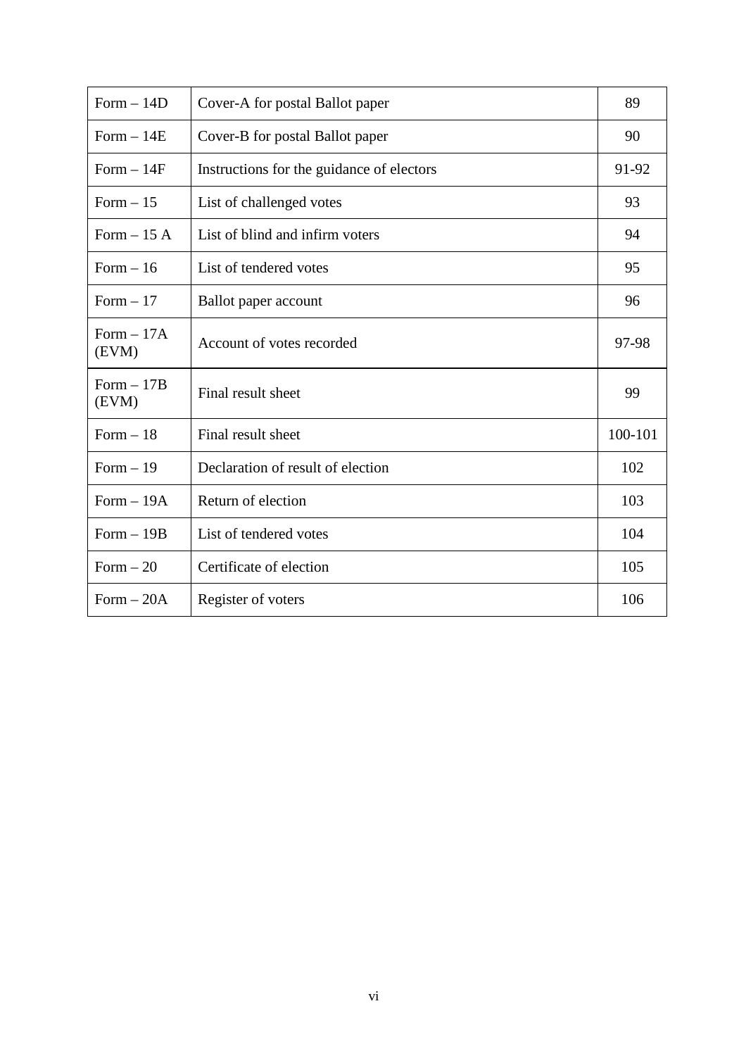| Form – 14D | Cover-A for postal Ballot paper | 89 |
|---|---|---|
| Form – 14E | Cover-B for postal Ballot paper | 90 |
| Form – 14F | Instructions for the guidance of electors | 91-92 |
| Form – 15 | List of challenged votes | 93 |
| Form – 15 A | List of blind and infirm voters | 94 |
| Form – 16 | List of tendered votes | 95 |
| Form – 17 | Ballot paper account | 96 |
| Form – 17A (EVM) | Account of votes recorded | 97-98 |
| Form – 17B (EVM) | Final result sheet | 99 |
| Form – 18 | Final result sheet | 100-101 |
| Form – 19 | Declaration of result of election | 102 |
| Form – 19A | Return of election | 103 |
| Form – 19B | List of tendered votes | 104 |
| Form – 20 | Certificate of election | 105 |
| Form – 20A | Register of voters | 106 |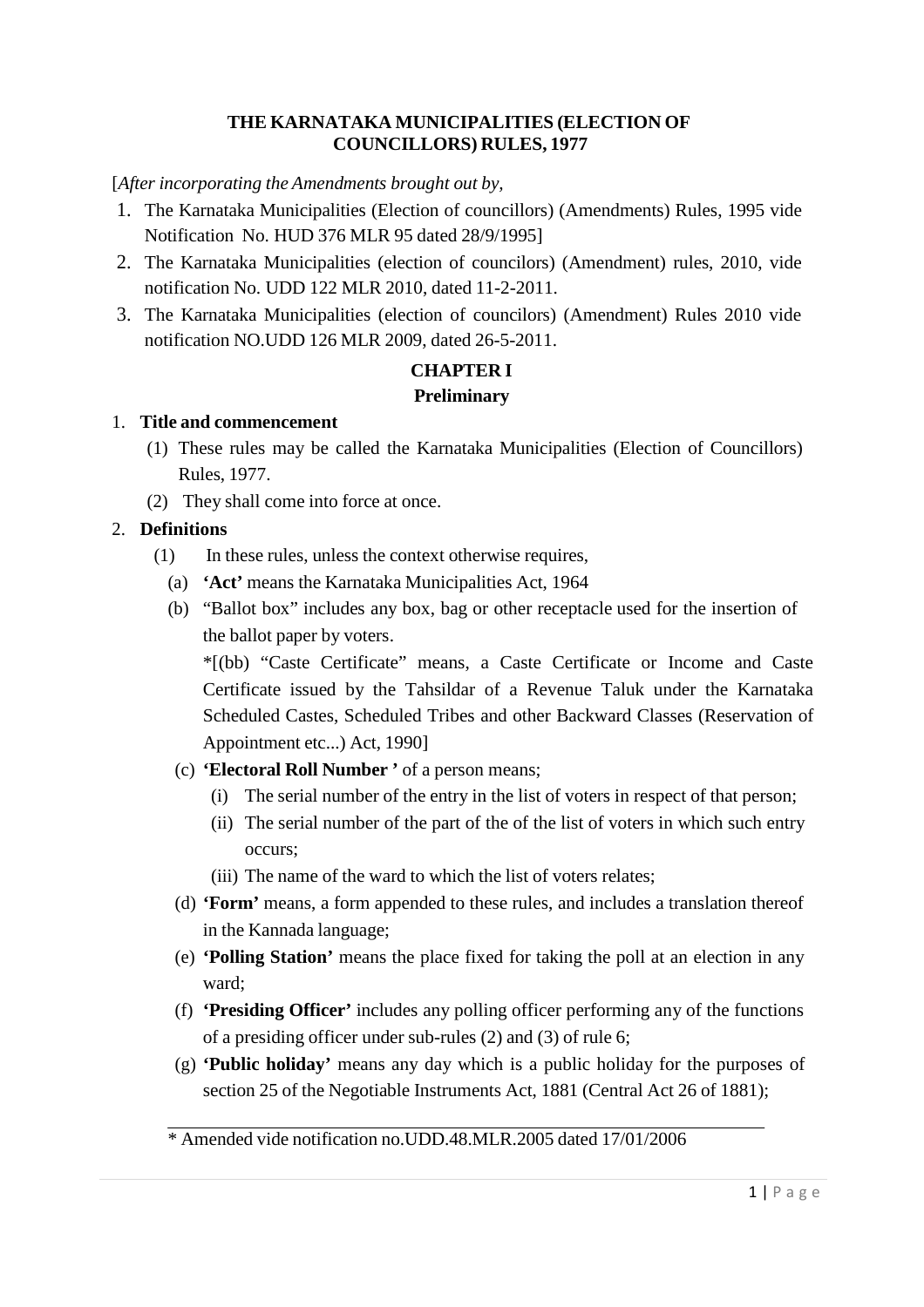# THE KARNATAKA MUNICIPALITIES (ELECTION OF COUNCILLORS) RULES, 1977

[*After incorporating the Amendments brought out by,*

1. The Karnataka Municipalities (Election of councillors) (Amendments) Rules, 1995 vide Notification No. HUD 376 MLR 95 dated 28/9/1995]
2. The Karnataka Municipalities (election of councilors) (Amendment) rules, 2010, vide notification No. UDD 122 MLR 2010, dated 11-2-2011.
3. The Karnataka Municipalities (election of councilors) (Amendment) Rules 2010 vide notification NO.UDD 126 MLR 2009, dated 26-5-2011.

## CHAPTER I
## Preliminary

1. **Title and commencement**
   (1) These rules may be called the Karnataka Municipalities (Election of Councillors) Rules, 1977.
   (2) They shall come into force at once.

2. **Definitions**
   (1) In these rules, unless the context otherwise requires,
   (a) **'Act'** means the Karnataka Municipalities Act, 1964
   (b) "Ballot box" includes any box, bag or other receptacle used for the insertion of the ballot paper by voters.
   *[(bb) "Caste Certificate" means, a Caste Certificate or Income and Caste Certificate issued by the Tahsildar of a Revenue Taluk under the Karnataka Scheduled Castes, Scheduled Tribes and other Backward Classes (Reservation of Appointment etc...) Act, 1990]
   (c) **'Electoral Roll Number '** of a person means;
      (i) The serial number of the entry in the list of voters in respect of that person;
      (ii) The serial number of the part of the of the list of voters in which such entry occurs;
      (iii) The name of the ward to which the list of voters relates;
   (d) **'Form'** means, a form appended to these rules, and includes a translation thereof in the Kannada language;
   (e) **'Polling Station'** means the place fixed for taking the poll at an election in any ward;
   (f) **'Presiding Officer'** includes any polling officer performing any of the functions of a presiding officer under sub-rules (2) and (3) of rule 6;
   (g) **'Public holiday'** means any day which is a public holiday for the purposes of section 25 of the Negotiable Instruments Act, 1881 (Central Act 26 of 1881);

---

* Amended vide notification no.UDD.48.MLR.2005 dated 17/01/2006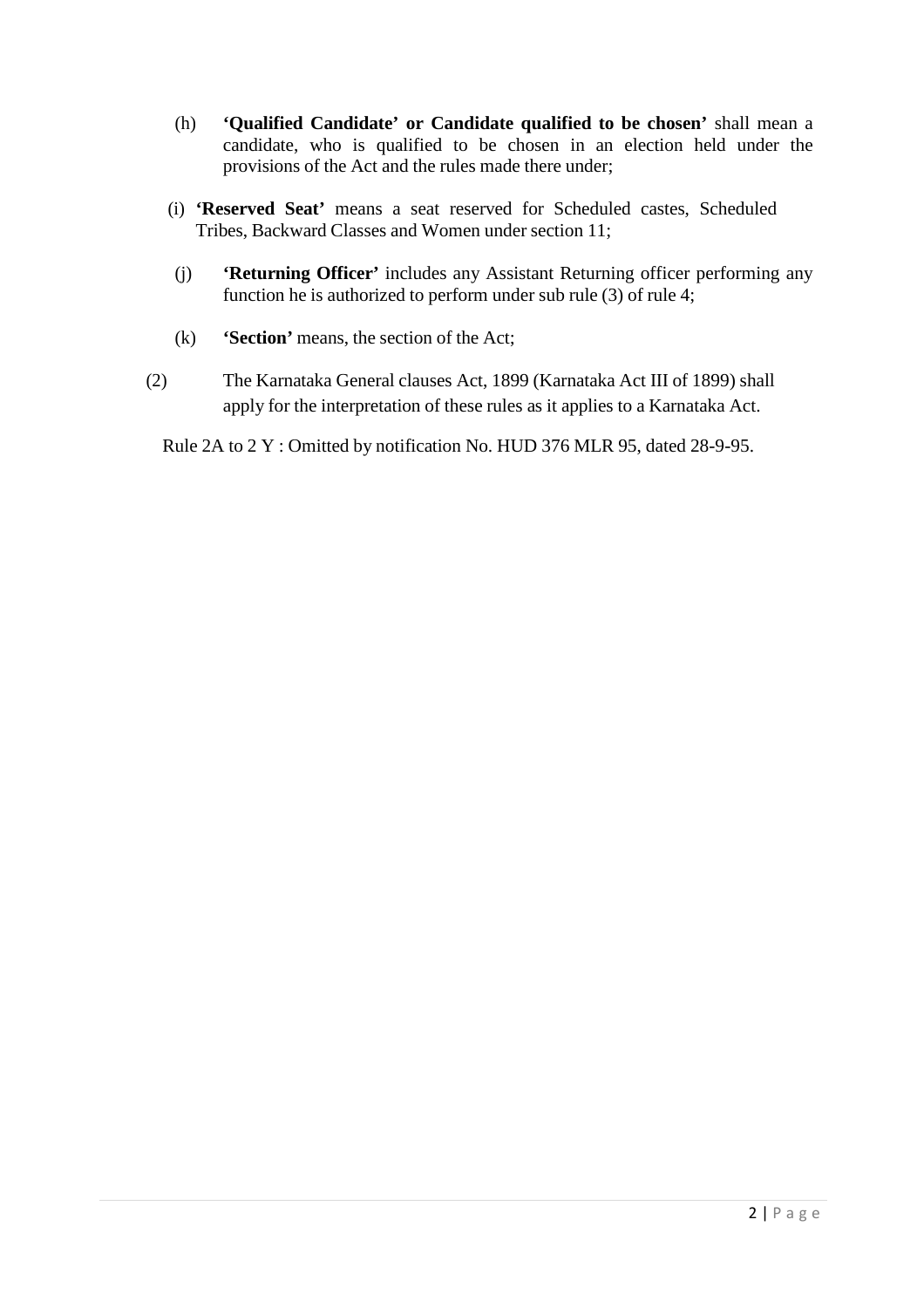(h) **'Qualified Candidate' or Candidate qualified to be chosen'** shall mean a candidate, who is qualified to be chosen in an election held under the provisions of the Act and the rules made there under;

(i) **'Reserved Seat'** means a seat reserved for Scheduled castes, Scheduled Tribes, Backward Classes and Women under section 11;

(j) **'Returning Officer'** includes any Assistant Returning officer performing any function he is authorized to perform under sub rule (3) of rule 4;

(k) **'Section'** means, the section of the Act;

(2) The Karnataka General clauses Act, 1899 (Karnataka Act III of 1899) shall apply for the interpretation of these rules as it applies to a Karnataka Act.

Rule 2A to 2 Y : Omitted by notification No. HUD 376 MLR 95, dated 28-9-95.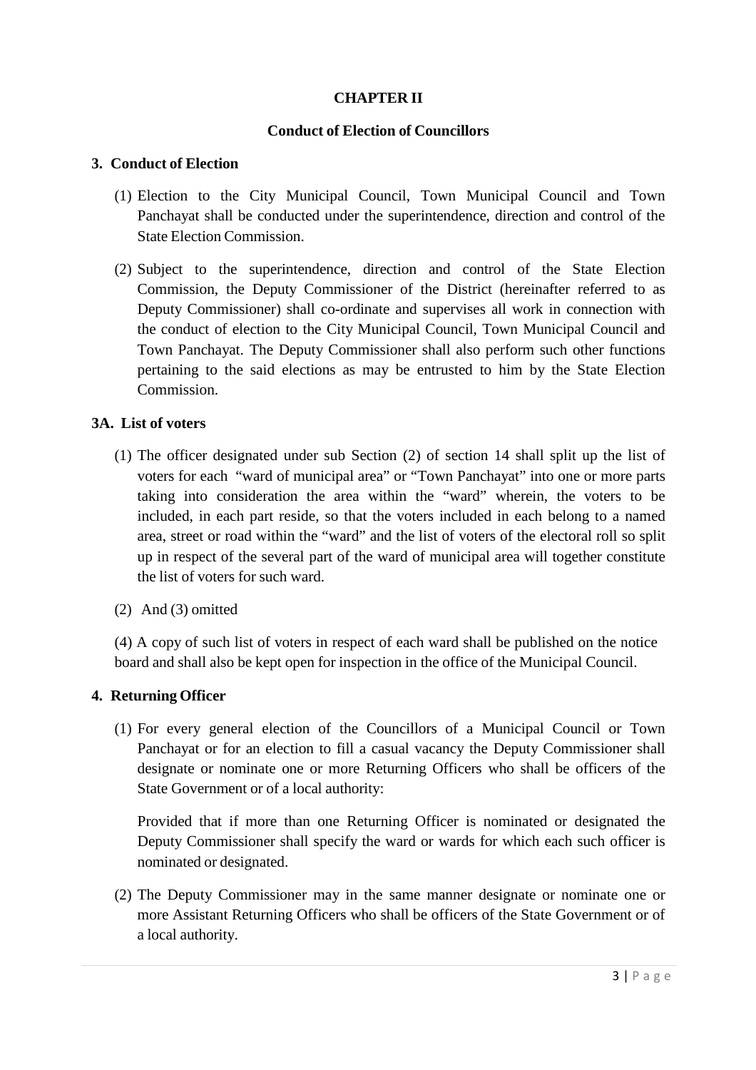## CHAPTER II

### Conduct of Election of Councillors

**3. Conduct of Election**

(1) Election to the City Municipal Council, Town Municipal Council and Town Panchayat shall be conducted under the superintendence, direction and control of the State Election Commission.

(2) Subject to the superintendence, direction and control of the State Election Commission, the Deputy Commissioner of the District (hereinafter referred to as Deputy Commissioner) shall co-ordinate and supervises all work in connection with the conduct of election to the City Municipal Council, Town Municipal Council and Town Panchayat. The Deputy Commissioner shall also perform such other functions pertaining to the said elections as may be entrusted to him by the State Election Commission.

**3A. List of voters**

(1) The officer designated under sub Section (2) of section 14 shall split up the list of voters for each "ward of municipal area" or "Town Panchayat" into one or more parts taking into consideration the area within the "ward" wherein, the voters to be included, in each part reside, so that the voters included in each belong to a named area, street or road within the "ward" and the list of voters of the electoral roll so split up in respect of the several part of the ward of municipal area will together constitute the list of voters for such ward.

(2) And (3) omitted

(4) A copy of such list of voters in respect of each ward shall be published on the notice board and shall also be kept open for inspection in the office of the Municipal Council.

**4. Returning Officer**

(1) For every general election of the Councillors of a Municipal Council or Town Panchayat or for an election to fill a casual vacancy the Deputy Commissioner shall designate or nominate one or more Returning Officers who shall be officers of the State Government or of a local authority:

Provided that if more than one Returning Officer is nominated or designated the Deputy Commissioner shall specify the ward or wards for which each such officer is nominated or designated.

(2) The Deputy Commissioner may in the same manner designate or nominate one or more Assistant Returning Officers who shall be officers of the State Government or of a local authority.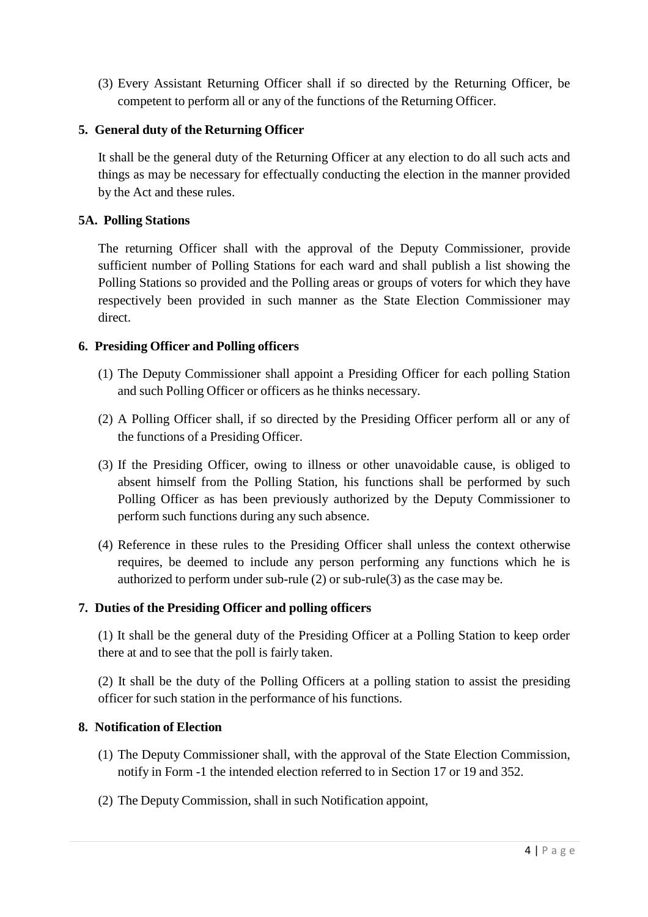(3) Every Assistant Returning Officer shall if so directed by the Returning Officer, be competent to perform all or any of the functions of the Returning Officer.

### 5. General duty of the Returning Officer

It shall be the general duty of the Returning Officer at any election to do all such acts and things as may be necessary for effectually conducting the election in the manner provided by the Act and these rules.

### 5A. Polling Stations

The returning Officer shall with the approval of the Deputy Commissioner, provide sufficient number of Polling Stations for each ward and shall publish a list showing the Polling Stations so provided and the Polling areas or groups of voters for which they have respectively been provided in such manner as the State Election Commissioner may direct.

### 6. Presiding Officer and Polling officers

(1) The Deputy Commissioner shall appoint a Presiding Officer for each polling Station and such Polling Officer or officers as he thinks necessary.

(2) A Polling Officer shall, if so directed by the Presiding Officer perform all or any of the functions of a Presiding Officer.

(3) If the Presiding Officer, owing to illness or other unavoidable cause, is obliged to absent himself from the Polling Station, his functions shall be performed by such Polling Officer as has been previously authorized by the Deputy Commissioner to perform such functions during any such absence.

(4) Reference in these rules to the Presiding Officer shall unless the context otherwise requires, be deemed to include any person performing any functions which he is authorized to perform under sub-rule (2) or sub-rule(3) as the case may be.

### 7. Duties of the Presiding Officer and polling officers

(1) It shall be the general duty of the Presiding Officer at a Polling Station to keep order there at and to see that the poll is fairly taken.

(2) It shall be the duty of the Polling Officers at a polling station to assist the presiding officer for such station in the performance of his functions.

### 8. Notification of Election

(1) The Deputy Commissioner shall, with the approval of the State Election Commission, notify in Form -1 the intended election referred to in Section 17 or 19 and 352.

(2) The Deputy Commission, shall in such Notification appoint,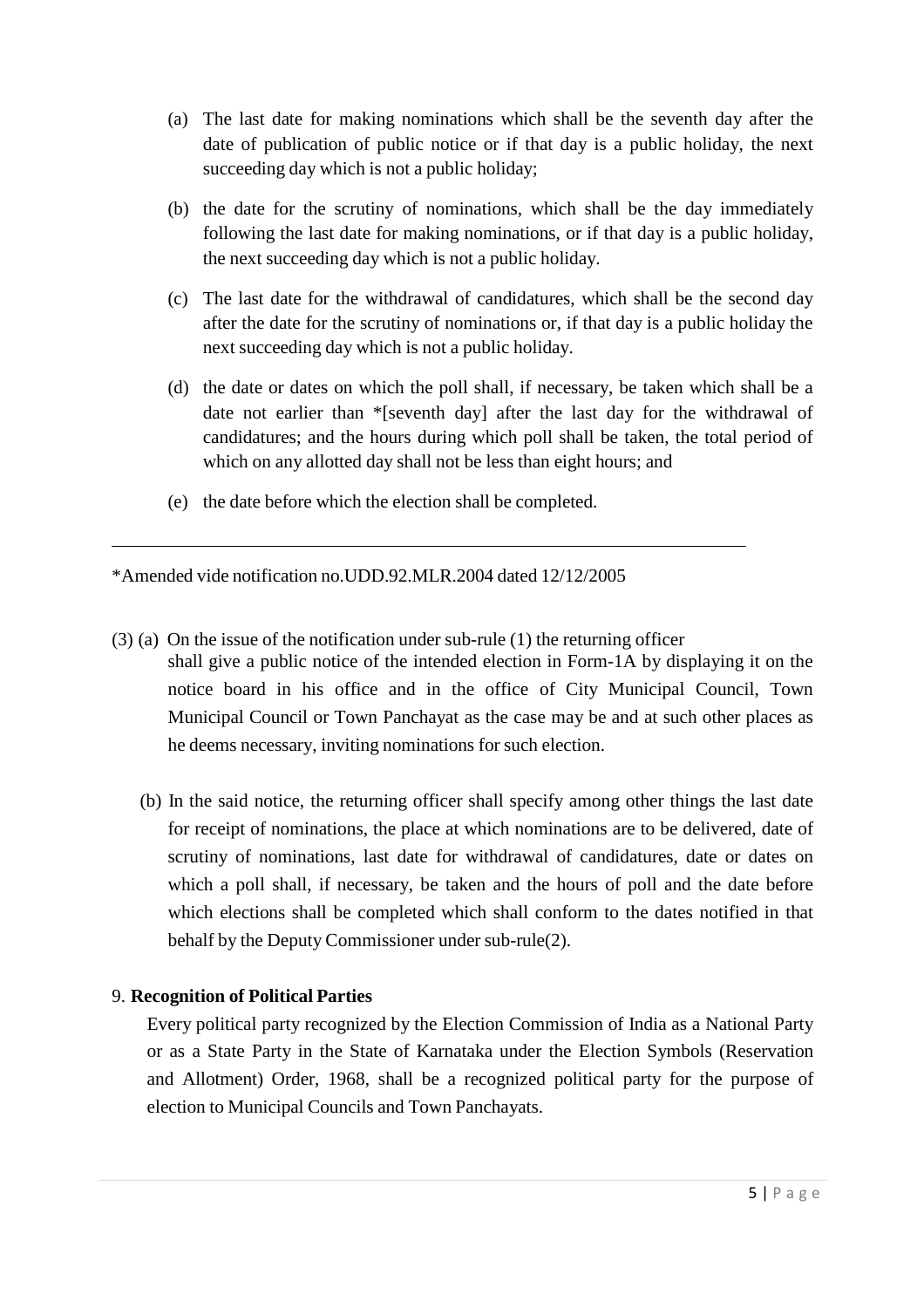(a) The last date for making nominations which shall be the seventh day after the date of publication of public notice or if that day is a public holiday, the next succeeding day which is not a public holiday;

(b) the date for the scrutiny of nominations, which shall be the day immediately following the last date for making nominations, or if that day is a public holiday, the next succeeding day which is not a public holiday.

(c) The last date for the withdrawal of candidatures, which shall be the second day after the date for the scrutiny of nominations or, if that day is a public holiday the next succeeding day which is not a public holiday.

(d) the date or dates on which the poll shall, if necessary, be taken which shall be a date not earlier than *[seventh day] after the last day for the withdrawal of candidatures; and the hours during which poll shall be taken, the total period of which on any allotted day shall not be less than eight hours; and

(e) the date before which the election shall be completed.

---

*Amended vide notification no.UDD.92.MLR.2004 dated 12/12/2005

(3) (a) On the issue of the notification under sub-rule (1) the returning officer shall give a public notice of the intended election in Form-1A by displaying it on the notice board in his office and in the office of City Municipal Council, Town Municipal Council or Town Panchayat as the case may be and at such other places as he deems necessary, inviting nominations for such election.

(b) In the said notice, the returning officer shall specify among other things the last date for receipt of nominations, the place at which nominations are to be delivered, date of scrutiny of nominations, last date for withdrawal of candidatures, date or dates on which a poll shall, if necessary, be taken and the hours of poll and the date before which elections shall be completed which shall conform to the dates notified in that behalf by the Deputy Commissioner under sub-rule(2).

9. **Recognition of Political Parties**

Every political party recognized by the Election Commission of India as a National Party or as a State Party in the State of Karnataka under the Election Symbols (Reservation and Allotment) Order, 1968, shall be a recognized political party for the purpose of election to Municipal Councils and Town Panchayats.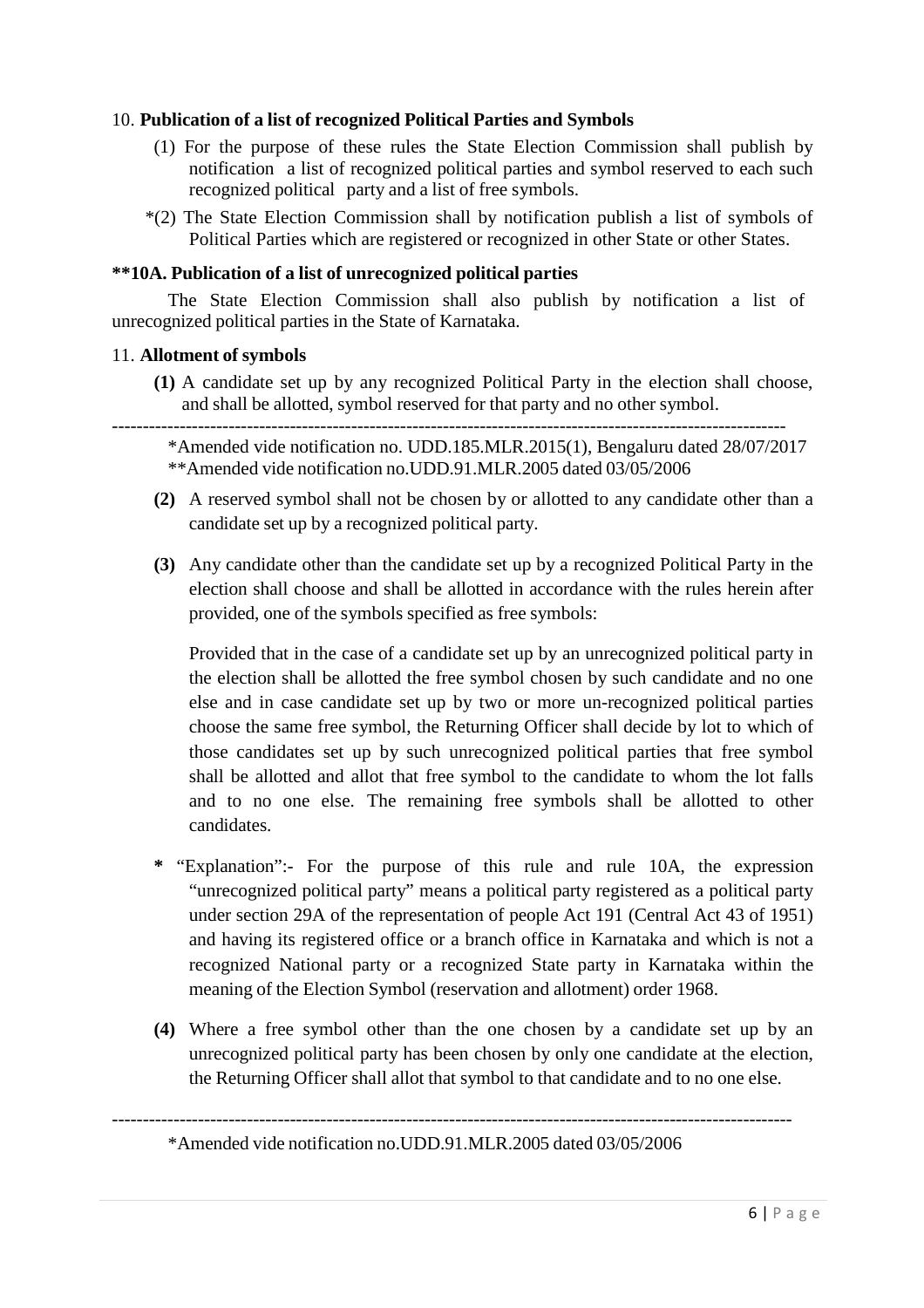10. **Publication of a list of recognized Political Parties and Symbols**

(1) For the purpose of these rules the State Election Commission shall publish by notification a list of recognized political parties and symbol reserved to each such recognized political party and a list of free symbols.

*(2) The State Election Commission shall by notification publish a list of symbols of Political Parties which are registered or recognized in other State or other States.

**\*\*10A. Publication of a list of unrecognized political parties**

The State Election Commission shall also publish by notification a list of unrecognized political parties in the State of Karnataka.

11. **Allotment of symbols**

**(1)** A candidate set up by any recognized Political Party in the election shall choose, and shall be allotted, symbol reserved for that party and no other symbol.

---

*Amended vide notification no. UDD.185.MLR.2015(1), Bengaluru dated 28/07/2017

**Amended vide notification no.UDD.91.MLR.2005 dated 03/05/2006

**(2)** A reserved symbol shall not be chosen by or allotted to any candidate other than a candidate set up by a recognized political party.

**(3)** Any candidate other than the candidate set up by a recognized Political Party in the election shall choose and shall be allotted in accordance with the rules herein after provided, one of the symbols specified as free symbols:

Provided that in the case of a candidate set up by an unrecognized political party in the election shall be allotted the free symbol chosen by such candidate and no one else and in case candidate set up by two or more un-recognized political parties choose the same free symbol, the Returning Officer shall decide by lot to which of those candidates set up by such unrecognized political parties that free symbol shall be allotted and allot that free symbol to the candidate to whom the lot falls and to no one else. The remaining free symbols shall be allotted to other candidates.

**\*** "Explanation":- For the purpose of this rule and rule 10A, the expression "unrecognized political party" means a political party registered as a political party under section 29A of the representation of people Act 191 (Central Act 43 of 1951) and having its registered office or a branch office in Karnataka and which is not a recognized National party or a recognized State party in Karnataka within the meaning of the Election Symbol (reservation and allotment) order 1968.

**(4)** Where a free symbol other than the one chosen by a candidate set up by an unrecognized political party has been chosen by only one candidate at the election, the Returning Officer shall allot that symbol to that candidate and to no one else.

---

*Amended vide notification no.UDD.91.MLR.2005 dated 03/05/2006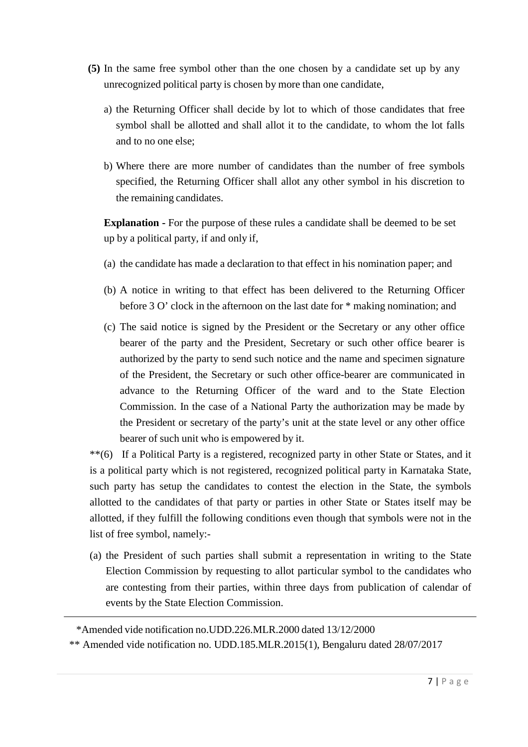**(5)** In the same free symbol other than the one chosen by a candidate set up by any unrecognized political party is chosen by more than one candidate,

a) the Returning Officer shall decide by lot to which of those candidates that free symbol shall be allotted and shall allot it to the candidate, to whom the lot falls and to no one else;

b) Where there are more number of candidates than the number of free symbols specified, the Returning Officer shall allot any other symbol in his discretion to the remaining candidates.

**Explanation -** For the purpose of these rules a candidate shall be deemed to be set up by a political party, if and only if,

(a) the candidate has made a declaration to that effect in his nomination paper; and

(b) A notice in writing to that effect has been delivered to the Returning Officer before 3 O' clock in the afternoon on the last date for * making nomination; and

(c) The said notice is signed by the President or the Secretary or any other office bearer of the party and the President, Secretary or such other office bearer is authorized by the party to send such notice and the name and specimen signature of the President, the Secretary or such other office-bearer are communicated in advance to the Returning Officer of the ward and to the State Election Commission. In the case of a National Party the authorization may be made by the President or secretary of the party's unit at the state level or any other office bearer of such unit who is empowered by it.

**(6) If a Political Party is a registered, recognized party in other State or States, and it is a political party which is not registered, recognized political party in Karnataka State, such party has setup the candidates to contest the election in the State, the symbols allotted to the candidates of that party or parties in other State or States itself may be allotted, if they fulfill the following conditions even though that symbols were not in the list of free symbol, namely:-

(a) the President of such parties shall submit a representation in writing to the State Election Commission by requesting to allot particular symbol to the candidates who are contesting from their parties, within three days from publication of calendar of events by the State Election Commission.

---

*Amended vide notification no.UDD.226.MLR.2000 dated 13/12/2000

** Amended vide notification no. UDD.185.MLR.2015(1), Bengaluru dated 28/07/2017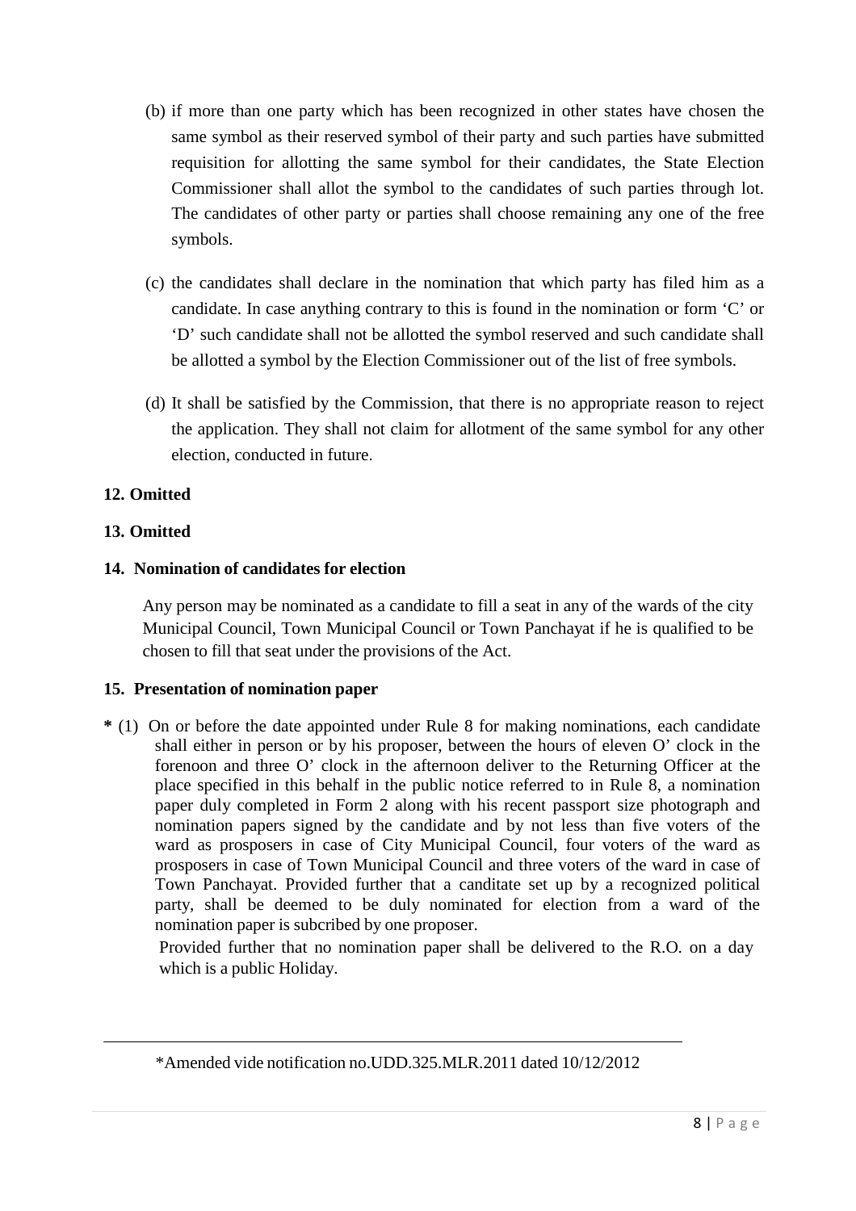(b) if more than one party which has been recognized in other states have chosen the same symbol as their reserved symbol of their party and such parties have submitted requisition for allotting the same symbol for their candidates, the State Election Commissioner shall allot the symbol to the candidates of such parties through lot. The candidates of other party or parties shall choose remaining any one of the free symbols.

(c) the candidates shall declare in the nomination that which party has filed him as a candidate. In case anything contrary to this is found in the nomination or form 'C' or 'D' such candidate shall not be allotted the symbol reserved and such candidate shall be allotted a symbol by the Election Commissioner out of the list of free symbols.

(d) It shall be satisfied by the Commission, that there is no appropriate reason to reject the application. They shall not claim for allotment of the same symbol for any other election, conducted in future.

**12. Omitted**

**13. Omitted**

**14. Nomination of candidates for election**

Any person may be nominated as a candidate to fill a seat in any of the wards of the city Municipal Council, Town Municipal Council or Town Panchayat if he is qualified to be chosen to fill that seat under the provisions of the Act.

**15. Presentation of nomination paper**

**\*** (1) On or before the date appointed under Rule 8 for making nominations, each candidate shall either in person or by his proposer, between the hours of eleven O' clock in the forenoon and three O' clock in the afternoon deliver to the Returning Officer at the place specified in this behalf in the public notice referred to in Rule 8, a nomination paper duly completed in Form 2 along with his recent passport size photograph and nomination papers signed by the candidate and by not less than five voters of the ward as prosposers in case of City Municipal Council, four voters of the ward as prosposers in case of Town Municipal Council and three voters of the ward in case of Town Panchayat. Provided further that a canditate set up by a recognized political party, shall be deemed to be duly nominated for election from a ward of the nomination paper is subcribed by one proposer.

Provided further that no nomination paper shall be delivered to the R.O. on a day which is a public Holiday.

---

*Amended vide notification no.UDD.325.MLR.2011 dated 10/12/2012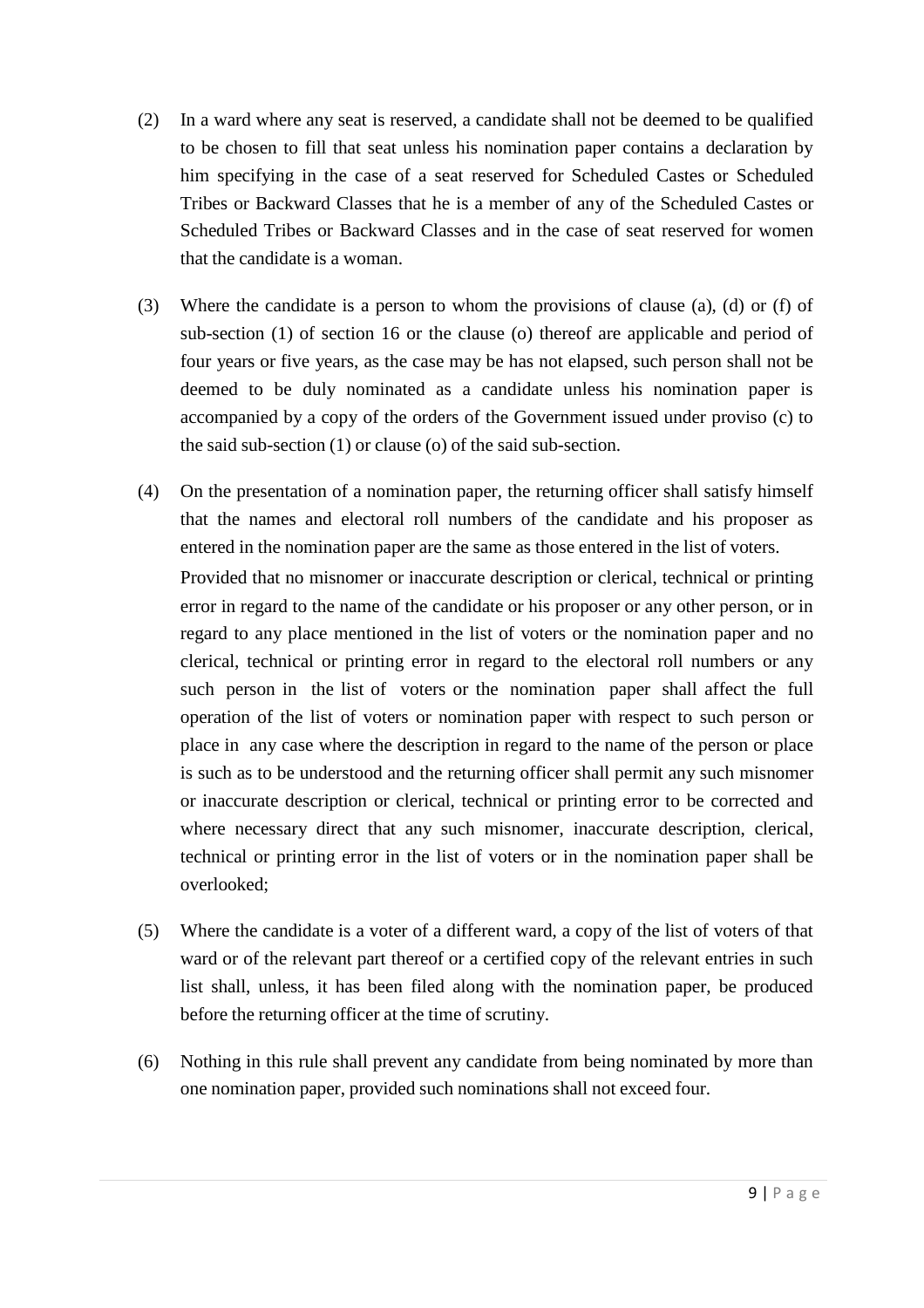(2) In a ward where any seat is reserved, a candidate shall not be deemed to be qualified to be chosen to fill that seat unless his nomination paper contains a declaration by him specifying in the case of a seat reserved for Scheduled Castes or Scheduled Tribes or Backward Classes that he is a member of any of the Scheduled Castes or Scheduled Tribes or Backward Classes and in the case of seat reserved for women that the candidate is a woman.

(3) Where the candidate is a person to whom the provisions of clause (a), (d) or (f) of sub-section (1) of section 16 or the clause (o) thereof are applicable and period of four years or five years, as the case may be has not elapsed, such person shall not be deemed to be duly nominated as a candidate unless his nomination paper is accompanied by a copy of the orders of the Government issued under proviso (c) to the said sub-section (1) or clause (o) of the said sub-section.

(4) On the presentation of a nomination paper, the returning officer shall satisfy himself that the names and electoral roll numbers of the candidate and his proposer as entered in the nomination paper are the same as those entered in the list of voters.

Provided that no misnomer or inaccurate description or clerical, technical or printing error in regard to the name of the candidate or his proposer or any other person, or in regard to any place mentioned in the list of voters or the nomination paper and no clerical, technical or printing error in regard to the electoral roll numbers or any such person in the list of voters or the nomination paper shall affect the full operation of the list of voters or nomination paper with respect to such person or place in any case where the description in regard to the name of the person or place is such as to be understood and the returning officer shall permit any such misnomer or inaccurate description or clerical, technical or printing error to be corrected and where necessary direct that any such misnomer, inaccurate description, clerical, technical or printing error in the list of voters or in the nomination paper shall be overlooked;

(5) Where the candidate is a voter of a different ward, a copy of the list of voters of that ward or of the relevant part thereof or a certified copy of the relevant entries in such list shall, unless, it has been filed along with the nomination paper, be produced before the returning officer at the time of scrutiny.

(6) Nothing in this rule shall prevent any candidate from being nominated by more than one nomination paper, provided such nominations shall not exceed four.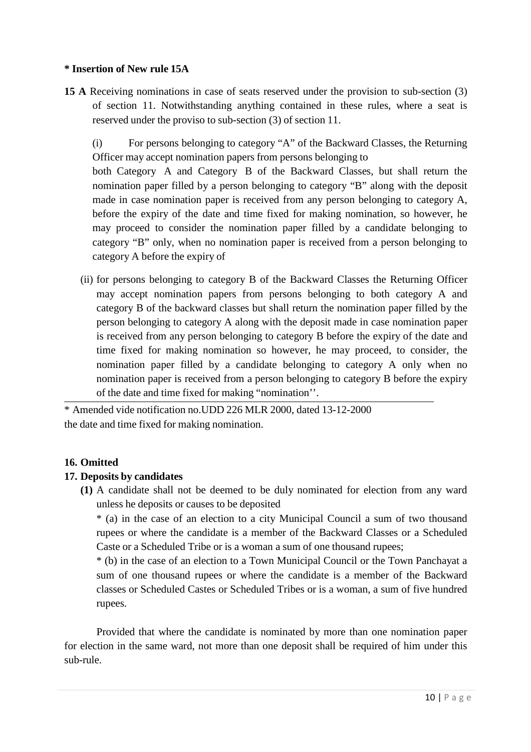**\* Insertion of New rule 15A**

**15 A** Receiving nominations in case of seats reserved under the provision to sub-section (3) of section 11. Notwithstanding anything contained in these rules, where a seat is reserved under the proviso to sub-section (3) of section 11.

(i) For persons belonging to category "A" of the Backward Classes, the Returning Officer may accept nomination papers from persons belonging to both Category A and Category B of the Backward Classes, but shall return the nomination paper filled by a person belonging to category "B" along with the deposit made in case nomination paper is received from any person belonging to category A, before the expiry of the date and time fixed for making nomination, so however, he may proceed to consider the nomination paper filled by a candidate belonging to category "B" only, when no nomination paper is received from a person belonging to category A before the expiry of the date and time fixed for making nomination.

(ii) for persons belonging to category B of the Backward Classes the Returning Officer may accept nomination papers from persons belonging to both category A and category B of the backward classes but shall return the nomination paper filled by the person belonging to category A along with the deposit made in case nomination paper is received from any person belonging to category B before the expiry of the date and time fixed for making nomination so however, he may proceed, to consider, the nomination paper filled by a candidate belonging to category A only when no nomination paper is received from a person belonging to category B before the expiry of the date and time fixed for making "nomination''.

---

\* Amended vide notification no.UDD 226 MLR 2000, dated 13-12-2000

**16. Omitted**

**17. Deposits by candidates**

**(1)** A candidate shall not be deemed to be duly nominated for election from any ward unless he deposits or causes to be deposited

\* (a) in the case of an election to a city Municipal Council a sum of two thousand rupees or where the candidate is a member of the Backward Classes or a Scheduled Caste or a Scheduled Tribe or is a woman a sum of one thousand rupees;

\* (b) in the case of an election to a Town Municipal Council or the Town Panchayat a sum of one thousand rupees or where the candidate is a member of the Backward classes or Scheduled Castes or Scheduled Tribes or is a woman, a sum of five hundred rupees.

Provided that where the candidate is nominated by more than one nomination paper for election in the same ward, not more than one deposit shall be required of him under this sub-rule.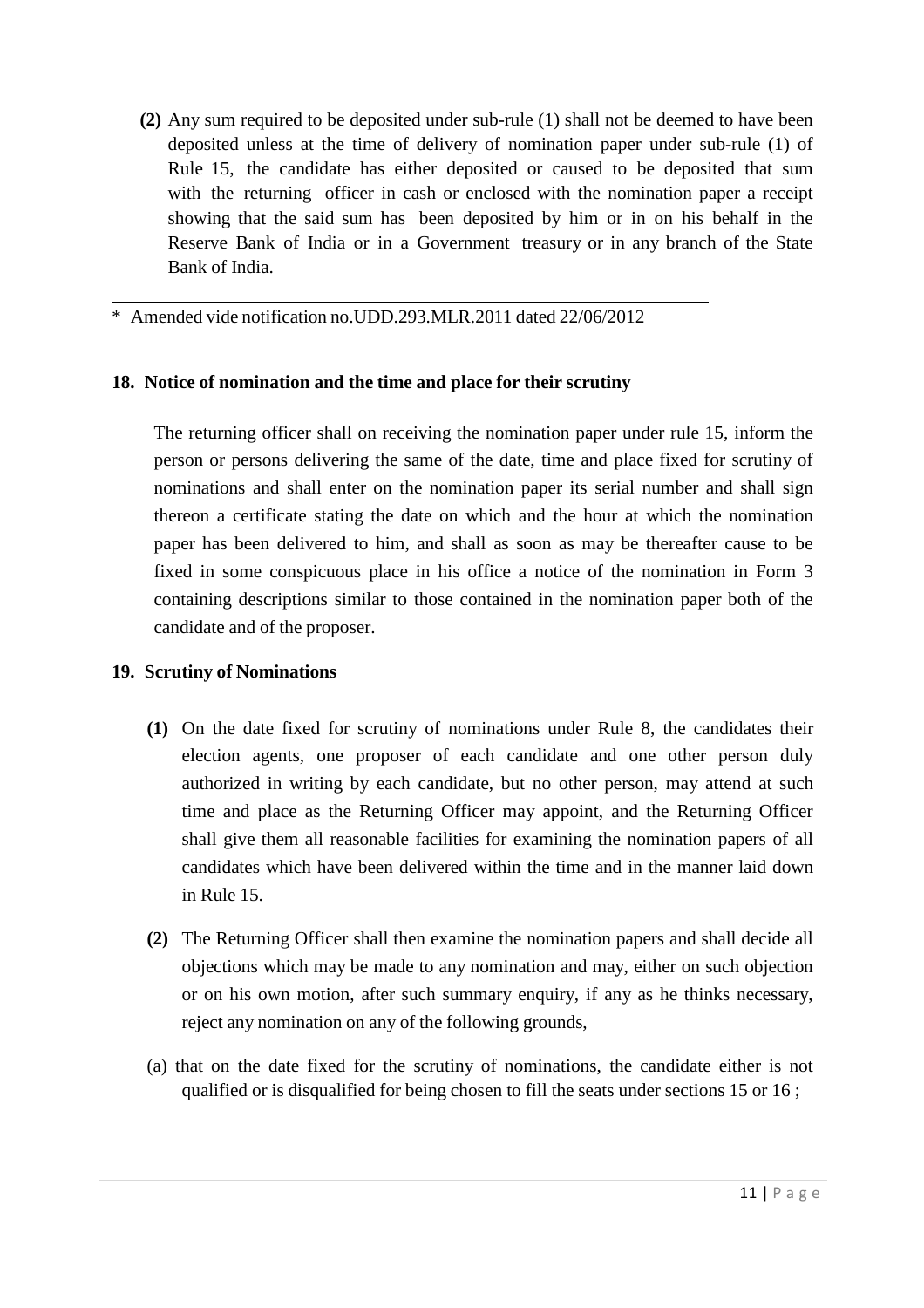**(2)** Any sum required to be deposited under sub-rule (1) shall not be deemed to have been deposited unless at the time of delivery of nomination paper under sub-rule (1) of Rule 15, the candidate has either deposited or caused to be deposited that sum with the returning officer in cash or enclosed with the nomination paper a receipt showing that the said sum has been deposited by him or in on his behalf in the Reserve Bank of India or in a Government treasury or in any branch of the State Bank of India.

---

\* Amended vide notification no.UDD.293.MLR.2011 dated 22/06/2012

### 18. Notice of nomination and the time and place for their scrutiny

The returning officer shall on receiving the nomination paper under rule 15, inform the person or persons delivering the same of the date, time and place fixed for scrutiny of nominations and shall enter on the nomination paper its serial number and shall sign thereon a certificate stating the date on which and the hour at which the nomination paper has been delivered to him, and shall as soon as may be thereafter cause to be fixed in some conspicuous place in his office a notice of the nomination in Form 3 containing descriptions similar to those contained in the nomination paper both of the candidate and of the proposer.

### 19. Scrutiny of Nominations

**(1)** On the date fixed for scrutiny of nominations under Rule 8, the candidates their election agents, one proposer of each candidate and one other person duly authorized in writing by each candidate, but no other person, may attend at such time and place as the Returning Officer may appoint, and the Returning Officer shall give them all reasonable facilities for examining the nomination papers of all candidates which have been delivered within the time and in the manner laid down in Rule 15.

**(2)** The Returning Officer shall then examine the nomination papers and shall decide all objections which may be made to any nomination and may, either on such objection or on his own motion, after such summary enquiry, if any as he thinks necessary, reject any nomination on any of the following grounds,

(a) that on the date fixed for the scrutiny of nominations, the candidate either is not qualified or is disqualified for being chosen to fill the seats under sections 15 or 16 ;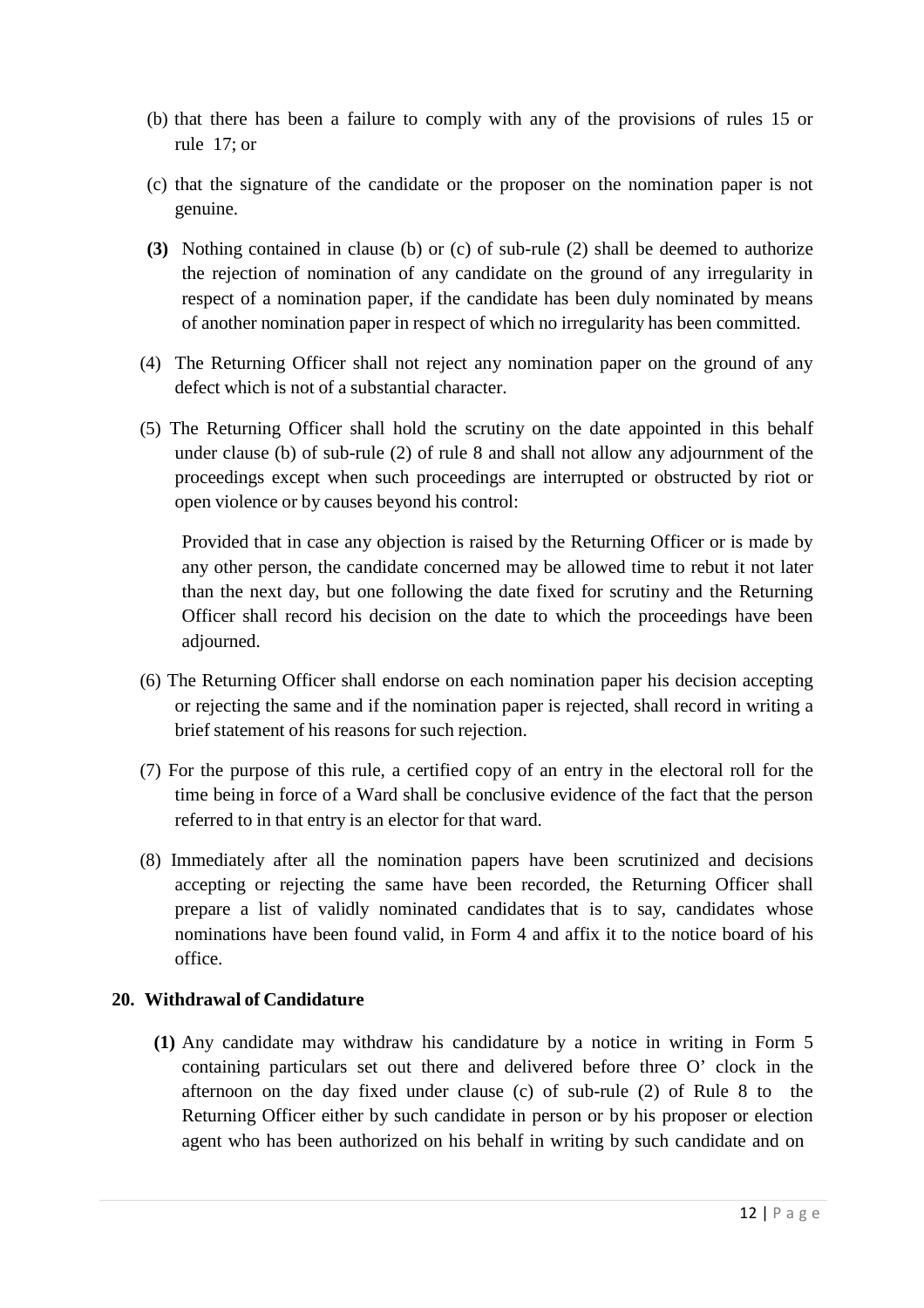(b) that there has been a failure to comply with any of the provisions of rules 15 or rule 17; or

(c) that the signature of the candidate or the proposer on the nomination paper is not genuine.

**(3)** Nothing contained in clause (b) or (c) of sub-rule (2) shall be deemed to authorize the rejection of nomination of any candidate on the ground of any irregularity in respect of a nomination paper, if the candidate has been duly nominated by means of another nomination paper in respect of which no irregularity has been committed.

(4) The Returning Officer shall not reject any nomination paper on the ground of any defect which is not of a substantial character.

(5) The Returning Officer shall hold the scrutiny on the date appointed in this behalf under clause (b) of sub-rule (2) of rule 8 and shall not allow any adjournment of the proceedings except when such proceedings are interrupted or obstructed by riot or open violence or by causes beyond his control:

Provided that in case any objection is raised by the Returning Officer or is made by any other person, the candidate concerned may be allowed time to rebut it not later than the next day, but one following the date fixed for scrutiny and the Returning Officer shall record his decision on the date to which the proceedings have been adjourned.

(6) The Returning Officer shall endorse on each nomination paper his decision accepting or rejecting the same and if the nomination paper is rejected, shall record in writing a brief statement of his reasons for such rejection.

(7) For the purpose of this rule, a certified copy of an entry in the electoral roll for the time being in force of a Ward shall be conclusive evidence of the fact that the person referred to in that entry is an elector for that ward.

(8) Immediately after all the nomination papers have been scrutinized and decisions accepting or rejecting the same have been recorded, the Returning Officer shall prepare a list of validly nominated candidates that is to say, candidates whose nominations have been found valid, in Form 4 and affix it to the notice board of his office.

## 20. Withdrawal of Candidature

**(1)** Any candidate may withdraw his candidature by a notice in writing in Form 5 containing particulars set out there and delivered before three O' clock in the afternoon on the day fixed under clause (c) of sub-rule (2) of Rule 8 to the Returning Officer either by such candidate in person or by his proposer or election agent who has been authorized on his behalf in writing by such candidate and on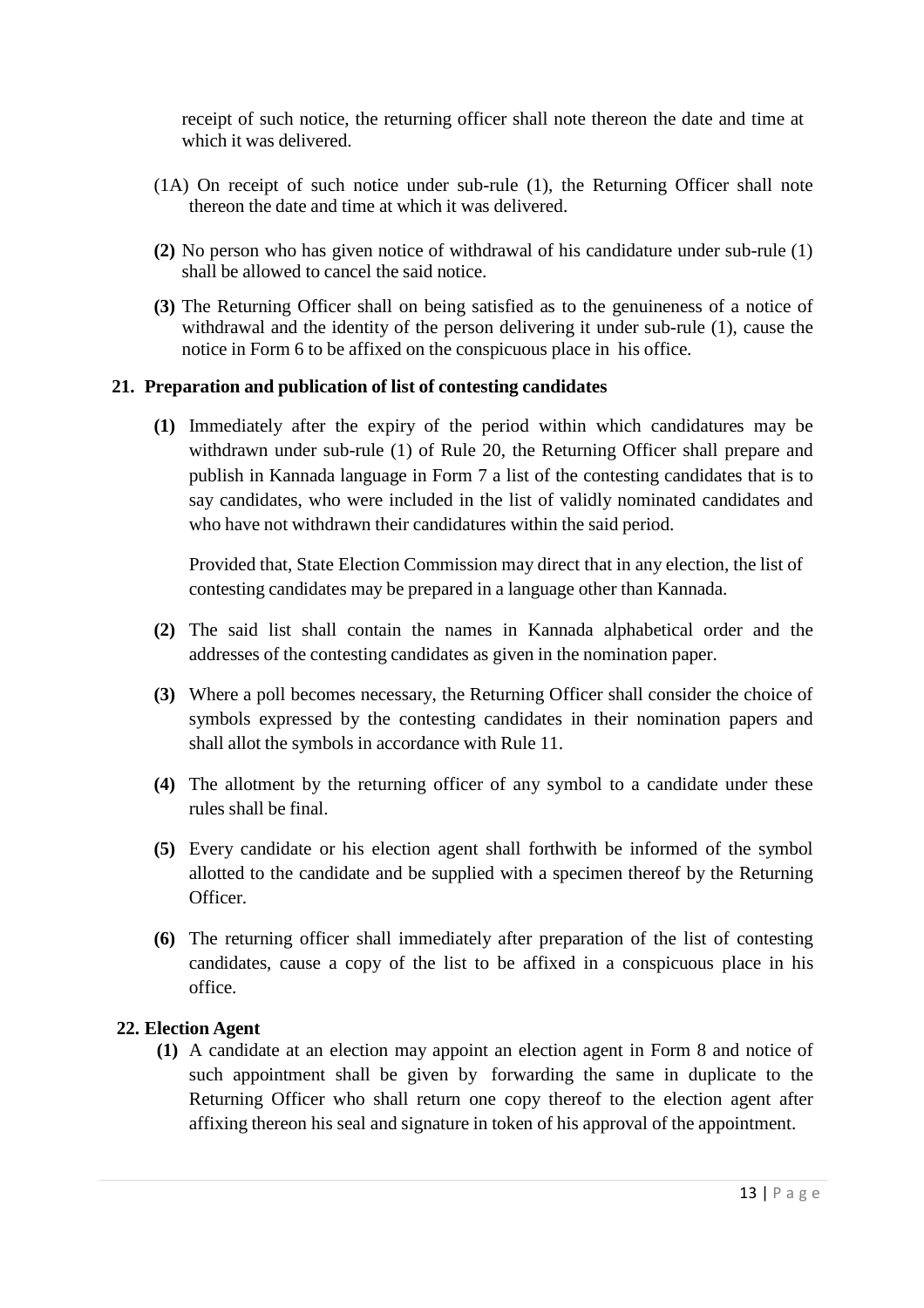receipt of such notice, the returning officer shall note thereon the date and time at which it was delivered.

(1A) On receipt of such notice under sub-rule (1), the Returning Officer shall note thereon the date and time at which it was delivered.

**(2)** No person who has given notice of withdrawal of his candidature under sub-rule (1) shall be allowed to cancel the said notice.

**(3)** The Returning Officer shall on being satisfied as to the genuineness of a notice of withdrawal and the identity of the person delivering it under sub-rule (1), cause the notice in Form 6 to be affixed on the conspicuous place in his office.

### 21. Preparation and publication of list of contesting candidates

**(1)** Immediately after the expiry of the period within which candidatures may be withdrawn under sub-rule (1) of Rule 20, the Returning Officer shall prepare and publish in Kannada language in Form 7 a list of the contesting candidates that is to say candidates, who were included in the list of validly nominated candidates and who have not withdrawn their candidatures within the said period.

Provided that, State Election Commission may direct that in any election, the list of contesting candidates may be prepared in a language other than Kannada.

**(2)** The said list shall contain the names in Kannada alphabetical order and the addresses of the contesting candidates as given in the nomination paper.

**(3)** Where a poll becomes necessary, the Returning Officer shall consider the choice of symbols expressed by the contesting candidates in their nomination papers and shall allot the symbols in accordance with Rule 11.

**(4)** The allotment by the returning officer of any symbol to a candidate under these rules shall be final.

**(5)** Every candidate or his election agent shall forthwith be informed of the symbol allotted to the candidate and be supplied with a specimen thereof by the Returning Officer.

**(6)** The returning officer shall immediately after preparation of the list of contesting candidates, cause a copy of the list to be affixed in a conspicuous place in his office.

### 22. Election Agent

**(1)** A candidate at an election may appoint an election agent in Form 8 and notice of such appointment shall be given by forwarding the same in duplicate to the Returning Officer who shall return one copy thereof to the election agent after affixing thereon his seal and signature in token of his approval of the appointment.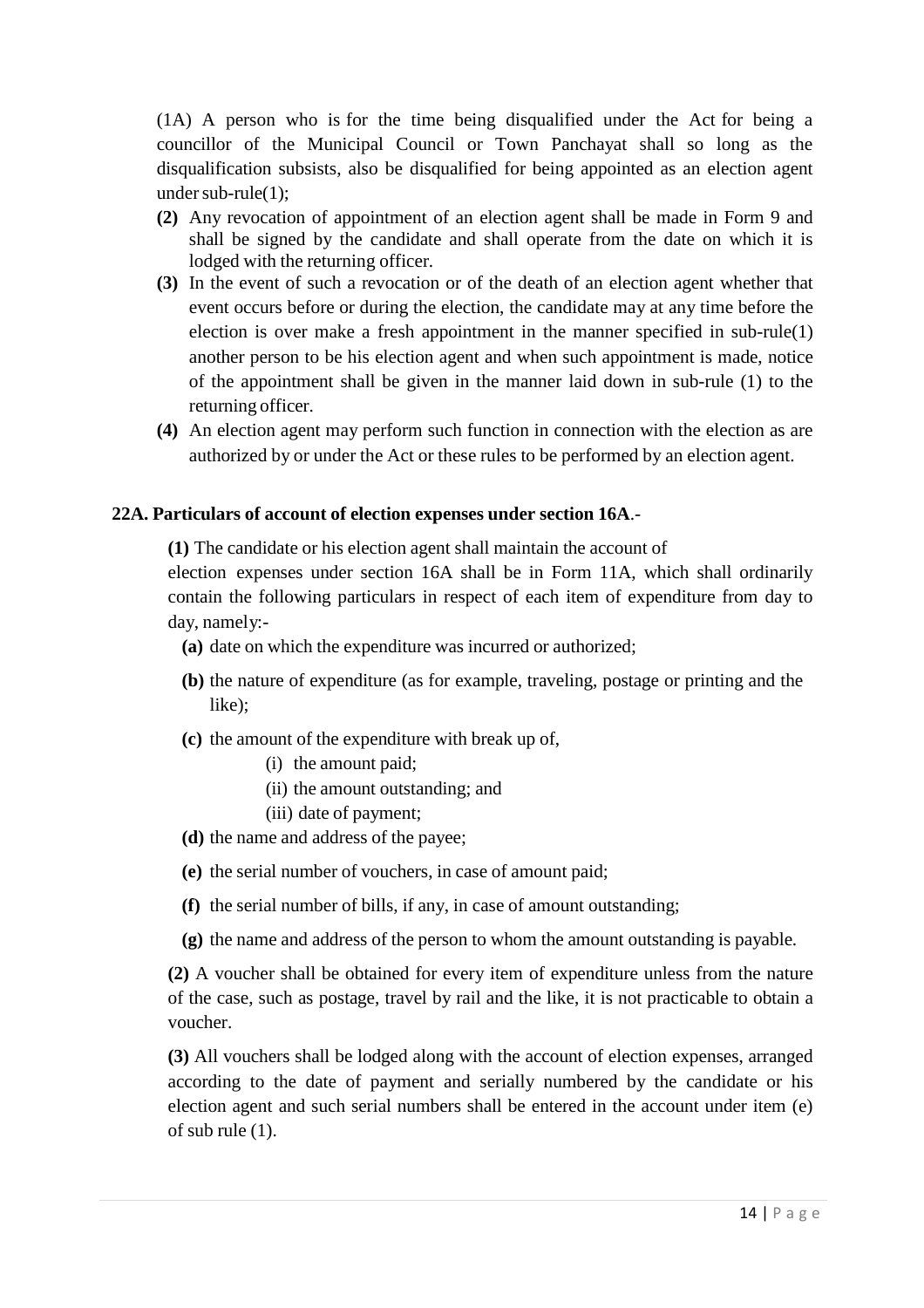(1A) A person who is for the time being disqualified under the Act for being a councillor of the Municipal Council or Town Panchayat shall so long as the disqualification subsists, also be disqualified for being appointed as an election agent under sub-rule(1);

**(2)** Any revocation of appointment of an election agent shall be made in Form 9 and shall be signed by the candidate and shall operate from the date on which it is lodged with the returning officer.

**(3)** In the event of such a revocation or of the death of an election agent whether that event occurs before or during the election, the candidate may at any time before the election is over make a fresh appointment in the manner specified in sub-rule(1) another person to be his election agent and when such appointment is made, notice of the appointment shall be given in the manner laid down in sub-rule (1) to the returning officer.

**(4)** An election agent may perform such function in connection with the election as are authorized by or under the Act or these rules to be performed by an election agent.

**22A. Particulars of account of election expenses under section 16A**.-

**(1)** The candidate or his election agent shall maintain the account of election expenses under section 16A shall be in Form 11A, which shall ordinarily contain the following particulars in respect of each item of expenditure from day to day, namely:-

- **(a)** date on which the expenditure was incurred or authorized;
- **(b)** the nature of expenditure (as for example, traveling, postage or printing and the like);
- **(c)** the amount of the expenditure with break up of,
  - (i) the amount paid;
  - (ii) the amount outstanding; and
  - (iii) date of payment;
- **(d)** the name and address of the payee;
- **(e)** the serial number of vouchers, in case of amount paid;
- **(f)** the serial number of bills, if any, in case of amount outstanding;
- **(g)** the name and address of the person to whom the amount outstanding is payable.

**(2)** A voucher shall be obtained for every item of expenditure unless from the nature of the case, such as postage, travel by rail and the like, it is not practicable to obtain a voucher.

**(3)** All vouchers shall be lodged along with the account of election expenses, arranged according to the date of payment and serially numbered by the candidate or his election agent and such serial numbers shall be entered in the account under item (e) of sub rule (1).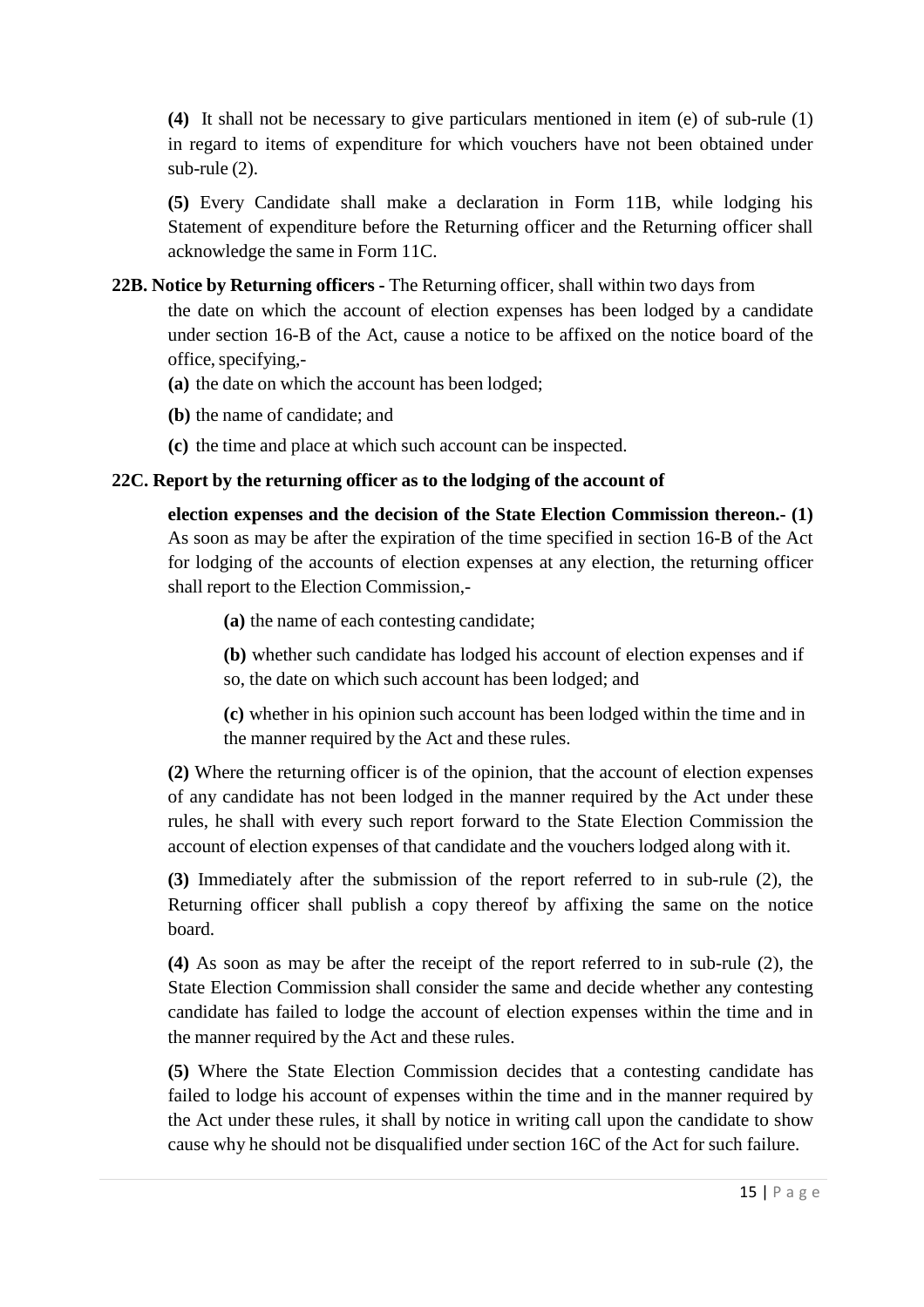**(4)** It shall not be necessary to give particulars mentioned in item (e) of sub-rule (1) in regard to items of expenditure for which vouchers have not been obtained under sub-rule (2).

**(5)** Every Candidate shall make a declaration in Form 11B, while lodging his Statement of expenditure before the Returning officer and the Returning officer shall acknowledge the same in Form 11C.

**22B. Notice by Returning officers -** The Returning officer, shall within two days from the date on which the account of election expenses has been lodged by a candidate under section 16-B of the Act, cause a notice to be affixed on the notice board of the office, specifying,-

**(a)** the date on which the account has been lodged;

**(b)** the name of candidate; and

**(c)** the time and place at which such account can be inspected.

**22C. Report by the returning officer as to the lodging of the account of election expenses and the decision of the State Election Commission thereon.- (1)** As soon as may be after the expiration of the time specified in section 16-B of the Act for lodging of the accounts of election expenses at any election, the returning officer shall report to the Election Commission,-

**(a)** the name of each contesting candidate;

**(b)** whether such candidate has lodged his account of election expenses and if so, the date on which such account has been lodged; and

**(c)** whether in his opinion such account has been lodged within the time and in the manner required by the Act and these rules.

**(2)** Where the returning officer is of the opinion, that the account of election expenses of any candidate has not been lodged in the manner required by the Act under these rules, he shall with every such report forward to the State Election Commission the account of election expenses of that candidate and the vouchers lodged along with it.

**(3)** Immediately after the submission of the report referred to in sub-rule (2), the Returning officer shall publish a copy thereof by affixing the same on the notice board.

**(4)** As soon as may be after the receipt of the report referred to in sub-rule (2), the State Election Commission shall consider the same and decide whether any contesting candidate has failed to lodge the account of election expenses within the time and in the manner required by the Act and these rules.

**(5)** Where the State Election Commission decides that a contesting candidate has failed to lodge his account of expenses within the time and in the manner required by the Act under these rules, it shall by notice in writing call upon the candidate to show cause why he should not be disqualified under section 16C of the Act for such failure.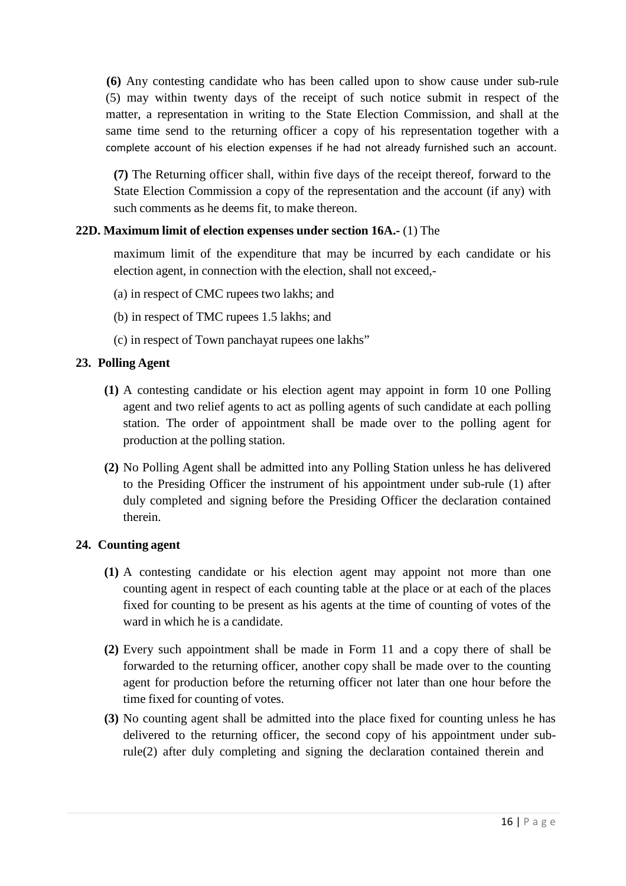**(6)** Any contesting candidate who has been called upon to show cause under sub-rule (5) may within twenty days of the receipt of such notice submit in respect of the matter, a representation in writing to the State Election Commission, and shall at the same time send to the returning officer a copy of his representation together with a complete account of his election expenses if he had not already furnished such an account.

**(7)** The Returning officer shall, within five days of the receipt thereof, forward to the State Election Commission a copy of the representation and the account (if any) with such comments as he deems fit, to make thereon.

**22D. Maximum limit of election expenses under section 16A.-** (1) The maximum limit of the expenditure that may be incurred by each candidate or his election agent, in connection with the election, shall not exceed,-

(a) in respect of CMC rupees two lakhs; and

(b) in respect of TMC rupees 1.5 lakhs; and

(c) in respect of Town panchayat rupees one lakhs"

**23. Polling Agent**

**(1)** A contesting candidate or his election agent may appoint in form 10 one Polling agent and two relief agents to act as polling agents of such candidate at each polling station. The order of appointment shall be made over to the polling agent for production at the polling station.

**(2)** No Polling Agent shall be admitted into any Polling Station unless he has delivered to the Presiding Officer the instrument of his appointment under sub-rule (1) after duly completed and signing before the Presiding Officer the declaration contained therein.

**24. Counting agent**

**(1)** A contesting candidate or his election agent may appoint not more than one counting agent in respect of each counting table at the place or at each of the places fixed for counting to be present as his agents at the time of counting of votes of the ward in which he is a candidate.

**(2)** Every such appointment shall be made in Form 11 and a copy there of shall be forwarded to the returning officer, another copy shall be made over to the counting agent for production before the returning officer not later than one hour before the time fixed for counting of votes.

**(3)** No counting agent shall be admitted into the place fixed for counting unless he has delivered to the returning officer, the second copy of his appointment under sub-rule(2) after duly completing and signing the declaration contained therein and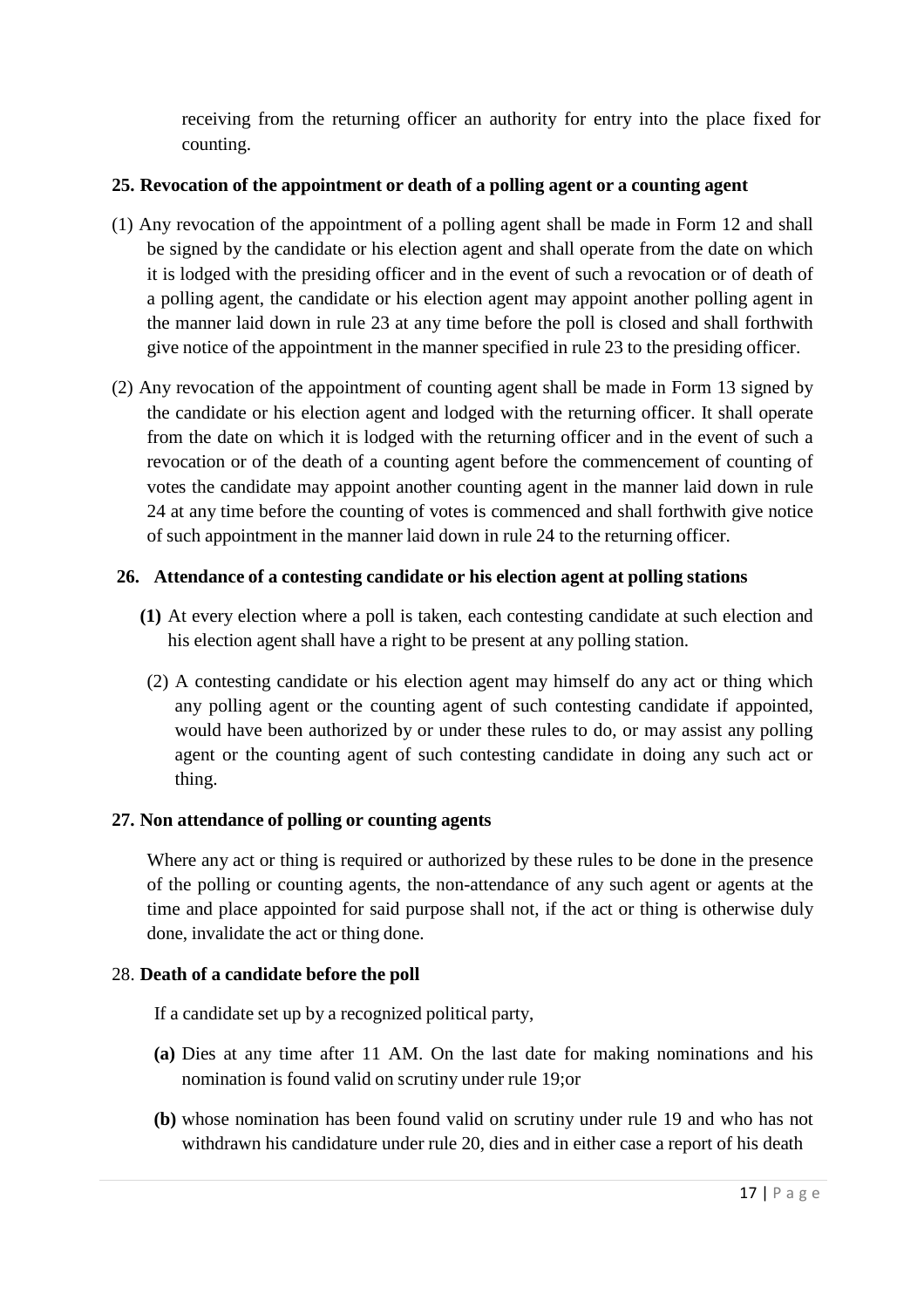receiving from the returning officer an authority for entry into the place fixed for counting.

**25. Revocation of the appointment or death of a polling agent or a counting agent**

(1) Any revocation of the appointment of a polling agent shall be made in Form 12 and shall be signed by the candidate or his election agent and shall operate from the date on which it is lodged with the presiding officer and in the event of such a revocation or of death of a polling agent, the candidate or his election agent may appoint another polling agent in the manner laid down in rule 23 at any time before the poll is closed and shall forthwith give notice of the appointment in the manner specified in rule 23 to the presiding officer.

(2) Any revocation of the appointment of counting agent shall be made in Form 13 signed by the candidate or his election agent and lodged with the returning officer. It shall operate from the date on which it is lodged with the returning officer and in the event of such a revocation or of the death of a counting agent before the commencement of counting of votes the candidate may appoint another counting agent in the manner laid down in rule 24 at any time before the counting of votes is commenced and shall forthwith give notice of such appointment in the manner laid down in rule 24 to the returning officer.

**26. Attendance of a contesting candidate or his election agent at polling stations**

**(1)** At every election where a poll is taken, each contesting candidate at such election and his election agent shall have a right to be present at any polling station.

(2) A contesting candidate or his election agent may himself do any act or thing which any polling agent or the counting agent of such contesting candidate if appointed, would have been authorized by or under these rules to do, or may assist any polling agent or the counting agent of such contesting candidate in doing any such act or thing.

**27. Non attendance of polling or counting agents**

Where any act or thing is required or authorized by these rules to be done in the presence of the polling or counting agents, the non-attendance of any such agent or agents at the time and place appointed for said purpose shall not, if the act or thing is otherwise duly done, invalidate the act or thing done.

28. **Death of a candidate before the poll**

If a candidate set up by a recognized political party,

**(a)** Dies at any time after 11 AM. On the last date for making nominations and his nomination is found valid on scrutiny under rule 19;or

**(b)** whose nomination has been found valid on scrutiny under rule 19 and who has not withdrawn his candidature under rule 20, dies and in either case a report of his death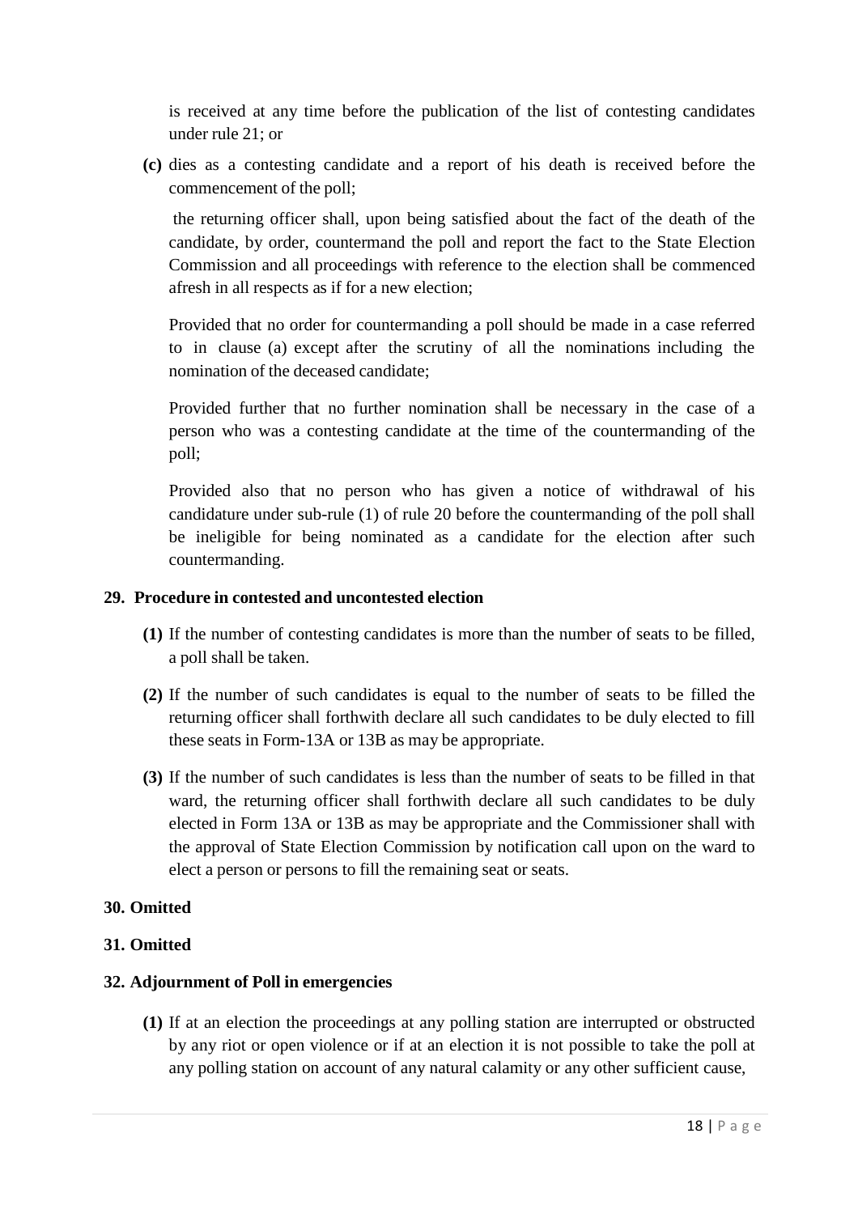is received at any time before the publication of the list of contesting candidates under rule 21; or

**(c)** dies as a contesting candidate and a report of his death is received before the commencement of the poll;

the returning officer shall, upon being satisfied about the fact of the death of the candidate, by order, countermand the poll and report the fact to the State Election Commission and all proceedings with reference to the election shall be commenced afresh in all respects as if for a new election;

Provided that no order for countermanding a poll should be made in a case referred to in clause (a) except after the scrutiny of all the nominations including the nomination of the deceased candidate;

Provided further that no further nomination shall be necessary in the case of a person who was a contesting candidate at the time of the countermanding of the poll;

Provided also that no person who has given a notice of withdrawal of his candidature under sub-rule (1) of rule 20 before the countermanding of the poll shall be ineligible for being nominated as a candidate for the election after such countermanding.

### 29. Procedure in contested and uncontested election

**(1)** If the number of contesting candidates is more than the number of seats to be filled, a poll shall be taken.

**(2)** If the number of such candidates is equal to the number of seats to be filled the returning officer shall forthwith declare all such candidates to be duly elected to fill these seats in Form-13A or 13B as may be appropriate.

**(3)** If the number of such candidates is less than the number of seats to be filled in that ward, the returning officer shall forthwith declare all such candidates to be duly elected in Form 13A or 13B as may be appropriate and the Commissioner shall with the approval of State Election Commission by notification call upon on the ward to elect a person or persons to fill the remaining seat or seats.

### 30. Omitted

### 31. Omitted

### 32. Adjournment of Poll in emergencies

**(1)** If at an election the proceedings at any polling station are interrupted or obstructed by any riot or open violence or if at an election it is not possible to take the poll at any polling station on account of any natural calamity or any other sufficient cause,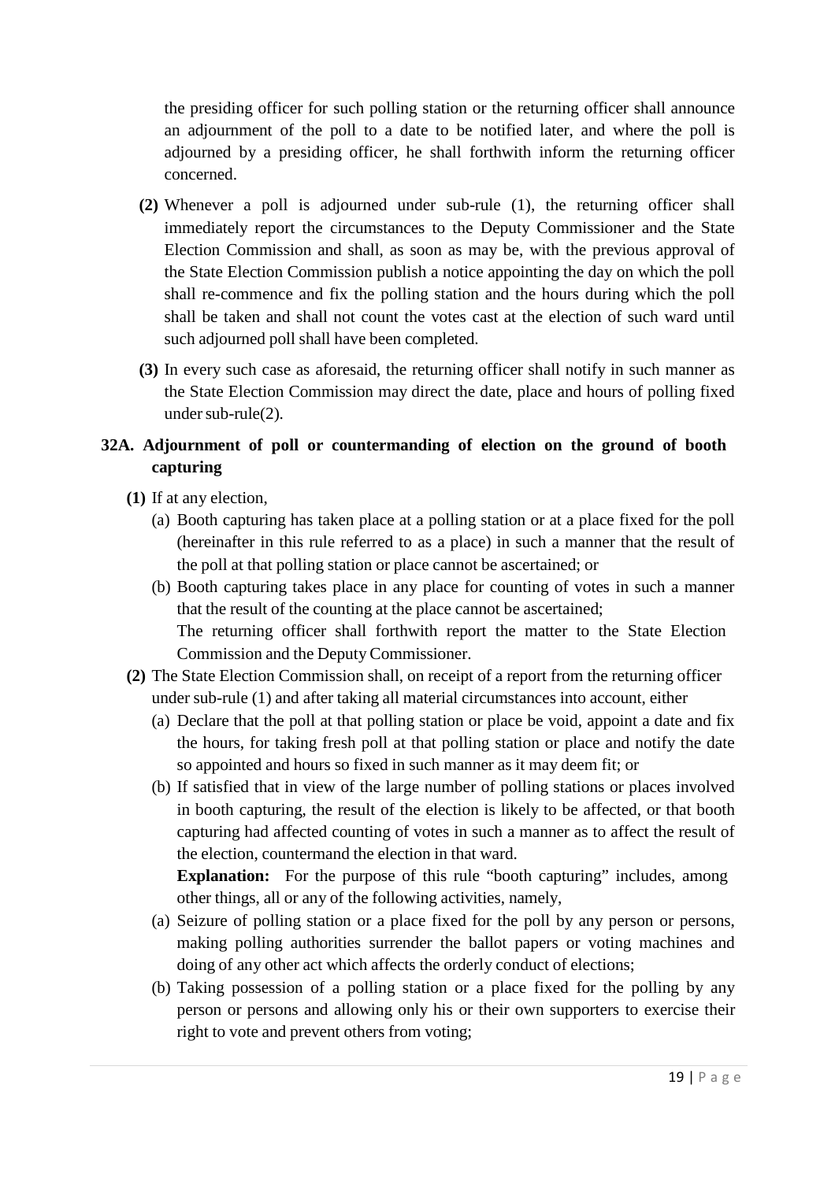the presiding officer for such polling station or the returning officer shall announce an adjournment of the poll to a date to be notified later, and where the poll is adjourned by a presiding officer, he shall forthwith inform the returning officer concerned.

**(2)** Whenever a poll is adjourned under sub-rule (1), the returning officer shall immediately report the circumstances to the Deputy Commissioner and the State Election Commission and shall, as soon as may be, with the previous approval of the State Election Commission publish a notice appointing the day on which the poll shall re-commence and fix the polling station and the hours during which the poll shall be taken and shall not count the votes cast at the election of such ward until such adjourned poll shall have been completed.

**(3)** In every such case as aforesaid, the returning officer shall notify in such manner as the State Election Commission may direct the date, place and hours of polling fixed under sub-rule(2).

**32A. Adjournment of poll or countermanding of election on the ground of booth capturing**

**(1)** If at any election,

(a) Booth capturing has taken place at a polling station or at a place fixed for the poll (hereinafter in this rule referred to as a place) in such a manner that the result of the poll at that polling station or place cannot be ascertained; or

(b) Booth capturing takes place in any place for counting of votes in such a manner that the result of the counting at the place cannot be ascertained;

The returning officer shall forthwith report the matter to the State Election Commission and the Deputy Commissioner.

**(2)** The State Election Commission shall, on receipt of a report from the returning officer under sub-rule (1) and after taking all material circumstances into account, either

(a) Declare that the poll at that polling station or place be void, appoint a date and fix the hours, for taking fresh poll at that polling station or place and notify the date so appointed and hours so fixed in such manner as it may deem fit; or

(b) If satisfied that in view of the large number of polling stations or places involved in booth capturing, the result of the election is likely to be affected, or that booth capturing had affected counting of votes in such a manner as to affect the result of the election, countermand the election in that ward.

**Explanation:** For the purpose of this rule "booth capturing" includes, among other things, all or any of the following activities, namely,

(a) Seizure of polling station or a place fixed for the poll by any person or persons, making polling authorities surrender the ballot papers or voting machines and doing of any other act which affects the orderly conduct of elections;

(b) Taking possession of a polling station or a place fixed for the polling by any person or persons and allowing only his or their own supporters to exercise their right to vote and prevent others from voting;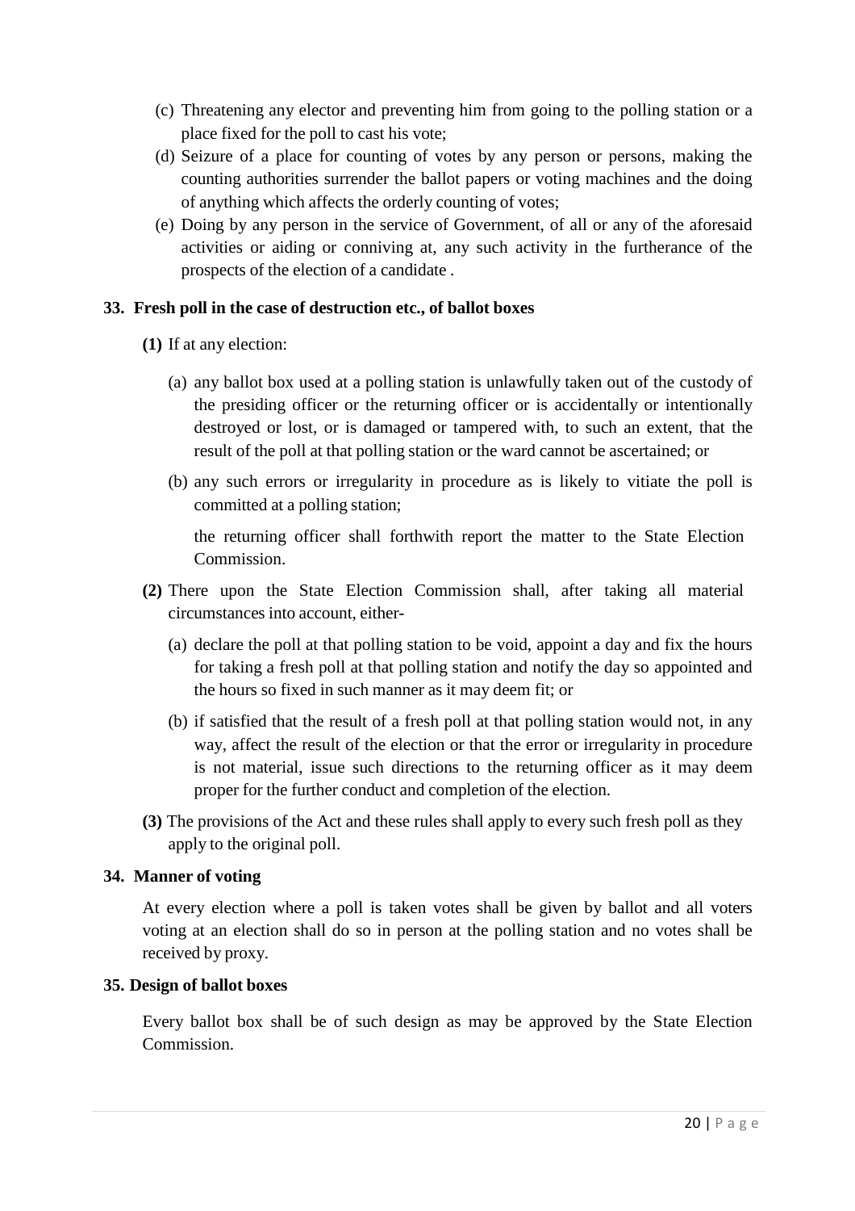(c) Threatening any elector and preventing him from going to the polling station or a place fixed for the poll to cast his vote;

(d) Seizure of a place for counting of votes by any person or persons, making the counting authorities surrender the ballot papers or voting machines and the doing of anything which affects the orderly counting of votes;

(e) Doing by any person in the service of Government, of all or any of the aforesaid activities or aiding or conniving at, any such activity in the furtherance of the prospects of the election of a candidate .

### 33. Fresh poll in the case of destruction etc., of ballot boxes

**(1)** If at any election:

(a) any ballot box used at a polling station is unlawfully taken out of the custody of the presiding officer or the returning officer or is accidentally or intentionally destroyed or lost, or is damaged or tampered with, to such an extent, that the result of the poll at that polling station or the ward cannot be ascertained; or

(b) any such errors or irregularity in procedure as is likely to vitiate the poll is committed at a polling station;

the returning officer shall forthwith report the matter to the State Election Commission.

**(2)** There upon the State Election Commission shall, after taking all material circumstances into account, either-

(a) declare the poll at that polling station to be void, appoint a day and fix the hours for taking a fresh poll at that polling station and notify the day so appointed and the hours so fixed in such manner as it may deem fit; or

(b) if satisfied that the result of a fresh poll at that polling station would not, in any way, affect the result of the election or that the error or irregularity in procedure is not material, issue such directions to the returning officer as it may deem proper for the further conduct and completion of the election.

**(3)** The provisions of the Act and these rules shall apply to every such fresh poll as they apply to the original poll.

### 34. Manner of voting

At every election where a poll is taken votes shall be given by ballot and all voters voting at an election shall do so in person at the polling station and no votes shall be received by proxy.

### 35. Design of ballot boxes

Every ballot box shall be of such design as may be approved by the State Election Commission.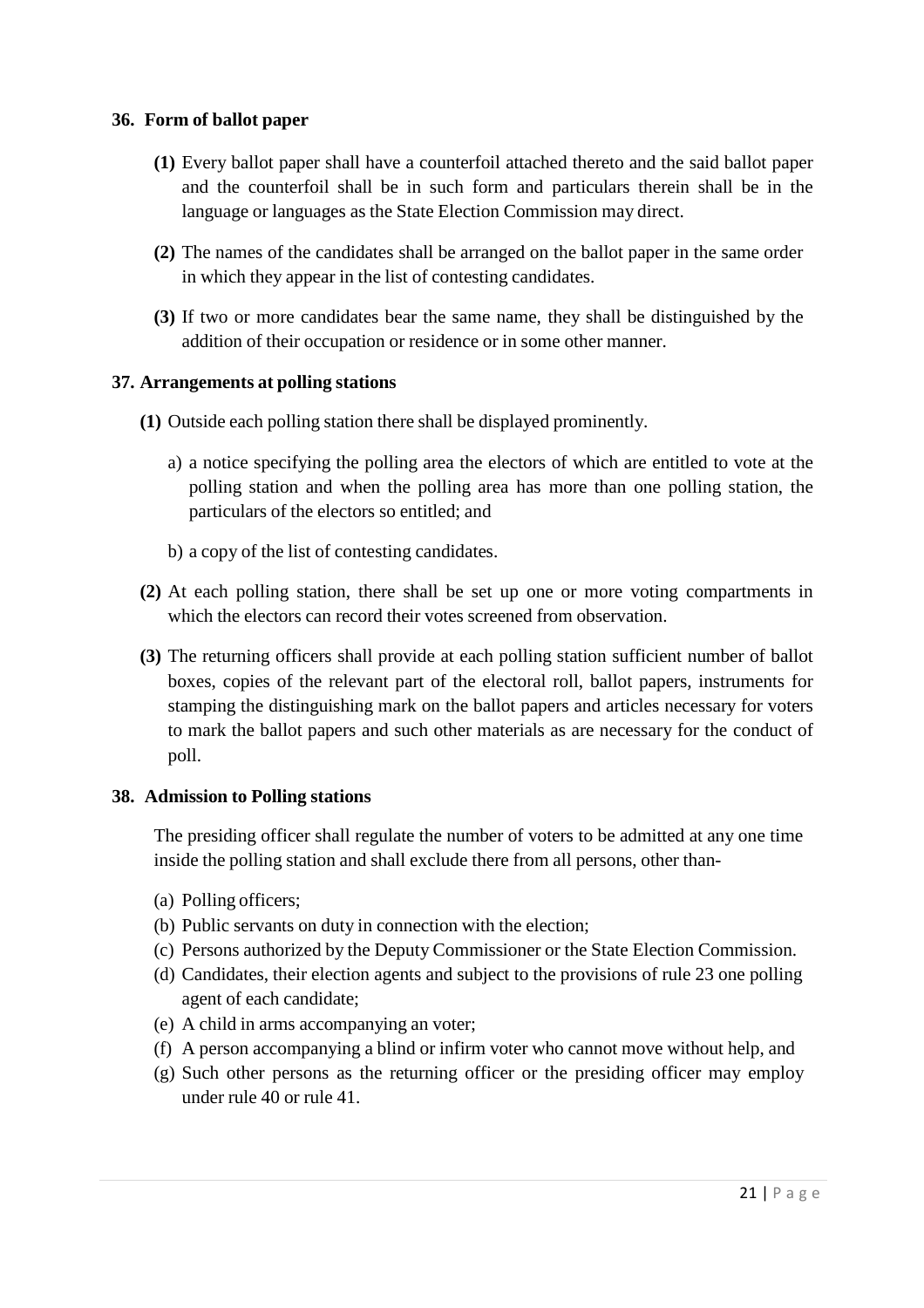### 36. Form of ballot paper

**(1)** Every ballot paper shall have a counterfoil attached thereto and the said ballot paper and the counterfoil shall be in such form and particulars therein shall be in the language or languages as the State Election Commission may direct.

**(2)** The names of the candidates shall be arranged on the ballot paper in the same order in which they appear in the list of contesting candidates.

**(3)** If two or more candidates bear the same name, they shall be distinguished by the addition of their occupation or residence or in some other manner.

### 37. Arrangements at polling stations

**(1)** Outside each polling station there shall be displayed prominently.

a) a notice specifying the polling area the electors of which are entitled to vote at the polling station and when the polling area has more than one polling station, the particulars of the electors so entitled; and

b) a copy of the list of contesting candidates.

**(2)** At each polling station, there shall be set up one or more voting compartments in which the electors can record their votes screened from observation.

**(3)** The returning officers shall provide at each polling station sufficient number of ballot boxes, copies of the relevant part of the electoral roll, ballot papers, instruments for stamping the distinguishing mark on the ballot papers and articles necessary for voters to mark the ballot papers and such other materials as are necessary for the conduct of poll.

### 38. Admission to Polling stations

The presiding officer shall regulate the number of voters to be admitted at any one time inside the polling station and shall exclude there from all persons, other than-

(a) Polling officers;
(b) Public servants on duty in connection with the election;
(c) Persons authorized by the Deputy Commissioner or the State Election Commission.
(d) Candidates, their election agents and subject to the provisions of rule 23 one polling agent of each candidate;
(e) A child in arms accompanying an voter;
(f) A person accompanying a blind or infirm voter who cannot move without help, and
(g) Such other persons as the returning officer or the presiding officer may employ under rule 40 or rule 41.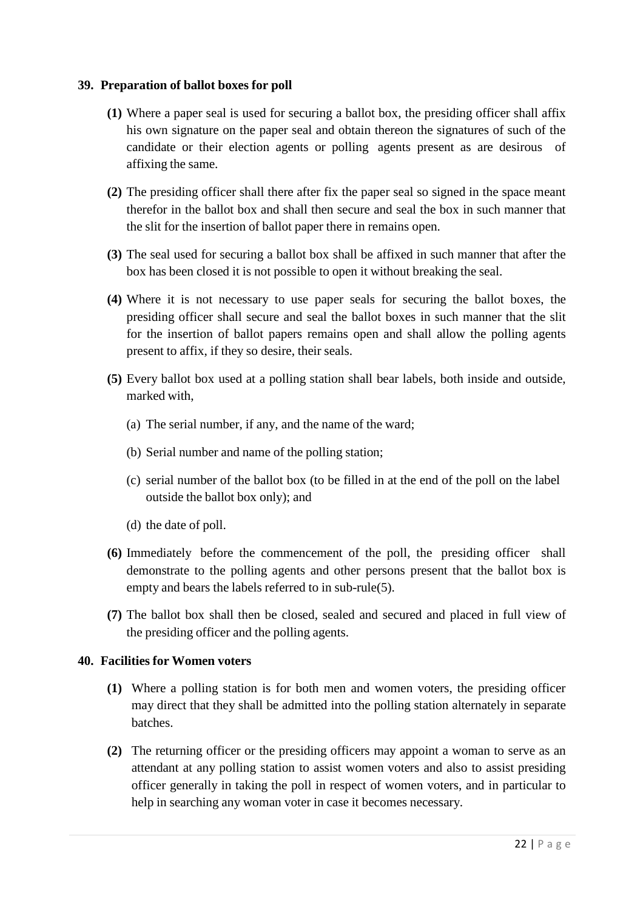**39. Preparation of ballot boxes for poll**

**(1)** Where a paper seal is used for securing a ballot box, the presiding officer shall affix his own signature on the paper seal and obtain thereon the signatures of such of the candidate or their election agents or polling agents present as are desirous of affixing the same.

**(2)** The presiding officer shall there after fix the paper seal so signed in the space meant therefor in the ballot box and shall then secure and seal the box in such manner that the slit for the insertion of ballot paper there in remains open.

**(3)** The seal used for securing a ballot box shall be affixed in such manner that after the box has been closed it is not possible to open it without breaking the seal.

**(4)** Where it is not necessary to use paper seals for securing the ballot boxes, the presiding officer shall secure and seal the ballot boxes in such manner that the slit for the insertion of ballot papers remains open and shall allow the polling agents present to affix, if they so desire, their seals.

**(5)** Every ballot box used at a polling station shall bear labels, both inside and outside, marked with,

(a) The serial number, if any, and the name of the ward;

(b) Serial number and name of the polling station;

(c) serial number of the ballot box (to be filled in at the end of the poll on the label outside the ballot box only); and

(d) the date of poll.

**(6)** Immediately before the commencement of the poll, the presiding officer shall demonstrate to the polling agents and other persons present that the ballot box is empty and bears the labels referred to in sub-rule(5).

**(7)** The ballot box shall then be closed, sealed and secured and placed in full view of the presiding officer and the polling agents.

**40. Facilities for Women voters**

**(1)** Where a polling station is for both men and women voters, the presiding officer may direct that they shall be admitted into the polling station alternately in separate batches.

**(2)** The returning officer or the presiding officers may appoint a woman to serve as an attendant at any polling station to assist women voters and also to assist presiding officer generally in taking the poll in respect of women voters, and in particular to help in searching any woman voter in case it becomes necessary.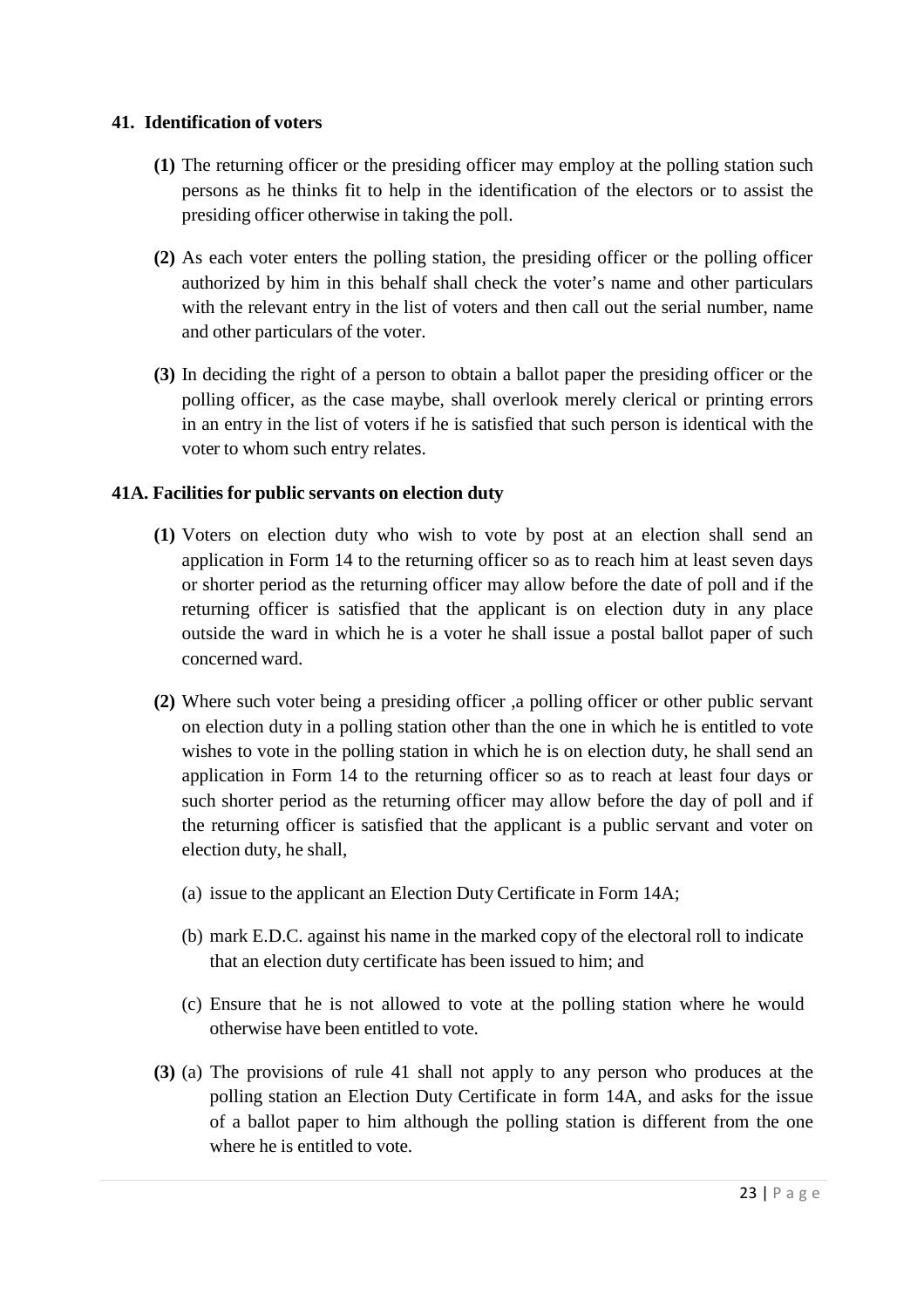### 41. Identification of voters

**(1)** The returning officer or the presiding officer may employ at the polling station such persons as he thinks fit to help in the identification of the electors or to assist the presiding officer otherwise in taking the poll.

**(2)** As each voter enters the polling station, the presiding officer or the polling officer authorized by him in this behalf shall check the voter's name and other particulars with the relevant entry in the list of voters and then call out the serial number, name and other particulars of the voter.

**(3)** In deciding the right of a person to obtain a ballot paper the presiding officer or the polling officer, as the case maybe, shall overlook merely clerical or printing errors in an entry in the list of voters if he is satisfied that such person is identical with the voter to whom such entry relates.

### 41A. Facilities for public servants on election duty

**(1)** Voters on election duty who wish to vote by post at an election shall send an application in Form 14 to the returning officer so as to reach him at least seven days or shorter period as the returning officer may allow before the date of poll and if the returning officer is satisfied that the applicant is on election duty in any place outside the ward in which he is a voter he shall issue a postal ballot paper of such concerned ward.

**(2)** Where such voter being a presiding officer ,a polling officer or other public servant on election duty in a polling station other than the one in which he is entitled to vote wishes to vote in the polling station in which he is on election duty, he shall send an application in Form 14 to the returning officer so as to reach at least four days or such shorter period as the returning officer may allow before the day of poll and if the returning officer is satisfied that the applicant is a public servant and voter on election duty, he shall,

(a) issue to the applicant an Election Duty Certificate in Form 14A;

(b) mark E.D.C. against his name in the marked copy of the electoral roll to indicate that an election duty certificate has been issued to him; and

(c) Ensure that he is not allowed to vote at the polling station where he would otherwise have been entitled to vote.

**(3)** (a) The provisions of rule 41 shall not apply to any person who produces at the polling station an Election Duty Certificate in form 14A, and asks for the issue of a ballot paper to him although the polling station is different from the one where he is entitled to vote.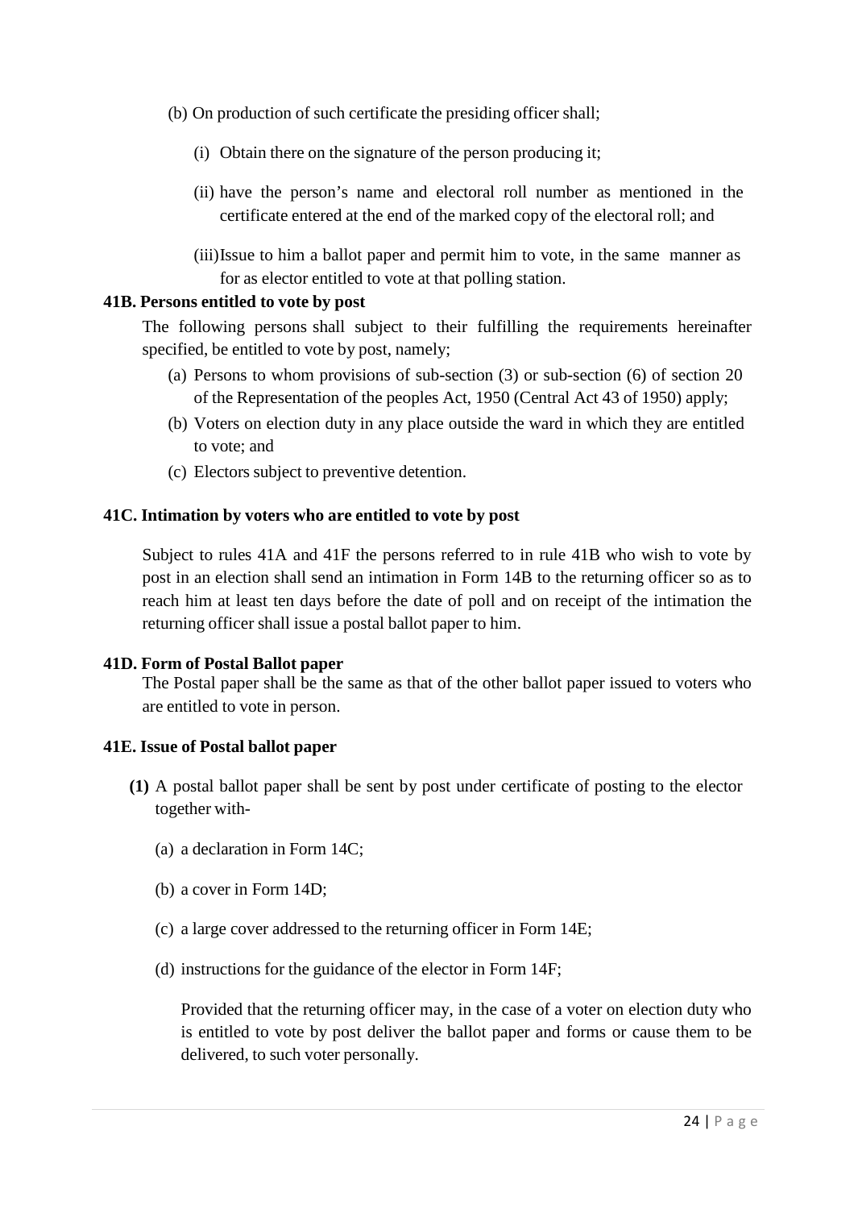(b) On production of such certificate the presiding officer shall;

(i) Obtain there on the signature of the person producing it;

(ii) have the person's name and electoral roll number as mentioned in the certificate entered at the end of the marked copy of the electoral roll; and

(iii) Issue to him a ballot paper and permit him to vote, in the same manner as for as elector entitled to vote at that polling station.

**41B. Persons entitled to vote by post**

The following persons shall subject to their fulfilling the requirements hereinafter specified, be entitled to vote by post, namely;

(a) Persons to whom provisions of sub-section (3) or sub-section (6) of section 20 of the Representation of the peoples Act, 1950 (Central Act 43 of 1950) apply;

(b) Voters on election duty in any place outside the ward in which they are entitled to vote; and

(c) Electors subject to preventive detention.

**41C. Intimation by voters who are entitled to vote by post**

Subject to rules 41A and 41F the persons referred to in rule 41B who wish to vote by post in an election shall send an intimation in Form 14B to the returning officer so as to reach him at least ten days before the date of poll and on receipt of the intimation the returning officer shall issue a postal ballot paper to him.

**41D. Form of Postal Ballot paper**

The Postal paper shall be the same as that of the other ballot paper issued to voters who are entitled to vote in person.

**41E. Issue of Postal ballot paper**

**(1)** A postal ballot paper shall be sent by post under certificate of posting to the elector together with-

(a) a declaration in Form 14C;

(b) a cover in Form 14D;

(c) a large cover addressed to the returning officer in Form 14E;

(d) instructions for the guidance of the elector in Form 14F;

Provided that the returning officer may, in the case of a voter on election duty who is entitled to vote by post deliver the ballot paper and forms or cause them to be delivered, to such voter personally.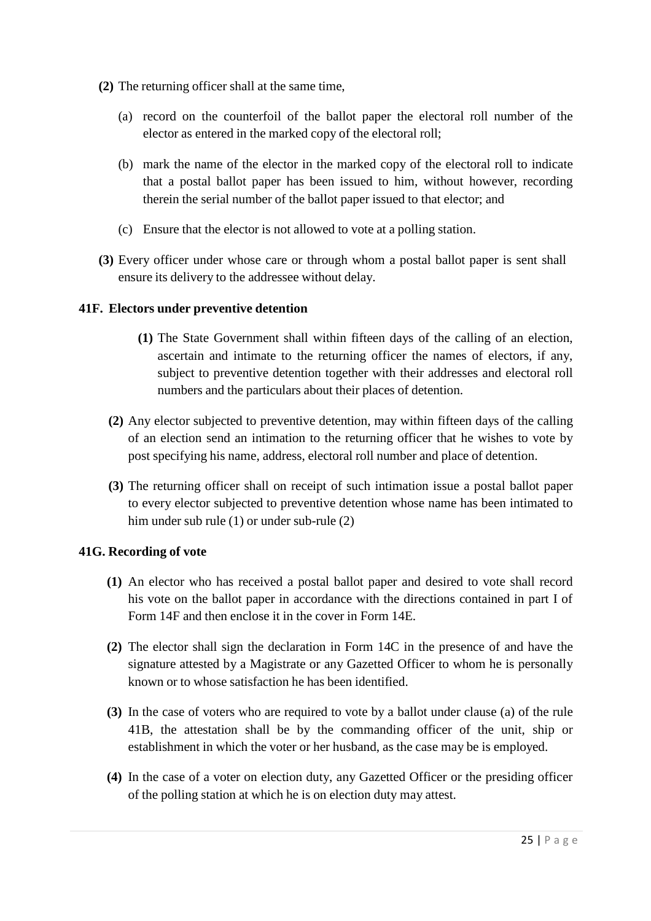**(2)** The returning officer shall at the same time,

(a) record on the counterfoil of the ballot paper the electoral roll number of the elector as entered in the marked copy of the electoral roll;

(b) mark the name of the elector in the marked copy of the electoral roll to indicate that a postal ballot paper has been issued to him, without however, recording therein the serial number of the ballot paper issued to that elector; and

(c) Ensure that the elector is not allowed to vote at a polling station.

**(3)** Every officer under whose care or through whom a postal ballot paper is sent shall ensure its delivery to the addressee without delay.

### 41F. Electors under preventive detention

**(1)** The State Government shall within fifteen days of the calling of an election, ascertain and intimate to the returning officer the names of electors, if any, subject to preventive detention together with their addresses and electoral roll numbers and the particulars about their places of detention.

**(2)** Any elector subjected to preventive detention, may within fifteen days of the calling of an election send an intimation to the returning officer that he wishes to vote by post specifying his name, address, electoral roll number and place of detention.

**(3)** The returning officer shall on receipt of such intimation issue a postal ballot paper to every elector subjected to preventive detention whose name has been intimated to him under sub rule (1) or under sub-rule (2)

### 41G. Recording of vote

**(1)** An elector who has received a postal ballot paper and desired to vote shall record his vote on the ballot paper in accordance with the directions contained in part I of Form 14F and then enclose it in the cover in Form 14E.

**(2)** The elector shall sign the declaration in Form 14C in the presence of and have the signature attested by a Magistrate or any Gazetted Officer to whom he is personally known or to whose satisfaction he has been identified.

**(3)** In the case of voters who are required to vote by a ballot under clause (a) of the rule 41B, the attestation shall be by the commanding officer of the unit, ship or establishment in which the voter or her husband, as the case may be is employed.

**(4)** In the case of a voter on election duty, any Gazetted Officer or the presiding officer of the polling station at which he is on election duty may attest.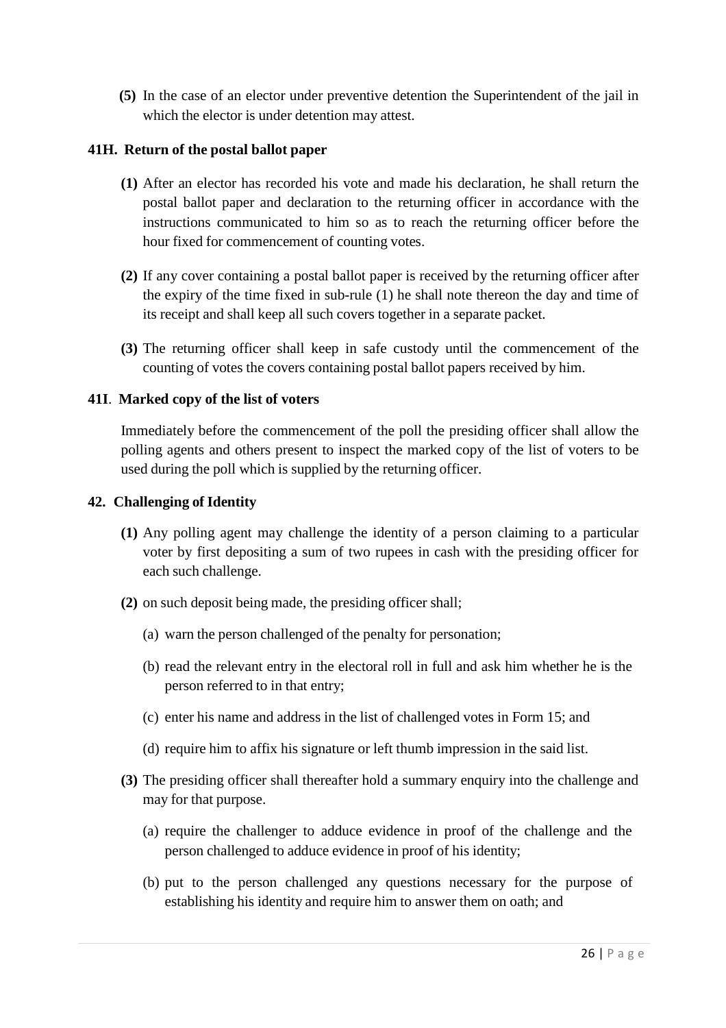**(5)** In the case of an elector under preventive detention the Superintendent of the jail in which the elector is under detention may attest.

### 41H. Return of the postal ballot paper

**(1)** After an elector has recorded his vote and made his declaration, he shall return the postal ballot paper and declaration to the returning officer in accordance with the instructions communicated to him so as to reach the returning officer before the hour fixed for commencement of counting votes.

**(2)** If any cover containing a postal ballot paper is received by the returning officer after the expiry of the time fixed in sub-rule (1) he shall note thereon the day and time of its receipt and shall keep all such covers together in a separate packet.

**(3)** The returning officer shall keep in safe custody until the commencement of the counting of votes the covers containing postal ballot papers received by him.

### 41I. Marked copy of the list of voters

Immediately before the commencement of the poll the presiding officer shall allow the polling agents and others present to inspect the marked copy of the list of voters to be used during the poll which is supplied by the returning officer.

### 42. Challenging of Identity

**(1)** Any polling agent may challenge the identity of a person claiming to a particular voter by first depositing a sum of two rupees in cash with the presiding officer for each such challenge.

**(2)** on such deposit being made, the presiding officer shall;

(a) warn the person challenged of the penalty for personation;

(b) read the relevant entry in the electoral roll in full and ask him whether he is the person referred to in that entry;

(c) enter his name and address in the list of challenged votes in Form 15; and

(d) require him to affix his signature or left thumb impression in the said list.

**(3)** The presiding officer shall thereafter hold a summary enquiry into the challenge and may for that purpose.

(a) require the challenger to adduce evidence in proof of the challenge and the person challenged to adduce evidence in proof of his identity;

(b) put to the person challenged any questions necessary for the purpose of establishing his identity and require him to answer them on oath; and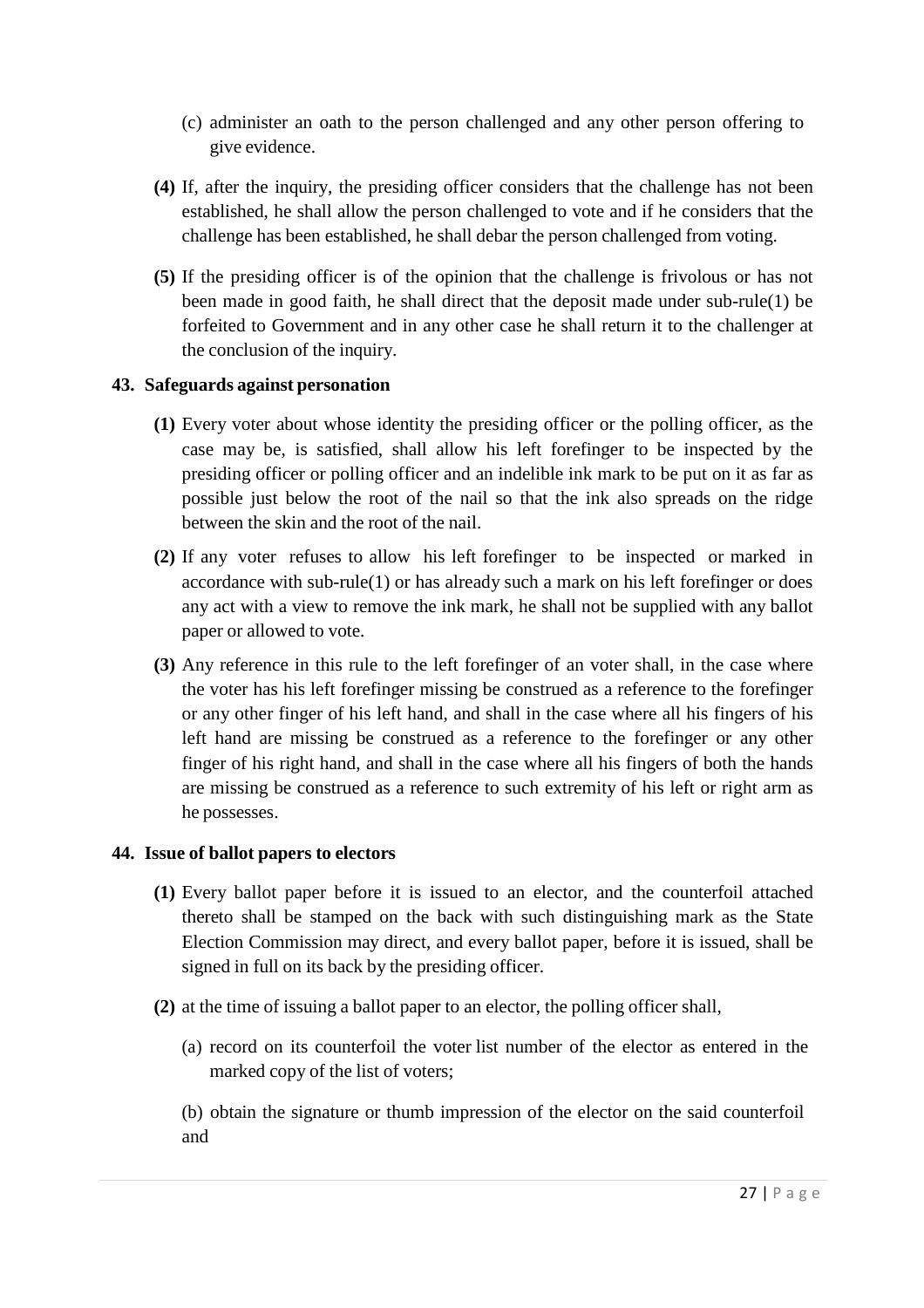(c) administer an oath to the person challenged and any other person offering to give evidence.

**(4)** If, after the inquiry, the presiding officer considers that the challenge has not been established, he shall allow the person challenged to vote and if he considers that the challenge has been established, he shall debar the person challenged from voting.

**(5)** If the presiding officer is of the opinion that the challenge is frivolous or has not been made in good faith, he shall direct that the deposit made under sub-rule(1) be forfeited to Government and in any other case he shall return it to the challenger at the conclusion of the inquiry.

### 43. Safeguards against personation

**(1)** Every voter about whose identity the presiding officer or the polling officer, as the case may be, is satisfied, shall allow his left forefinger to be inspected by the presiding officer or polling officer and an indelible ink mark to be put on it as far as possible just below the root of the nail so that the ink also spreads on the ridge between the skin and the root of the nail.

**(2)** If any voter refuses to allow his left forefinger to be inspected or marked in accordance with sub-rule(1) or has already such a mark on his left forefinger or does any act with a view to remove the ink mark, he shall not be supplied with any ballot paper or allowed to vote.

**(3)** Any reference in this rule to the left forefinger of an voter shall, in the case where the voter has his left forefinger missing be construed as a reference to the forefinger or any other finger of his left hand, and shall in the case where all his fingers of his left hand are missing be construed as a reference to the forefinger or any other finger of his right hand, and shall in the case where all his fingers of both the hands are missing be construed as a reference to such extremity of his left or right arm as he possesses.

### 44. Issue of ballot papers to electors

**(1)** Every ballot paper before it is issued to an elector, and the counterfoil attached thereto shall be stamped on the back with such distinguishing mark as the State Election Commission may direct, and every ballot paper, before it is issued, shall be signed in full on its back by the presiding officer.

**(2)** at the time of issuing a ballot paper to an elector, the polling officer shall,

(a) record on its counterfoil the voter list number of the elector as entered in the marked copy of the list of voters;

(b) obtain the signature or thumb impression of the elector on the said counterfoil and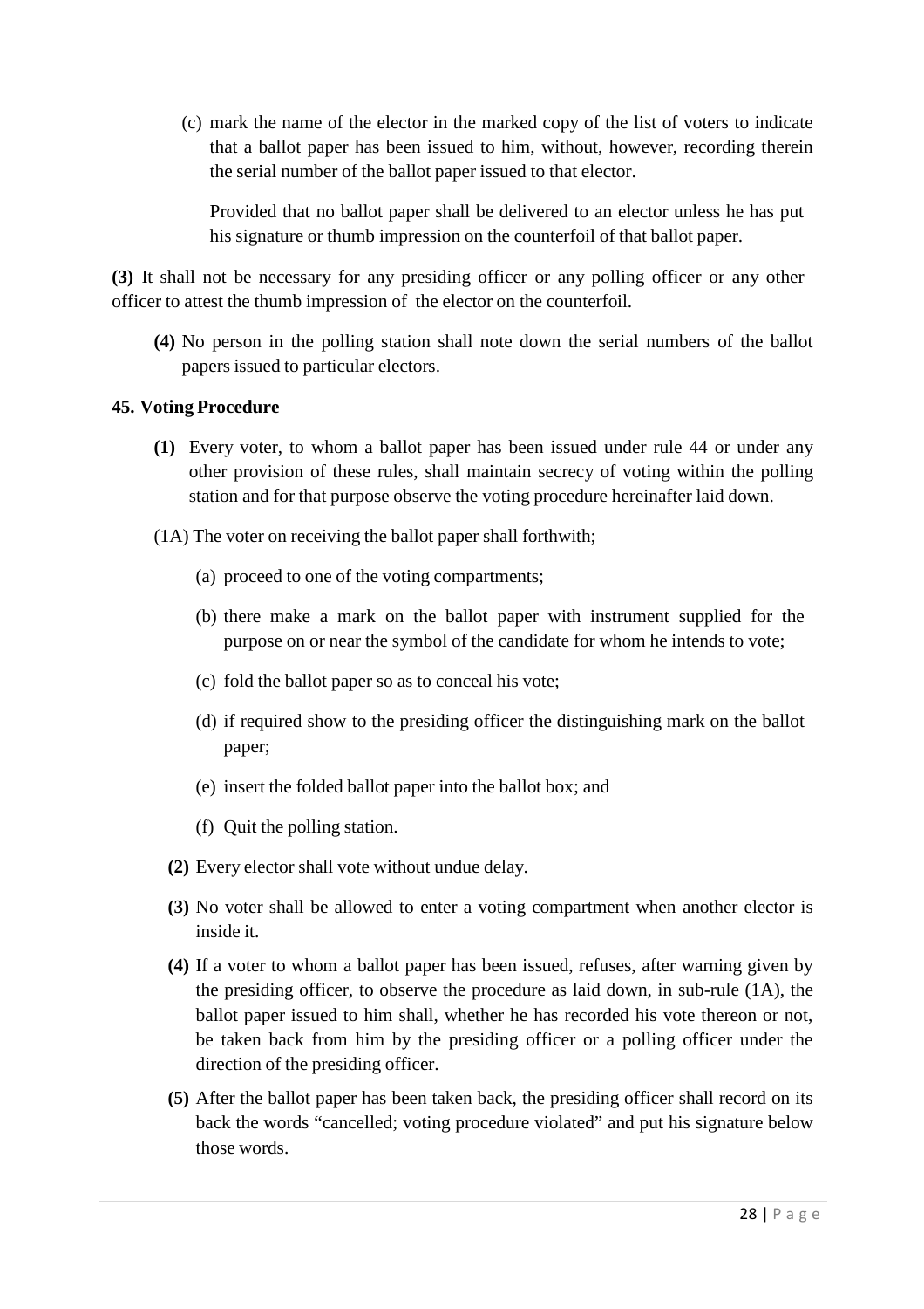(c) mark the name of the elector in the marked copy of the list of voters to indicate that a ballot paper has been issued to him, without, however, recording therein the serial number of the ballot paper issued to that elector.

Provided that no ballot paper shall be delivered to an elector unless he has put his signature or thumb impression on the counterfoil of that ballot paper.

**(3)** It shall not be necessary for any presiding officer or any polling officer or any other officer to attest the thumb impression of the elector on the counterfoil.

**(4)** No person in the polling station shall note down the serial numbers of the ballot papers issued to particular electors.

**45. Voting Procedure**

**(1)** Every voter, to whom a ballot paper has been issued under rule 44 or under any other provision of these rules, shall maintain secrecy of voting within the polling station and for that purpose observe the voting procedure hereinafter laid down.

(1A) The voter on receiving the ballot paper shall forthwith;

(a) proceed to one of the voting compartments;

(b) there make a mark on the ballot paper with instrument supplied for the purpose on or near the symbol of the candidate for whom he intends to vote;

(c) fold the ballot paper so as to conceal his vote;

(d) if required show to the presiding officer the distinguishing mark on the ballot paper;

(e) insert the folded ballot paper into the ballot box; and

(f) Quit the polling station.

**(2)** Every elector shall vote without undue delay.

**(3)** No voter shall be allowed to enter a voting compartment when another elector is inside it.

**(4)** If a voter to whom a ballot paper has been issued, refuses, after warning given by the presiding officer, to observe the procedure as laid down, in sub-rule (1A), the ballot paper issued to him shall, whether he has recorded his vote thereon or not, be taken back from him by the presiding officer or a polling officer under the direction of the presiding officer.

**(5)** After the ballot paper has been taken back, the presiding officer shall record on its back the words “cancelled; voting procedure violated” and put his signature below those words.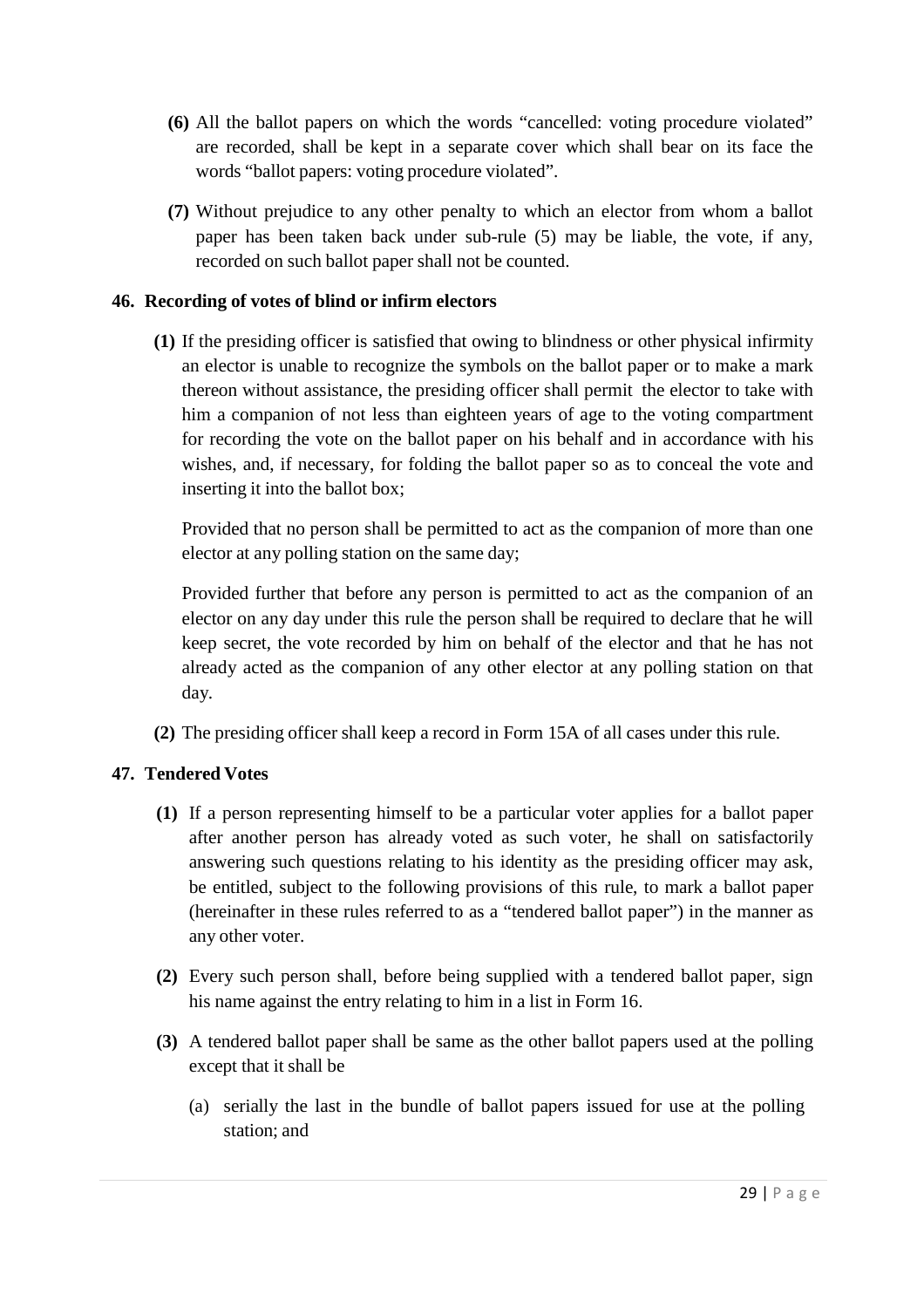**(6)** All the ballot papers on which the words "cancelled: voting procedure violated" are recorded, shall be kept in a separate cover which shall bear on its face the words "ballot papers: voting procedure violated".

**(7)** Without prejudice to any other penalty to which an elector from whom a ballot paper has been taken back under sub-rule (5) may be liable, the vote, if any, recorded on such ballot paper shall not be counted.

## 46. Recording of votes of blind or infirm electors

**(1)** If the presiding officer is satisfied that owing to blindness or other physical infirmity an elector is unable to recognize the symbols on the ballot paper or to make a mark thereon without assistance, the presiding officer shall permit the elector to take with him a companion of not less than eighteen years of age to the voting compartment for recording the vote on the ballot paper on his behalf and in accordance with his wishes, and, if necessary, for folding the ballot paper so as to conceal the vote and inserting it into the ballot box;

Provided that no person shall be permitted to act as the companion of more than one elector at any polling station on the same day;

Provided further that before any person is permitted to act as the companion of an elector on any day under this rule the person shall be required to declare that he will keep secret, the vote recorded by him on behalf of the elector and that he has not already acted as the companion of any other elector at any polling station on that day.

**(2)** The presiding officer shall keep a record in Form 15A of all cases under this rule.

## 47. Tendered Votes

**(1)** If a person representing himself to be a particular voter applies for a ballot paper after another person has already voted as such voter, he shall on satisfactorily answering such questions relating to his identity as the presiding officer may ask, be entitled, subject to the following provisions of this rule, to mark a ballot paper (hereinafter in these rules referred to as a "tendered ballot paper") in the manner as any other voter.

**(2)** Every such person shall, before being supplied with a tendered ballot paper, sign his name against the entry relating to him in a list in Form 16.

**(3)** A tendered ballot paper shall be same as the other ballot papers used at the polling except that it shall be

(a) serially the last in the bundle of ballot papers issued for use at the polling station; and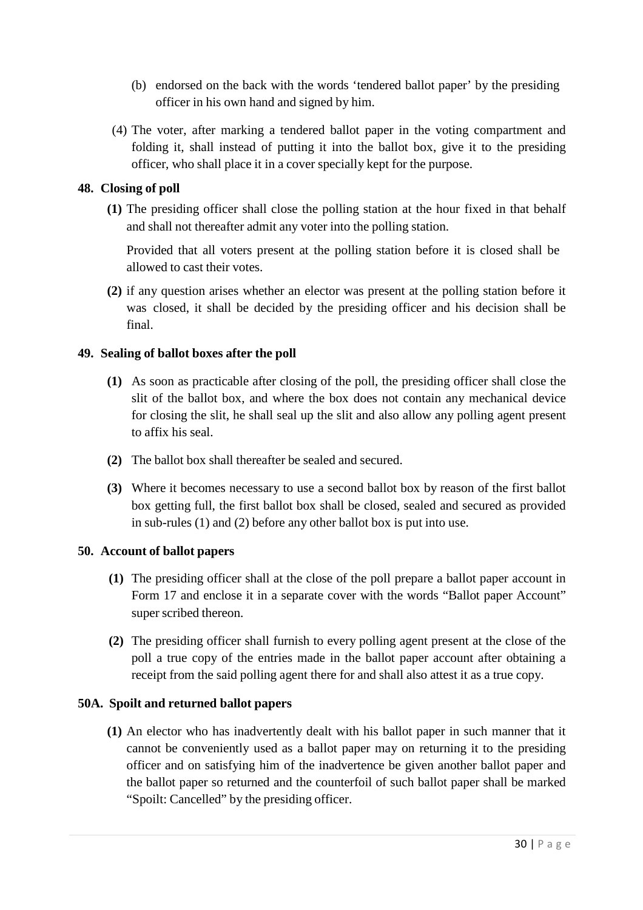(b) endorsed on the back with the words 'tendered ballot paper' by the presiding officer in his own hand and signed by him.

(4) The voter, after marking a tendered ballot paper in the voting compartment and folding it, shall instead of putting it into the ballot box, give it to the presiding officer, who shall place it in a cover specially kept for the purpose.

### 48. Closing of poll

**(1)** The presiding officer shall close the polling station at the hour fixed in that behalf and shall not thereafter admit any voter into the polling station.

Provided that all voters present at the polling station before it is closed shall be allowed to cast their votes.

**(2)** if any question arises whether an elector was present at the polling station before it was closed, it shall be decided by the presiding officer and his decision shall be final.

### 49. Sealing of ballot boxes after the poll

**(1)** As soon as practicable after closing of the poll, the presiding officer shall close the slit of the ballot box, and where the box does not contain any mechanical device for closing the slit, he shall seal up the slit and also allow any polling agent present to affix his seal.

**(2)** The ballot box shall thereafter be sealed and secured.

**(3)** Where it becomes necessary to use a second ballot box by reason of the first ballot box getting full, the first ballot box shall be closed, sealed and secured as provided in sub-rules (1) and (2) before any other ballot box is put into use.

### 50. Account of ballot papers

**(1)** The presiding officer shall at the close of the poll prepare a ballot paper account in Form 17 and enclose it in a separate cover with the words "Ballot paper Account" super scribed thereon.

**(2)** The presiding officer shall furnish to every polling agent present at the close of the poll a true copy of the entries made in the ballot paper account after obtaining a receipt from the said polling agent there for and shall also attest it as a true copy.

### 50A. Spoilt and returned ballot papers

**(1)** An elector who has inadvertently dealt with his ballot paper in such manner that it cannot be conveniently used as a ballot paper may on returning it to the presiding officer and on satisfying him of the inadvertence be given another ballot paper and the ballot paper so returned and the counterfoil of such ballot paper shall be marked "Spoilt: Cancelled" by the presiding officer.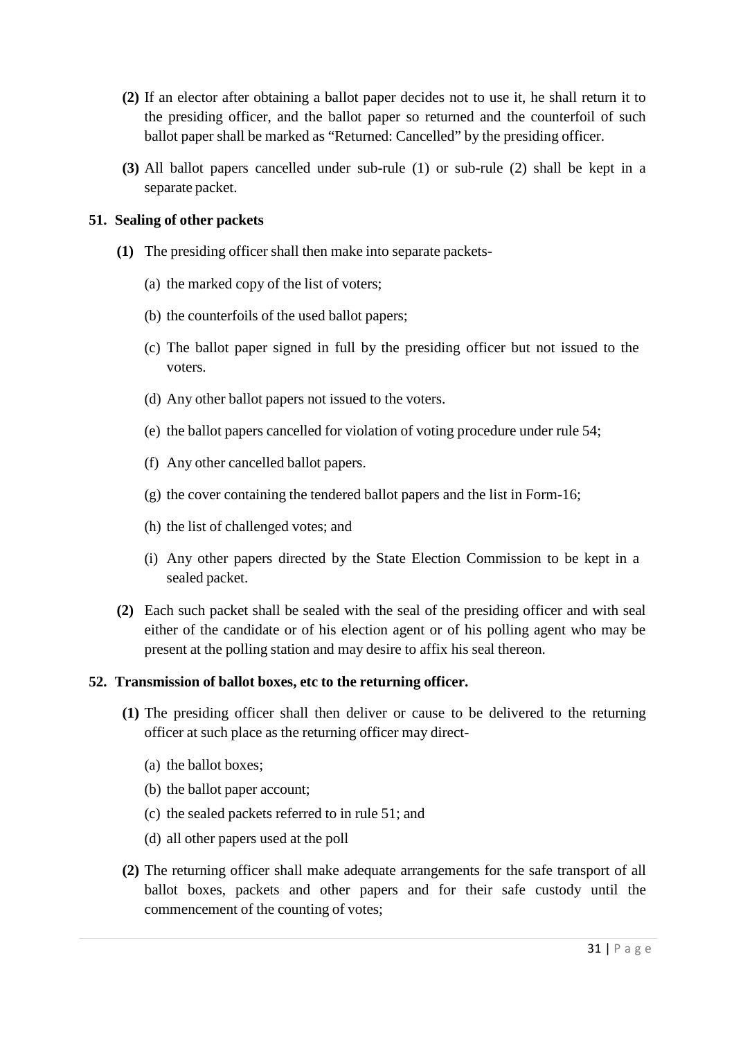**(2)** If an elector after obtaining a ballot paper decides not to use it, he shall return it to the presiding officer, and the ballot paper so returned and the counterfoil of such ballot paper shall be marked as "Returned: Cancelled" by the presiding officer.

**(3)** All ballot papers cancelled under sub-rule (1) or sub-rule (2) shall be kept in a separate packet.

**51. Sealing of other packets**

**(1)** The presiding officer shall then make into separate packets-

(a) the marked copy of the list of voters;

(b) the counterfoils of the used ballot papers;

(c) The ballot paper signed in full by the presiding officer but not issued to the voters.

(d) Any other ballot papers not issued to the voters.

(e) the ballot papers cancelled for violation of voting procedure under rule 54;

(f) Any other cancelled ballot papers.

(g) the cover containing the tendered ballot papers and the list in Form-16;

(h) the list of challenged votes; and

(i) Any other papers directed by the State Election Commission to be kept in a sealed packet.

**(2)** Each such packet shall be sealed with the seal of the presiding officer and with seal either of the candidate or of his election agent or of his polling agent who may be present at the polling station and may desire to affix his seal thereon.

**52. Transmission of ballot boxes, etc to the returning officer.**

**(1)** The presiding officer shall then deliver or cause to be delivered to the returning officer at such place as the returning officer may direct-

(a) the ballot boxes;

(b) the ballot paper account;

(c) the sealed packets referred to in rule 51; and

(d) all other papers used at the poll

**(2)** The returning officer shall make adequate arrangements for the safe transport of all ballot boxes, packets and other papers and for their safe custody until the commencement of the counting of votes;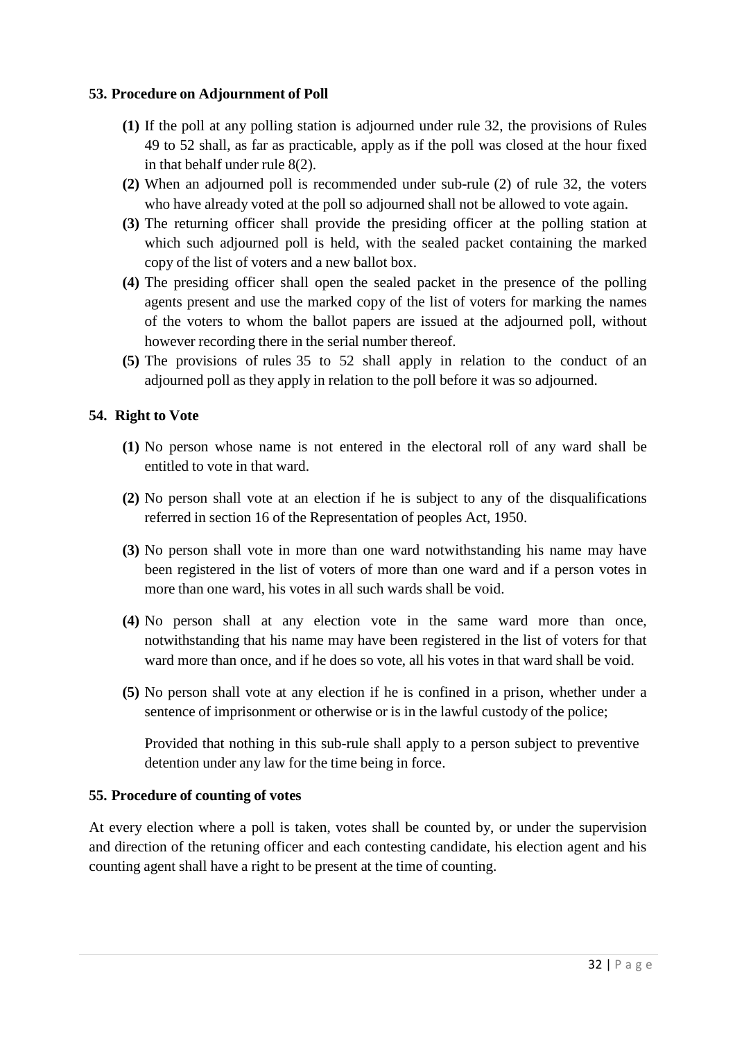### 53. Procedure on Adjournment of Poll

**(1)** If the poll at any polling station is adjourned under rule 32, the provisions of Rules 49 to 52 shall, as far as practicable, apply as if the poll was closed at the hour fixed in that behalf under rule 8(2).

**(2)** When an adjourned poll is recommended under sub-rule (2) of rule 32, the voters who have already voted at the poll so adjourned shall not be allowed to vote again.

**(3)** The returning officer shall provide the presiding officer at the polling station at which such adjourned poll is held, with the sealed packet containing the marked copy of the list of voters and a new ballot box.

**(4)** The presiding officer shall open the sealed packet in the presence of the polling agents present and use the marked copy of the list of voters for marking the names of the voters to whom the ballot papers are issued at the adjourned poll, without however recording there in the serial number thereof.

**(5)** The provisions of rules 35 to 52 shall apply in relation to the conduct of an adjourned poll as they apply in relation to the poll before it was so adjourned.

### 54. Right to Vote

**(1)** No person whose name is not entered in the electoral roll of any ward shall be entitled to vote in that ward.

**(2)** No person shall vote at an election if he is subject to any of the disqualifications referred in section 16 of the Representation of peoples Act, 1950.

**(3)** No person shall vote in more than one ward notwithstanding his name may have been registered in the list of voters of more than one ward and if a person votes in more than one ward, his votes in all such wards shall be void.

**(4)** No person shall at any election vote in the same ward more than once, notwithstanding that his name may have been registered in the list of voters for that ward more than once, and if he does so vote, all his votes in that ward shall be void.

**(5)** No person shall vote at any election if he is confined in a prison, whether under a sentence of imprisonment or otherwise or is in the lawful custody of the police;

Provided that nothing in this sub-rule shall apply to a person subject to preventive detention under any law for the time being in force.

### 55. Procedure of counting of votes

At every election where a poll is taken, votes shall be counted by, or under the supervision and direction of the retuning officer and each contesting candidate, his election agent and his counting agent shall have a right to be present at the time of counting.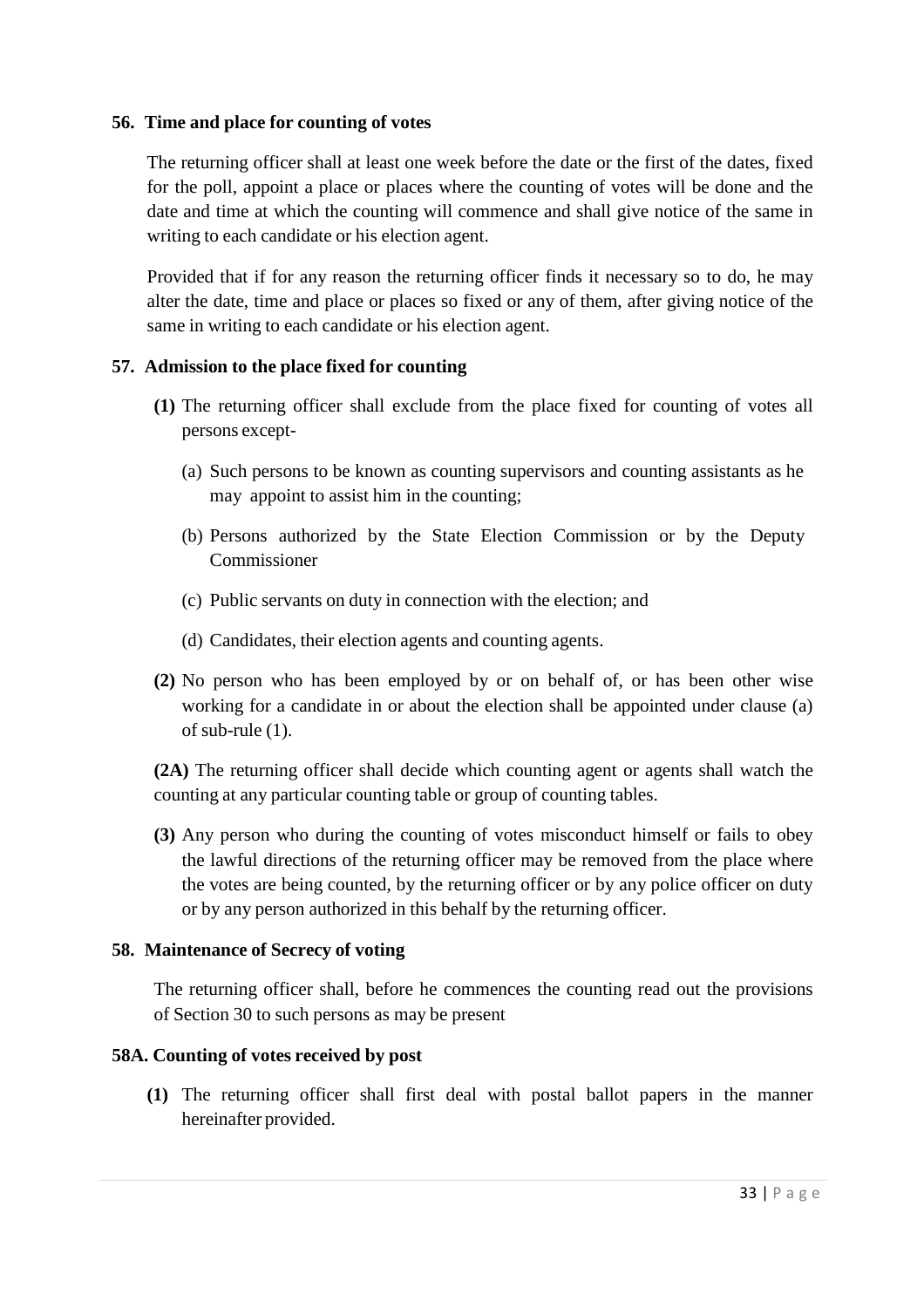### 56. Time and place for counting of votes

The returning officer shall at least one week before the date or the first of the dates, fixed for the poll, appoint a place or places where the counting of votes will be done and the date and time at which the counting will commence and shall give notice of the same in writing to each candidate or his election agent.

Provided that if for any reason the returning officer finds it necessary so to do, he may alter the date, time and place or places so fixed or any of them, after giving notice of the same in writing to each candidate or his election agent.

### 57. Admission to the place fixed for counting

**(1)** The returning officer shall exclude from the place fixed for counting of votes all persons except-

(a) Such persons to be known as counting supervisors and counting assistants as he may appoint to assist him in the counting;

(b) Persons authorized by the State Election Commission or by the Deputy Commissioner

(c) Public servants on duty in connection with the election; and

(d) Candidates, their election agents and counting agents.

**(2)** No person who has been employed by or on behalf of, or has been other wise working for a candidate in or about the election shall be appointed under clause (a) of sub-rule (1).

**(2A)** The returning officer shall decide which counting agent or agents shall watch the counting at any particular counting table or group of counting tables.

**(3)** Any person who during the counting of votes misconduct himself or fails to obey the lawful directions of the returning officer may be removed from the place where the votes are being counted, by the returning officer or by any police officer on duty or by any person authorized in this behalf by the returning officer.

### 58. Maintenance of Secrecy of voting

The returning officer shall, before he commences the counting read out the provisions of Section 30 to such persons as may be present

### 58A. Counting of votes received by post

**(1)** The returning officer shall first deal with postal ballot papers in the manner hereinafter provided.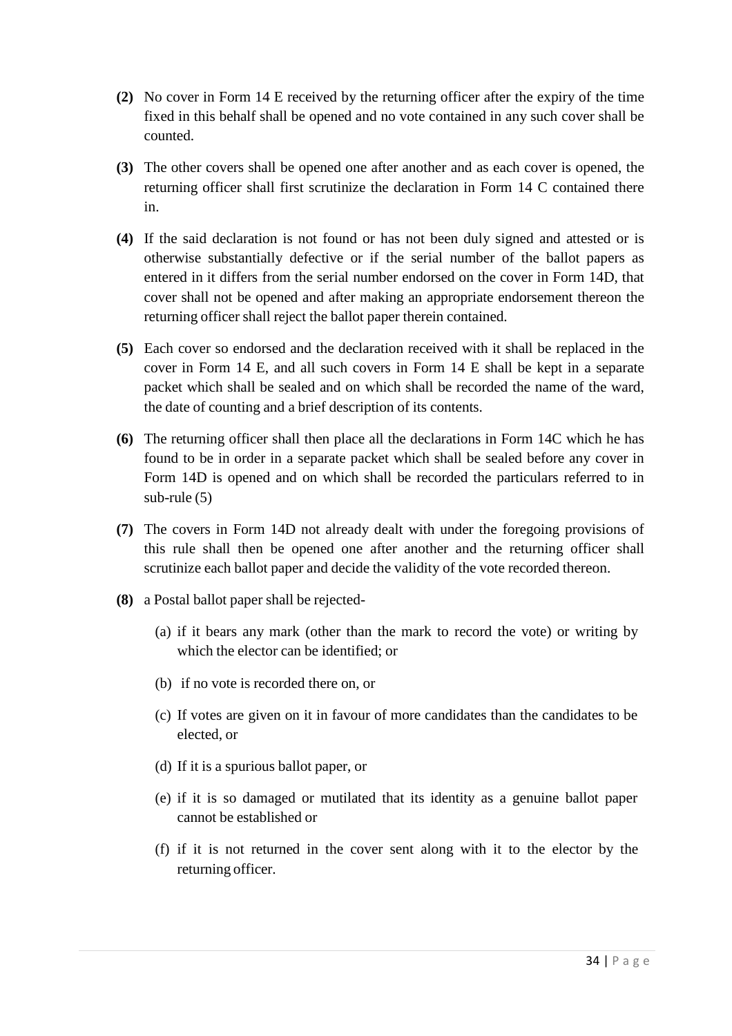**(2)** No cover in Form 14 E received by the returning officer after the expiry of the time fixed in this behalf shall be opened and no vote contained in any such cover shall be counted.

**(3)** The other covers shall be opened one after another and as each cover is opened, the returning officer shall first scrutinize the declaration in Form 14 C contained there in.

**(4)** If the said declaration is not found or has not been duly signed and attested or is otherwise substantially defective or if the serial number of the ballot papers as entered in it differs from the serial number endorsed on the cover in Form 14D, that cover shall not be opened and after making an appropriate endorsement thereon the returning officer shall reject the ballot paper therein contained.

**(5)** Each cover so endorsed and the declaration received with it shall be replaced in the cover in Form 14 E, and all such covers in Form 14 E shall be kept in a separate packet which shall be sealed and on which shall be recorded the name of the ward, the date of counting and a brief description of its contents.

**(6)** The returning officer shall then place all the declarations in Form 14C which he has found to be in order in a separate packet which shall be sealed before any cover in Form 14D is opened and on which shall be recorded the particulars referred to in sub-rule (5)

**(7)** The covers in Form 14D not already dealt with under the foregoing provisions of this rule shall then be opened one after another and the returning officer shall scrutinize each ballot paper and decide the validity of the vote recorded thereon.

**(8)** a Postal ballot paper shall be rejected-

(a) if it bears any mark (other than the mark to record the vote) or writing by which the elector can be identified; or

(b) if no vote is recorded there on, or

(c) If votes are given on it in favour of more candidates than the candidates to be elected, or

(d) If it is a spurious ballot paper, or

(e) if it is so damaged or mutilated that its identity as a genuine ballot paper cannot be established or

(f) if it is not returned in the cover sent along with it to the elector by the returning officer.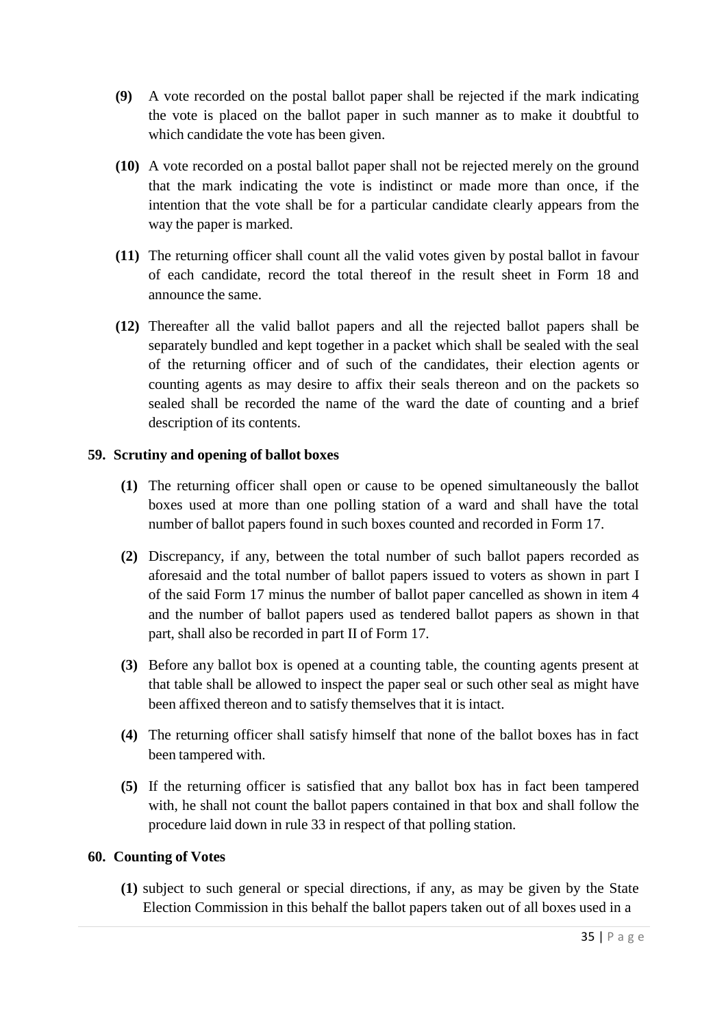**(9)** A vote recorded on the postal ballot paper shall be rejected if the mark indicating the vote is placed on the ballot paper in such manner as to make it doubtful to which candidate the vote has been given.

**(10)** A vote recorded on a postal ballot paper shall not be rejected merely on the ground that the mark indicating the vote is indistinct or made more than once, if the intention that the vote shall be for a particular candidate clearly appears from the way the paper is marked.

**(11)** The returning officer shall count all the valid votes given by postal ballot in favour of each candidate, record the total thereof in the result sheet in Form 18 and announce the same.

**(12)** Thereafter all the valid ballot papers and all the rejected ballot papers shall be separately bundled and kept together in a packet which shall be sealed with the seal of the returning officer and of such of the candidates, their election agents or counting agents as may desire to affix their seals thereon and on the packets so sealed shall be recorded the name of the ward the date of counting and a brief description of its contents.

**59. Scrutiny and opening of ballot boxes**

**(1)** The returning officer shall open or cause to be opened simultaneously the ballot boxes used at more than one polling station of a ward and shall have the total number of ballot papers found in such boxes counted and recorded in Form 17.

**(2)** Discrepancy, if any, between the total number of such ballot papers recorded as aforesaid and the total number of ballot papers issued to voters as shown in part I of the said Form 17 minus the number of ballot paper cancelled as shown in item 4 and the number of ballot papers used as tendered ballot papers as shown in that part, shall also be recorded in part II of Form 17.

**(3)** Before any ballot box is opened at a counting table, the counting agents present at that table shall be allowed to inspect the paper seal or such other seal as might have been affixed thereon and to satisfy themselves that it is intact.

**(4)** The returning officer shall satisfy himself that none of the ballot boxes has in fact been tampered with.

**(5)** If the returning officer is satisfied that any ballot box has in fact been tampered with, he shall not count the ballot papers contained in that box and shall follow the procedure laid down in rule 33 in respect of that polling station.

**60. Counting of Votes**

**(1)** subject to such general or special directions, if any, as may be given by the State Election Commission in this behalf the ballot papers taken out of all boxes used in a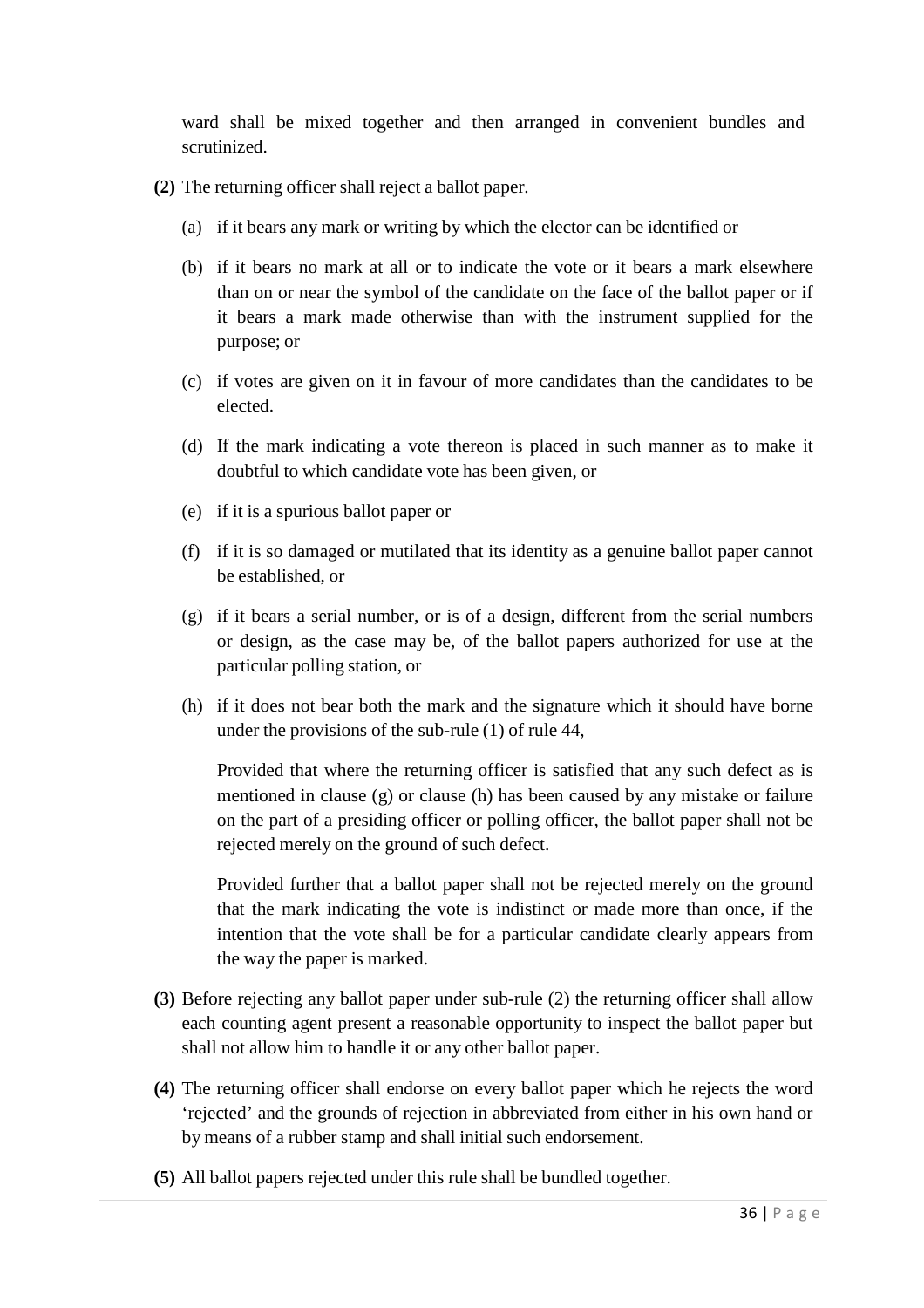ward shall be mixed together and then arranged in convenient bundles and scrutinized.

**(2)** The returning officer shall reject a ballot paper.

(a) if it bears any mark or writing by which the elector can be identified or

(b) if it bears no mark at all or to indicate the vote or it bears a mark elsewhere than on or near the symbol of the candidate on the face of the ballot paper or if it bears a mark made otherwise than with the instrument supplied for the purpose; or

(c) if votes are given on it in favour of more candidates than the candidates to be elected.

(d) If the mark indicating a vote thereon is placed in such manner as to make it doubtful to which candidate vote has been given, or

(e) if it is a spurious ballot paper or

(f) if it is so damaged or mutilated that its identity as a genuine ballot paper cannot be established, or

(g) if it bears a serial number, or is of a design, different from the serial numbers or design, as the case may be, of the ballot papers authorized for use at the particular polling station, or

(h) if it does not bear both the mark and the signature which it should have borne under the provisions of the sub-rule (1) of rule 44,

Provided that where the returning officer is satisfied that any such defect as is mentioned in clause (g) or clause (h) has been caused by any mistake or failure on the part of a presiding officer or polling officer, the ballot paper shall not be rejected merely on the ground of such defect.

Provided further that a ballot paper shall not be rejected merely on the ground that the mark indicating the vote is indistinct or made more than once, if the intention that the vote shall be for a particular candidate clearly appears from the way the paper is marked.

**(3)** Before rejecting any ballot paper under sub-rule (2) the returning officer shall allow each counting agent present a reasonable opportunity to inspect the ballot paper but shall not allow him to handle it or any other ballot paper.

**(4)** The returning officer shall endorse on every ballot paper which he rejects the word 'rejected' and the grounds of rejection in abbreviated from either in his own hand or by means of a rubber stamp and shall initial such endorsement.

**(5)** All ballot papers rejected under this rule shall be bundled together.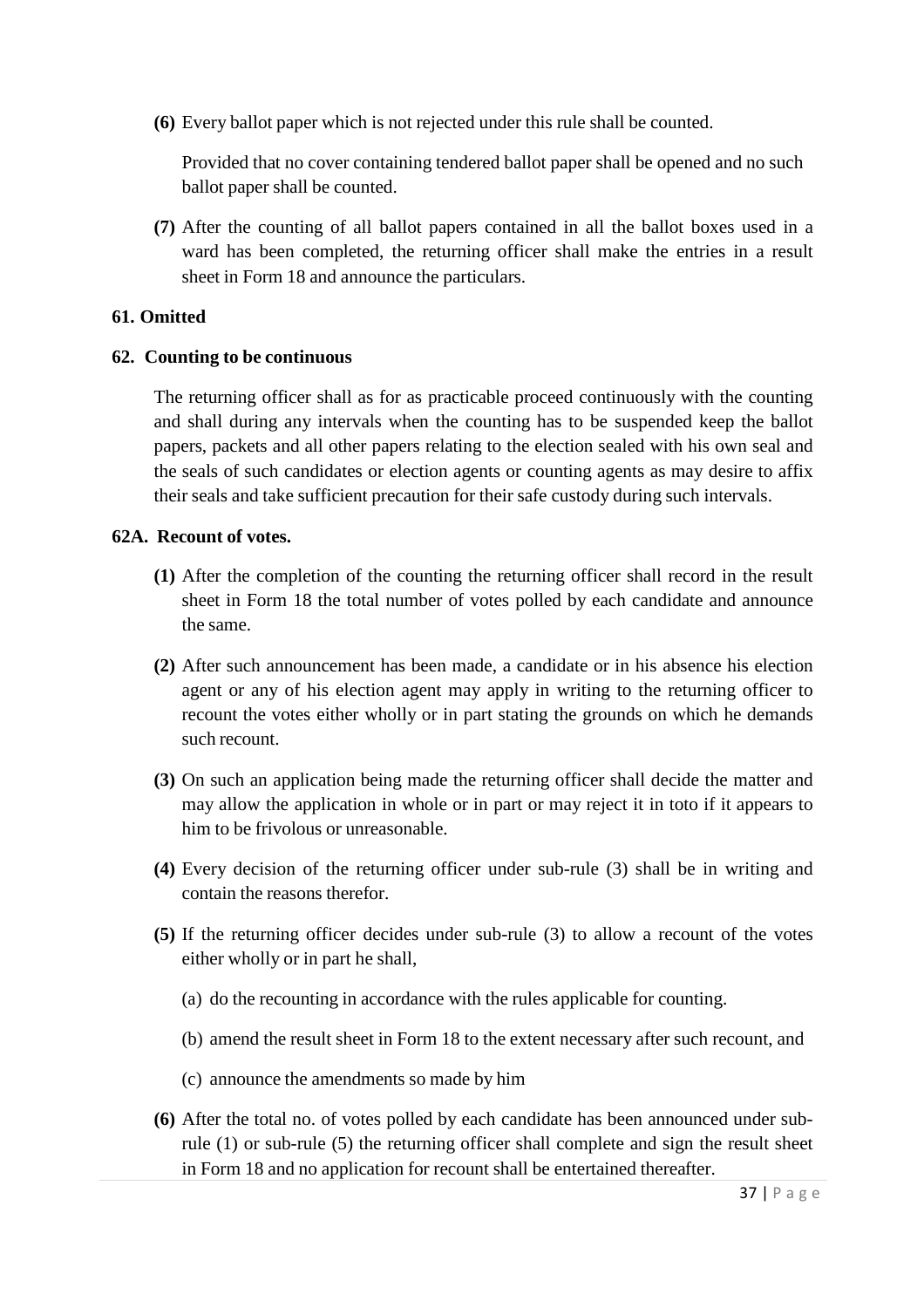**(6)** Every ballot paper which is not rejected under this rule shall be counted.

Provided that no cover containing tendered ballot paper shall be opened and no such ballot paper shall be counted.

**(7)** After the counting of all ballot papers contained in all the ballot boxes used in a ward has been completed, the returning officer shall make the entries in a result sheet in Form 18 and announce the particulars.

**61. Omitted**

**62. Counting to be continuous**

The returning officer shall as for as practicable proceed continuously with the counting and shall during any intervals when the counting has to be suspended keep the ballot papers, packets and all other papers relating to the election sealed with his own seal and the seals of such candidates or election agents or counting agents as may desire to affix their seals and take sufficient precaution for their safe custody during such intervals.

**62A. Recount of votes.**

**(1)** After the completion of the counting the returning officer shall record in the result sheet in Form 18 the total number of votes polled by each candidate and announce the same.

**(2)** After such announcement has been made, a candidate or in his absence his election agent or any of his election agent may apply in writing to the returning officer to recount the votes either wholly or in part stating the grounds on which he demands such recount.

**(3)** On such an application being made the returning officer shall decide the matter and may allow the application in whole or in part or may reject it in toto if it appears to him to be frivolous or unreasonable.

**(4)** Every decision of the returning officer under sub-rule (3) shall be in writing and contain the reasons therefor.

**(5)** If the returning officer decides under sub-rule (3) to allow a recount of the votes either wholly or in part he shall,

(a) do the recounting in accordance with the rules applicable for counting.

(b) amend the result sheet in Form 18 to the extent necessary after such recount, and

(c) announce the amendments so made by him

**(6)** After the total no. of votes polled by each candidate has been announced under sub-rule (1) or sub-rule (5) the returning officer shall complete and sign the result sheet in Form 18 and no application for recount shall be entertained thereafter.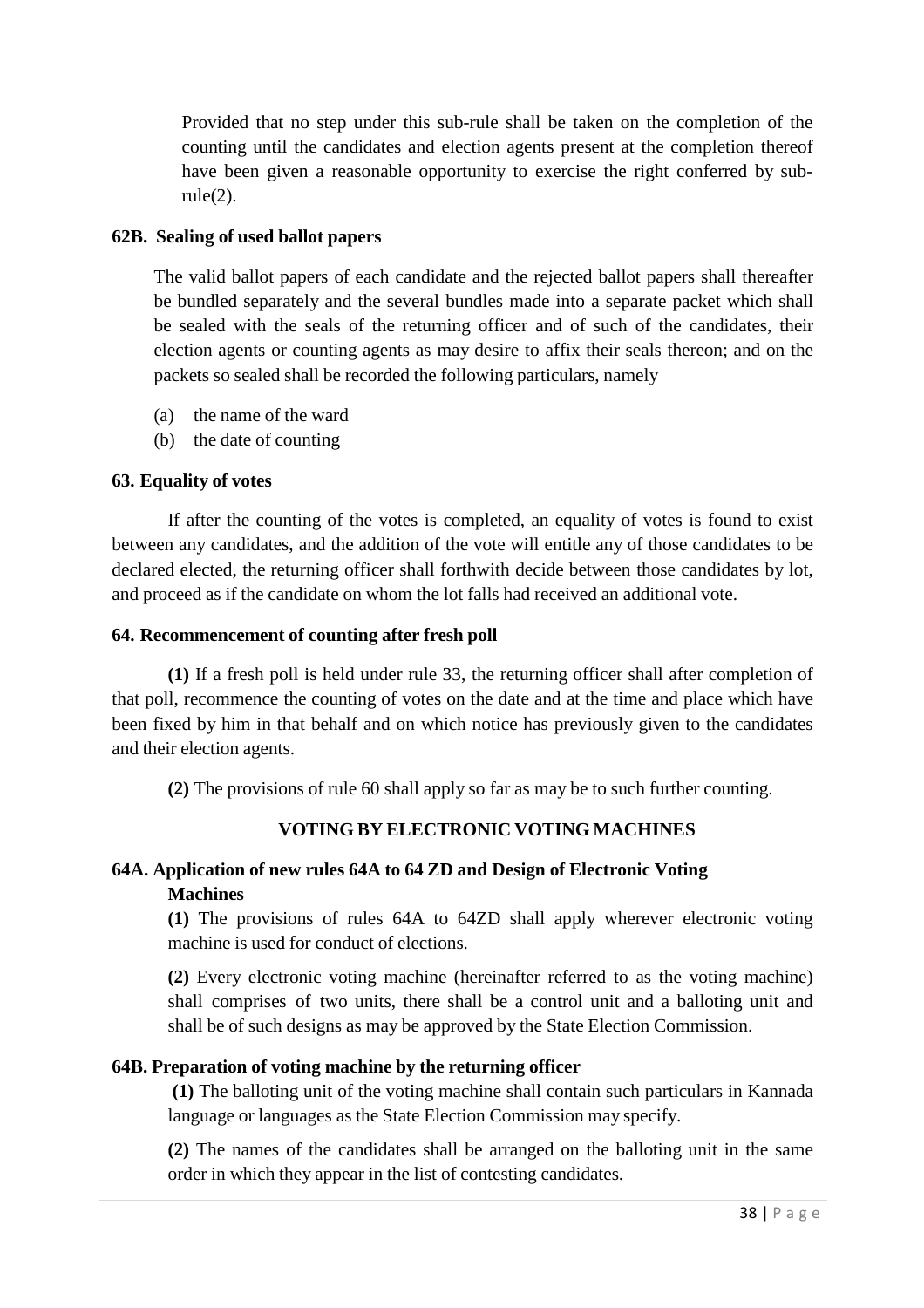Provided that no step under this sub-rule shall be taken on the completion of the counting until the candidates and election agents present at the completion thereof have been given a reasonable opportunity to exercise the right conferred by sub-rule(2).

### 62B. Sealing of used ballot papers

The valid ballot papers of each candidate and the rejected ballot papers shall thereafter be bundled separately and the several bundles made into a separate packet which shall be sealed with the seals of the returning officer and of such of the candidates, their election agents or counting agents as may desire to affix their seals thereon; and on the packets so sealed shall be recorded the following particulars, namely

(a) the name of the ward

(b) the date of counting

### 63. Equality of votes

If after the counting of the votes is completed, an equality of votes is found to exist between any candidates, and the addition of the vote will entitle any of those candidates to be declared elected, the returning officer shall forthwith decide between those candidates by lot, and proceed as if the candidate on whom the lot falls had received an additional vote.

### 64. Recommencement of counting after fresh poll

**(1)** If a fresh poll is held under rule 33, the returning officer shall after completion of that poll, recommence the counting of votes on the date and at the time and place which have been fixed by him in that behalf and on which notice has previously given to the candidates and their election agents.

**(2)** The provisions of rule 60 shall apply so far as may be to such further counting.

## VOTING BY ELECTRONIC VOTING MACHINES

### 64A. Application of new rules 64A to 64 ZD and Design of Electronic Voting Machines

**(1)** The provisions of rules 64A to 64ZD shall apply wherever electronic voting machine is used for conduct of elections.

**(2)** Every electronic voting machine (hereinafter referred to as the voting machine) shall comprises of two units, there shall be a control unit and a balloting unit and shall be of such designs as may be approved by the State Election Commission.

### 64B. Preparation of voting machine by the returning officer

**(1)** The balloting unit of the voting machine shall contain such particulars in Kannada language or languages as the State Election Commission may specify.

**(2)** The names of the candidates shall be arranged on the balloting unit in the same order in which they appear in the list of contesting candidates.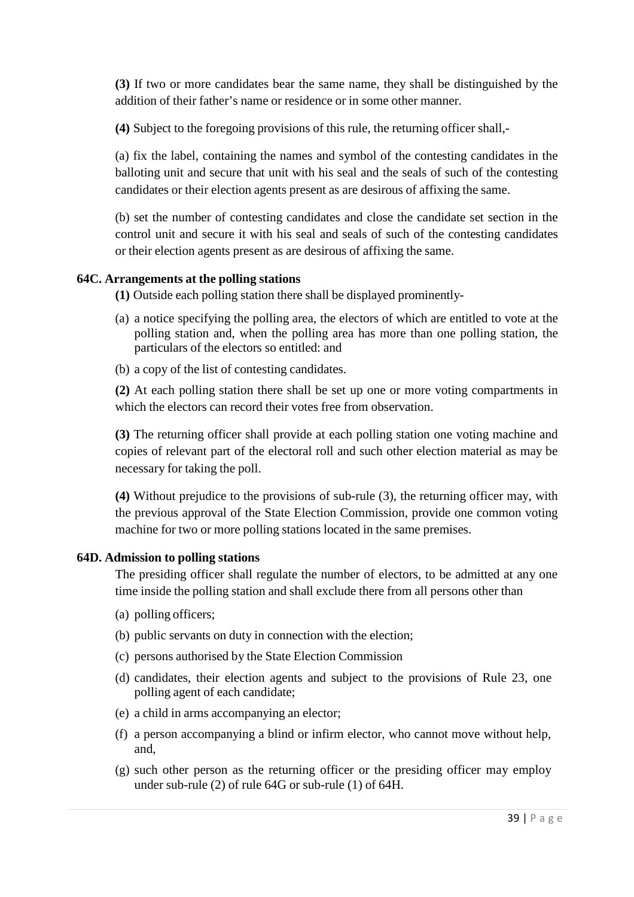**(3)** If two or more candidates bear the same name, they shall be distinguished by the addition of their father's name or residence or in some other manner.

**(4)** Subject to the foregoing provisions of this rule, the returning officer shall,-

(a) fix the label, containing the names and symbol of the contesting candidates in the balloting unit and secure that unit with his seal and the seals of such of the contesting candidates or their election agents present as are desirous of affixing the same.

(b) set the number of contesting candidates and close the candidate set section in the control unit and secure it with his seal and seals of such of the contesting candidates or their election agents present as are desirous of affixing the same.

### 64C. Arrangements at the polling stations

**(1)** Outside each polling station there shall be displayed prominently-

(a) a notice specifying the polling area, the electors of which are entitled to vote at the polling station and, when the polling area has more than one polling station, the particulars of the electors so entitled: and

(b) a copy of the list of contesting candidates.

**(2)** At each polling station there shall be set up one or more voting compartments in which the electors can record their votes free from observation.

**(3)** The returning officer shall provide at each polling station one voting machine and copies of relevant part of the electoral roll and such other election material as may be necessary for taking the poll.

**(4)** Without prejudice to the provisions of sub-rule (3), the returning officer may, with the previous approval of the State Election Commission, provide one common voting machine for two or more polling stations located in the same premises.

### 64D. Admission to polling stations

The presiding officer shall regulate the number of electors, to be admitted at any one time inside the polling station and shall exclude there from all persons other than

(a) polling officers;

(b) public servants on duty in connection with the election;

(c) persons authorised by the State Election Commission

(d) candidates, their election agents and subject to the provisions of Rule 23, one polling agent of each candidate;

(e) a child in arms accompanying an elector;

(f) a person accompanying a blind or infirm elector, who cannot move without help, and,

(g) such other person as the returning officer or the presiding officer may employ under sub-rule (2) of rule 64G or sub-rule (1) of 64H.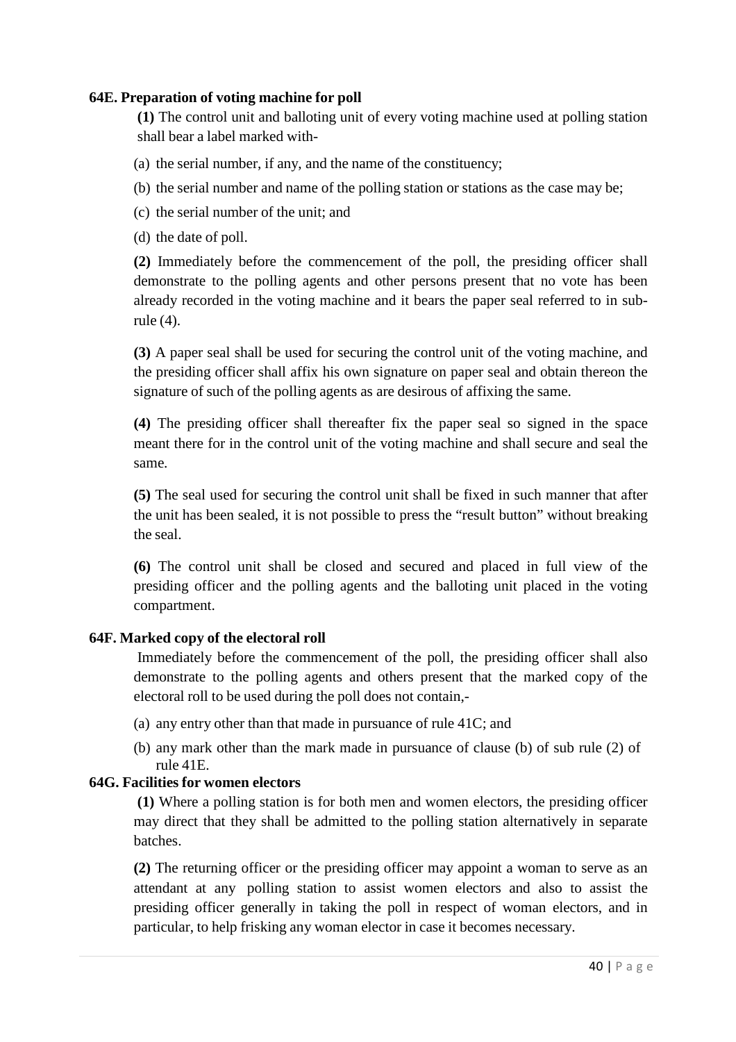### 64E. Preparation of voting machine for poll

**(1)** The control unit and balloting unit of every voting machine used at polling station shall bear a label marked with-

(a) the serial number, if any, and the name of the constituency;

(b) the serial number and name of the polling station or stations as the case may be;

(c) the serial number of the unit; and

(d) the date of poll.

**(2)** Immediately before the commencement of the poll, the presiding officer shall demonstrate to the polling agents and other persons present that no vote has been already recorded in the voting machine and it bears the paper seal referred to in sub-rule (4).

**(3)** A paper seal shall be used for securing the control unit of the voting machine, and the presiding officer shall affix his own signature on paper seal and obtain thereon the signature of such of the polling agents as are desirous of affixing the same.

**(4)** The presiding officer shall thereafter fix the paper seal so signed in the space meant there for in the control unit of the voting machine and shall secure and seal the same.

**(5)** The seal used for securing the control unit shall be fixed in such manner that after the unit has been sealed, it is not possible to press the "result button" without breaking the seal.

**(6)** The control unit shall be closed and secured and placed in full view of the presiding officer and the polling agents and the balloting unit placed in the voting compartment.

### 64F. Marked copy of the electoral roll

Immediately before the commencement of the poll, the presiding officer shall also demonstrate to the polling agents and others present that the marked copy of the electoral roll to be used during the poll does not contain,-

(a) any entry other than that made in pursuance of rule 41C; and

(b) any mark other than the mark made in pursuance of clause (b) of sub rule (2) of rule 41E.

### 64G. Facilities for women electors

**(1)** Where a polling station is for both men and women electors, the presiding officer may direct that they shall be admitted to the polling station alternatively in separate batches.

**(2)** The returning officer or the presiding officer may appoint a woman to serve as an attendant at any polling station to assist women electors and also to assist the presiding officer generally in taking the poll in respect of woman electors, and in particular, to help frisking any woman elector in case it becomes necessary.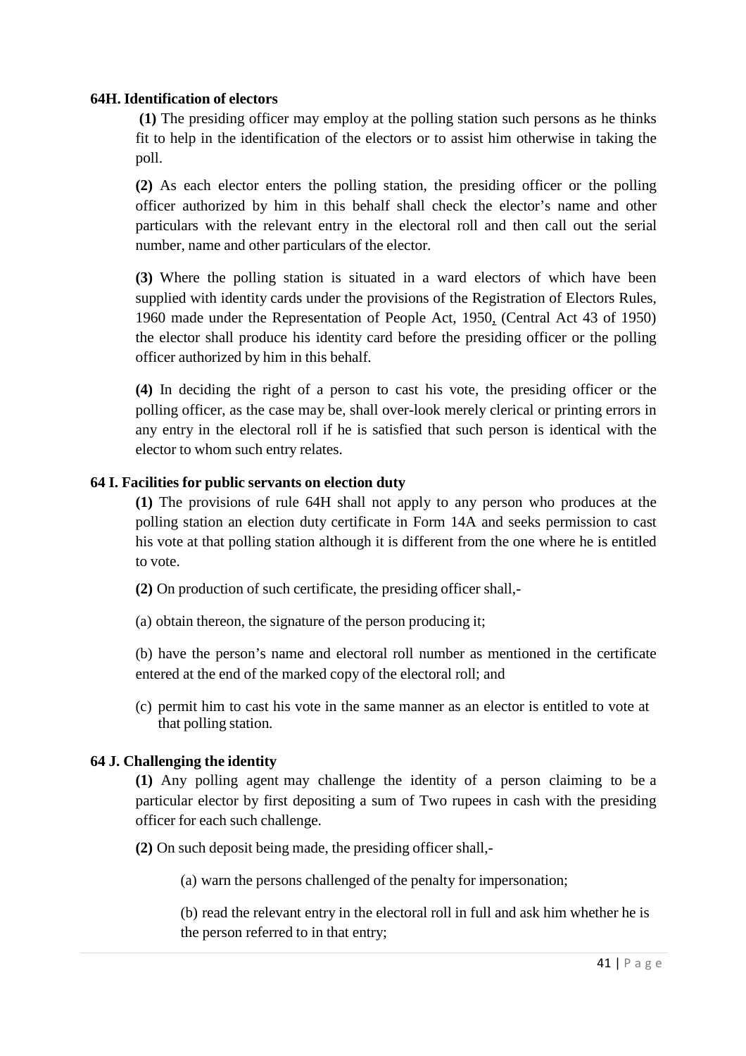**64H. Identification of electors**

**(1)** The presiding officer may employ at the polling station such persons as he thinks fit to help in the identification of the electors or to assist him otherwise in taking the poll.

**(2)** As each elector enters the polling station, the presiding officer or the polling officer authorized by him in this behalf shall check the elector's name and other particulars with the relevant entry in the electoral roll and then call out the serial number, name and other particulars of the elector.

**(3)** Where the polling station is situated in a ward electors of which have been supplied with identity cards under the provisions of the Registration of Electors Rules, 1960 made under the Representation of People Act, 1950, (Central Act 43 of 1950) the elector shall produce his identity card before the presiding officer or the polling officer authorized by him in this behalf.

**(4)** In deciding the right of a person to cast his vote, the presiding officer or the polling officer, as the case may be, shall over-look merely clerical or printing errors in any entry in the electoral roll if he is satisfied that such person is identical with the elector to whom such entry relates.

**64 I. Facilities for public servants on election duty**

**(1)** The provisions of rule 64H shall not apply to any person who produces at the polling station an election duty certificate in Form 14A and seeks permission to cast his vote at that polling station although it is different from the one where he is entitled to vote.

**(2)** On production of such certificate, the presiding officer shall,-

(a) obtain thereon, the signature of the person producing it;

(b) have the person's name and electoral roll number as mentioned in the certificate entered at the end of the marked copy of the electoral roll; and

(c) permit him to cast his vote in the same manner as an elector is entitled to vote at that polling station.

**64 J. Challenging the identity**

**(1)** Any polling agent may challenge the identity of a person claiming to be a particular elector by first depositing a sum of Two rupees in cash with the presiding officer for each such challenge.

**(2)** On such deposit being made, the presiding officer shall,-

(a) warn the persons challenged of the penalty for impersonation;

(b) read the relevant entry in the electoral roll in full and ask him whether he is the person referred to in that entry;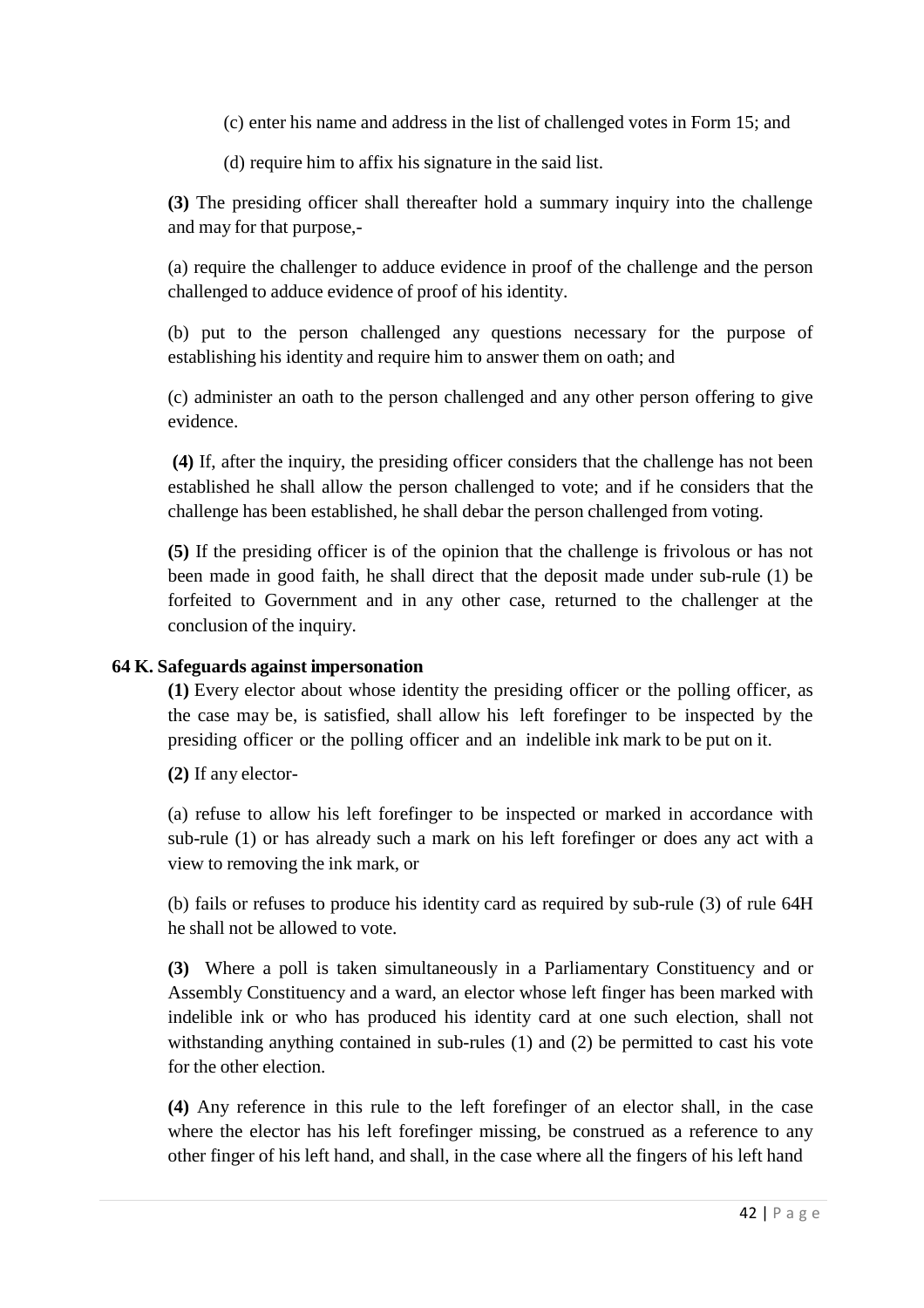(c) enter his name and address in the list of challenged votes in Form 15; and

(d) require him to affix his signature in the said list.

**(3)** The presiding officer shall thereafter hold a summary inquiry into the challenge and may for that purpose,-

(a) require the challenger to adduce evidence in proof of the challenge and the person challenged to adduce evidence of proof of his identity.

(b) put to the person challenged any questions necessary for the purpose of establishing his identity and require him to answer them on oath; and

(c) administer an oath to the person challenged and any other person offering to give evidence.

**(4)** If, after the inquiry, the presiding officer considers that the challenge has not been established he shall allow the person challenged to vote; and if he considers that the challenge has been established, he shall debar the person challenged from voting.

**(5)** If the presiding officer is of the opinion that the challenge is frivolous or has not been made in good faith, he shall direct that the deposit made under sub-rule (1) be forfeited to Government and in any other case, returned to the challenger at the conclusion of the inquiry.

**64 K. Safeguards against impersonation**

**(1)** Every elector about whose identity the presiding officer or the polling officer, as the case may be, is satisfied, shall allow his left forefinger to be inspected by the presiding officer or the polling officer and an indelible ink mark to be put on it.

**(2)** If any elector-

(a) refuse to allow his left forefinger to be inspected or marked in accordance with sub-rule (1) or has already such a mark on his left forefinger or does any act with a view to removing the ink mark, or

(b) fails or refuses to produce his identity card as required by sub-rule (3) of rule 64H he shall not be allowed to vote.

**(3)** Where a poll is taken simultaneously in a Parliamentary Constituency and or Assembly Constituency and a ward, an elector whose left finger has been marked with indelible ink or who has produced his identity card at one such election, shall not withstanding anything contained in sub-rules (1) and (2) be permitted to cast his vote for the other election.

**(4)** Any reference in this rule to the left forefinger of an elector shall, in the case where the elector has his left forefinger missing, be construed as a reference to any other finger of his left hand, and shall, in the case where all the fingers of his left hand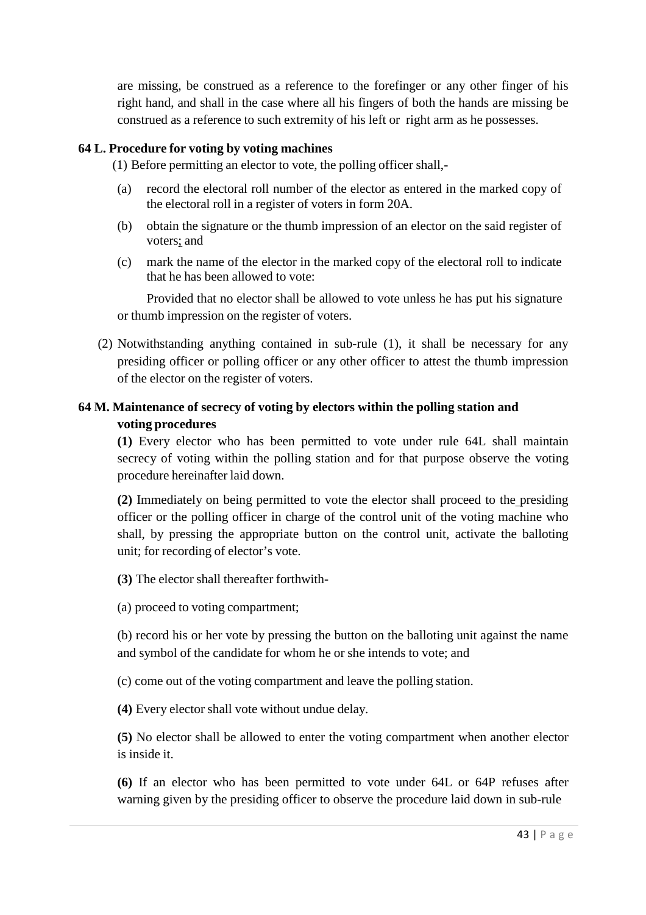are missing, be construed as a reference to the forefinger or any other finger of his right hand, and shall in the case where all his fingers of both the hands are missing be construed as a reference to such extremity of his left or right arm as he possesses.

**64 L. Procedure for voting by voting machines**

(1) Before permitting an elector to vote, the polling officer shall,-

(a) record the electoral roll number of the elector as entered in the marked copy of the electoral roll in a register of voters in form 20A.

(b) obtain the signature or the thumb impression of an elector on the said register of voters; and

(c) mark the name of the elector in the marked copy of the electoral roll to indicate that he has been allowed to vote:

Provided that no elector shall be allowed to vote unless he has put his signature or thumb impression on the register of voters.

(2) Notwithstanding anything contained in sub-rule (1), it shall be necessary for any presiding officer or polling officer or any other officer to attest the thumb impression of the elector on the register of voters.

**64 M. Maintenance of secrecy of voting by electors within the polling station and voting procedures**

**(1)** Every elector who has been permitted to vote under rule 64L shall maintain secrecy of voting within the polling station and for that purpose observe the voting procedure hereinafter laid down.

**(2)** Immediately on being permitted to vote the elector shall proceed to the presiding officer or the polling officer in charge of the control unit of the voting machine who shall, by pressing the appropriate button on the control unit, activate the balloting unit; for recording of elector's vote.

**(3)** The elector shall thereafter forthwith-

(a) proceed to voting compartment;

(b) record his or her vote by pressing the button on the balloting unit against the name and symbol of the candidate for whom he or she intends to vote; and

(c) come out of the voting compartment and leave the polling station.

**(4)** Every elector shall vote without undue delay.

**(5)** No elector shall be allowed to enter the voting compartment when another elector is inside it.

**(6)** If an elector who has been permitted to vote under 64L or 64P refuses after warning given by the presiding officer to observe the procedure laid down in sub-rule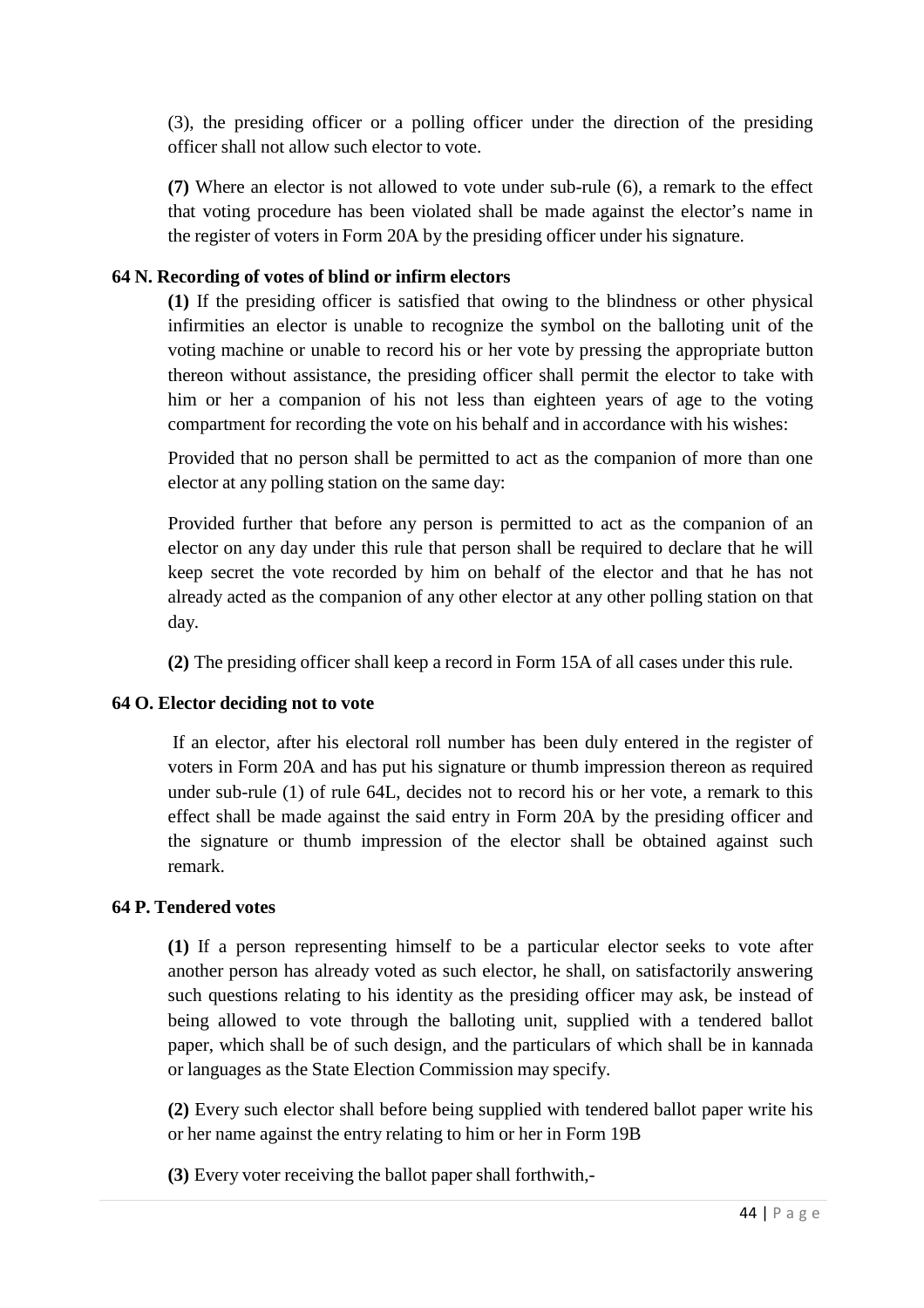(3), the presiding officer or a polling officer under the direction of the presiding officer shall not allow such elector to vote.

**(7)** Where an elector is not allowed to vote under sub-rule (6), a remark to the effect that voting procedure has been violated shall be made against the elector's name in the register of voters in Form 20A by the presiding officer under his signature.

### 64 N. Recording of votes of blind or infirm electors

**(1)** If the presiding officer is satisfied that owing to the blindness or other physical infirmities an elector is unable to recognize the symbol on the balloting unit of the voting machine or unable to record his or her vote by pressing the appropriate button thereon without assistance, the presiding officer shall permit the elector to take with him or her a companion of his not less than eighteen years of age to the voting compartment for recording the vote on his behalf and in accordance with his wishes:

Provided that no person shall be permitted to act as the companion of more than one elector at any polling station on the same day:

Provided further that before any person is permitted to act as the companion of an elector on any day under this rule that person shall be required to declare that he will keep secret the vote recorded by him on behalf of the elector and that he has not already acted as the companion of any other elector at any other polling station on that day.

**(2)** The presiding officer shall keep a record in Form 15A of all cases under this rule.

### 64 O. Elector deciding not to vote

If an elector, after his electoral roll number has been duly entered in the register of voters in Form 20A and has put his signature or thumb impression thereon as required under sub-rule (1) of rule 64L, decides not to record his or her vote, a remark to this effect shall be made against the said entry in Form 20A by the presiding officer and the signature or thumb impression of the elector shall be obtained against such remark.

### 64 P. Tendered votes

**(1)** If a person representing himself to be a particular elector seeks to vote after another person has already voted as such elector, he shall, on satisfactorily answering such questions relating to his identity as the presiding officer may ask, be instead of being allowed to vote through the balloting unit, supplied with a tendered ballot paper, which shall be of such design, and the particulars of which shall be in kannada or languages as the State Election Commission may specify.

**(2)** Every such elector shall before being supplied with tendered ballot paper write his or her name against the entry relating to him or her in Form 19B

**(3)** Every voter receiving the ballot paper shall forthwith,-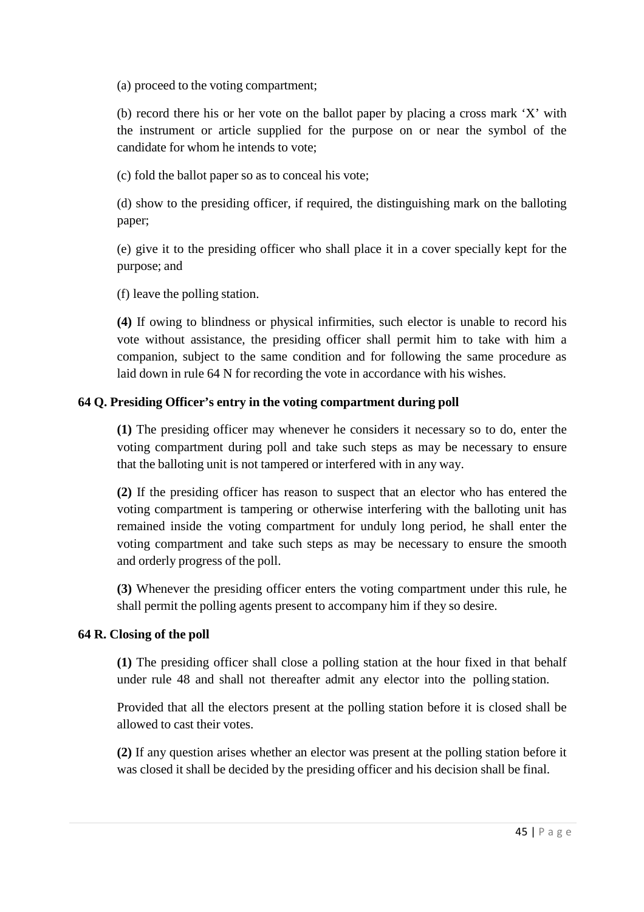(a) proceed to the voting compartment;

(b) record there his or her vote on the ballot paper by placing a cross mark 'X' with the instrument or article supplied for the purpose on or near the symbol of the candidate for whom he intends to vote;

(c) fold the ballot paper so as to conceal his vote;

(d) show to the presiding officer, if required, the distinguishing mark on the balloting paper;

(e) give it to the presiding officer who shall place it in a cover specially kept for the purpose; and

(f) leave the polling station.

**(4)** If owing to blindness or physical infirmities, such elector is unable to record his vote without assistance, the presiding officer shall permit him to take with him a companion, subject to the same condition and for following the same procedure as laid down in rule 64 N for recording the vote in accordance with his wishes.

**64 Q. Presiding Officer's entry in the voting compartment during poll**

**(1)** The presiding officer may whenever he considers it necessary so to do, enter the voting compartment during poll and take such steps as may be necessary to ensure that the balloting unit is not tampered or interfered with in any way.

**(2)** If the presiding officer has reason to suspect that an elector who has entered the voting compartment is tampering or otherwise interfering with the balloting unit has remained inside the voting compartment for unduly long period, he shall enter the voting compartment and take such steps as may be necessary to ensure the smooth and orderly progress of the poll.

**(3)** Whenever the presiding officer enters the voting compartment under this rule, he shall permit the polling agents present to accompany him if they so desire.

**64 R. Closing of the poll**

**(1)** The presiding officer shall close a polling station at the hour fixed in that behalf under rule 48 and shall not thereafter admit any elector into the polling station.

Provided that all the electors present at the polling station before it is closed shall be allowed to cast their votes.

**(2)** If any question arises whether an elector was present at the polling station before it was closed it shall be decided by the presiding officer and his decision shall be final.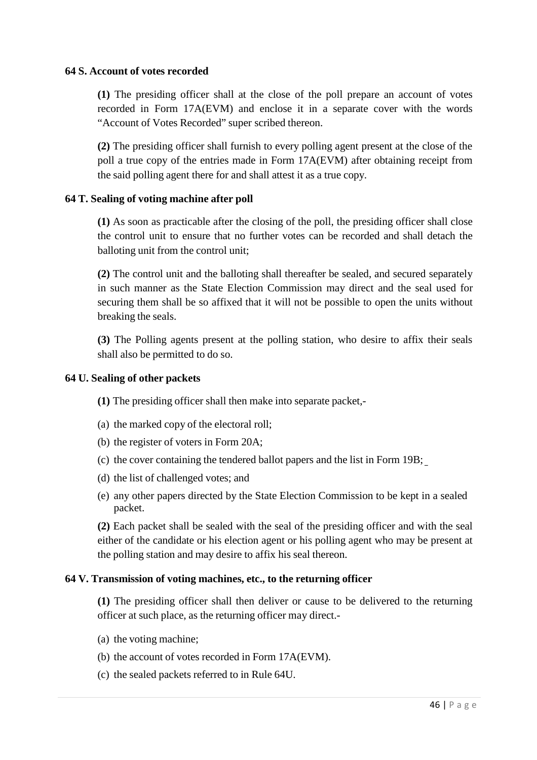#### 64 S. Account of votes recorded

**(1)** The presiding officer shall at the close of the poll prepare an account of votes recorded in Form 17A(EVM) and enclose it in a separate cover with the words "Account of Votes Recorded" super scribed thereon.

**(2)** The presiding officer shall furnish to every polling agent present at the close of the poll a true copy of the entries made in Form 17A(EVM) after obtaining receipt from the said polling agent there for and shall attest it as a true copy.

#### 64 T. Sealing of voting machine after poll

**(1)** As soon as practicable after the closing of the poll, the presiding officer shall close the control unit to ensure that no further votes can be recorded and shall detach the balloting unit from the control unit;

**(2)** The control unit and the balloting shall thereafter be sealed, and secured separately in such manner as the State Election Commission may direct and the seal used for securing them shall be so affixed that it will not be possible to open the units without breaking the seals.

**(3)** The Polling agents present at the polling station, who desire to affix their seals shall also be permitted to do so.

#### 64 U. Sealing of other packets

**(1)** The presiding officer shall then make into separate packet,-

(a) the marked copy of the electoral roll;

(b) the register of voters in Form 20A;

(c) the cover containing the tendered ballot papers and the list in Form 19B;

(d) the list of challenged votes; and

(e) any other papers directed by the State Election Commission to be kept in a sealed packet.

**(2)** Each packet shall be sealed with the seal of the presiding officer and with the seal either of the candidate or his election agent or his polling agent who may be present at the polling station and may desire to affix his seal thereon.

#### 64 V. Transmission of voting machines, etc., to the returning officer

**(1)** The presiding officer shall then deliver or cause to be delivered to the returning officer at such place, as the returning officer may direct.-

(a) the voting machine;

(b) the account of votes recorded in Form 17A(EVM).

(c) the sealed packets referred to in Rule 64U.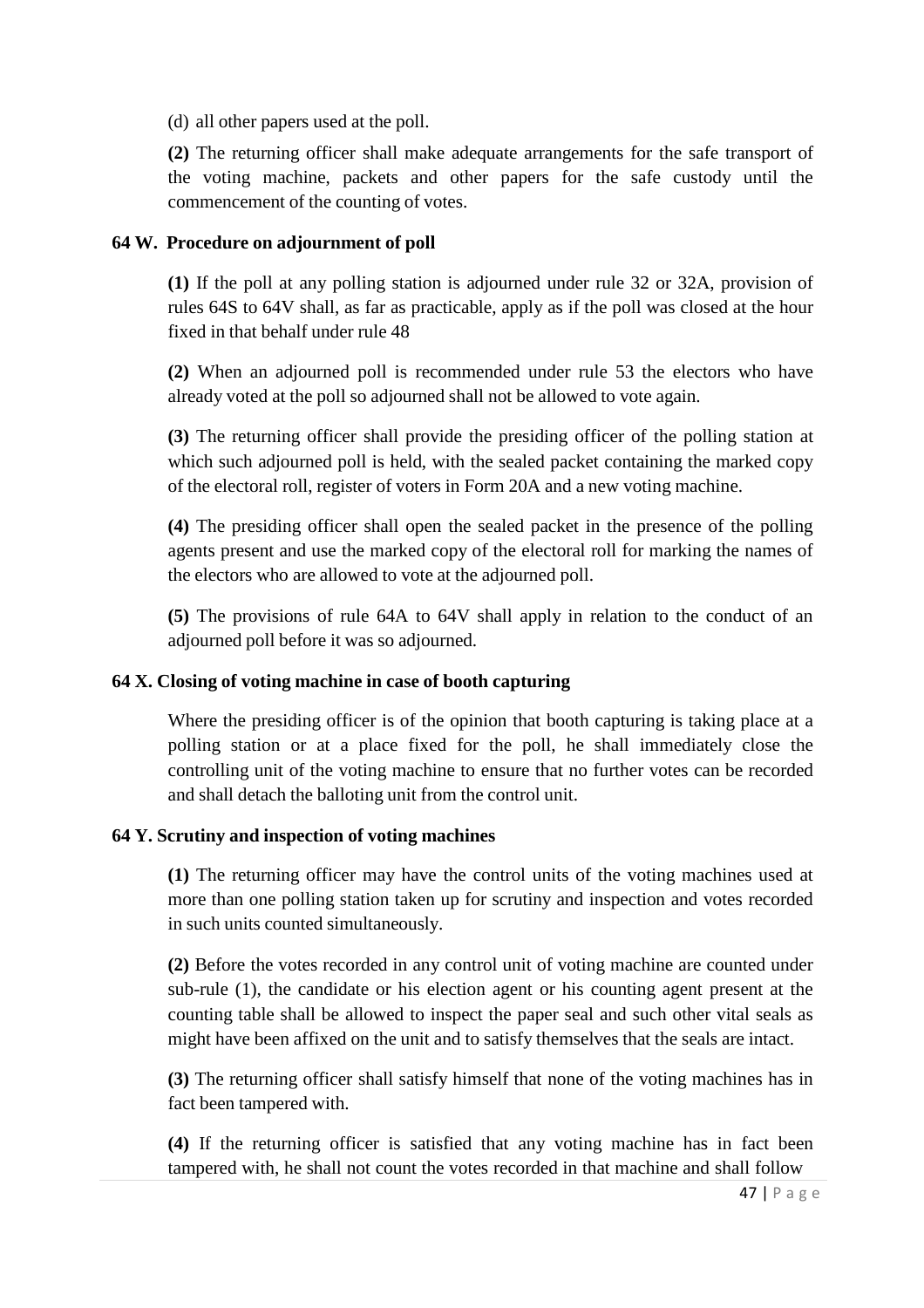(d) all other papers used at the poll.

**(2)** The returning officer shall make adequate arrangements for the safe transport of the voting machine, packets and other papers for the safe custody until the commencement of the counting of votes.

**64 W. Procedure on adjournment of poll**

**(1)** If the poll at any polling station is adjourned under rule 32 or 32A, provision of rules 64S to 64V shall, as far as practicable, apply as if the poll was closed at the hour fixed in that behalf under rule 48

**(2)** When an adjourned poll is recommended under rule 53 the electors who have already voted at the poll so adjourned shall not be allowed to vote again.

**(3)** The returning officer shall provide the presiding officer of the polling station at which such adjourned poll is held, with the sealed packet containing the marked copy of the electoral roll, register of voters in Form 20A and a new voting machine.

**(4)** The presiding officer shall open the sealed packet in the presence of the polling agents present and use the marked copy of the electoral roll for marking the names of the electors who are allowed to vote at the adjourned poll.

**(5)** The provisions of rule 64A to 64V shall apply in relation to the conduct of an adjourned poll before it was so adjourned.

**64 X. Closing of voting machine in case of booth capturing**

Where the presiding officer is of the opinion that booth capturing is taking place at a polling station or at a place fixed for the poll, he shall immediately close the controlling unit of the voting machine to ensure that no further votes can be recorded and shall detach the balloting unit from the control unit.

**64 Y. Scrutiny and inspection of voting machines**

**(1)** The returning officer may have the control units of the voting machines used at more than one polling station taken up for scrutiny and inspection and votes recorded in such units counted simultaneously.

**(2)** Before the votes recorded in any control unit of voting machine are counted under sub-rule (1), the candidate or his election agent or his counting agent present at the counting table shall be allowed to inspect the paper seal and such other vital seals as might have been affixed on the unit and to satisfy themselves that the seals are intact.

**(3)** The returning officer shall satisfy himself that none of the voting machines has in fact been tampered with.

**(4)** If the returning officer is satisfied that any voting machine has in fact been tampered with, he shall not count the votes recorded in that machine and shall follow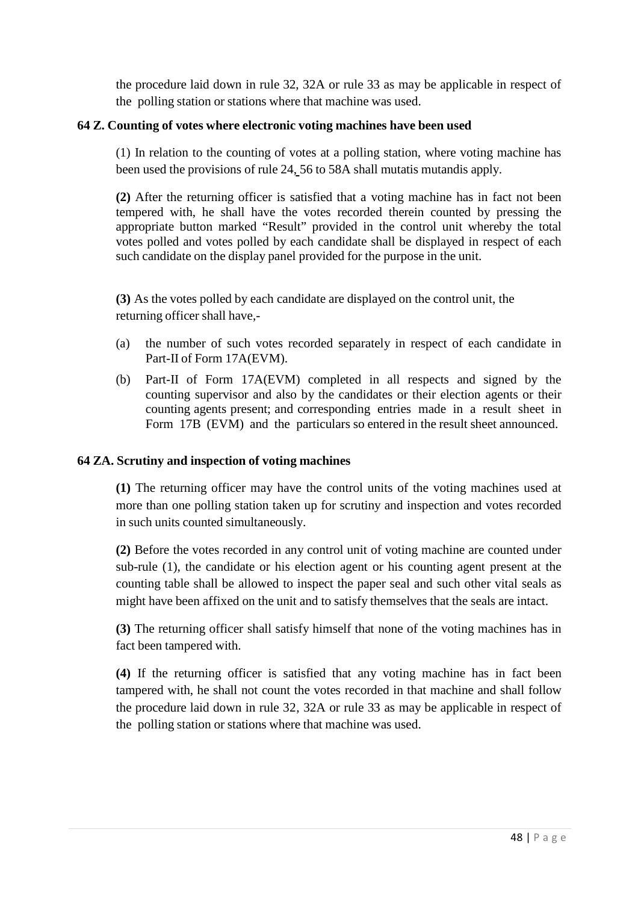the procedure laid down in rule 32, 32A or rule 33 as may be applicable in respect of the polling station or stations where that machine was used.

**64 Z. Counting of votes where electronic voting machines have been used**

(1) In relation to the counting of votes at a polling station, where voting machine has been used the provisions of rule 24, 56 to 58A shall mutatis mutandis apply.

**(2)** After the returning officer is satisfied that a voting machine has in fact not been tempered with, he shall have the votes recorded therein counted by pressing the appropriate button marked "Result" provided in the control unit whereby the total votes polled and votes polled by each candidate shall be displayed in respect of each such candidate on the display panel provided for the purpose in the unit.

**(3)** As the votes polled by each candidate are displayed on the control unit, the returning officer shall have,-

(a) the number of such votes recorded separately in respect of each candidate in Part-II of Form 17A(EVM).

(b) Part-II of Form 17A(EVM) completed in all respects and signed by the counting supervisor and also by the candidates or their election agents or their counting agents present; and corresponding entries made in a result sheet in Form 17B (EVM) and the particulars so entered in the result sheet announced.

**64 ZA. Scrutiny and inspection of voting machines**

**(1)** The returning officer may have the control units of the voting machines used at more than one polling station taken up for scrutiny and inspection and votes recorded in such units counted simultaneously.

**(2)** Before the votes recorded in any control unit of voting machine are counted under sub-rule (1), the candidate or his election agent or his counting agent present at the counting table shall be allowed to inspect the paper seal and such other vital seals as might have been affixed on the unit and to satisfy themselves that the seals are intact.

**(3)** The returning officer shall satisfy himself that none of the voting machines has in fact been tampered with.

**(4)** If the returning officer is satisfied that any voting machine has in fact been tampered with, he shall not count the votes recorded in that machine and shall follow the procedure laid down in rule 32, 32A or rule 33 as may be applicable in respect of the polling station or stations where that machine was used.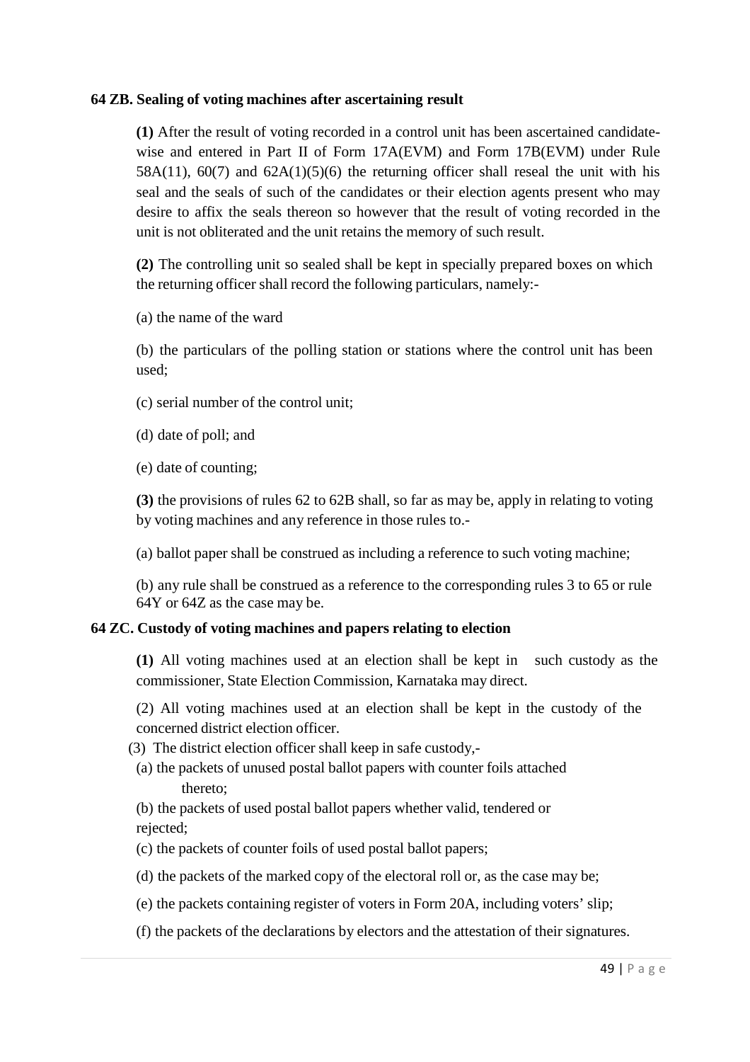**64 ZB. Sealing of voting machines after ascertaining result**

**(1)** After the result of voting recorded in a control unit has been ascertained candidate-wise and entered in Part II of Form 17A(EVM) and Form 17B(EVM) under Rule 58A(11), 60(7) and 62A(1)(5)(6) the returning officer shall reseal the unit with his seal and the seals of such of the candidates or their election agents present who may desire to affix the seals thereon so however that the result of voting recorded in the unit is not obliterated and the unit retains the memory of such result.

**(2)** The controlling unit so sealed shall be kept in specially prepared boxes on which the returning officer shall record the following particulars, namely:-

(a) the name of the ward

(b) the particulars of the polling station or stations where the control unit has been used;

(c) serial number of the control unit;

(d) date of poll; and

(e) date of counting;

**(3)** the provisions of rules 62 to 62B shall, so far as may be, apply in relating to voting by voting machines and any reference in those rules to.-

(a) ballot paper shall be construed as including a reference to such voting machine;

(b) any rule shall be construed as a reference to the corresponding rules 3 to 65 or rule 64Y or 64Z as the case may be.

**64 ZC. Custody of voting machines and papers relating to election**

**(1)** All voting machines used at an election shall be kept in such custody as the commissioner, State Election Commission, Karnataka may direct.

(2) All voting machines used at an election shall be kept in the custody of the concerned district election officer.

(3) The district election officer shall keep in safe custody,-

(a) the packets of unused postal ballot papers with counter foils attached thereto;

(b) the packets of used postal ballot papers whether valid, tendered or rejected;

(c) the packets of counter foils of used postal ballot papers;

(d) the packets of the marked copy of the electoral roll or, as the case may be;

(e) the packets containing register of voters in Form 20A, including voters' slip;

(f) the packets of the declarations by electors and the attestation of their signatures.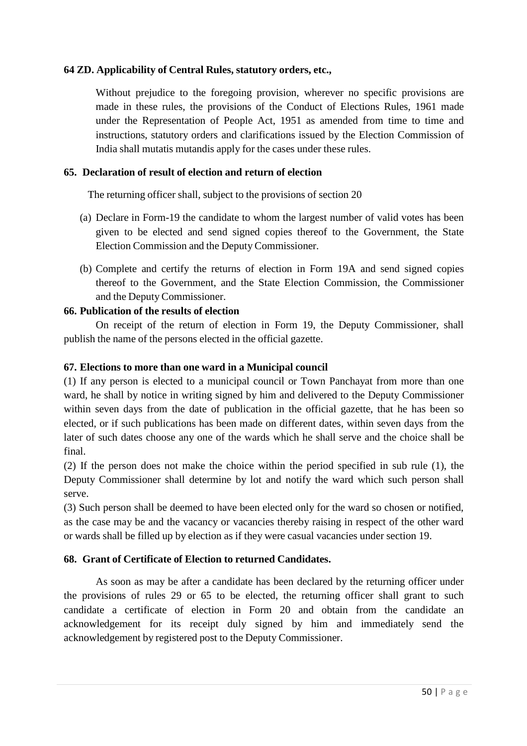**64 ZD. Applicability of Central Rules, statutory orders, etc.,**

Without prejudice to the foregoing provision, wherever no specific provisions are made in these rules, the provisions of the Conduct of Elections Rules, 1961 made under the Representation of People Act, 1951 as amended from time to time and instructions, statutory orders and clarifications issued by the Election Commission of India shall mutatis mutandis apply for the cases under these rules.

**65. Declaration of result of election and return of election**

The returning officer shall, subject to the provisions of section 20

(a) Declare in Form-19 the candidate to whom the largest number of valid votes has been given to be elected and send signed copies thereof to the Government, the State Election Commission and the Deputy Commissioner.

(b) Complete and certify the returns of election in Form 19A and send signed copies thereof to the Government, and the State Election Commission, the Commissioner and the Deputy Commissioner.

**66. Publication of the results of election**

On receipt of the return of election in Form 19, the Deputy Commissioner, shall publish the name of the persons elected in the official gazette.

**67. Elections to more than one ward in a Municipal council**

(1) If any person is elected to a municipal council or Town Panchayat from more than one ward, he shall by notice in writing signed by him and delivered to the Deputy Commissioner within seven days from the date of publication in the official gazette, that he has been so elected, or if such publications has been made on different dates, within seven days from the later of such dates choose any one of the wards which he shall serve and the choice shall be final.

(2) If the person does not make the choice within the period specified in sub rule (1), the Deputy Commissioner shall determine by lot and notify the ward which such person shall serve.

(3) Such person shall be deemed to have been elected only for the ward so chosen or notified, as the case may be and the vacancy or vacancies thereby raising in respect of the other ward or wards shall be filled up by election as if they were casual vacancies under section 19.

**68. Grant of Certificate of Election to returned Candidates.**

As soon as may be after a candidate has been declared by the returning officer under the provisions of rules 29 or 65 to be elected, the returning officer shall grant to such candidate a certificate of election in Form 20 and obtain from the candidate an acknowledgement for its receipt duly signed by him and immediately send the acknowledgement by registered post to the Deputy Commissioner.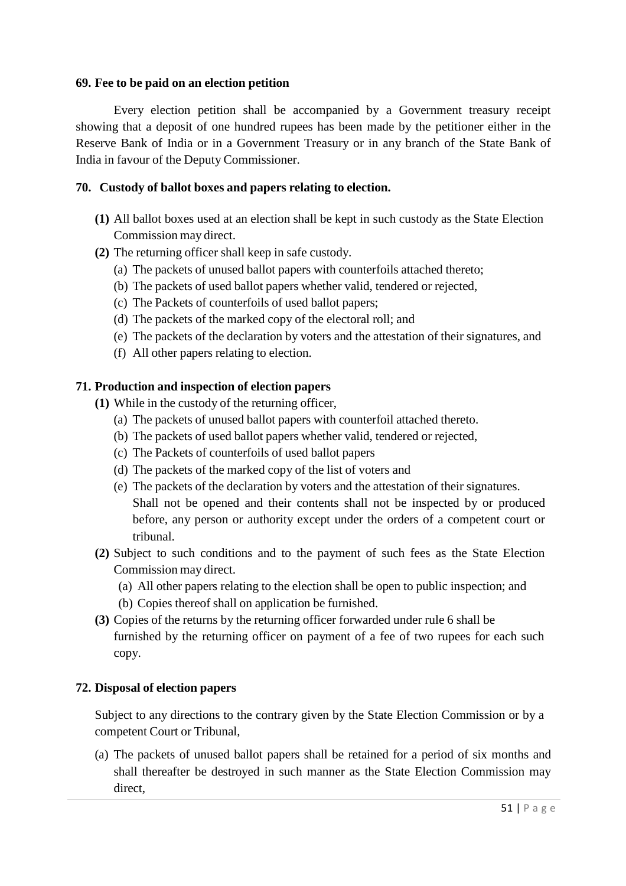**69. Fee to be paid on an election petition**

Every election petition shall be accompanied by a Government treasury receipt showing that a deposit of one hundred rupees has been made by the petitioner either in the Reserve Bank of India or in a Government Treasury or in any branch of the State Bank of India in favour of the Deputy Commissioner.

**70. Custody of ballot boxes and papers relating to election.**

**(1)** All ballot boxes used at an election shall be kept in such custody as the State Election Commission may direct.

**(2)** The returning officer shall keep in safe custody.

(a) The packets of unused ballot papers with counterfoils attached thereto;

(b) The packets of used ballot papers whether valid, tendered or rejected,

(c) The Packets of counterfoils of used ballot papers;

(d) The packets of the marked copy of the electoral roll; and

(e) The packets of the declaration by voters and the attestation of their signatures, and

(f) All other papers relating to election.

**71. Production and inspection of election papers**

**(1)** While in the custody of the returning officer,

(a) The packets of unused ballot papers with counterfoil attached thereto.

(b) The packets of used ballot papers whether valid, tendered or rejected,

(c) The Packets of counterfoils of used ballot papers

(d) The packets of the marked copy of the list of voters and

(e) The packets of the declaration by voters and the attestation of their signatures.

Shall not be opened and their contents shall not be inspected by or produced before, any person or authority except under the orders of a competent court or tribunal.

**(2)** Subject to such conditions and to the payment of such fees as the State Election Commission may direct.

(a) All other papers relating to the election shall be open to public inspection; and

(b) Copies thereof shall on application be furnished.

**(3)** Copies of the returns by the returning officer forwarded under rule 6 shall be furnished by the returning officer on payment of a fee of two rupees for each such copy.

**72. Disposal of election papers**

Subject to any directions to the contrary given by the State Election Commission or by a competent Court or Tribunal,

(a) The packets of unused ballot papers shall be retained for a period of six months and shall thereafter be destroyed in such manner as the State Election Commission may direct,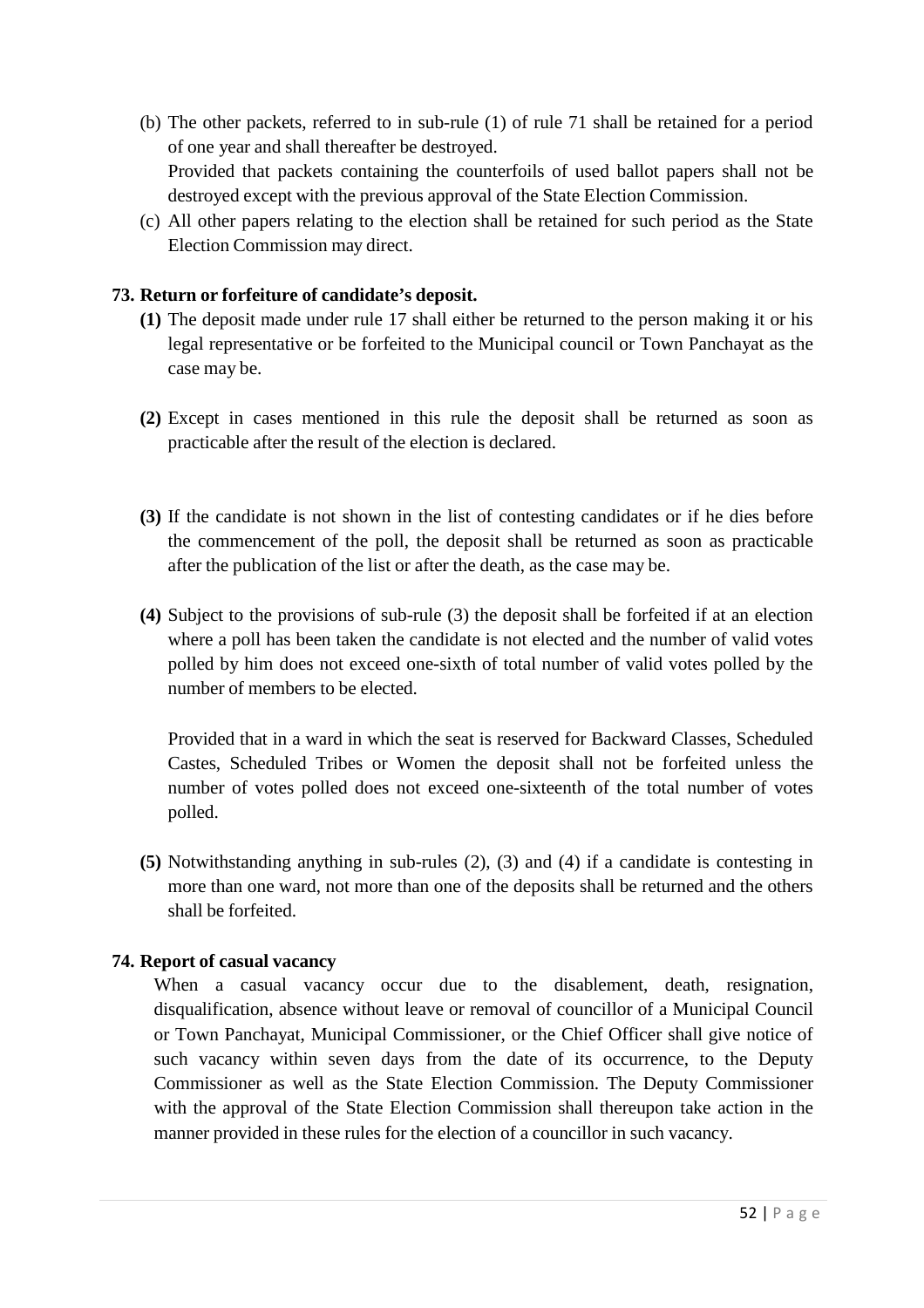(b) The other packets, referred to in sub-rule (1) of rule 71 shall be retained for a period of one year and shall thereafter be destroyed.
Provided that packets containing the counterfoils of used ballot papers shall not be destroyed except with the previous approval of the State Election Commission.

(c) All other papers relating to the election shall be retained for such period as the State Election Commission may direct.

### 73. Return or forfeiture of candidate's deposit.

**(1)** The deposit made under rule 17 shall either be returned to the person making it or his legal representative or be forfeited to the Municipal council or Town Panchayat as the case may be.

**(2)** Except in cases mentioned in this rule the deposit shall be returned as soon as practicable after the result of the election is declared.

**(3)** If the candidate is not shown in the list of contesting candidates or if he dies before the commencement of the poll, the deposit shall be returned as soon as practicable after the publication of the list or after the death, as the case may be.

**(4)** Subject to the provisions of sub-rule (3) the deposit shall be forfeited if at an election where a poll has been taken the candidate is not elected and the number of valid votes polled by him does not exceed one-sixth of total number of valid votes polled by the number of members to be elected.

Provided that in a ward in which the seat is reserved for Backward Classes, Scheduled Castes, Scheduled Tribes or Women the deposit shall not be forfeited unless the number of votes polled does not exceed one-sixteenth of the total number of votes polled.

**(5)** Notwithstanding anything in sub-rules (2), (3) and (4) if a candidate is contesting in more than one ward, not more than one of the deposits shall be returned and the others shall be forfeited.

### 74. Report of casual vacancy

When a casual vacancy occur due to the disablement, death, resignation, disqualification, absence without leave or removal of councillor of a Municipal Council or Town Panchayat, Municipal Commissioner, or the Chief Officer shall give notice of such vacancy within seven days from the date of its occurrence, to the Deputy Commissioner as well as the State Election Commission. The Deputy Commissioner with the approval of the State Election Commission shall thereupon take action in the manner provided in these rules for the election of a councillor in such vacancy.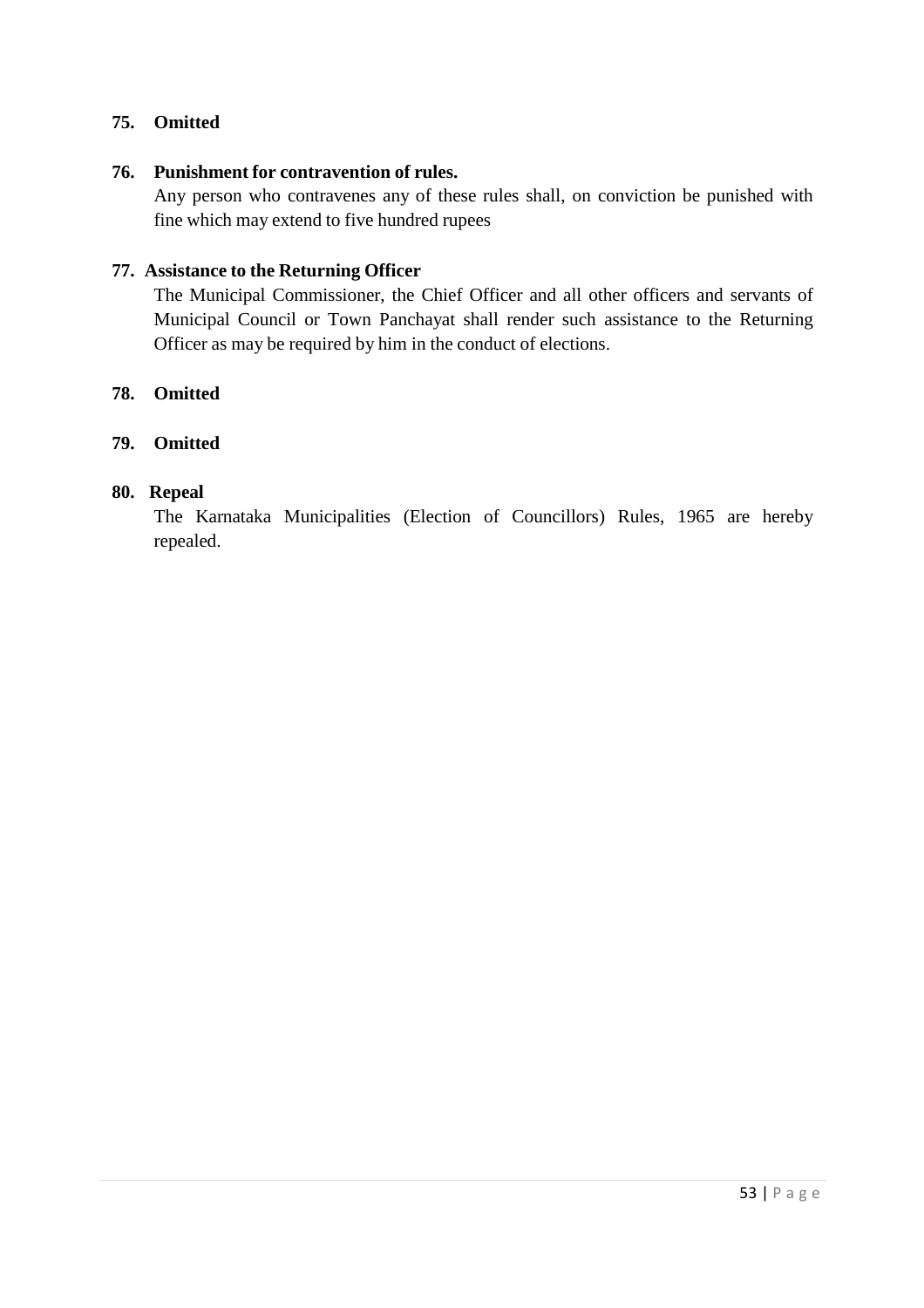**75. Omitted**

**76. Punishment for contravention of rules.**

Any person who contravenes any of these rules shall, on conviction be punished with fine which may extend to five hundred rupees

**77. Assistance to the Returning Officer**

The Municipal Commissioner, the Chief Officer and all other officers and servants of Municipal Council or Town Panchayat shall render such assistance to the Returning Officer as may be required by him in the conduct of elections.

**78. Omitted**

**79. Omitted**

**80. Repeal**

The Karnataka Municipalities (Election of Councillors) Rules, 1965 are hereby repealed.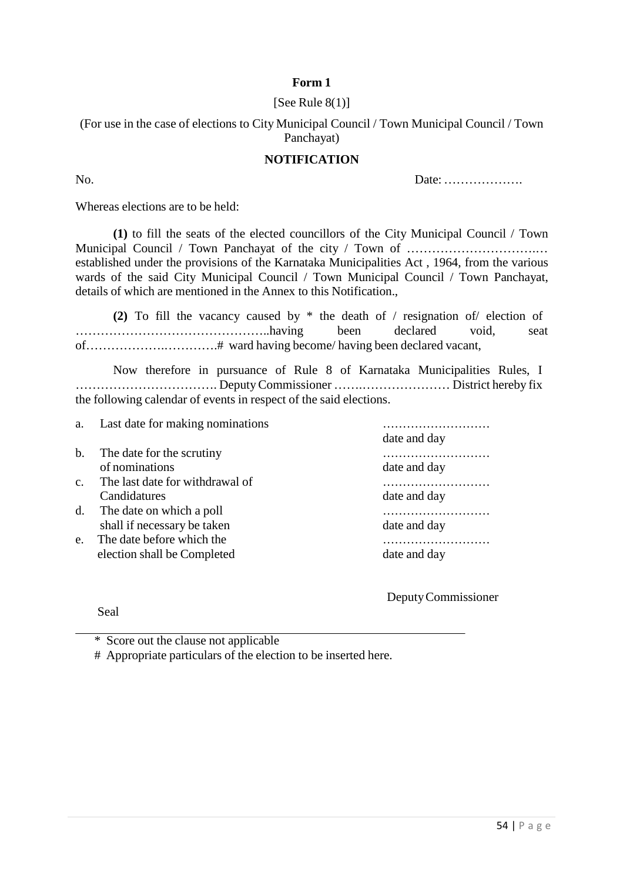**Form 1**

[See Rule 8(1)]

(For use in the case of elections to City Municipal Council / Town Municipal Council / Town Panchayat)

**NOTIFICATION**

No. Date: ……………….

Whereas elections are to be held:

**(1)** to fill the seats of the elected councillors of the City Municipal Council / Town Municipal Council / Town Panchayat of the city / Town of ……………………….… established under the provisions of the Karnataka Municipalities Act , 1964, from the various wards of the said City Municipal Council / Town Municipal Council / Town Panchayat, details of which are mentioned in the Annex to this Notification.,

**(2)** To fill the vacancy caused by * the death of / resignation of/ election of ……………………………………..having been declared void, seat of……………….………….# ward having become/ having been declared vacant,

Now therefore in pursuance of Rule 8 of Karnataka Municipalities Rules, I ……………………………. Deputy Commissioner …….………………… District hereby fix the following calendar of events in respect of the said elections.

| | | |
|---|---|---|
| a. | Last date for making nominations | ……………………… date and day |
| b. | The date for the scrutiny of nominations | ……………………… date and day |
| c. | The last date for withdrawal of Candidatures | ……………………… date and day |
| d. | The date on which a poll shall if necessary be taken | ……………………… date and day |
| e. | The date before which the election shall be Completed | ……………………… date and day |

Deputy Commissioner

Seal

---

\* Score out the clause not applicable

\# Appropriate particulars of the election to be inserted here.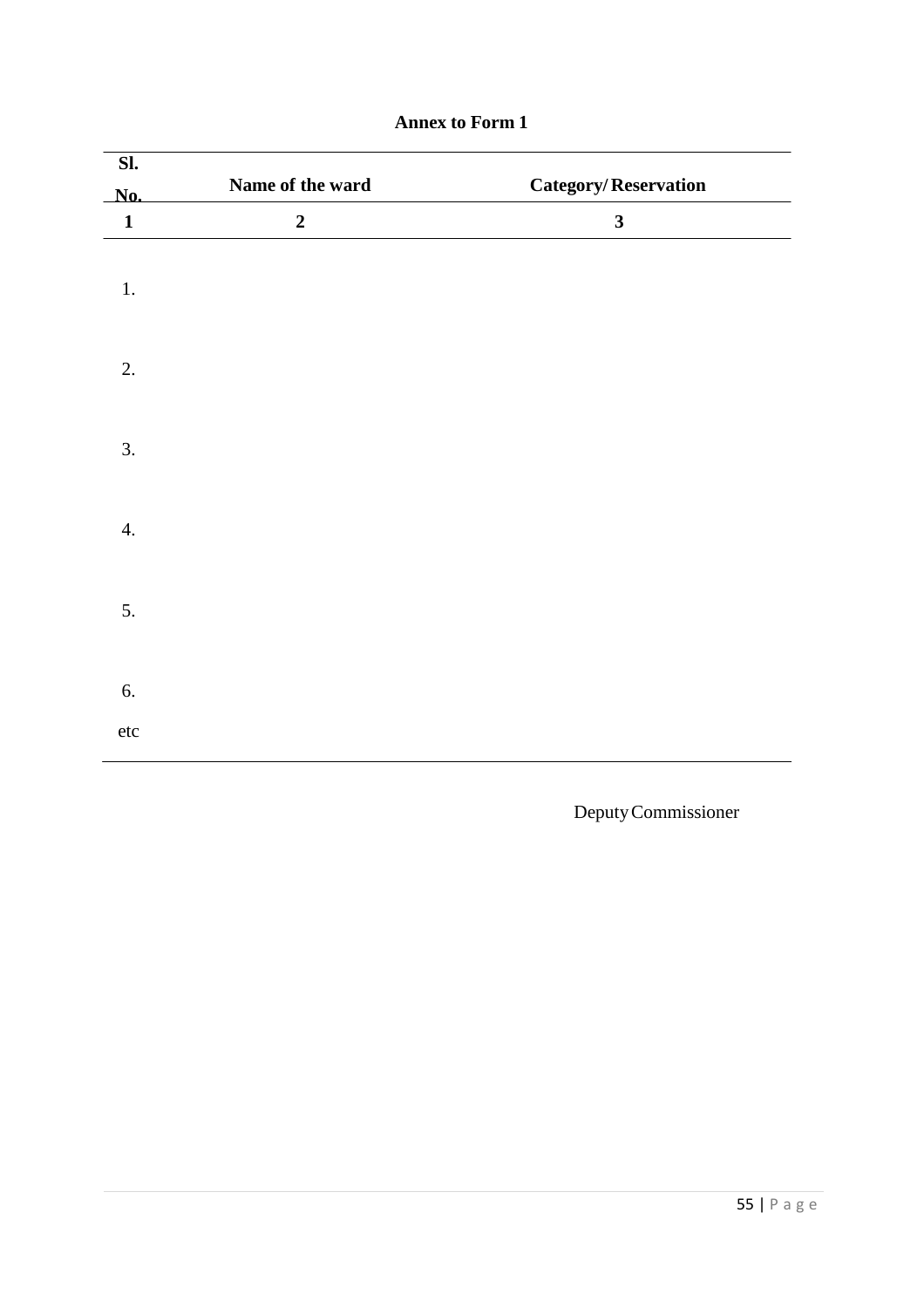**Annex to Form 1**

| Sl. No. | Name of the ward | Category/ Reservation |
|---|---|---|
| 1 | 2 | 3 |
| 1. | | |
| 2. | | |
| 3. | | |
| 4. | | |
| 5. | | |
| 6. | | |
| etc | | |

Deputy Commissioner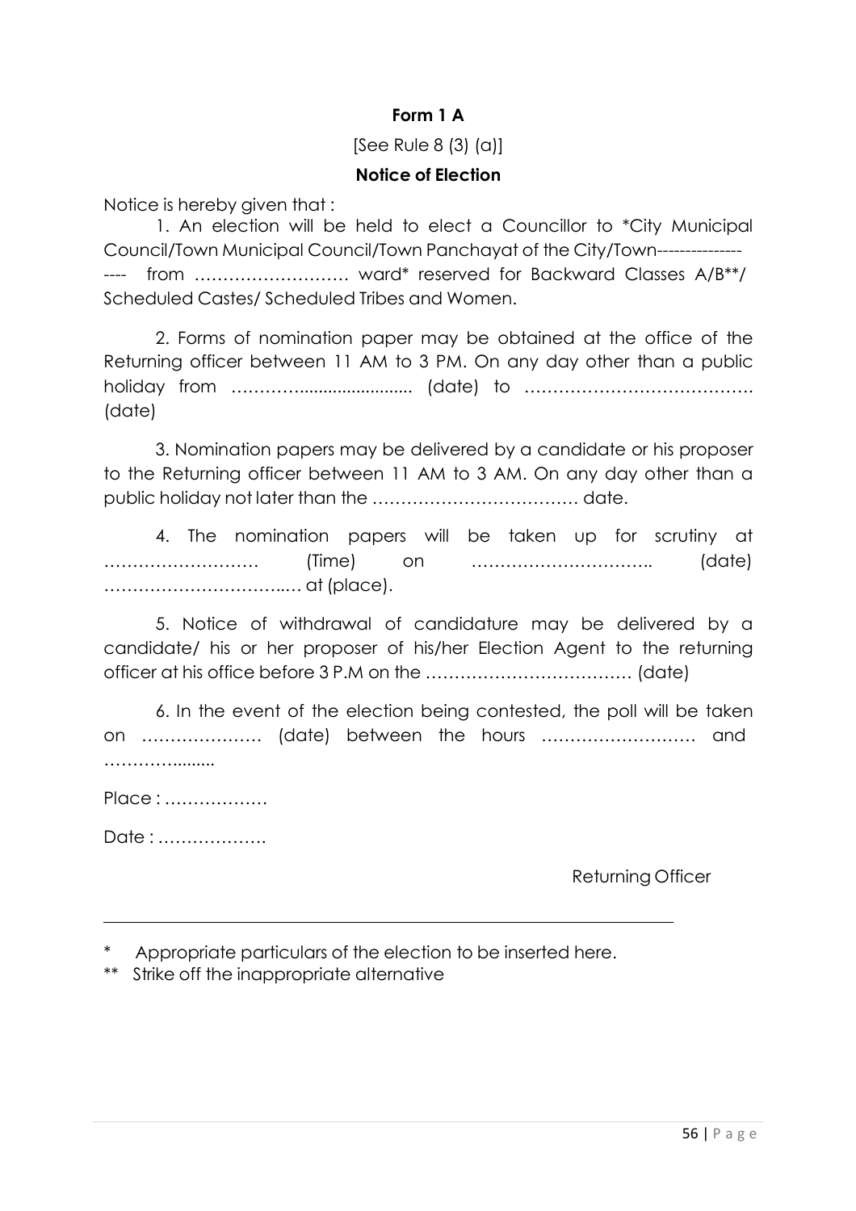**Form 1 A**

[See Rule 8 (3) (a)]

**Notice of Election**

Notice is hereby given that :

1. An election will be held to elect a Councillor to *City Municipal Council/Town Municipal Council/Town Panchayat of the City/Town------------------ from ……………………… ward* reserved for Backward Classes A/B**/ Scheduled Castes/ Scheduled Tribes and Women.

2. Forms of nomination paper may be obtained at the office of the Returning officer between 11 AM to 3 PM. On any day other than a public holiday from ………....................... (date) to …………………………………. (date)

3. Nomination papers may be delivered by a candidate or his proposer to the Returning officer between 11 AM to 3 AM. On any day other than a public holiday not later than the ……………………………… date.

4. The nomination papers will be taken up for scrutiny at ……………………… (Time) on ………………………….. (date) …………………………..… at (place).

5. Notice of withdrawal of candidature may be delivered by a candidate/ his or her proposer of his/her Election Agent to the returning officer at his office before 3 P.M on the ……………………………… (date)

6. In the event of the election being contested, the poll will be taken on ………………… (date) between the hours ……………………… and …………........

Place : ………………

Date : ……………….

Returning Officer

---

\* Appropriate particulars of the election to be inserted here.

\*\* Strike off the inappropriate alternative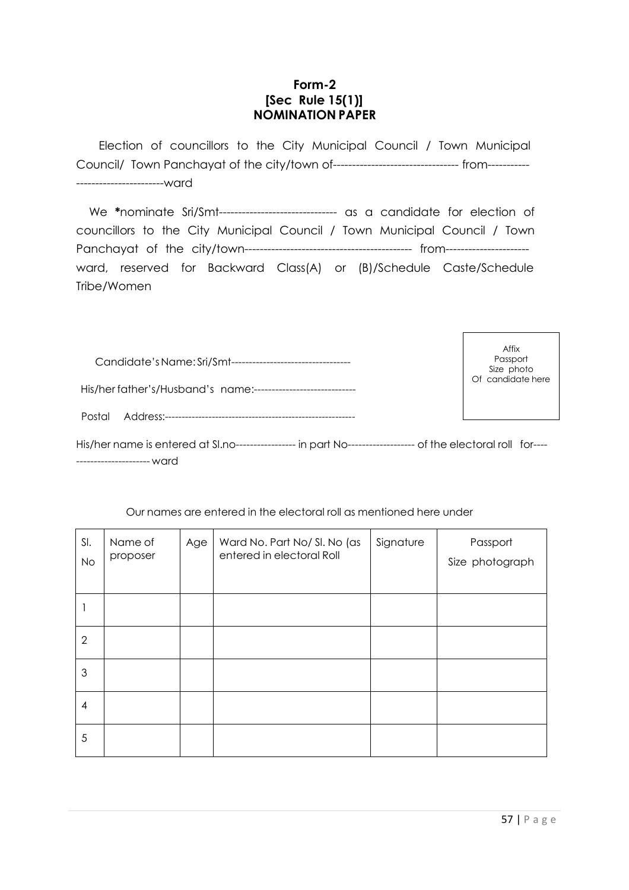**Form-2**
**[Sec Rule 15(1)]**
**NOMINATION PAPER**

Election of councillors to the City Municipal Council / Town Municipal Council/ Town Panchayat of the city/town of--------------------------------- from----------------------------------ward

We *nominate Sri/Smt------------------------------- as a candidate for election of councillors to the City Municipal Council / Town Municipal Council / Town Panchayat of the city/town--------------------------------------------- from---------------------- ward, reserved for Backward Class(A) or (B)/Schedule Caste/Schedule Tribe/Women

Candidate's Name: Sri/Smt----------------------------------

His/her father's/Husband's name:-----------------------------

Postal Address:--------------------------------------------------------

Affix Passport Size photo Of candidate here

His/her name is entered at Sl.no----------------- in part No------------------- of the electoral roll for-------------------------- ward

Our names are entered in the electoral roll as mentioned here under

| Sl. No | Name of proposer | Age | Ward No. Part No/ Sl. No (as entered in electoral Roll | Signature | Passport Size photograph |
|---|---|---|---|---|---|
| 1 | | | | | |
| 2 | | | | | |
| 3 | | | | | |
| 4 | | | | | |
| 5 | | | | | |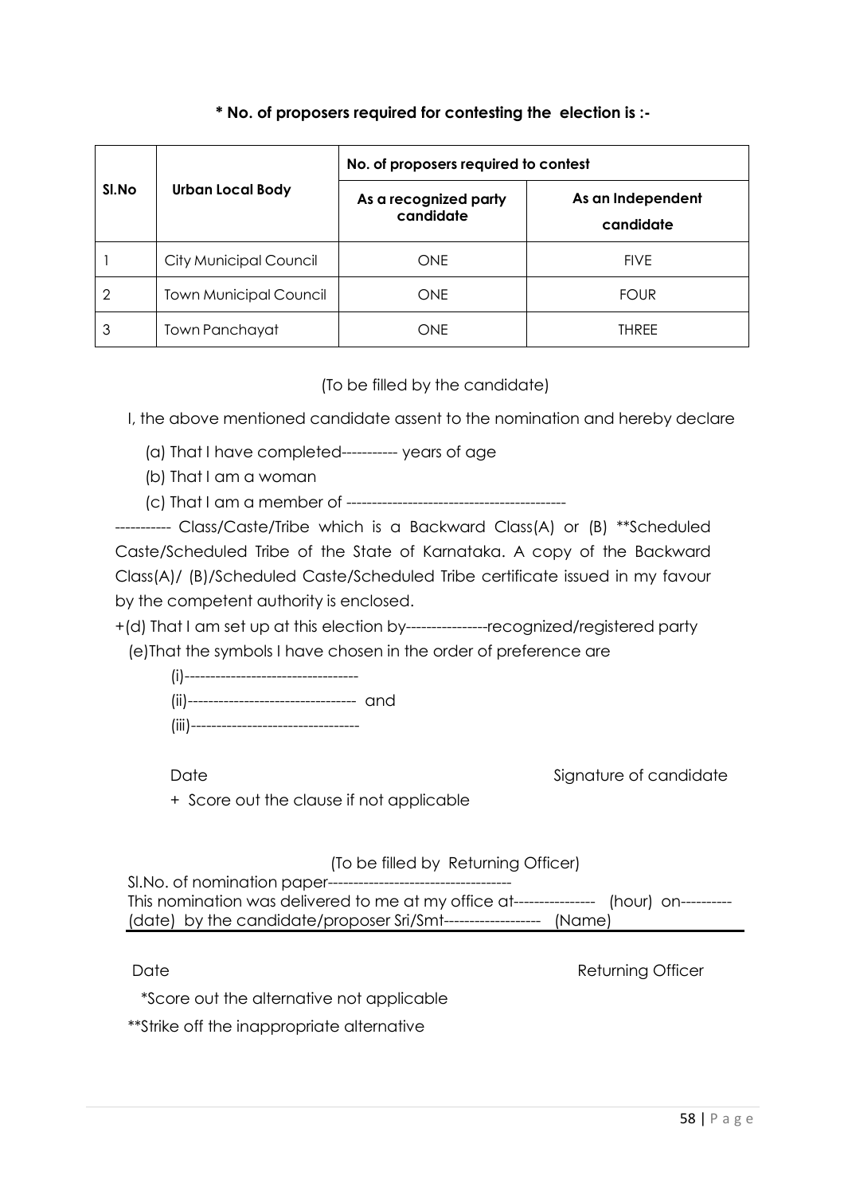**\* No. of proposers required for contesting the election is :-**

| Sl.No | Urban Local Body | No. of proposers required to contest | |
|---|---|---|---|
| | | As a recognized party candidate | As an Independent candidate |
| 1 | City Municipal Council | ONE | FIVE |
| 2 | Town Municipal Council | ONE | FOUR |
| 3 | Town Panchayat | ONE | THREE |

(To be filled by the candidate)

I, the above mentioned candidate assent to the nomination and hereby declare

(a) That I have completed----------- years of age

(b) That I am a woman

(c) That I am a member of -------------------------------------------

----------- Class/Caste/Tribe which is a Backward Class(A) or (B) **Scheduled Caste/Scheduled Tribe of the State of Karnataka. A copy of the Backward Class(A)/ (B)/Scheduled Caste/Scheduled Tribe certificate issued in my favour by the competent authority is enclosed.

+(d) That I am set up at this election by----------------recognized/registered party

(e)That the symbols I have chosen in the order of preference are

(i)----------------------------------

(ii)--------------------------------- and

(iii)---------------------------------

Date                                                                 Signature of candidate

\+ Score out the clause if not applicable

(To be filled by Returning Officer)

Sl.No. of nomination paper------------------------------------

This nomination was delivered to me at my office at---------------- (hour) on---------- (date) by the candidate/proposer Sri/Smt------------------- (Name)

Date                                                                 Returning Officer

*Score out the alternative not applicable

**Strike off the inappropriate alternative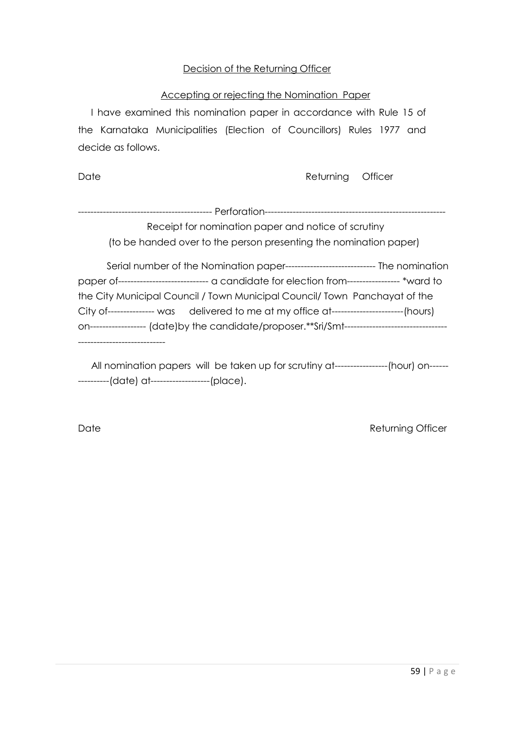Decision of the Returning Officer

Accepting or rejecting the Nomination Paper

I have examined this nomination paper in accordance with Rule 15 of the Karnataka Municipalities (Election of Councillors) Rules 1977 and decide as follows.

Date Returning Officer

------------------------------------------- Perforation----------------------------------------------------------

Receipt for nomination paper and notice of scrutiny

(to be handed over to the person presenting the nomination paper)

Serial number of the Nomination paper----------------------------- The nomination paper of----------------------------- a candidate for election from----------------- *ward to the City Municipal Council / Town Municipal Council/ Town Panchayat of the City of--------------- was delivered to me at my office at-----------------------(hours) on------------------ (date)by the candidate/proposer.**Sri/Smt-------------------------------------------------------------

All nomination papers will be taken up for scrutiny at-----------------(hour) on----------------(date) at-------------------(place).

Date Returning Officer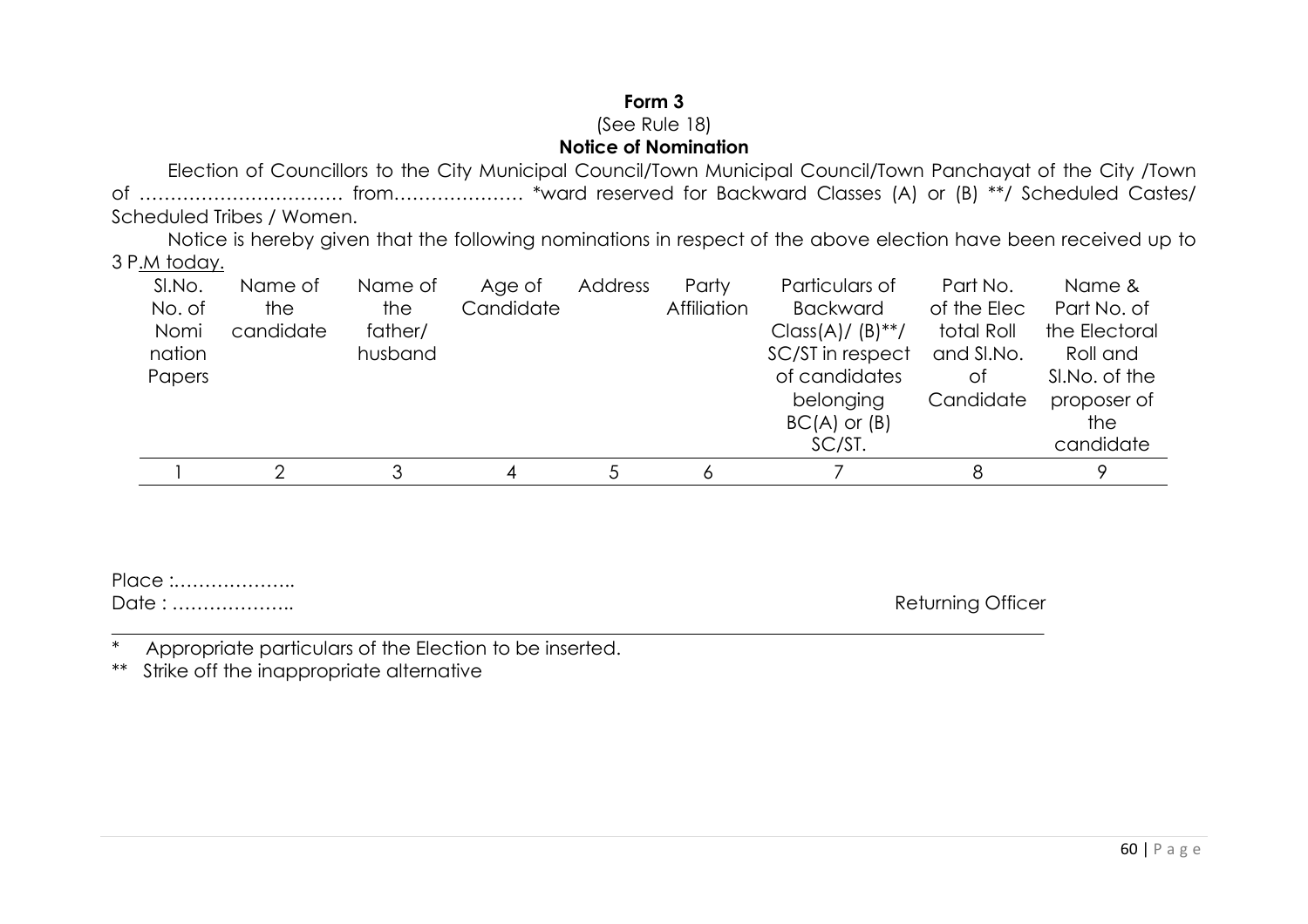**Form 3**

(See Rule 18)

**Notice of Nomination**

Election of Councillors to the City Municipal Council/Town Municipal Council/Town Panchayat of the City /Town of …………………………… from………………… *ward reserved for Backward Classes (A) or (B) **/ Scheduled Castes/ Scheduled Tribes / Women.

Notice is hereby given that the following nominations in respect of the above election have been received up to 3 P.M today.

| Sl.No. No. of Nomi nation Papers | Name of the candidate | Name of the father/ husband | Age of Candidate | Address | Party Affiliation | Particulars of Backward Class(A)/ (B)**/ SC/ST in respect of candidates belonging BC(A) or (B) SC/ST. | Part No. of the Elec total Roll and Sl.No. of Candidate | Name & Part No. of the Electoral Roll and Sl.No. of the proposer of the candidate |
|---|---|---|---|---|---|---|---|---|
| 1 | 2 | 3 | 4 | 5 | 6 | 7 | 8 | 9 |

Place :………………..

Date : ……………….. 

Returning Officer

\* Appropriate particulars of the Election to be inserted.

** Strike off the inappropriate alternative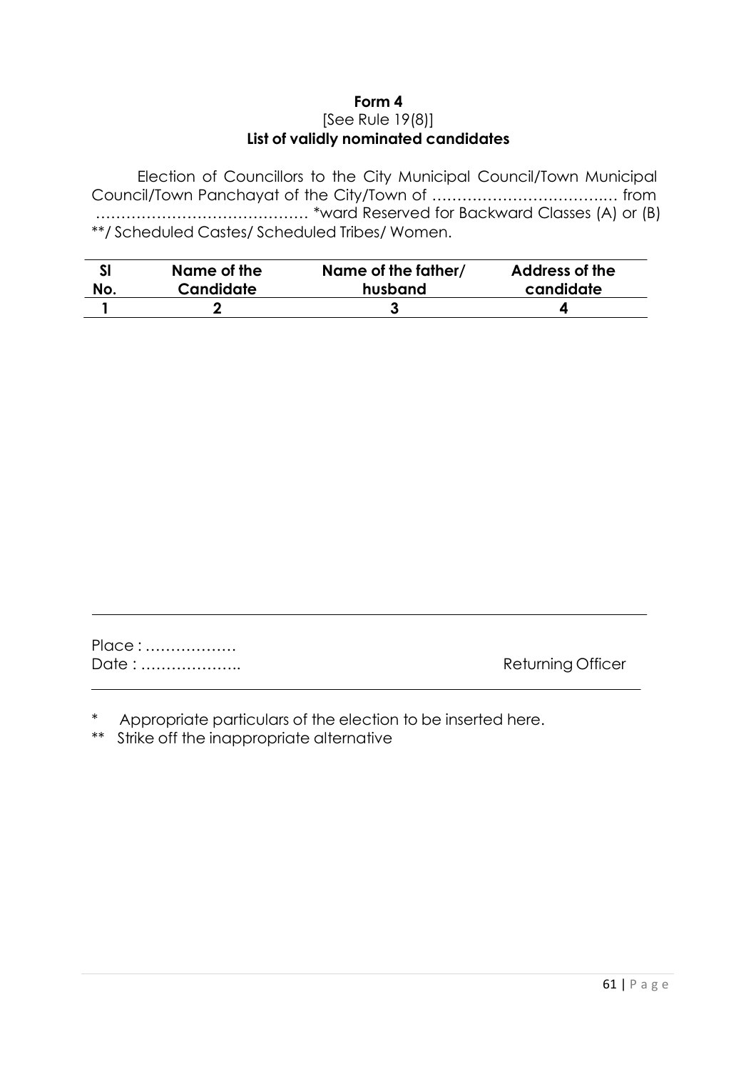**Form 4**
[See Rule 19(8)]
**List of validly nominated candidates**

Election of Councillors to the City Municipal Council/Town Municipal Council/Town Panchayat of the City/Town of ……………………………… from …………………………………… *ward Reserved for Backward Classes (A) or (B) **/ Scheduled Castes/ Scheduled Tribes/ Women.

| Sl No. | Name of the Candidate | Name of the father/ husband | Address of the candidate |
|---|---|---|---|
| 1 | 2 | 3 | 4 |

Place : ………………
Date : ……………….. Returning Officer

\* Appropriate particulars of the election to be inserted here.
\** Strike off the inappropriate alternative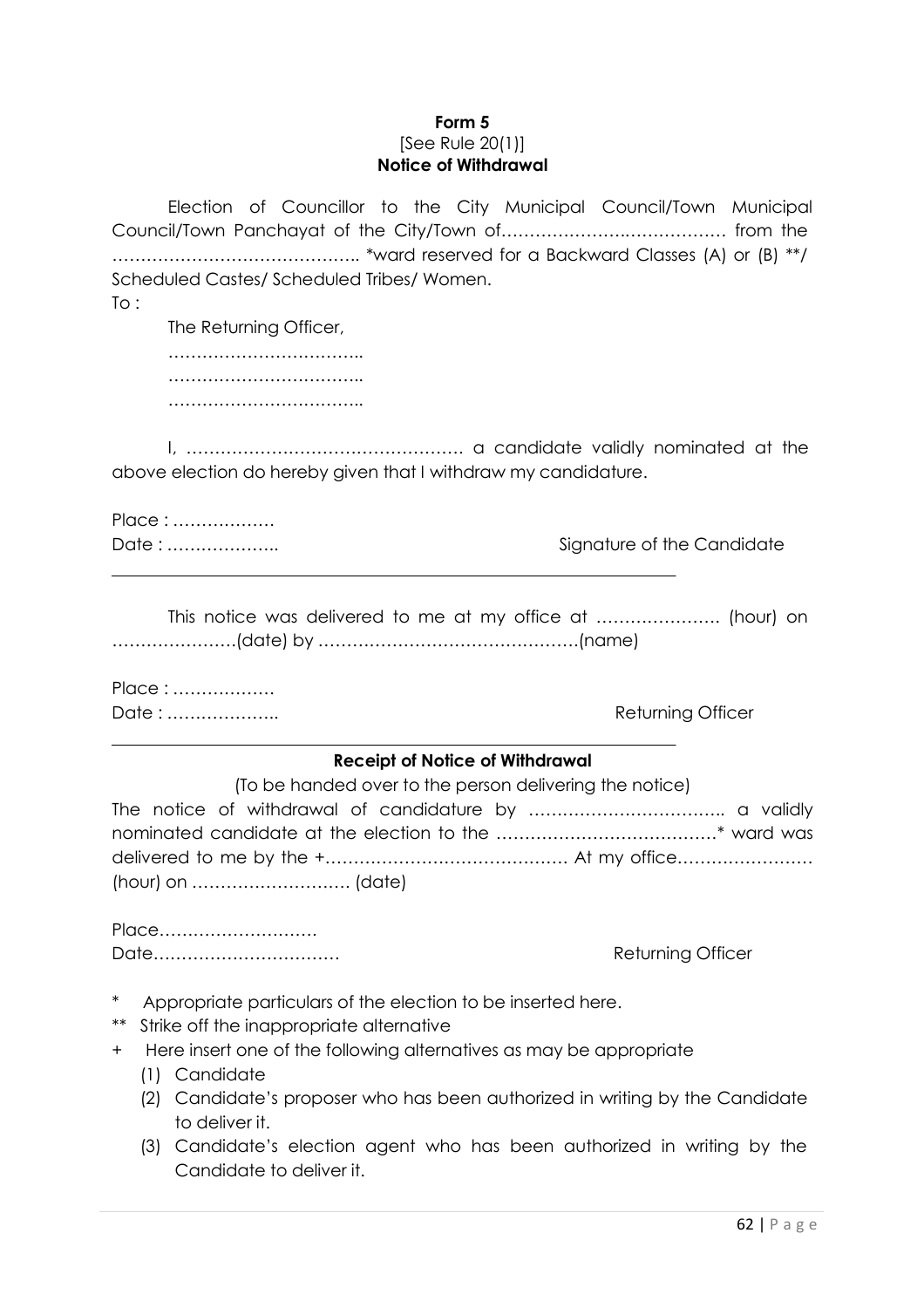**Form 5**
[See Rule 20(1)]
**Notice of Withdrawal**

Election of Councillor to the City Municipal Council/Town Municipal Council/Town Panchayat of the City/Town of…………………..……………… from the …………………………………….. *ward reserved for a Backward Classes (A) or (B) **/ Scheduled Castes/ Scheduled Tribes/ Women.

To :

The Returning Officer,
……………………………..
……………………………..
……………………………..

I, …………………………………………. a candidate validly nominated at the above election do hereby given that I withdraw my candidature.

Place : ………………
Date : ……………….. Signature of the Candidate

---

This notice was delivered to me at my office at …………………. (hour) on …………………(date) by ………………………………………(name)

Place : ………………
Date : ……………….. Returning Officer

---

**Receipt of Notice of Withdrawal**

(To be handed over to the person delivering the notice)

The notice of withdrawal of candidature by …………………………….. a validly nominated candidate at the election to the …………………………………* ward was delivered to me by the +……………………………………. At my office…………………… (hour) on ………………………. (date)

Place………………………
Date…………………………… Returning Officer

\* Appropriate particulars of the election to be inserted here.

** Strike off the inappropriate alternative

\+ Here insert one of the following alternatives as may be appropriate

(1) Candidate
(2) Candidate's proposer who has been authorized in writing by the Candidate to deliver it.
(3) Candidate's election agent who has been authorized in writing by the Candidate to deliver it.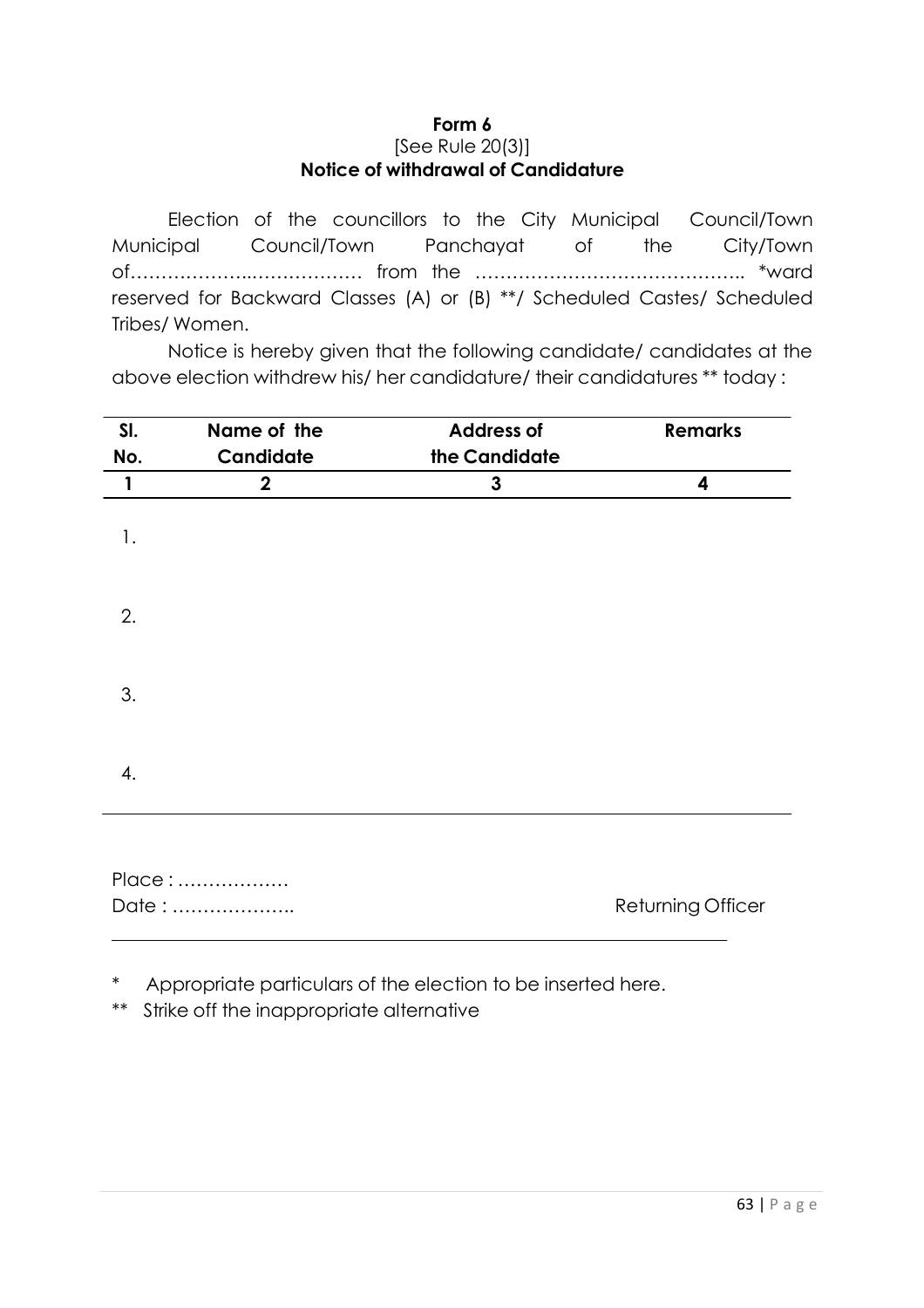**Form 6**

[See Rule 20(3)]

**Notice of withdrawal of Candidature**

Election of the councillors to the City Municipal Council/Town Municipal Council/Town Panchayat of the City/Town of……………..……………… from the …………………………………….. *ward reserved for Backward Classes (A) or (B) **/ Scheduled Castes/ Scheduled Tribes/ Women.

Notice is hereby given that the following candidate/ candidates at the above election withdrew his/ her candidature/ their candidatures ** today :

| Sl. No. | Name of the Candidate | Address of the Candidate | Remarks |
|---|---|---|---|
| 1 | 2 | 3 | 4 |
| 1. | | | |
| 2. | | | |
| 3. | | | |
| 4. | | | |

Place : ………………

Date : ………………..

Returning Officer

\* Appropriate particulars of the election to be inserted here.

** Strike off the inappropriate alternative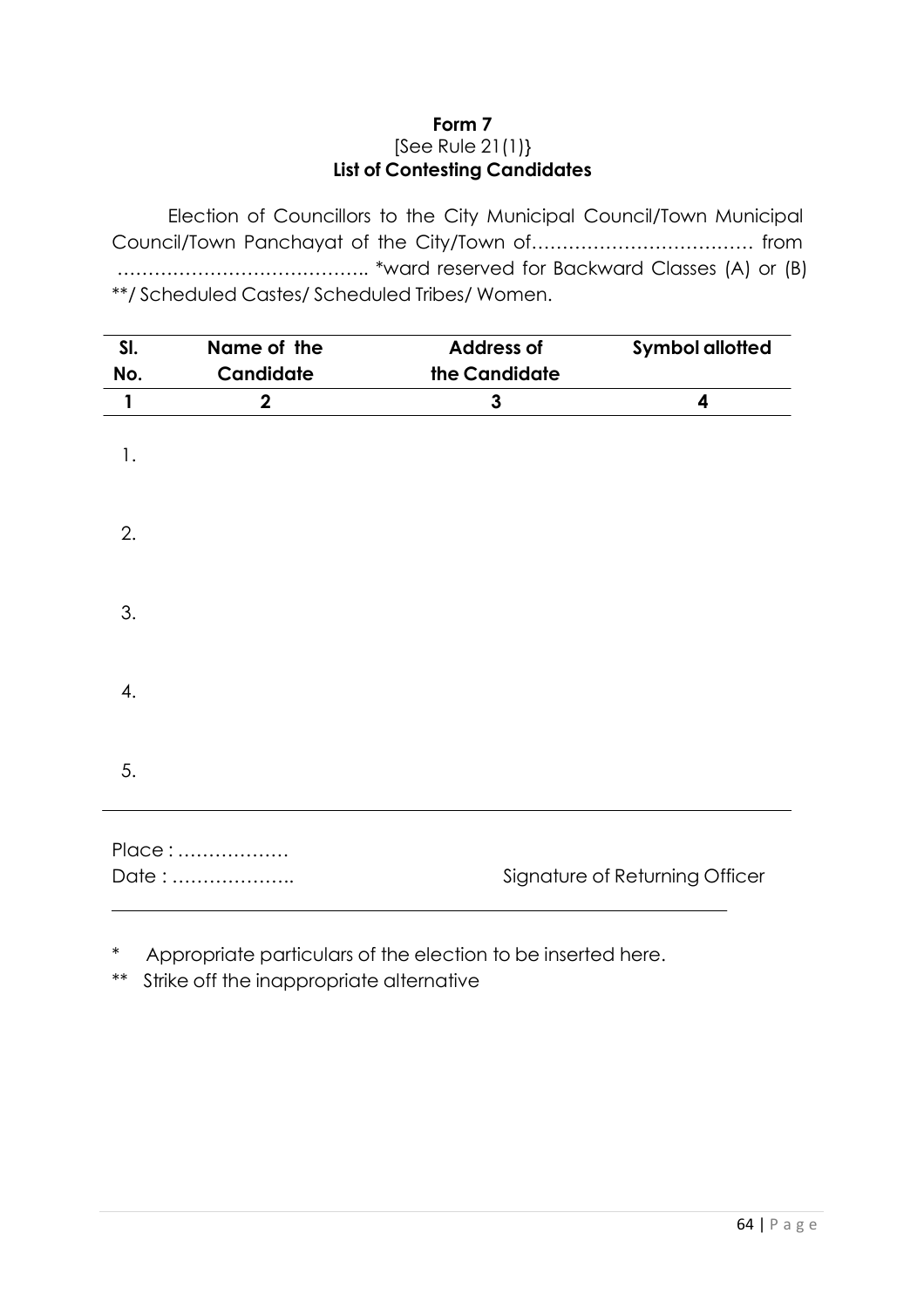**Form 7**

[See Rule 21(1)}

**List of Contesting Candidates**

Election of Councillors to the City Municipal Council/Town Municipal Council/Town Panchayat of the City/Town of……………………………… from ………………………………….. *ward reserved for Backward Classes (A) or (B) **/ Scheduled Castes/ Scheduled Tribes/ Women.

| Sl. No. | Name of the Candidate | Address of the Candidate | Symbol allotted |
|---|---|---|---|
| 1 | 2 | 3 | 4 |
| 1. | | | |
| 2. | | | |
| 3. | | | |
| 4. | | | |
| 5. | | | |

Place : ………………

Date : ……………….. Signature of Returning Officer

\* Appropriate particulars of the election to be inserted here.

** Strike off the inappropriate alternative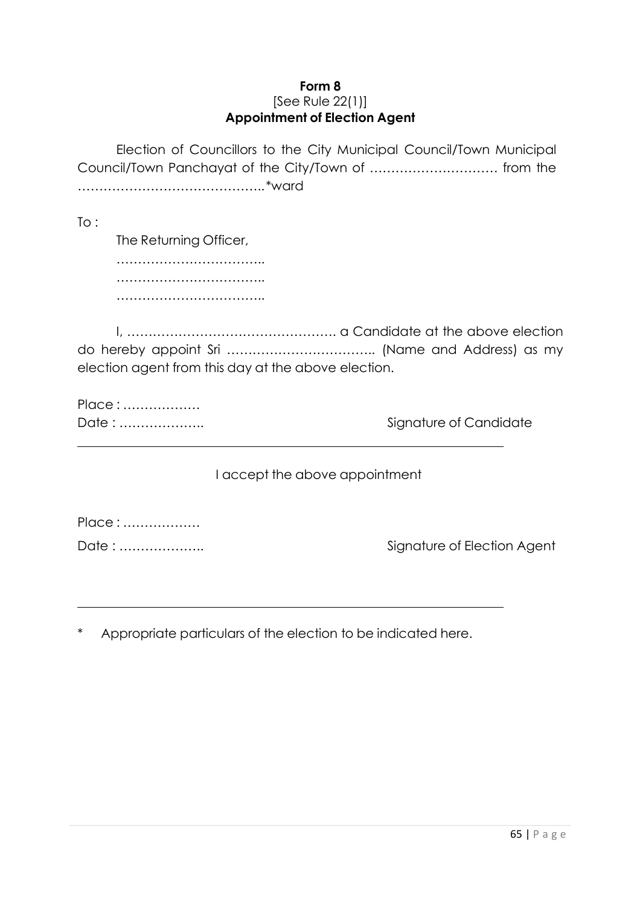**Form 8**
[See Rule 22(1)]
**Appointment of Election Agent**

Election of Councillors to the City Municipal Council/Town Municipal Council/Town Panchayat of the City/Town of ………………………… from the ……………………………………..*ward

To :

The Returning Officer,
……………………………..
……………………………..
……………………………..

I, …………………………………………. a Candidate at the above election do hereby appoint Sri …………………………….. (Name and Address) as my election agent from this day at the above election.

Place : ………………
Date : ……………….. Signature of Candidate

---

I accept the above appointment

Place : ………………
Date : ……………….. Signature of Election Agent

---

\* Appropriate particulars of the election to be indicated here.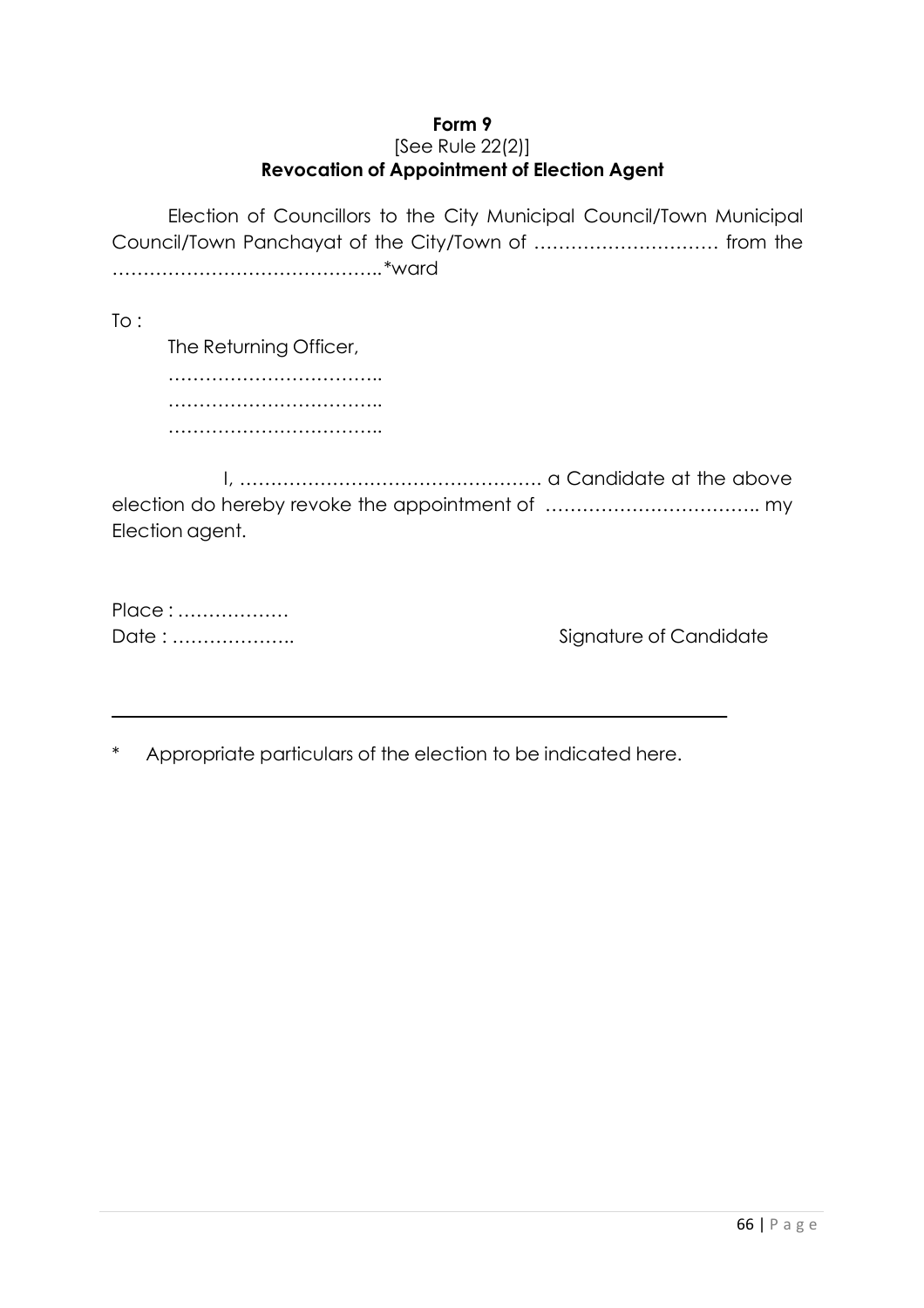**Form 9**

[See Rule 22(2)]

**Revocation of Appointment of Election Agent**

Election of Councillors to the City Municipal Council/Town Municipal Council/Town Panchayat of the City/Town of ………………………… from the ……………………………………..*ward

To :

The Returning Officer,

……………………………..

……………………………..

……………………………..

I, …………………………………………. a Candidate at the above election do hereby revoke the appointment of …………………………….. my Election agent.

Place : ………………

Date : ……………….. Signature of Candidate

---

\* Appropriate particulars of the election to be indicated here.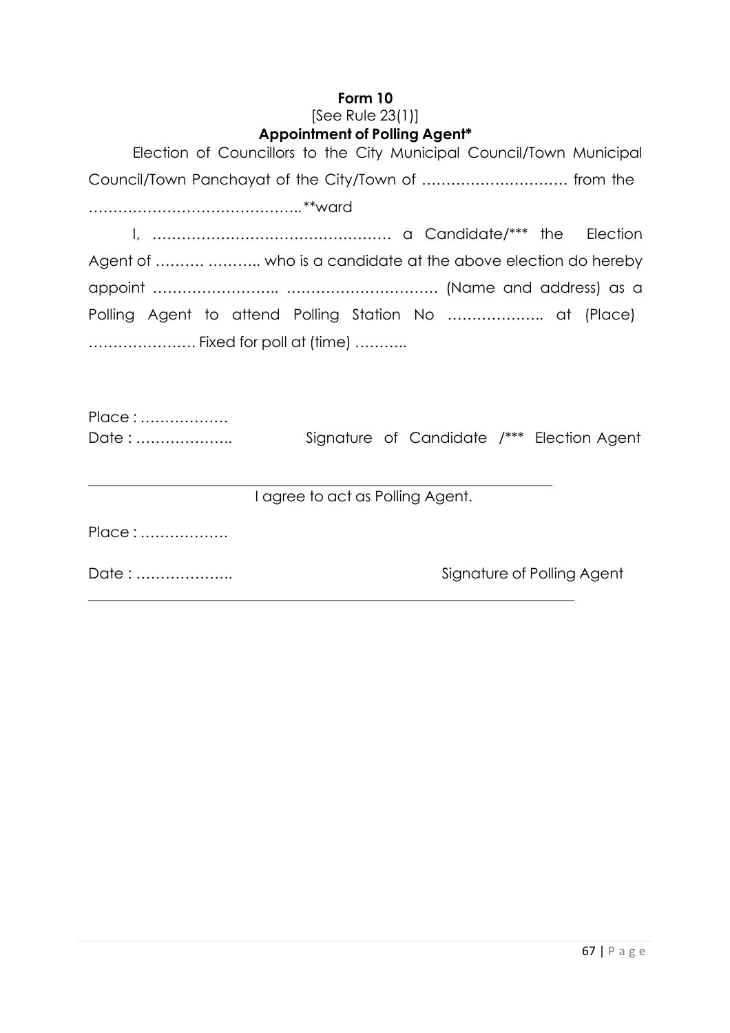**Form 10**

[See Rule 23(1)]

**Appointment of Polling Agent***

Election of Councillors to the City Municipal Council/Town Municipal Council/Town Panchayat of the City/Town of ………………………… from the ……………………………………..**ward

I, …………………………………………. a Candidate/*** the Election Agent of ………. ……….. who is a candidate at the above election do hereby appoint …………………….. ………………………… (Name and address) as a Polling Agent to attend Polling Station No ……………….. at (Place) …………………. Fixed for poll at (time) ………..

Place : ………………

Date : ……………….. Signature of Candidate /*** Election Agent

---

I agree to act as Polling Agent.

Place : ………………

Date : ……………….. Signature of Polling Agent

---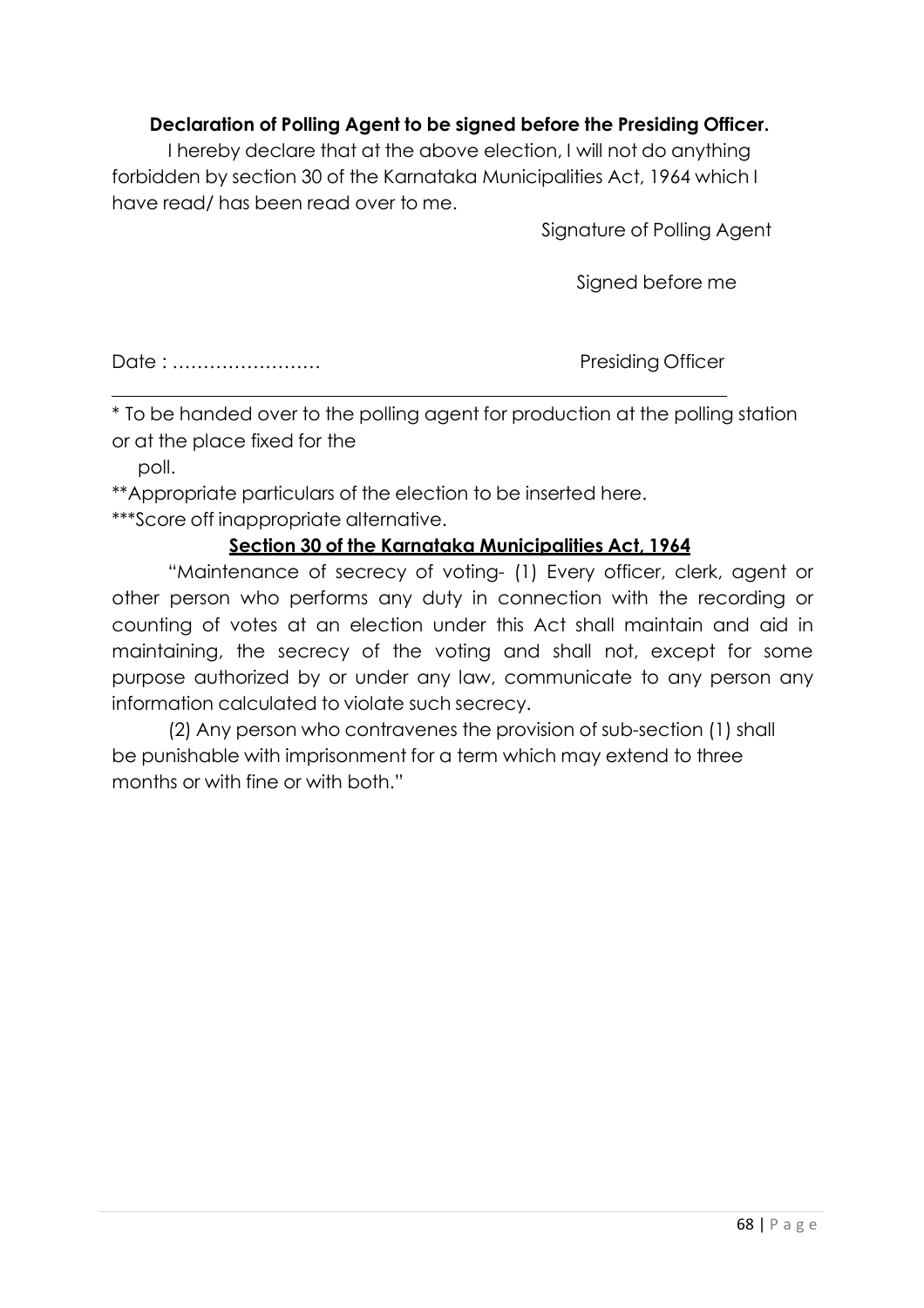**Declaration of Polling Agent to be signed before the Presiding Officer.**

I hereby declare that at the above election, I will not do anything forbidden by section 30 of the Karnataka Municipalities Act, 1964 which I have read/ has been read over to me.

Signature of Polling Agent

Signed before me

Date : ……………………

Presiding Officer

---

* To be handed over to the polling agent for production at the polling station or at the place fixed for the poll.

**Appropriate particulars of the election to be inserted here.

***Score off inappropriate alternative.

**<u>Section 30 of the Karnataka Municipalities Act, 1964</u>**

"Maintenance of secrecy of voting- (1) Every officer, clerk, agent or other person who performs any duty in connection with the recording or counting of votes at an election under this Act shall maintain and aid in maintaining, the secrecy of the voting and shall not, except for some purpose authorized by or under any law, communicate to any person any information calculated to violate such secrecy.

(2) Any person who contravenes the provision of sub-section (1) shall be punishable with imprisonment for a term which may extend to three months or with fine or with both."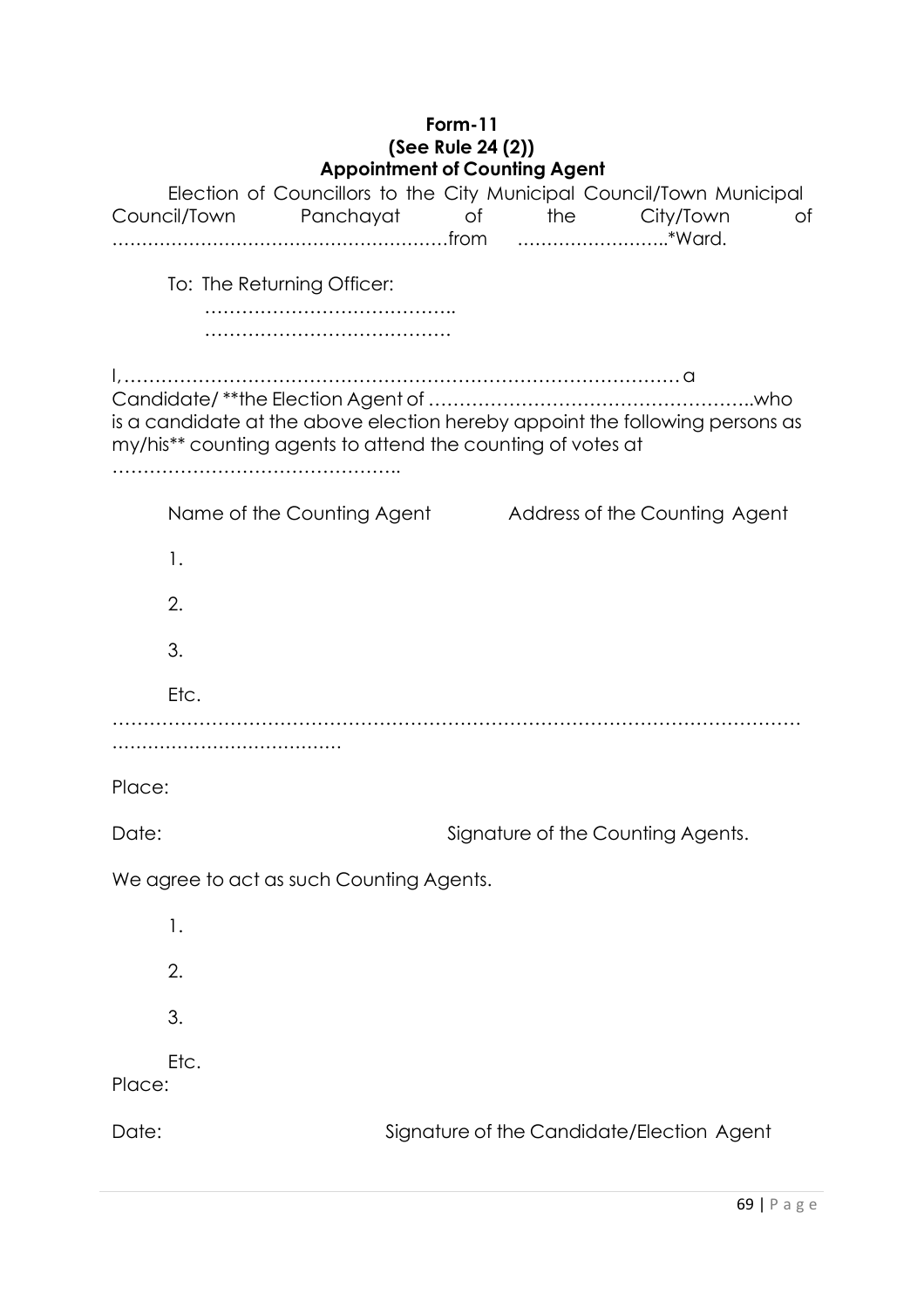**Form-11**
**(See Rule 24 (2))**
**Appointment of Counting Agent**

Election of Councillors to the City Municipal Council/Town Municipal Council/Town Panchayat of the City/Town of ………………………………………………from ……………………..*Ward.

To: The Returning Officer:
…………………………………..
……………………………………

I,……………………………………………………………………………… a Candidate/ **the Election Agent of ……………………………………………..who is a candidate at the above election hereby appoint the following persons as my/his** counting agents to attend the counting of votes at ………………………………………..

| Name of the Counting Agent | Address of the Counting Agent |
|---|---|
| 1. | |
| 2. | |
| 3. | |
| Etc. | |

……………………………………………………………………………………………………
…………………………………

Place:

Date: Signature of the Counting Agents.

We agree to act as such Counting Agents.

1.

2.

3.

Etc.

Place:

Date: Signature of the Candidate/Election Agent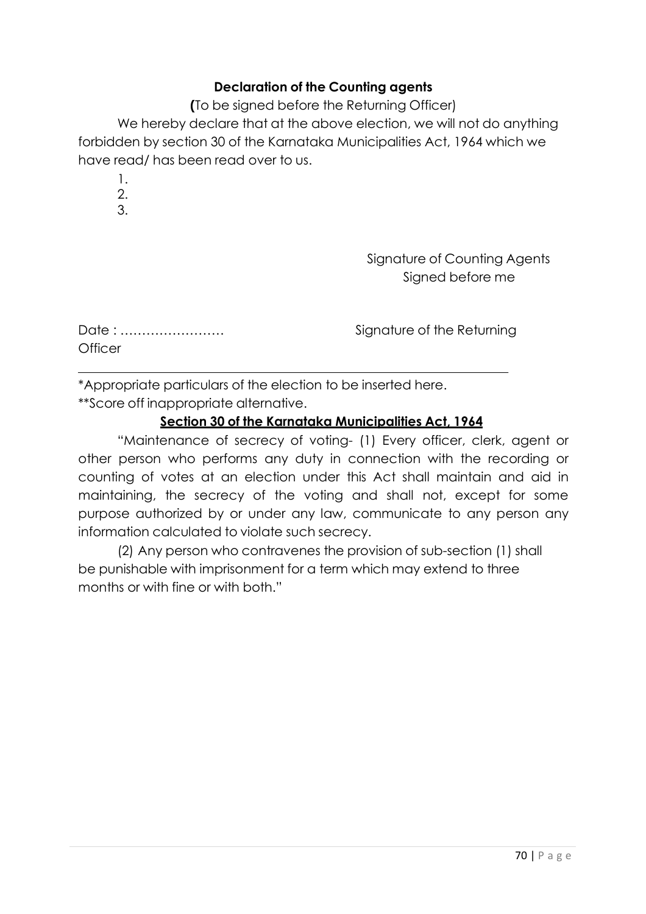**Declaration of the Counting agents**

**(**To be signed before the Returning Officer)

We hereby declare that at the above election, we will not do anything forbidden by section 30 of the Karnataka Municipalities Act, 1964 which we have read/ has been read over to us.

1.
2.
3.

Signature of Counting Agents

Signed before me

Date : ……………………      Signature of the Returning Officer

---

*Appropriate particulars of the election to be inserted here.

**Score off inappropriate alternative.

**<u>Section 30 of the Karnataka Municipalities Act, 1964</u>**

"Maintenance of secrecy of voting- (1) Every officer, clerk, agent or other person who performs any duty in connection with the recording or counting of votes at an election under this Act shall maintain and aid in maintaining, the secrecy of the voting and shall not, except for some purpose authorized by or under any law, communicate to any person any information calculated to violate such secrecy.

(2) Any person who contravenes the provision of sub-section (1) shall be punishable with imprisonment for a term which may extend to three months or with fine or with both."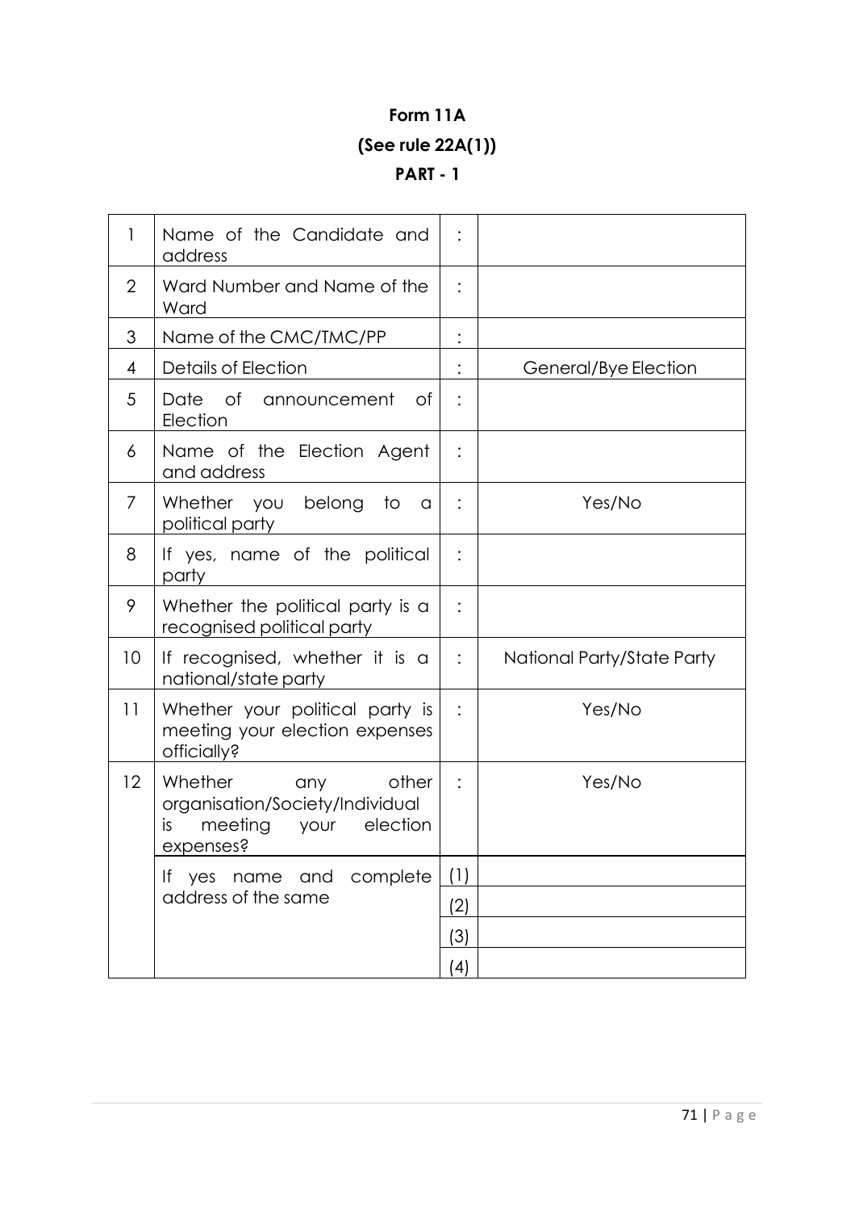**Form 11A**

**(See rule 22A(1))**

**PART - 1**

| | | | |
|---|---|---|---|
| 1 | Name of the Candidate and address | : | |
| 2 | Ward Number and Name of the Ward | : | |
| 3 | Name of the CMC/TMC/PP | : | |
| 4 | Details of Election | : | General/Bye Election |
| 5 | Date of announcement of Election | : | |
| 6 | Name of the Election Agent and address | : | |
| 7 | Whether you belong to a political party | : | Yes/No |
| 8 | If yes, name of the political party | : | |
| 9 | Whether the political party is a recognised political party | : | |
| 10 | If recognised, whether it is a national/state party | : | National Party/State Party |
| 11 | Whether your political party is meeting your election expenses officially? | : | Yes/No |
| 12 | Whether any other organisation/Society/Individual is meeting your election expenses? | : | Yes/No |
| | If yes name and complete address of the same | (1) | |
| | | (2) | |
| | | (3) | |
| | | (4) | |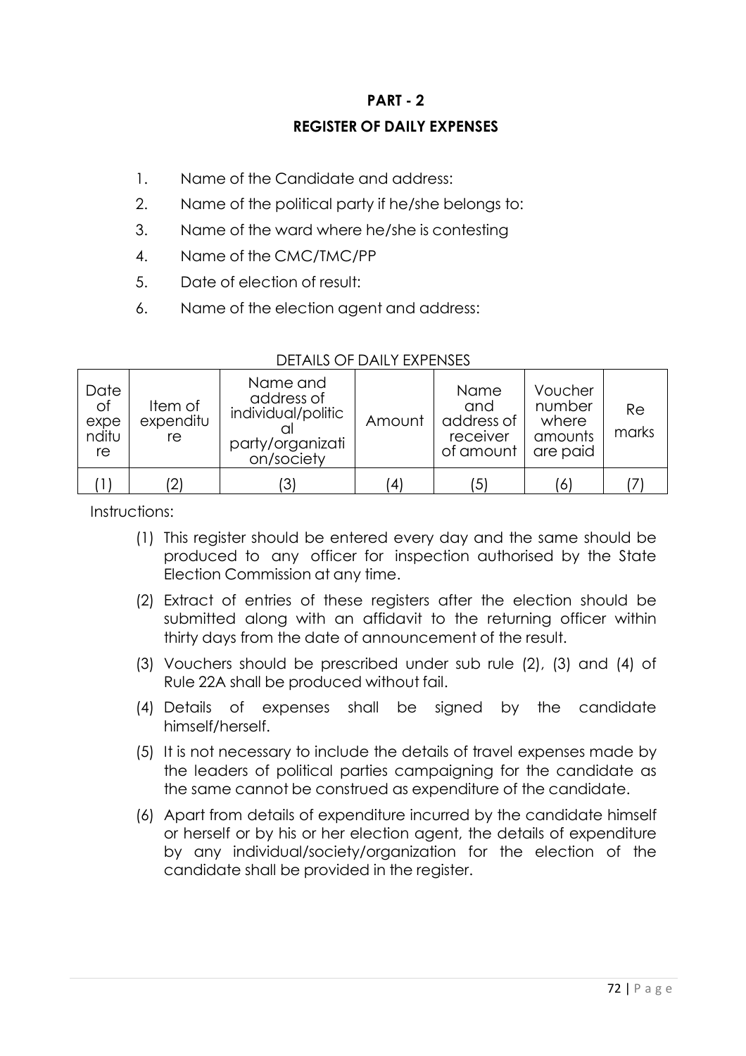**PART - 2**

**REGISTER OF DAILY EXPENSES**

1. Name of the Candidate and address:
2. Name of the political party if he/she belongs to:
3. Name of the ward where he/she is contesting
4. Name of the CMC/TMC/PP
5. Date of election of result:
6. Name of the election agent and address:

DETAILS OF DAILY EXPENSES

| Date of expenditure | Item of expenditure | Name and address of individual/political party/organization/society | Amount | Name and address of receiver of amount | Voucher number where amounts are paid | Remarks |
|---|---|---|---|---|---|---|
| (1) | (2) | (3) | (4) | (5) | (6) | (7) |

Instructions:

(1) This register should be entered every day and the same should be produced to any officer for inspection authorised by the State Election Commission at any time.

(2) Extract of entries of these registers after the election should be submitted along with an affidavit to the returning officer within thirty days from the date of announcement of the result.

(3) Vouchers should be prescribed under sub rule (2), (3) and (4) of Rule 22A shall be produced without fail.

(4) Details of expenses shall be signed by the candidate himself/herself.

(5) It is not necessary to include the details of travel expenses made by the leaders of political parties campaigning for the candidate as the same cannot be construed as expenditure of the candidate.

(6) Apart from details of expenditure incurred by the candidate himself or herself or by his or her election agent, the details of expenditure by any individual/society/organization for the election of the candidate shall be provided in the register.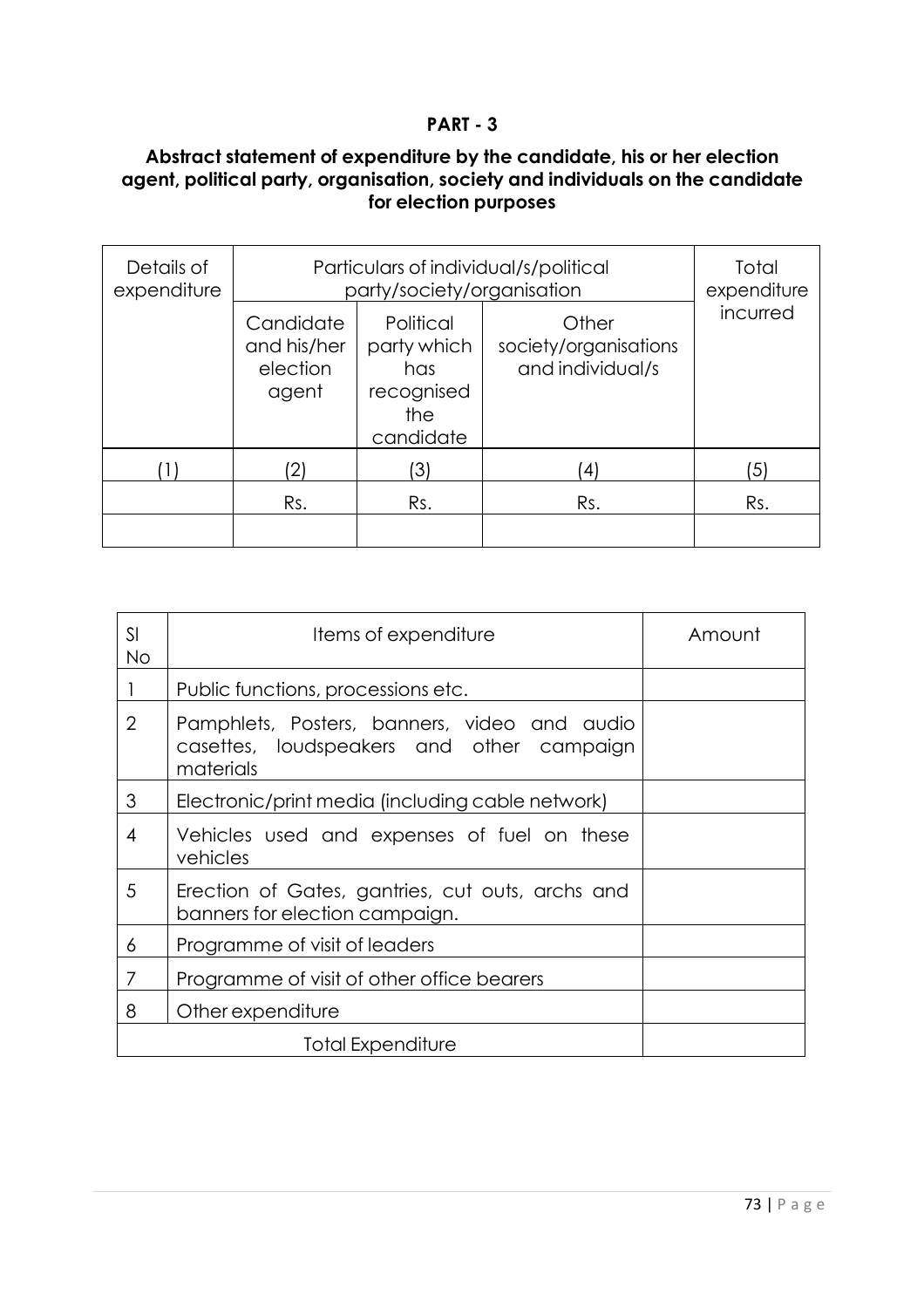## PART - 3

### Abstract statement of expenditure by the candidate, his or her election agent, political party, organisation, society and individuals on the candidate for election purposes

| Details of expenditure | Particulars of individual/s/political party/society/organisation | | | Total expenditure incurred |
|---|---|---|---|---|
| | Candidate and his/her election agent | Political party which has recognised the candidate | Other society/organisations and individual/s | |
| (1) | (2) | (3) | (4) | (5) |
| | Rs. | Rs. | Rs. | Rs. |
| | | | | |

| Sl No | Items of expenditure | Amount |
|---|---|---|
| 1 | Public functions, processions etc. | |
| 2 | Pamphlets, Posters, banners, video and audio casettes, loudspeakers and other campaign materials | |
| 3 | Electronic/print media (including cable network) | |
| 4 | Vehicles used and expenses of fuel on these vehicles | |
| 5 | Erection of Gates, gantries, cut outs, archs and banners for election campaign. | |
| 6 | Programme of visit of leaders | |
| 7 | Programme of visit of other office bearers | |
| 8 | Other expenditure | |
| | Total Expenditure | |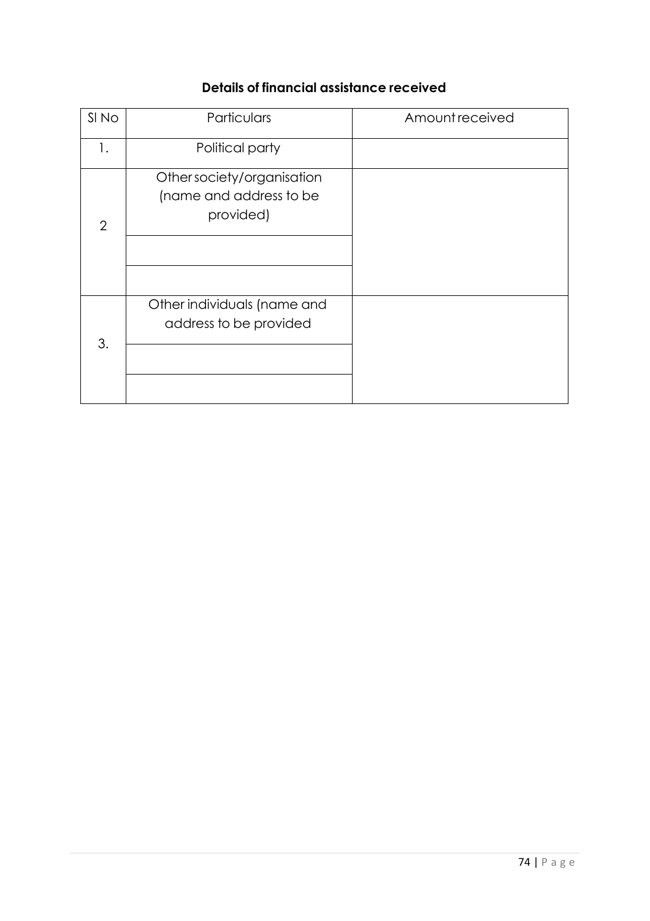**Details of financial assistance received**

| Sl No | Particulars | Amount received |
| --- | --- | --- |
| 1. | Political party | |
| 2 | Other society/organisation (name and address to be provided) | |
| | | |
| | | |
| 3. | Other individuals (name and address to be provided | |
| | | |
| | | |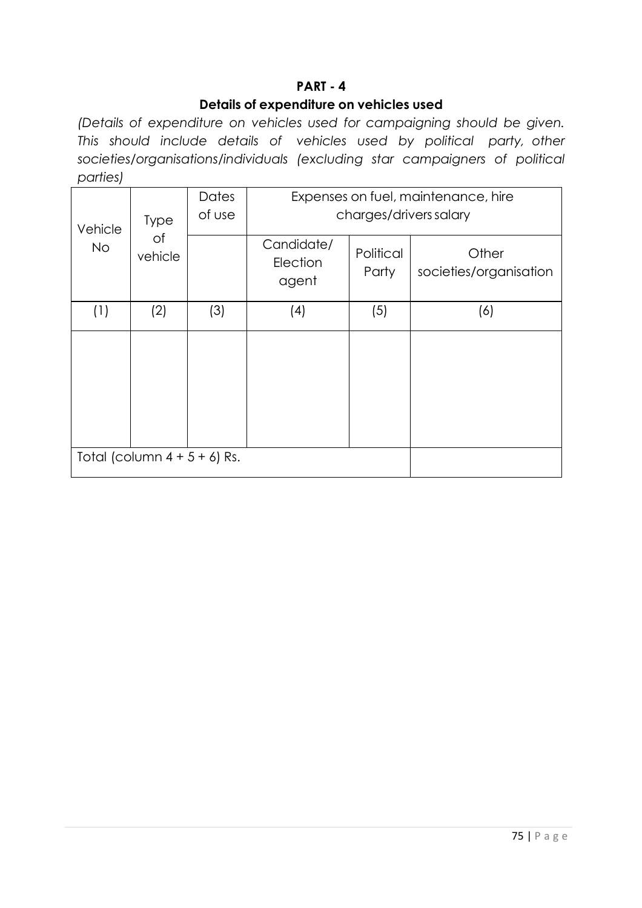**PART - 4**

**Details of expenditure on vehicles used**

*(Details of expenditure on vehicles used for campaigning should be given. This should include details of vehicles used by political party, other societies/organisations/individuals (excluding star campaigners of political parties)*

| Vehicle No | Type of vehicle | Dates of use | Expenses on fuel, maintenance, hire charges/drivers salary | | |
|---|---|---|---|---|---|
| | | | Candidate/ Election agent | Political Party | Other societies/organisation |
| (1) | (2) | (3) | (4) | (5) | (6) |
| | | | | | |
| Total (column 4 + 5 + 6) Rs. | | | | | |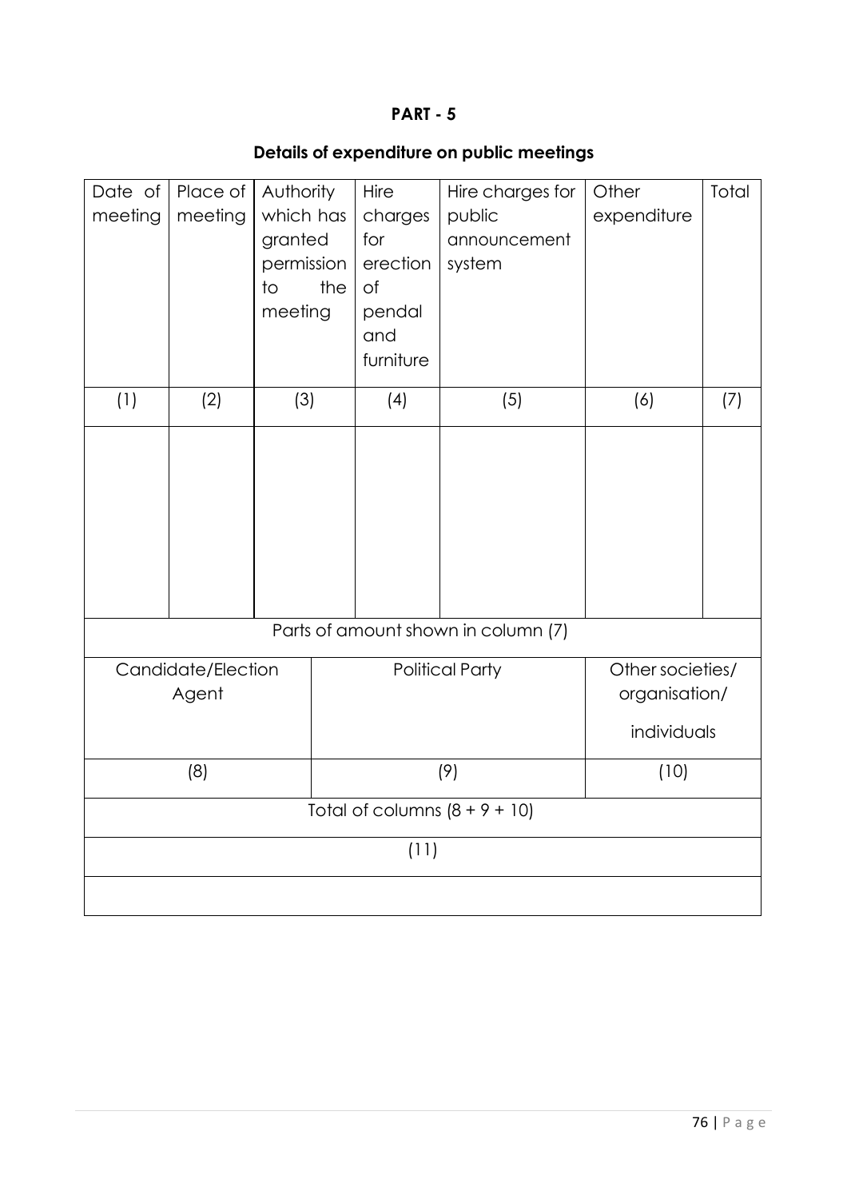**PART - 5**

**Details of expenditure on public meetings**

| Date of meeting | Place of meeting | Authority which has granted permission to the meeting | Hire charges for erection of pendal and furniture | Hire charges for public announcement system | Other expenditure | Total |
|---|---|---|---|---|---|---|
| (1) | (2) | (3) | (4) | (5) | (6) | (7) |
| | | | | | | |

| Parts of amount shown in column (7) | | |
|---|---|---|
| Candidate/Election Agent | Political Party | Other societies/ organisation/ individuals |
| (8) | (9) | (10) |

| Total of columns (8 + 9 + 10) |
|---|
| (11) |
| |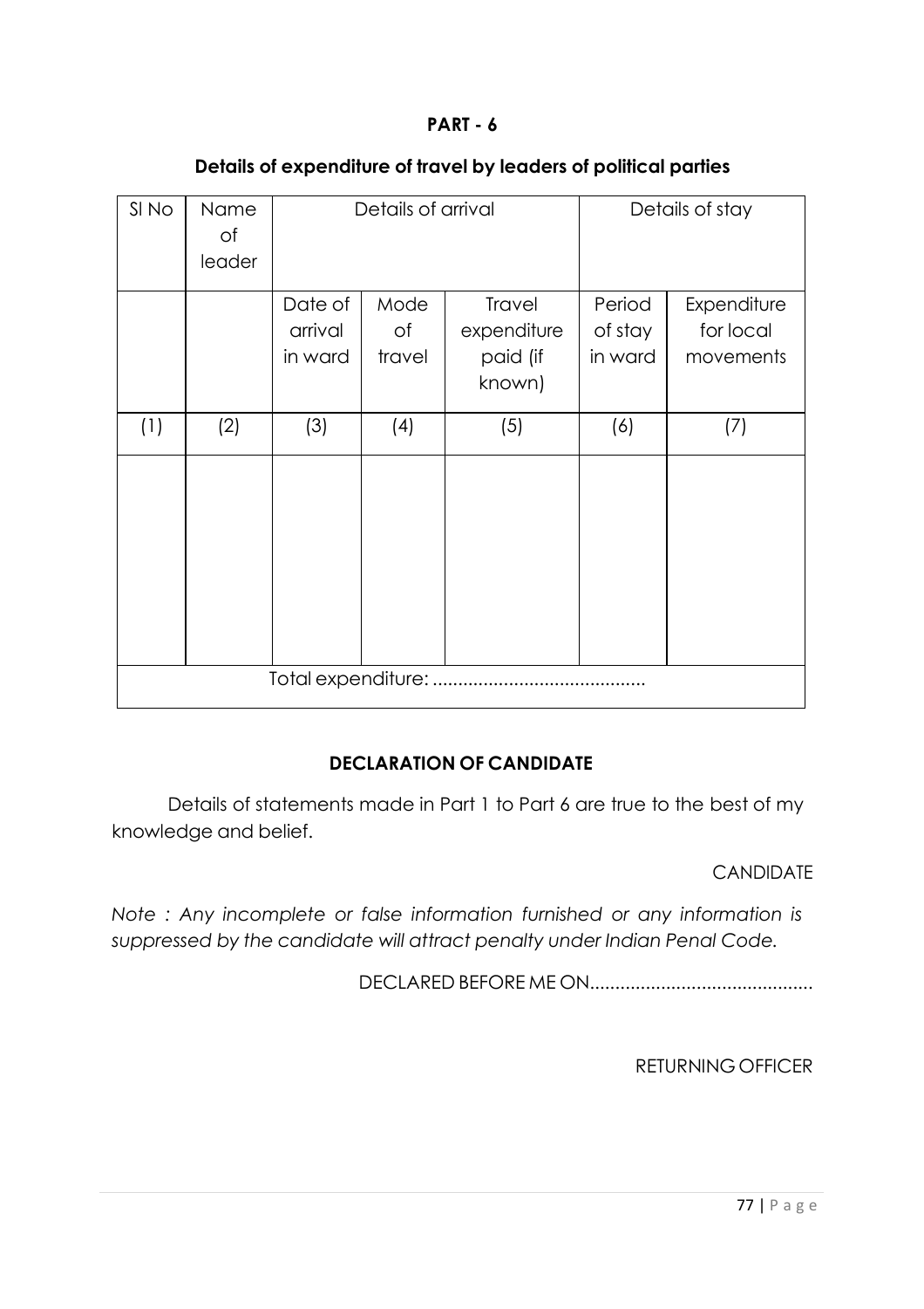**PART - 6**

**Details of expenditure of travel by leaders of political parties**

| Sl No | Name of leader | Details of arrival | | | Details of stay | |
|---|---|---|---|---|---|---|
| | | Date of arrival in ward | Mode of travel | Travel expenditure paid (if known) | Period of stay in ward | Expenditure for local movements |
| (1) | (2) | (3) | (4) | (5) | (6) | (7) |
| | | | | | | |
| Total expenditure: .......................................... | | | | | | |

**DECLARATION OF CANDIDATE**

Details of statements made in Part 1 to Part 6 are true to the best of my knowledge and belief.

CANDIDATE

*Note : Any incomplete or false information furnished or any information is suppressed by the candidate will attract penalty under Indian Penal Code.*

DECLARED BEFORE ME ON............................................

RETURNING OFFICER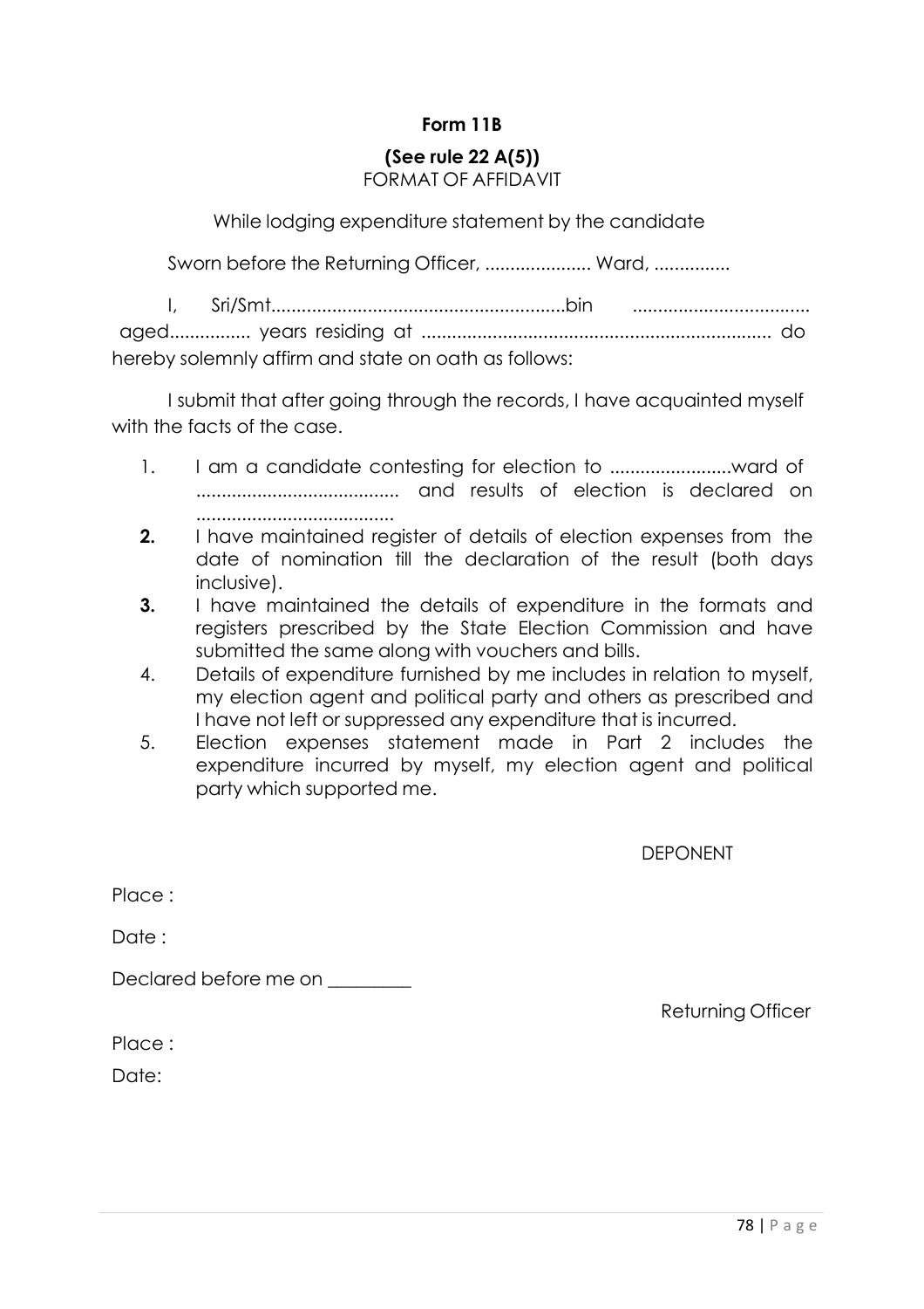**Form 11B**

**(See rule 22 A(5))**

FORMAT OF AFFIDAVIT

While lodging expenditure statement by the candidate

Sworn before the Returning Officer, ..................... Ward, ...............

I, Sri/Smt..........................................................bin ................................... aged................ years residing at ..................................................................... do hereby solemnly affirm and state on oath as follows:

I submit that after going through the records, I have acquainted myself with the facts of the case.

1. I am a candidate contesting for election to ........................ward of ........................................ and results of election is declared on .......................................
2. I have maintained register of details of election expenses from the date of nomination till the declaration of the result (both days inclusive).
3. I have maintained the details of expenditure in the formats and registers prescribed by the State Election Commission and have submitted the same along with vouchers and bills.
4. Details of expenditure furnished by me includes in relation to myself, my election agent and political party and others as prescribed and I have not left or suppressed any expenditure that is incurred.
5. Election expenses statement made in Part 2 includes the expenditure incurred by myself, my election agent and political party which supported me.

DEPONENT

Place :

Date :

Declared before me on _________

Returning Officer

Place :

Date: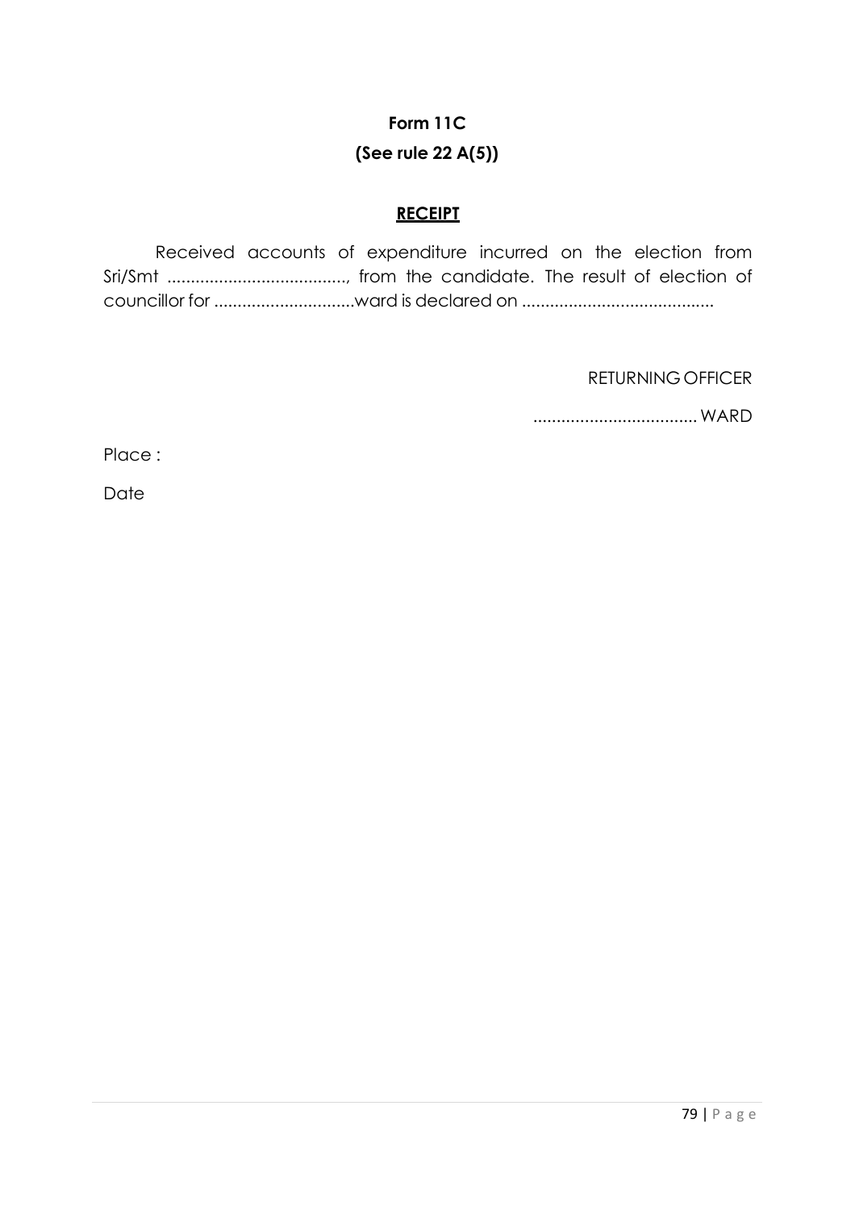**Form 11C**

**(See rule 22 A(5))**

**RECEIPT**

Received accounts of expenditure incurred on the election from Sri/Smt ......................................, from the candidate. The result of election of councillor for ..............................ward is declared on .........................................

RETURNING OFFICER

................................... WARD

Place :

Date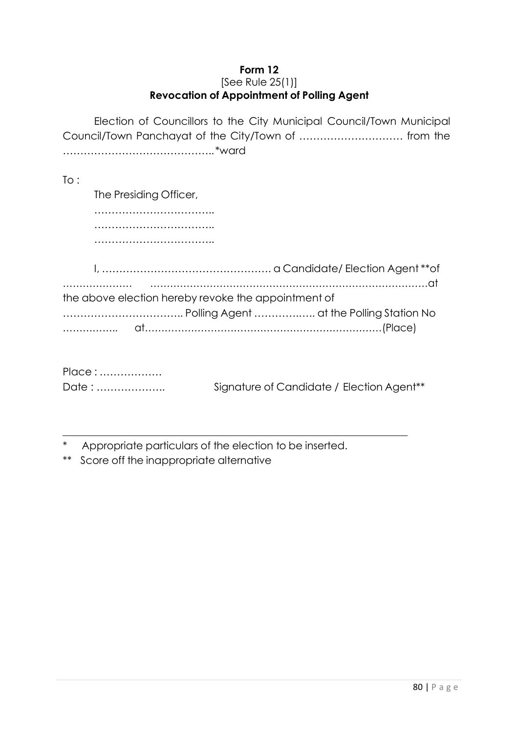**Form 12**

[See Rule 25(1)]

**Revocation of Appointment of Polling Agent**

Election of Councillors to the City Municipal Council/Town Municipal Council/Town Panchayat of the City/Town of ………………………… from the ……………………………………..*ward

To :

The Presiding Officer,

……………………………..

……………………………..

……………………………..

I, …………………………………………. a Candidate/ Election Agent **of ………………… ……………………………………………………………………….at the above election hereby revoke the appointment of …………………………….. Polling Agent ……………..….. at the Polling Station No …………….. at………………………………………………………………(Place)

Place : ………………

Date : ……………….. Signature of Candidate / Election Agent**

---

\* Appropriate particulars of the election to be inserted.

** Score off the inappropriate alternative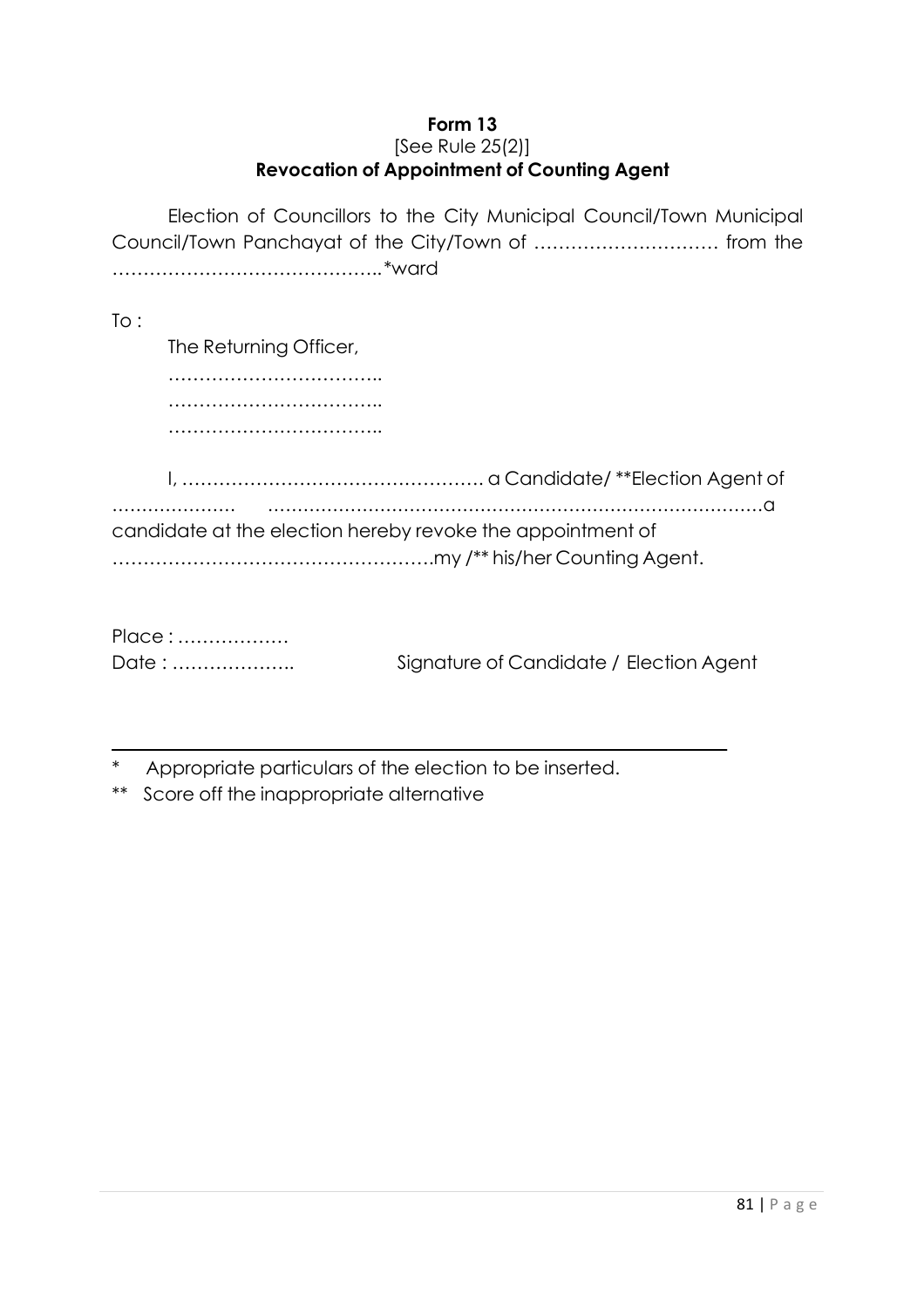**Form 13**

[See Rule 25(2)]

**Revocation of Appointment of Counting Agent**

Election of Councillors to the City Municipal Council/Town Municipal Council/Town Panchayat of the City/Town of ………………………… from the ……………………………………..*ward

To :

The Returning Officer,

……………………………..

……………………………..

……………………………..

I, …………………………………………. a Candidate/ **Election Agent of ………………… …………………………………………………………………………a candidate at the election hereby revoke the appointment of ……………………………………………..my /** his/her Counting Agent.

Place : ………………

Date : ……………….. Signature of Candidate / Election Agent

---

\* Appropriate particulars of the election to be inserted.

** Score off the inappropriate alternative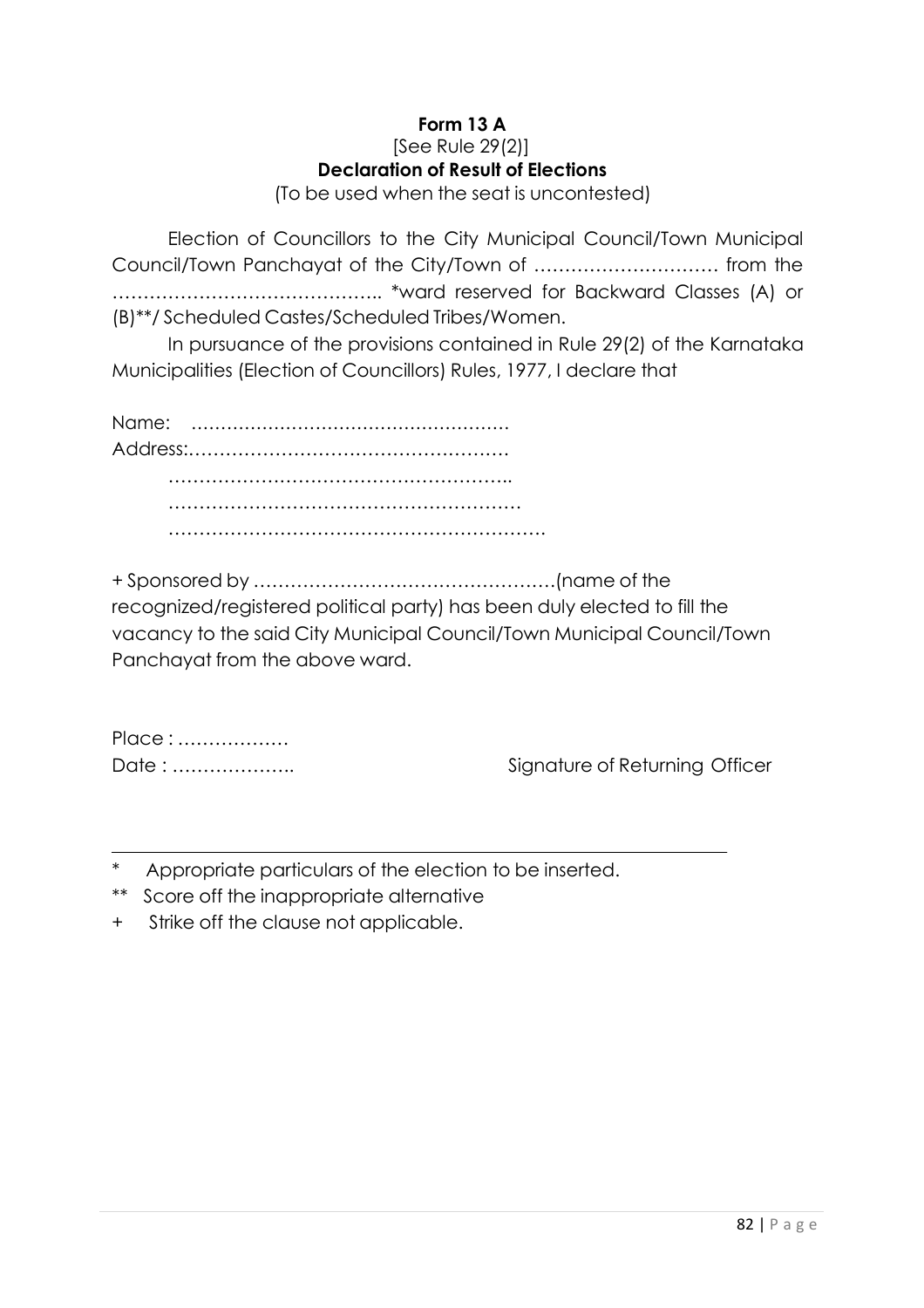**Form 13 A**

[See Rule 29(2)]

**Declaration of Result of Elections**

(To be used when the seat is uncontested)

Election of Councillors to the City Municipal Council/Town Municipal Council/Town Panchayat of the City/Town of ………………………… from the …………………………………….. *ward reserved for Backward Classes (A) or (B)**/ Scheduled Castes/Scheduled Tribes/Women.

In pursuance of the provisions contained in Rule 29(2) of the Karnataka Municipalities (Election of Councillors) Rules, 1977, I declare that

Name: ……………………………………………

Address:……………………………………………

………………………………………………..

…………………………………………………

…………………………………………………….

+ Sponsored by ………………………………………….(name of the recognized/registered political party) has been duly elected to fill the vacancy to the said City Municipal Council/Town Municipal Council/Town Panchayat from the above ward.

Place : ………………

Date : ……………….. Signature of Returning Officer

---

\* Appropriate particulars of the election to be inserted.

\*\* Score off the inappropriate alternative

\+ Strike off the clause not applicable.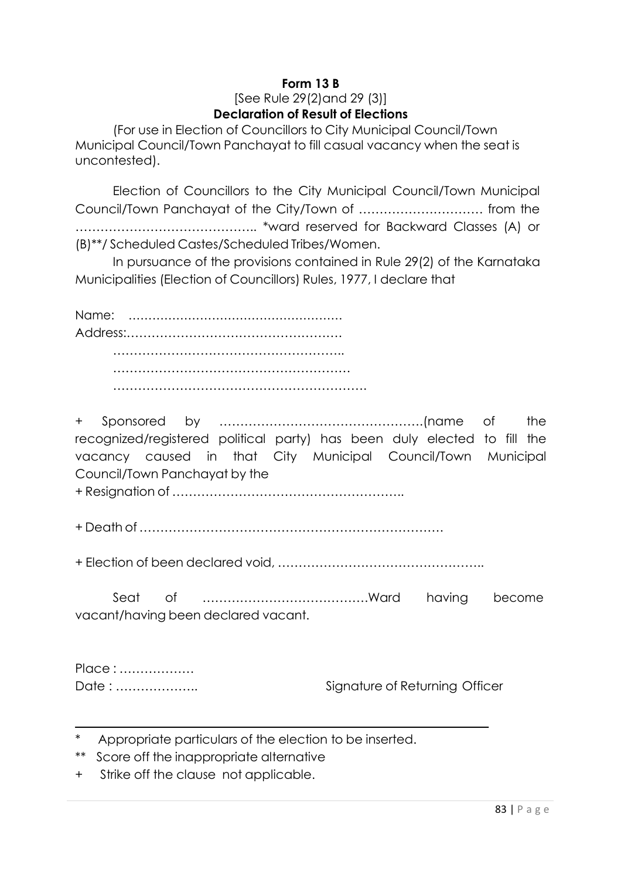**Form 13 B**

[See Rule 29(2)and 29 (3)]

**Declaration of Result of Elections**

(For use in Election of Councillors to City Municipal Council/Town Municipal Council/Town Panchayat to fill casual vacancy when the seat is uncontested).

Election of Councillors to the City Municipal Council/Town Municipal Council/Town Panchayat of the City/Town of ………………………… from the …………………………………….. *ward reserved for Backward Classes (A) or (B)**/ Scheduled Castes/Scheduled Tribes/Women.

In pursuance of the provisions contained in Rule 29(2) of the Karnataka Municipalities (Election of Councillors) Rules, 1977, I declare that

Name: …………………………………………….

Address:……………………………………………

………………………………………………..

…………………………………………………

…………………………………………………….

+ Sponsored by ………………………………………….(name of the recognized/registered political party) has been duly elected to fill the vacancy caused in that City Municipal Council/Town Municipal Council/Town Panchayat by the

+ Resignation of ………………………………………………..

+ Death of ………………………………………………………………

+ Election of been declared void, …………………………………………..

Seat of …………………………………Ward having become vacant/having been declared vacant.

Place : ………………

Date : ………………..

Signature of Returning Officer

---

\* Appropriate particulars of the election to be inserted.

\** Score off the inappropriate alternative

\+ Strike off the clause not applicable.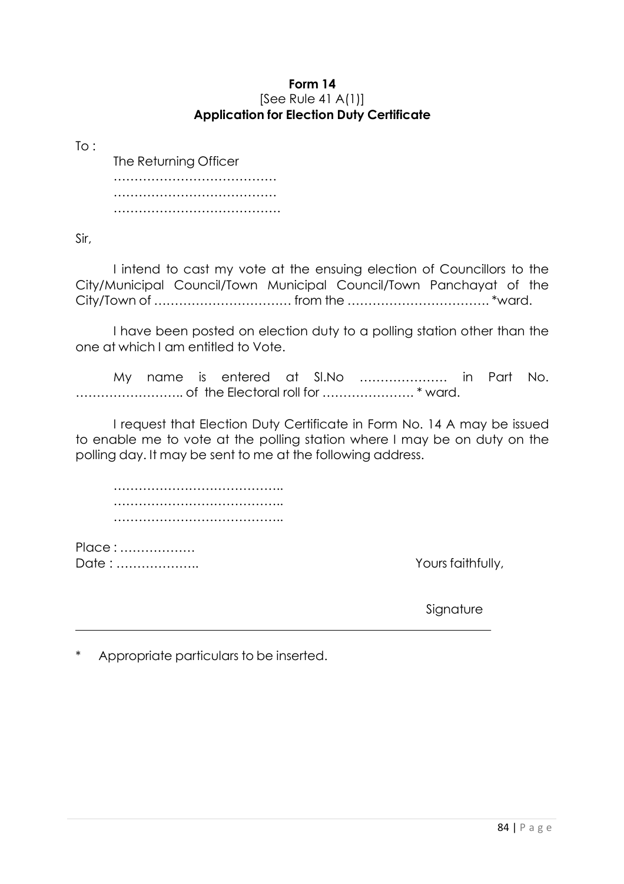**Form 14**
[See Rule 41 A(1)]
**Application for Election Duty Certificate**

To :

The Returning Officer
…………………………………
…………………………………
…………………………………

Sir,

I intend to cast my vote at the ensuing election of Councillors to the City/Municipal Council/Town Municipal Council/Town Panchayat of the City/Town of …………………………… from the ……………………………. *ward.

I have been posted on election duty to a polling station other than the one at which I am entitled to Vote.

My name is entered at Sl.No ………………… in Part No. …………………….. of the Electoral roll for …………………. * ward.

I request that Election Duty Certificate in Form No. 14 A may be issued to enable me to vote at the polling station where I may be on duty on the polling day. It may be sent to me at the following address.

…………………………………..
…………………………………..
…………………………………..

Place : ………………
Date : ………………..

Yours faithfully,

Signature

---

* Appropriate particulars to be inserted.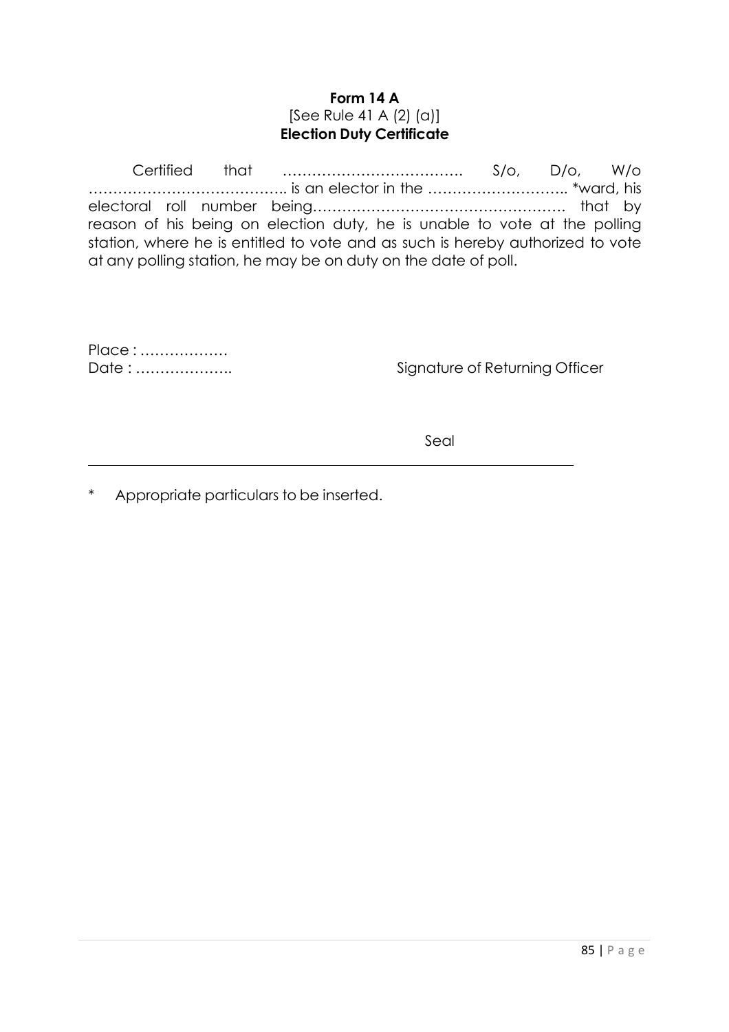**Form 14 A**
[See Rule 41 A (2) (a)]
**Election Duty Certificate**

Certified that ………………………………. S/o, D/o, W/o ………………………………….. is an elector in the ……………………….. *ward, his electoral roll number being……………………………………………. that by reason of his being on election duty, he is unable to vote at the polling station, where he is entitled to vote and as such is hereby authorized to vote at any polling station, he may be on duty on the date of poll.

Place : ………………

Date : ……………….. Signature of Returning Officer

Seal

---

\* Appropriate particulars to be inserted.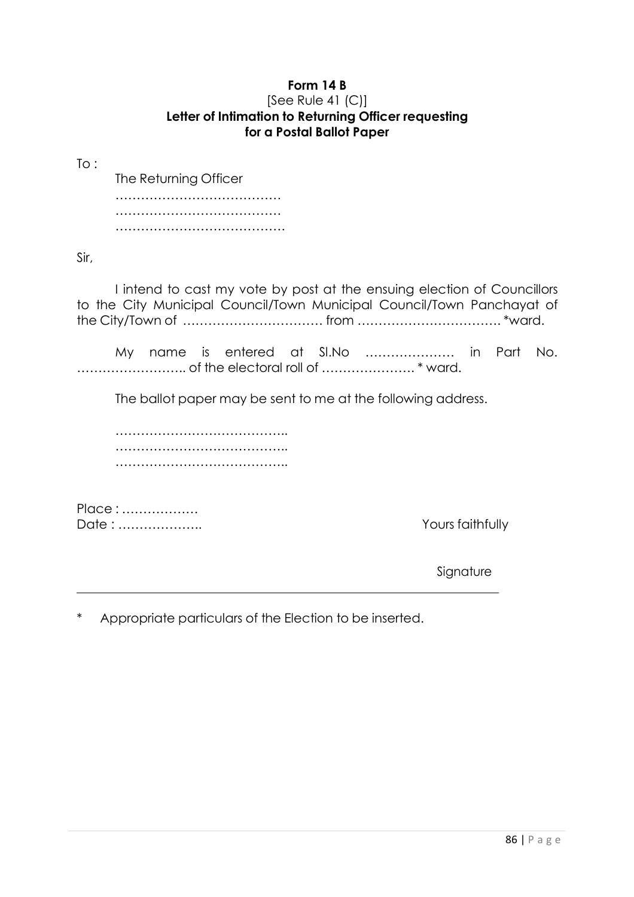**Form 14 B**

[See Rule 41 (C)]

**Letter of Intimation to Returning Officer requesting for a Postal Ballot Paper**

To :

The Returning Officer
…………………………………
…………………………………
…………………………………

Sir,

I intend to cast my vote by post at the ensuing election of Councillors to the City Municipal Council/Town Municipal Council/Town Panchayat of the City/Town of …………………………… from ……………………………. *ward.

My name is entered at Sl.No ………………… in Part No. …………………….. of the electoral roll of …………………. * ward.

The ballot paper may be sent to me at the following address.

…………………………………..
…………………………………..
…………………………………..

Place : ………………
Date : ………………..

Yours faithfully

Signature

---

\* Appropriate particulars of the Election to be inserted.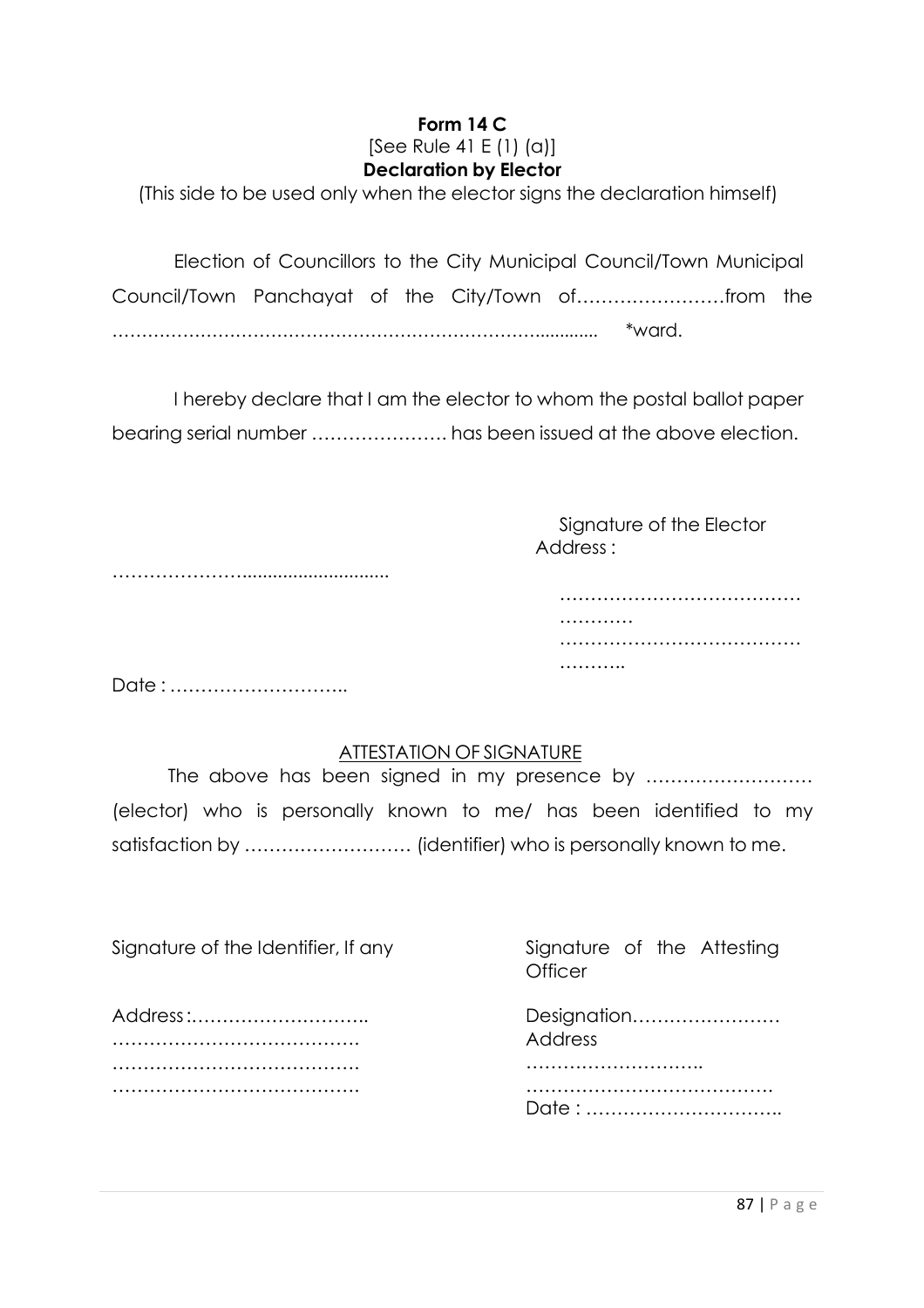**Form 14 C**

[See Rule 41 E (1) (a)]

**Declaration by Elector**

(This side to be used only when the elector signs the declaration himself)

Election of Councillors to the City Municipal Council/Town Municipal Council/Town Panchayat of the City/Town of……………………from the …………………………………………………………………............ *ward.

I hereby declare that I am the elector to whom the postal ballot paper bearing serial number …………………. has been issued at the above election.

…………………..........................

Signature of the Elector

Address :

……………………………………………

……………………………………………..

Date : ………………………..

ATTESTATION OF SIGNATURE

The above has been signed in my presence by ……………………… (elector) who is personally known to me/ has been identified to my satisfaction by ……………………… (identifier) who is personally known to me.

Signature of the Identifier, If any

Address :………………………..
………………………………….
………………………………….
………………………………….

Signature of the Attesting Officer

Designation……………………

Address

………………………..
………………………………….

Date : …………………………..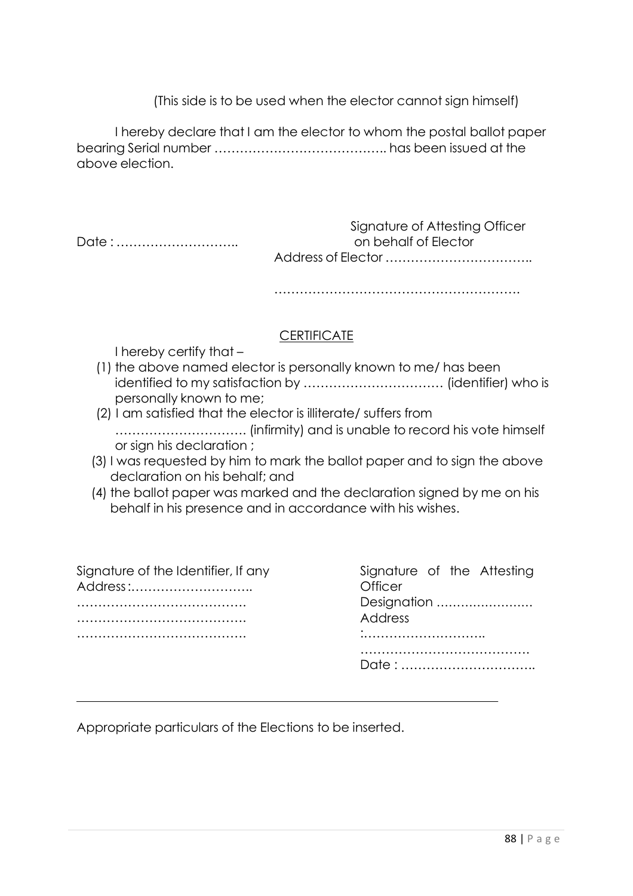(This side is to be used when the elector cannot sign himself)

I hereby declare that I am the elector to whom the postal ballot paper bearing Serial number ………………………………….. has been issued at the above election.

Date : ………………………..

Signature of Attesting Officer
on behalf of Elector
Address of Elector ……………………………..

………………………………………………….

<u>CERTIFICATE</u>

I hereby certify that –

(1) the above named elector is personally known to me/ has been identified to my satisfaction by …………………………… (identifier) who is personally known to me;
(2) I am satisfied that the elector is illiterate/ suffers from …………………………. (infirmity) and is unable to record his vote himself or sign his declaration ;
(3) I was requested by him to mark the ballot paper and to sign the above declaration on his behalf; and
(4) the ballot paper was marked and the declaration signed by me on his behalf in his presence and in accordance with his wishes.

Signature of the Identifier, If any
Address :………………………..
………………………………….
………………………………….
………………………………….

Signature of the Attesting Officer
Designation ……………………
Address
:………………………..
…………………………………
Date : …………………………..

---

Appropriate particulars of the Elections to be inserted.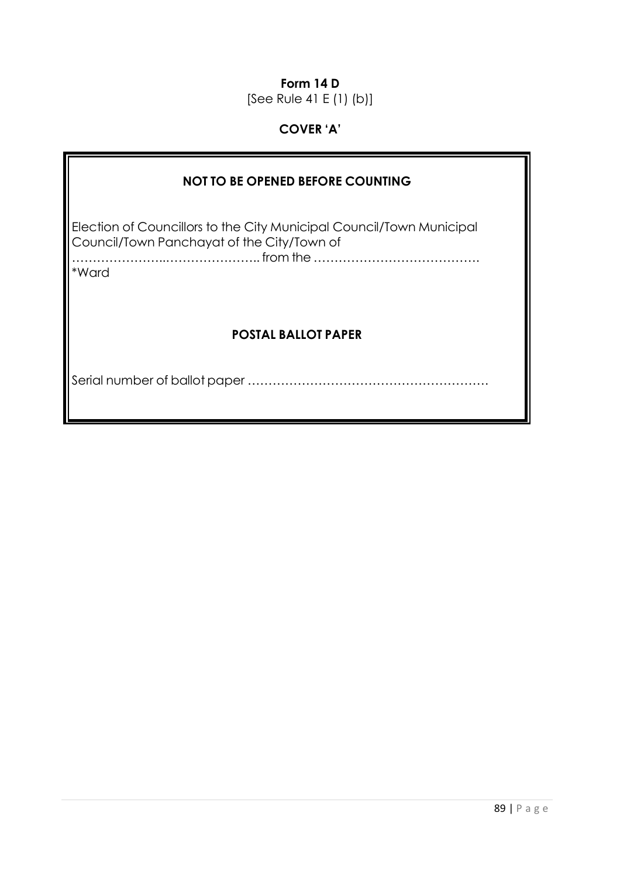**Form 14 D**

[See Rule 41 E (1) (b)]

**COVER 'A'**

**NOT TO BE OPENED BEFORE COUNTING**

Election of Councillors to the City Municipal Council/Town Municipal Council/Town Panchayat of the City/Town of …………………..………………….. from the …………………………………. *Ward

**POSTAL BALLOT PAPER**

Serial number of ballot paper …………………………………………………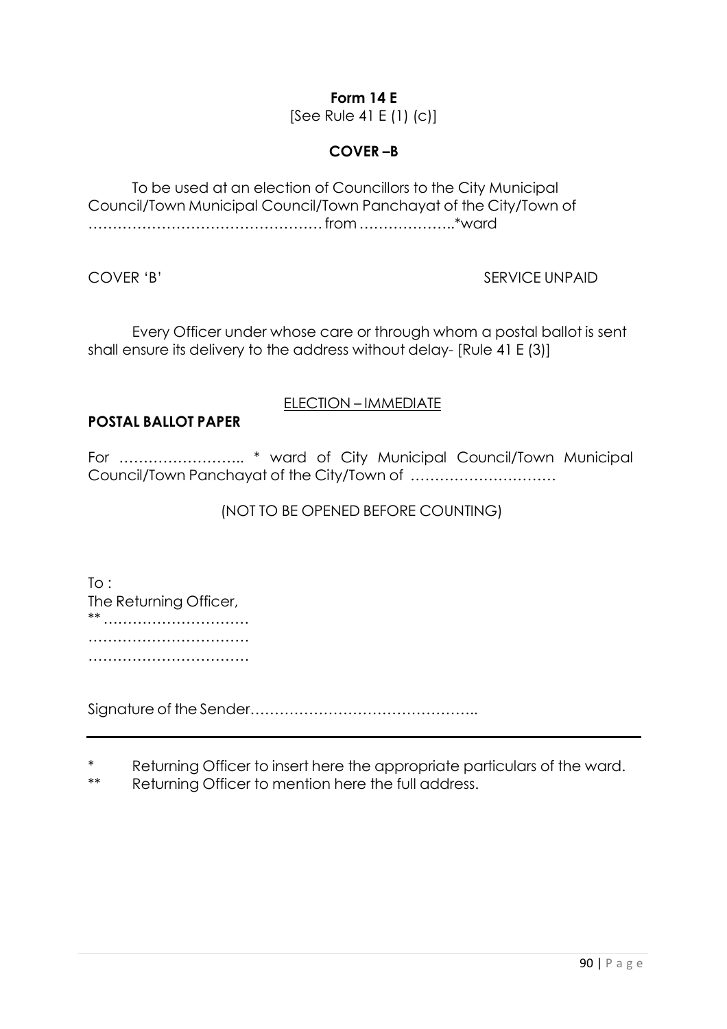**Form 14 E**

[See Rule 41 E (1) (c)]

**COVER –B**

To be used at an election of Councillors to the City Municipal Council/Town Municipal Council/Town Panchayat of the City/Town of ………………………………………… from ………………..*ward

COVER 'B' SERVICE UNPAID

Every Officer under whose care or through whom a postal ballot is sent shall ensure its delivery to the address without delay- [Rule 41 E (3)]

ELECTION – IMMEDIATE

**POSTAL BALLOT PAPER**

For …………………….. * ward of City Municipal Council/Town Municipal Council/Town Panchayat of the City/Town of …………………………

(NOT TO BE OPENED BEFORE COUNTING)

To :
The Returning Officer,
** …………………………
……………………………
……………………………

Signature of the Sender………………………………………..

---

\* Returning Officer to insert here the appropriate particulars of the ward.

** Returning Officer to mention here the full address.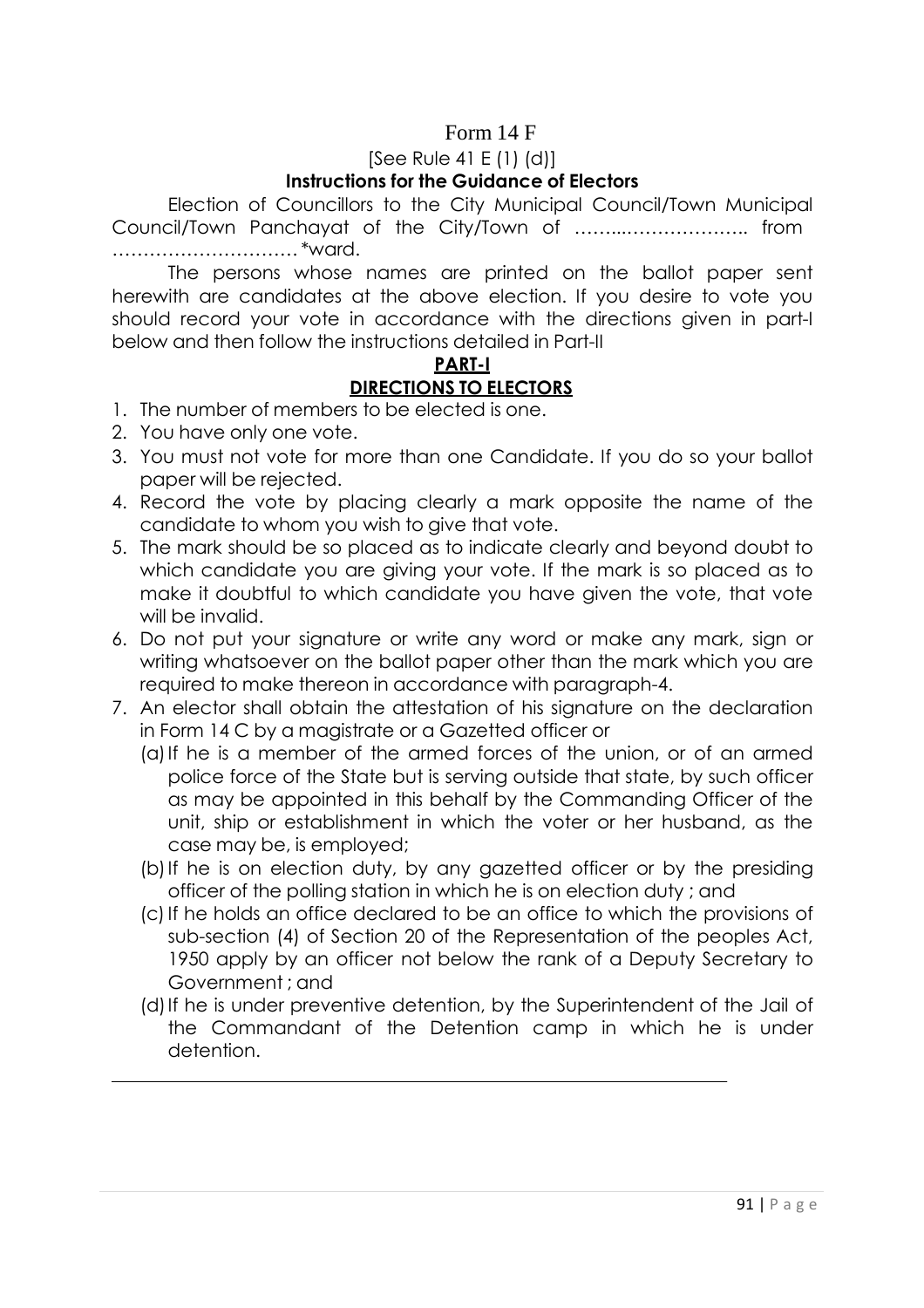Form 14 F

[See Rule 41 E (1) (d)]

**Instructions for the Guidance of Electors**

Election of Councillors to the City Municipal Council/Town Municipal Council/Town Panchayat of the City/Town of ……..……………….. from ………………………… *ward.

The persons whose names are printed on the ballot paper sent herewith are candidates at the above election. If you desire to vote you should record your vote in accordance with the directions given in part-I below and then follow the instructions detailed in Part-II

**PART-I**

**DIRECTIONS TO ELECTORS**

1. The number of members to be elected is one.
2. You have only one vote.
3. You must not vote for more than one Candidate. If you do so your ballot paper will be rejected.
4. Record the vote by placing clearly a mark opposite the name of the candidate to whom you wish to give that vote.
5. The mark should be so placed as to indicate clearly and beyond doubt to which candidate you are giving your vote. If the mark is so placed as to make it doubtful to which candidate you have given the vote, that vote will be invalid.
6. Do not put your signature or write any word or make any mark, sign or writing whatsoever on the ballot paper other than the mark which you are required to make thereon in accordance with paragraph-4.
7. An elector shall obtain the attestation of his signature on the declaration in Form 14 C by a magistrate or a Gazetted officer or
   (a) If he is a member of the armed forces of the union, or of an armed police force of the State but is serving outside that state, by such officer as may be appointed in this behalf by the Commanding Officer of the unit, ship or establishment in which the voter or her husband, as the case may be, is employed;
   (b) If he is on election duty, by any gazetted officer or by the presiding officer of the polling station in which he is on election duty ; and
   (c) If he holds an office declared to be an office to which the provisions of sub-section (4) of Section 20 of the Representation of the peoples Act, 1950 apply by an officer not below the rank of a Deputy Secretary to Government ; and
   (d) If he is under preventive detention, by the Superintendent of the Jail of the Commandant of the Detention camp in which he is under detention.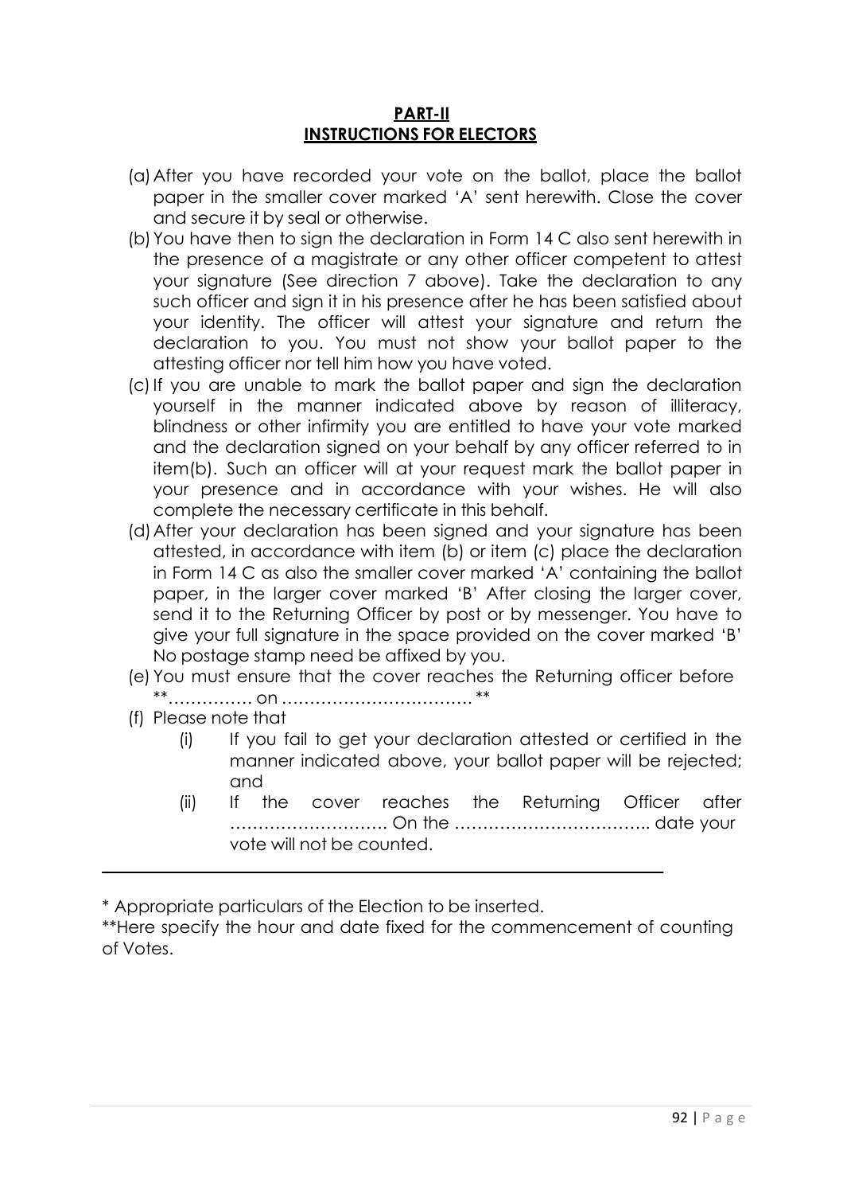**PART-II**
**INSTRUCTIONS FOR ELECTORS**

(a) After you have recorded your vote on the ballot, place the ballot paper in the smaller cover marked 'A' sent herewith. Close the cover and secure it by seal or otherwise.

(b) You have then to sign the declaration in Form 14 C also sent herewith in the presence of a magistrate or any other officer competent to attest your signature (See direction 7 above). Take the declaration to any such officer and sign it in his presence after he has been satisfied about your identity. The officer will attest your signature and return the declaration to you. You must not show your ballot paper to the attesting officer nor tell him how you have voted.

(c) If you are unable to mark the ballot paper and sign the declaration yourself in the manner indicated above by reason of illiteracy, blindness or other infirmity you are entitled to have your vote marked and the declaration signed on your behalf by any officer referred to in item(b). Such an officer will at your request mark the ballot paper in your presence and in accordance with your wishes. He will also complete the necessary certificate in this behalf.

(d) After your declaration has been signed and your signature has been attested, in accordance with item (b) or item (c) place the declaration in Form 14 C as also the smaller cover marked 'A' containing the ballot paper, in the larger cover marked 'B' After closing the larger cover, send it to the Returning Officer by post or by messenger. You have to give your full signature in the space provided on the cover marked 'B' No postage stamp need be affixed by you.

(e) You must ensure that the cover reaches the Returning officer before **…………… on …………………………… **

(f) Please note that

   (i) If you fail to get your declaration attested or certified in the manner indicated above, your ballot paper will be rejected; and

   (ii) If the cover reaches the Returning Officer after ………………………. On the …………………………….. date your vote will not be counted.

---

* Appropriate particulars of the Election to be inserted.

**Here specify the hour and date fixed for the commencement of counting of Votes.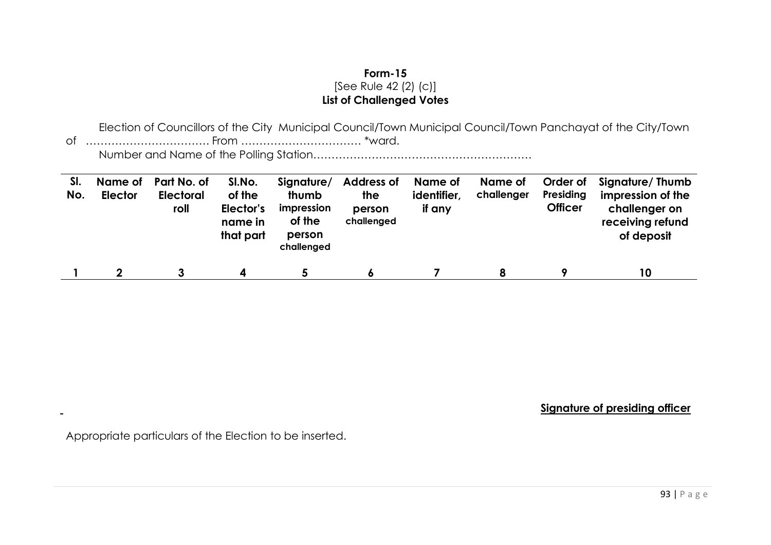**Form-15**
[See Rule 42 (2) (c)]
**List of Challenged Votes**

Election of Councillors of the City Municipal Council/Town Municipal Council/Town Panchayat of the City/Town of …………………………… From …………………………… *ward.

Number and Name of the Polling Station……………………………………………………

| Sl. No. | Name of Elector | Part No. of Electoral roll | Sl.No. of the Elector's name in that part | Signature/ thumb impression of the person challenged | Address of the person challenged | Name of identifier, if any | Name of challenger | Order of Presiding Officer | Signature/ Thumb impression of the challenger on receiving refund of deposit |
|---|---|---|---|---|---|---|---|---|---|
| 1 | 2 | 3 | 4 | 5 | 6 | 7 | 8 | 9 | 10 |

**Signature of presiding officer**

Appropriate particulars of the Election to be inserted.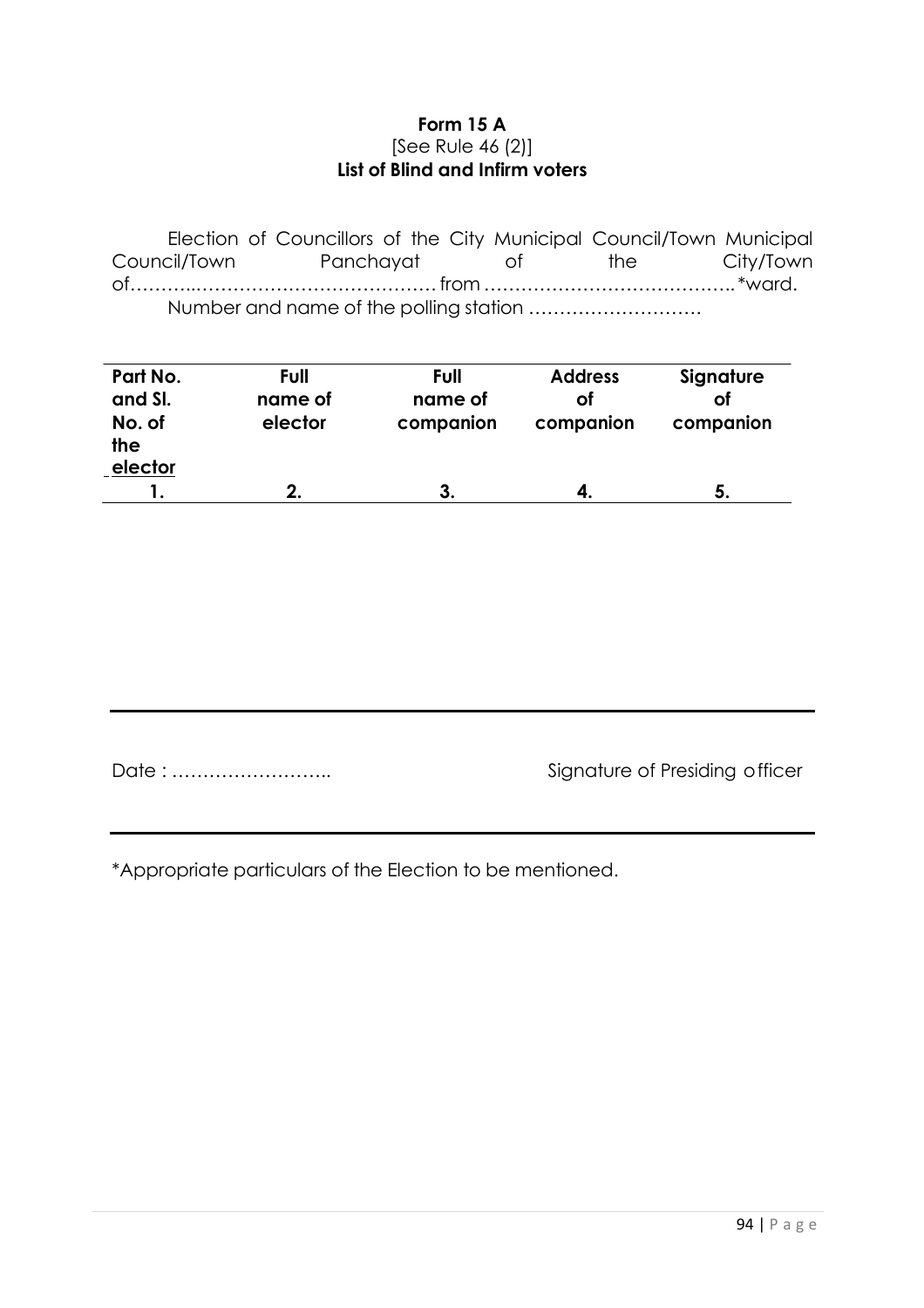**Form 15 A**
[See Rule 46 (2)]
**List of Blind and Infirm voters**

Election of Councillors of the City Municipal Council/Town Municipal Council/Town Panchayat of the City/Town of………..…………………………………. from ………………………………….*ward.

Number and name of the polling station ……………………….

| Part No. and Sl. No. of the elector | Full name of elector | Full name of companion | Address of companion | Signature of companion |
|---|---|---|---|---|
| 1. | 2. | 3. | 4. | 5. |

Date : ……………………..

Signature of Presiding officer

*Appropriate particulars of the Election to be mentioned.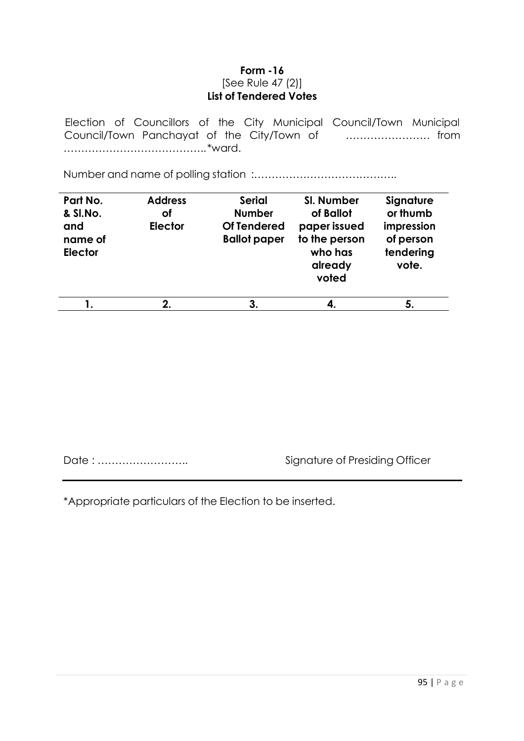**Form -16**
[See Rule 47 (2)]
**List of Tendered Votes**

Election of Councillors of the City Municipal Council/Town Municipal Council/Town Panchayat of the City/Town of …………………… from …………………………………..*ward.

Number and name of polling station :…………………………………..

| Part No. & Sl.No. and name of Elector | Address of Elector | Serial Number Of Tendered Ballot paper | Sl. Number of Ballot paper issued to the person who has already voted | Signature or thumb impression of person tendering vote. |
|---|---|---|---|---|
| 1. | 2. | 3. | 4. | 5. |

Date : ……………………..

Signature of Presiding Officer

*Appropriate particulars of the Election to be inserted.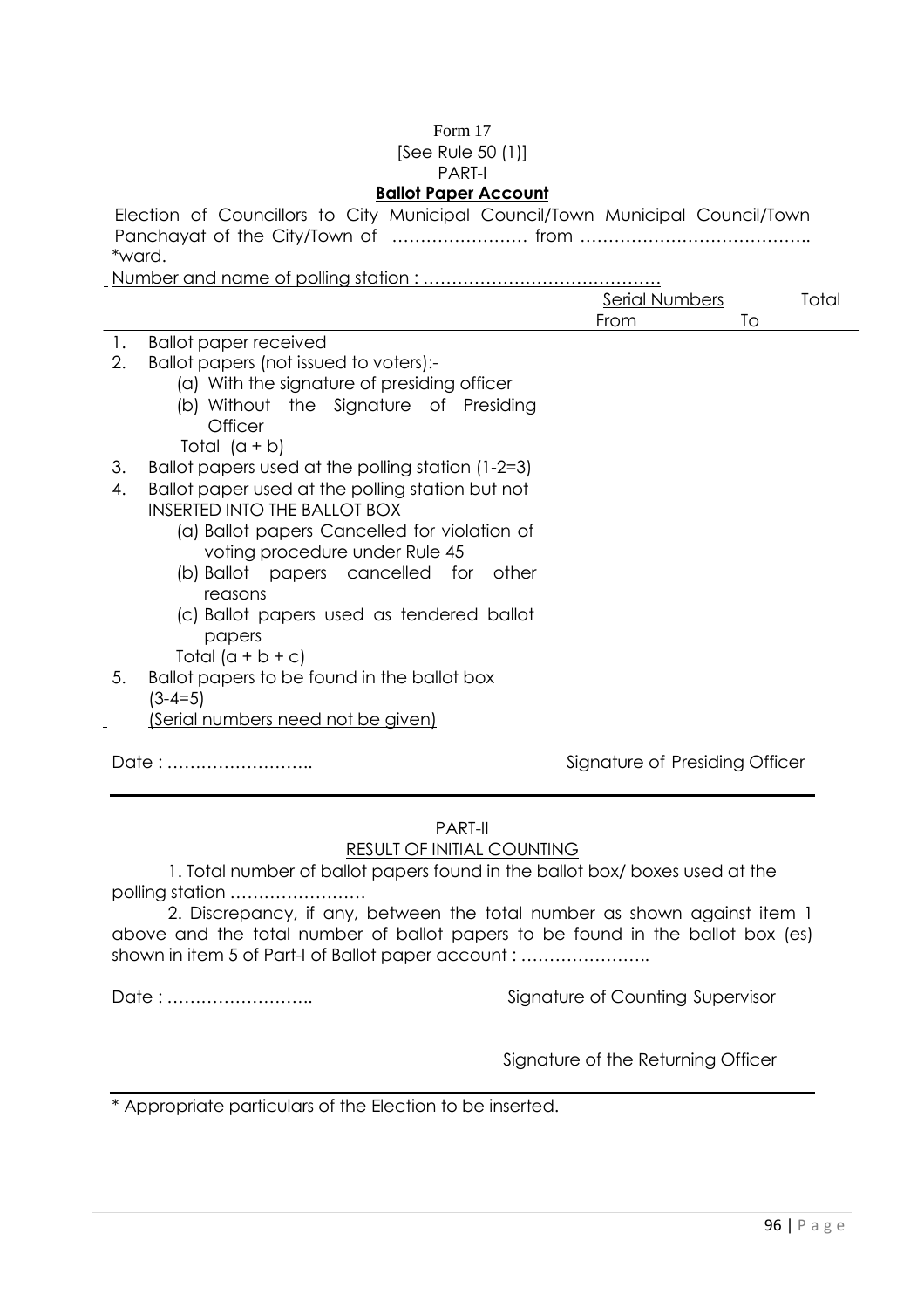Form 17

[See Rule 50 (1)]

PART-I

**Ballot Paper Account**

Election of Councillors to City Municipal Council/Town Municipal Council/Town Panchayat of the City/Town of …………………… from ………………………………….. *ward.

Number and name of polling station : ……………………………………

| | Serial Numbers From | To | Total |
|---|---|---|---|
| 1. Ballot paper received | | | |
| 2. Ballot papers (not issued to voters):- | | | |
| (a) With the signature of presiding officer | | | |
| (b) Without the Signature of Presiding Officer | | | |
| Total (a + b) | | | |
| 3. Ballot papers used at the polling station (1-2=3) | | | |
| 4. Ballot paper used at the polling station but not INSERTED INTO THE BALLOT BOX | | | |
| (a) Ballot papers Cancelled for violation of voting procedure under Rule 45 | | | |
| (b) Ballot papers cancelled for other reasons | | | |
| (c) Ballot papers used as tendered ballot papers | | | |
| Total (a + b + c) | | | |
| 5. Ballot papers to be found in the ballot box (3-4=5) (Serial numbers need not be given) | | | |

Date : ……………………..                                                  Signature of Presiding Officer

PART-II

RESULT OF INITIAL COUNTING

1. Total number of ballot papers found in the ballot box/ boxes used at the polling station ……………………

2. Discrepancy, if any, between the total number as shown against item 1 above and the total number of ballot papers to be found in the ballot box (es) shown in item 5 of Part-I of Ballot paper account : …………………..

Date : ……………………..                                                  Signature of Counting Supervisor

Signature of the Returning Officer

\* Appropriate particulars of the Election to be inserted.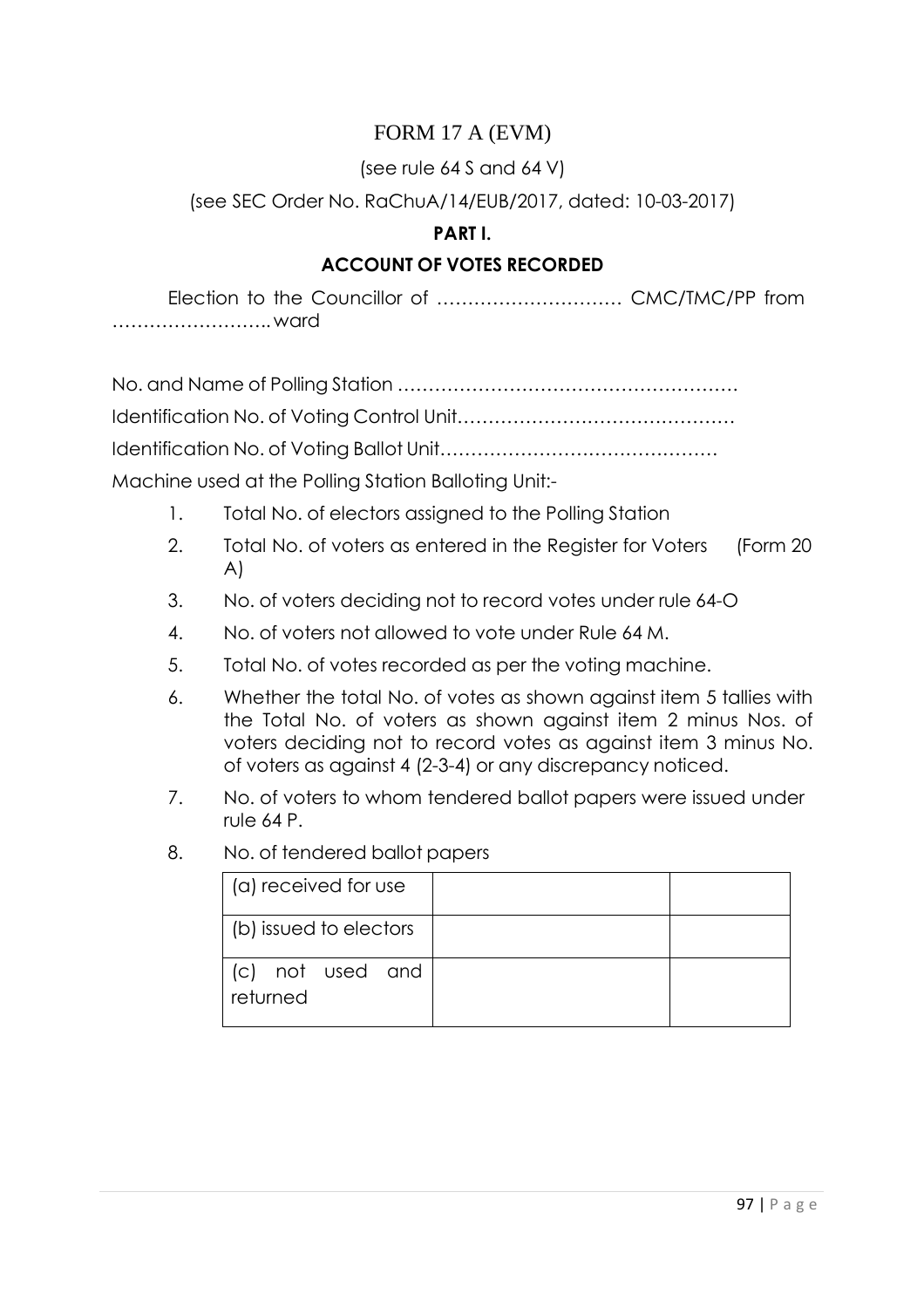# FORM 17 A (EVM)

(see rule 64 S and 64 V)

(see SEC Order No. RaChuA/14/EUB/2017, dated: 10-03-2017)

**PART I.**

**ACCOUNT OF VOTES RECORDED**

Election to the Councillor of ………………………… CMC/TMC/PP from …………………….. ward

No. and Name of Polling Station ………………………………………………

Identification No. of Voting Control Unit………………………………………

Identification No. of Voting Ballot Unit………………………………………

Machine used at the Polling Station Balloting Unit:-

1. Total No. of electors assigned to the Polling Station
2. Total No. of voters as entered in the Register for Voters (Form 20 A)
3. No. of voters deciding not to record votes under rule 64-O
4. No. of voters not allowed to vote under Rule 64 M.
5. Total No. of votes recorded as per the voting machine.
6. Whether the total No. of votes as shown against item 5 tallies with the Total No. of voters as shown against item 2 minus Nos. of voters deciding not to record votes as against item 3 minus No. of voters as against 4 (2-3-4) or any discrepancy noticed.
7. No. of voters to whom tendered ballot papers were issued under rule 64 P.
8. No. of tendered ballot papers

| | | |
|---|---|---|
| (a) received for use | | |
| (b) issued to electors | | |
| (c) not used and returned | | |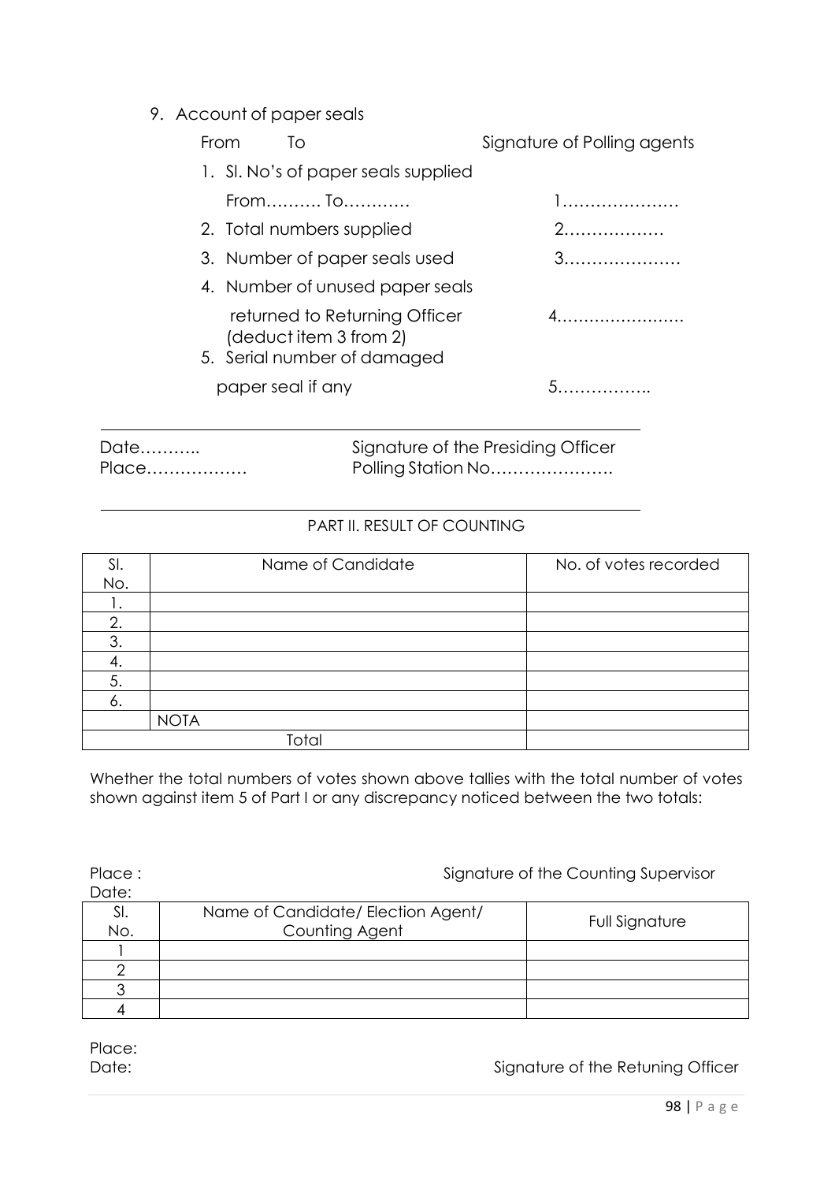9. Account of paper seals

From To &nbsp;&nbsp;&nbsp;&nbsp;&nbsp;&nbsp;&nbsp;&nbsp;&nbsp;&nbsp;&nbsp;&nbsp;&nbsp;&nbsp;&nbsp;&nbsp;&nbsp;&nbsp;&nbsp;&nbsp;&nbsp;&nbsp;&nbsp;&nbsp;&nbsp;&nbsp;&nbsp;&nbsp;&nbsp;&nbsp;&nbsp;&nbsp;&nbsp;&nbsp;&nbsp;&nbsp;&nbsp;&nbsp;&nbsp;&nbsp; Signature of Polling agents

1. Sl. No's of paper seals supplied
   From………. To………… &nbsp;&nbsp;&nbsp;&nbsp;&nbsp;&nbsp;&nbsp;&nbsp;&nbsp;&nbsp;&nbsp;&nbsp;&nbsp;&nbsp;&nbsp;&nbsp;&nbsp;&nbsp;&nbsp;&nbsp;&nbsp;&nbsp;&nbsp;&nbsp; 1…………………
2. Total numbers supplied &nbsp;&nbsp;&nbsp;&nbsp;&nbsp;&nbsp;&nbsp;&nbsp;&nbsp;&nbsp;&nbsp;&nbsp;&nbsp;&nbsp;&nbsp;&nbsp;&nbsp;&nbsp;&nbsp;&nbsp; 2………………
3. Number of paper seals used &nbsp;&nbsp;&nbsp;&nbsp;&nbsp;&nbsp;&nbsp;&nbsp;&nbsp;&nbsp;&nbsp;&nbsp; 3…………………
4. Number of unused paper seals
   returned to Returning Officer &nbsp;&nbsp;&nbsp;&nbsp;&nbsp;&nbsp;&nbsp;&nbsp;&nbsp;&nbsp;&nbsp;&nbsp; 4……………………
   (deduct item 3 from 2)
5. Serial number of damaged
   paper seal if any &nbsp;&nbsp;&nbsp;&nbsp;&nbsp;&nbsp;&nbsp;&nbsp;&nbsp;&nbsp;&nbsp;&nbsp;&nbsp;&nbsp;&nbsp;&nbsp;&nbsp;&nbsp;&nbsp;&nbsp;&nbsp;&nbsp;&nbsp;&nbsp;&nbsp;&nbsp;&nbsp;&nbsp;&nbsp; 5……………..

---

Date……….. &nbsp;&nbsp;&nbsp;&nbsp;&nbsp;&nbsp;&nbsp;&nbsp;&nbsp;&nbsp;&nbsp;&nbsp;&nbsp;&nbsp;&nbsp;&nbsp;&nbsp;&nbsp;&nbsp;&nbsp;&nbsp;&nbsp;&nbsp;&nbsp; Signature of the Presiding Officer
Place……………… &nbsp;&nbsp;&nbsp;&nbsp;&nbsp;&nbsp;&nbsp;&nbsp;&nbsp;&nbsp;&nbsp;&nbsp;&nbsp;&nbsp;&nbsp; Polling Station No………………….

---

PART II. RESULT OF COUNTING

| Sl. No. | Name of Candidate | No. of votes recorded |
|---|---|---|
| 1. | | |
| 2. | | |
| 3. | | |
| 4. | | |
| 5. | | |
| 6. | | |
| | NOTA | |
| Total | | |

Whether the total numbers of votes shown above tallies with the total number of votes shown against item 5 of Part I or any discrepancy noticed between the two totals:

Place : &nbsp;&nbsp;&nbsp;&nbsp;&nbsp;&nbsp;&nbsp;&nbsp;&nbsp;&nbsp;&nbsp;&nbsp;&nbsp;&nbsp;&nbsp;&nbsp;&nbsp;&nbsp;&nbsp;&nbsp;&nbsp;&nbsp;&nbsp;&nbsp;&nbsp;&nbsp;&nbsp;&nbsp;&nbsp;&nbsp;&nbsp;&nbsp;&nbsp;&nbsp;&nbsp;&nbsp;&nbsp;&nbsp;&nbsp;&nbsp; Signature of the Counting Supervisor
Date:

| Sl. No. | Name of Candidate/ Election Agent/ Counting Agent | Full Signature |
|---|---|---|
| 1 | | |
| 2 | | |
| 3 | | |
| 4 | | |

Place:
Date: &nbsp;&nbsp;&nbsp;&nbsp;&nbsp;&nbsp;&nbsp;&nbsp;&nbsp;&nbsp;&nbsp;&nbsp;&nbsp;&nbsp;&nbsp;&nbsp;&nbsp;&nbsp;&nbsp;&nbsp;&nbsp;&nbsp;&nbsp;&nbsp;&nbsp;&nbsp;&nbsp;&nbsp;&nbsp;&nbsp;&nbsp;&nbsp;&nbsp;&nbsp;&nbsp;&nbsp;&nbsp;&nbsp;&nbsp;&nbsp;&nbsp;&nbsp;&nbsp;&nbsp; Signature of the Retuning Officer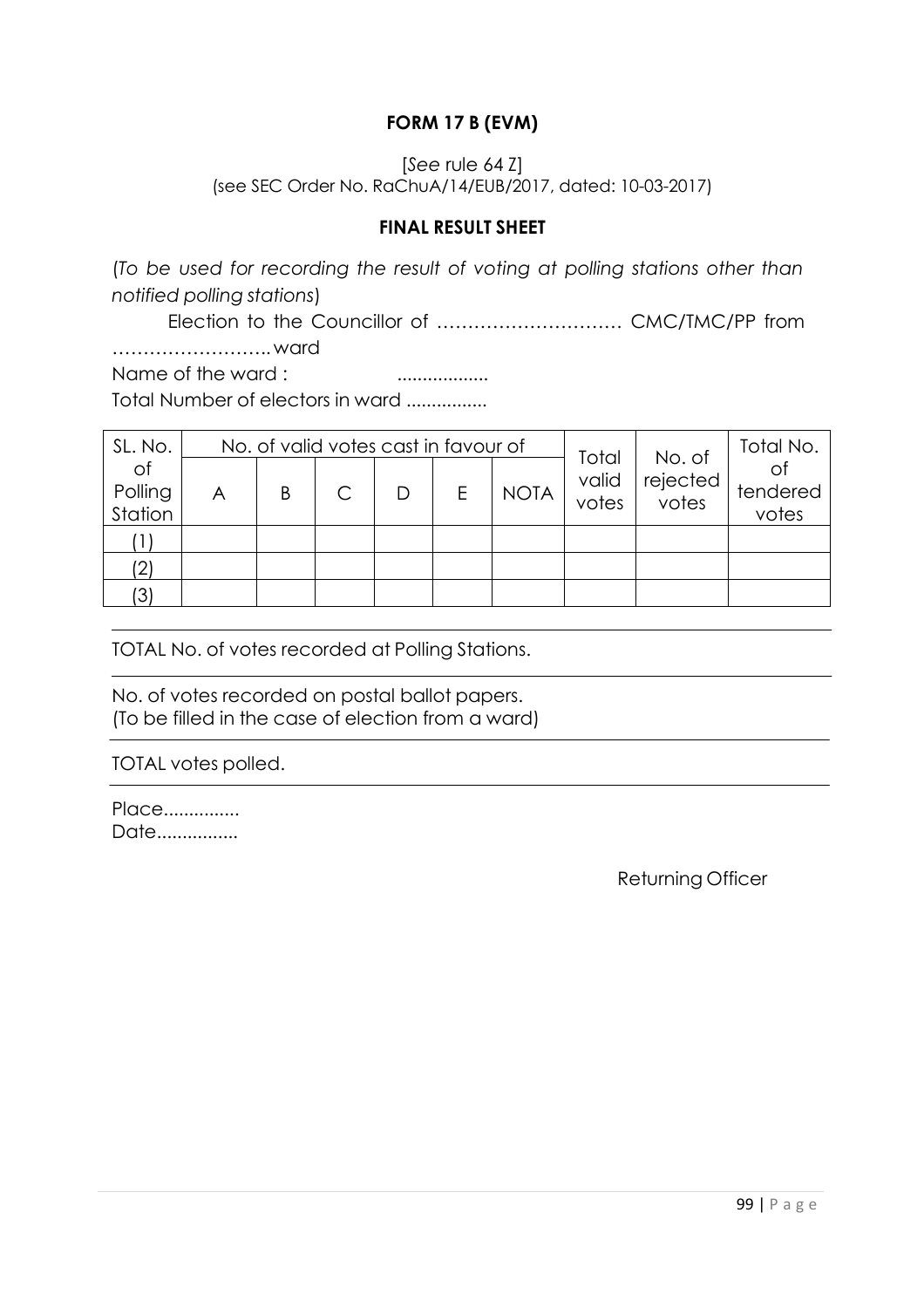**FORM 17 B (EVM)**

[*See* rule 64 Z]
(see SEC Order No. RaChuA/14/EUB/2017, dated: 10-03-2017)

**FINAL RESULT SHEET**

(*To be used for recording the result of voting at polling stations other than notified polling stations*)

Election to the Councillor of ………………………… CMC/TMC/PP from ……………………. ward

Name of the ward : ..................

Total Number of electors in ward ................

| SL. No. of Polling Station | No. of valid votes cast in favour of | | | | | | Total valid votes | No. of rejected votes | Total No. of tendered votes |
|---|---|---|---|---|---|---|---|---|---|
| | A | B | C | D | E | NOTA | | | |
| (1) | | | | | | | | | |
| (2) | | | | | | | | | |
| (3) | | | | | | | | | |

TOTAL No. of votes recorded at Polling Stations.

No. of votes recorded on postal ballot papers.
(To be filled in the case of election from a ward)

TOTAL votes polled.

Place...............
Date................

Returning Officer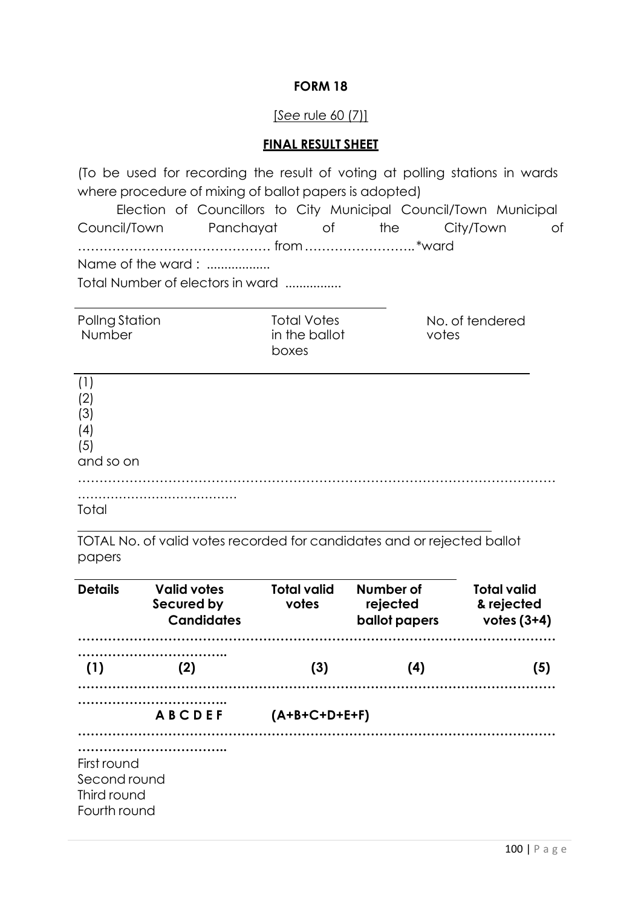**FORM 18**

[*See* rule 60 (7)]

**FINAL RESULT SHEET**

(To be used for recording the result of voting at polling stations in wards where procedure of mixing of ballot papers is adopted)

Election of Councillors to City Municipal Council/Town Municipal Council/Town Panchayat of the City/Town of ……………………………………… from …………………….*ward

Name of the ward : ..................

Total Number of electors in ward ................

| Pollng Station Number | Total Votes in the ballot boxes | No. of tendered votes |
|---|---|---|
| (1) | | |
| (2) | | |
| (3) | | |
| (4) | | |
| (5) | | |
| and so on | | |
| Total | | |

TOTAL No. of valid votes recorded for candidates and or rejected ballot papers

| Details | Valid votes Secured by Candidates | Total valid votes | Number of rejected ballot papers | Total valid & rejected votes (3+4) |
|---|---|---|---|---|
| (1) | (2) | (3) | (4) | (5) |
| | A B C D E F | (A+B+C+D+E+F) | | |
| First round | | | | |
| Second round | | | | |
| Third round | | | | |
| Fourth round | | | | |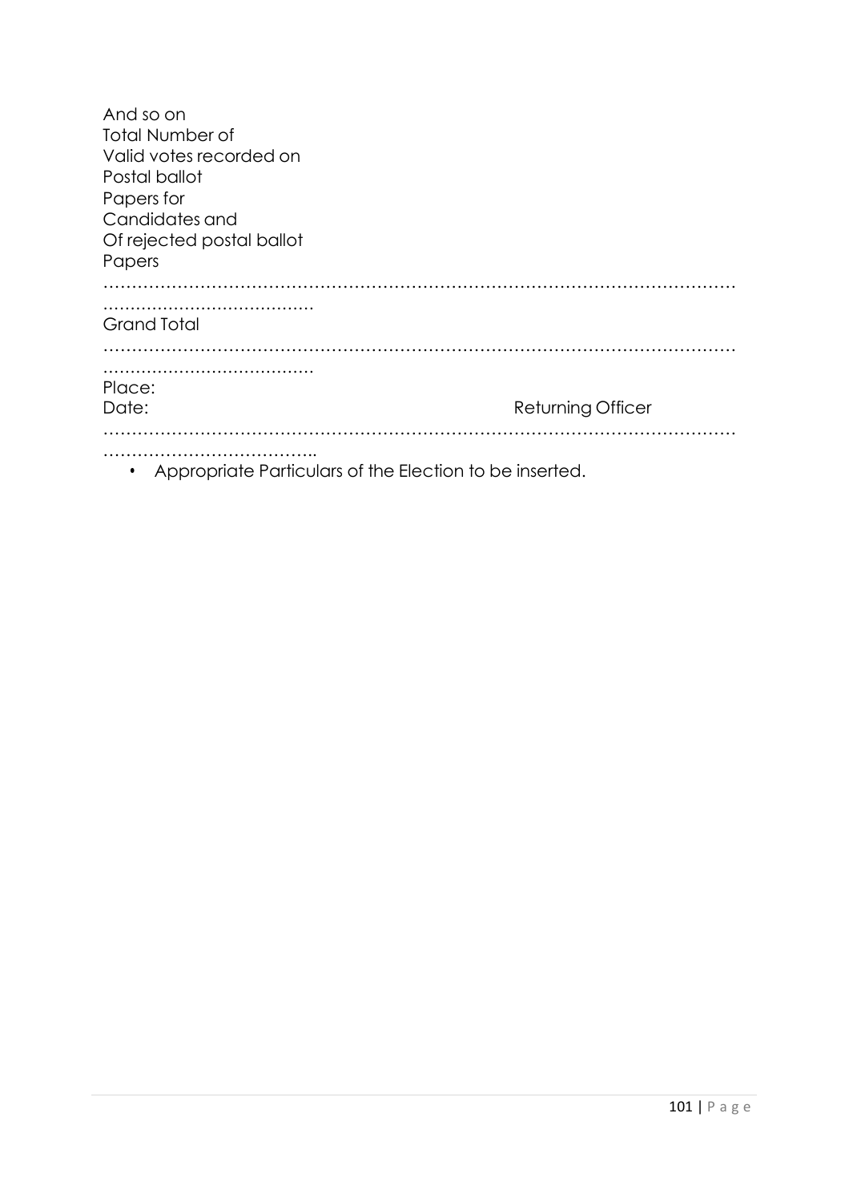And so on
Total Number of
Valid votes recorded on
Postal ballot
Papers for
Candidates and
Of rejected postal ballot
Papers

……………………………………………………………………………………………………………………………………

Grand Total

……………………………………………………………………………………………………………………………………

Place:

Date: Returning Officer

……………………………………………………………………………………………………………………………………

- Appropriate Particulars of the Election to be inserted.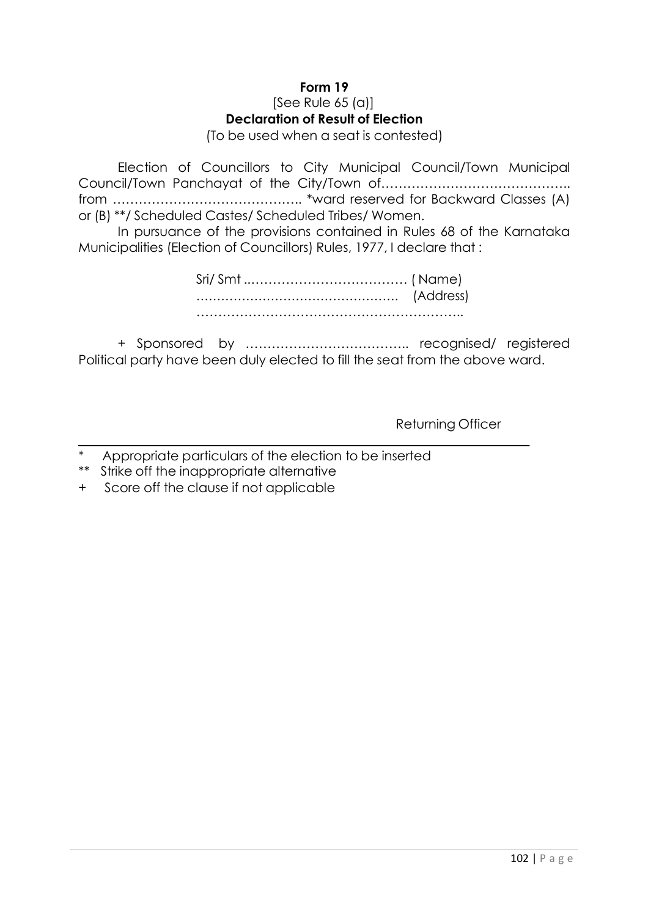**Form 19**

[See Rule 65 (a)]

**Declaration of Result of Election**

(To be used when a seat is contested)

Election of Councillors to City Municipal Council/Town Municipal Council/Town Panchayat of the City/Town of…………………………………….. from …………………………………….. *ward reserved for Backward Classes (A) or (B) **/ Scheduled Castes/ Scheduled Tribes/ Women.

In pursuance of the provisions contained in Rules 68 of the Karnataka Municipalities (Election of Councillors) Rules, 1977, I declare that :

Sri/ Smt ..……………………………… ( Name)
…………………………………………. (Address)
……………………………………………………..

+ Sponsored by ……………………………….. recognised/ registered Political party have been duly elected to fill the seat from the above ward.

Returning Officer

---

\* Appropriate particulars of the election to be inserted

** Strike off the inappropriate alternative

\+ Score off the clause if not applicable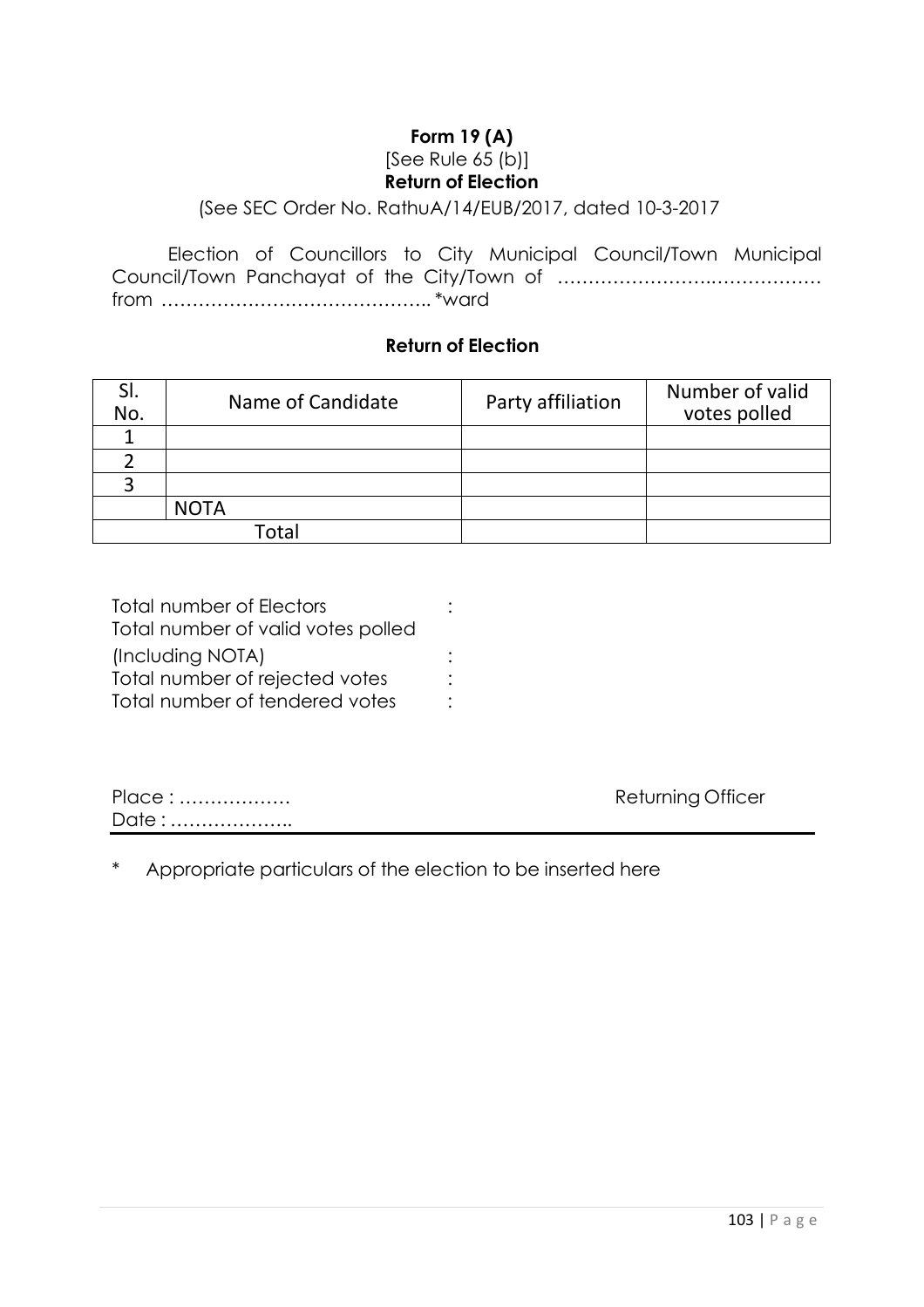**Form 19 (A)**

[See Rule 65 (b)]

**Return of Election**

(See SEC Order No. RathuA/14/EUB/2017, dated 10-3-2017

Election of Councillors to City Municipal Council/Town Municipal Council/Town Panchayat of the City/Town of ………………………………………… from …………………………………….. *ward

**Return of Election**

| Sl. No. | Name of Candidate | Party affiliation | Number of valid votes polled |
|---|---|---|---|
| 1 | | | |
| 2 | | | |
| 3 | | | |
| | NOTA | | |
| Total | | | |

Total number of Electors :

Total number of valid votes polled (Including NOTA) :

Total number of rejected votes :

Total number of tendered votes :

Place : ………………

Date : ………………..

Returning Officer

\* Appropriate particulars of the election to be inserted here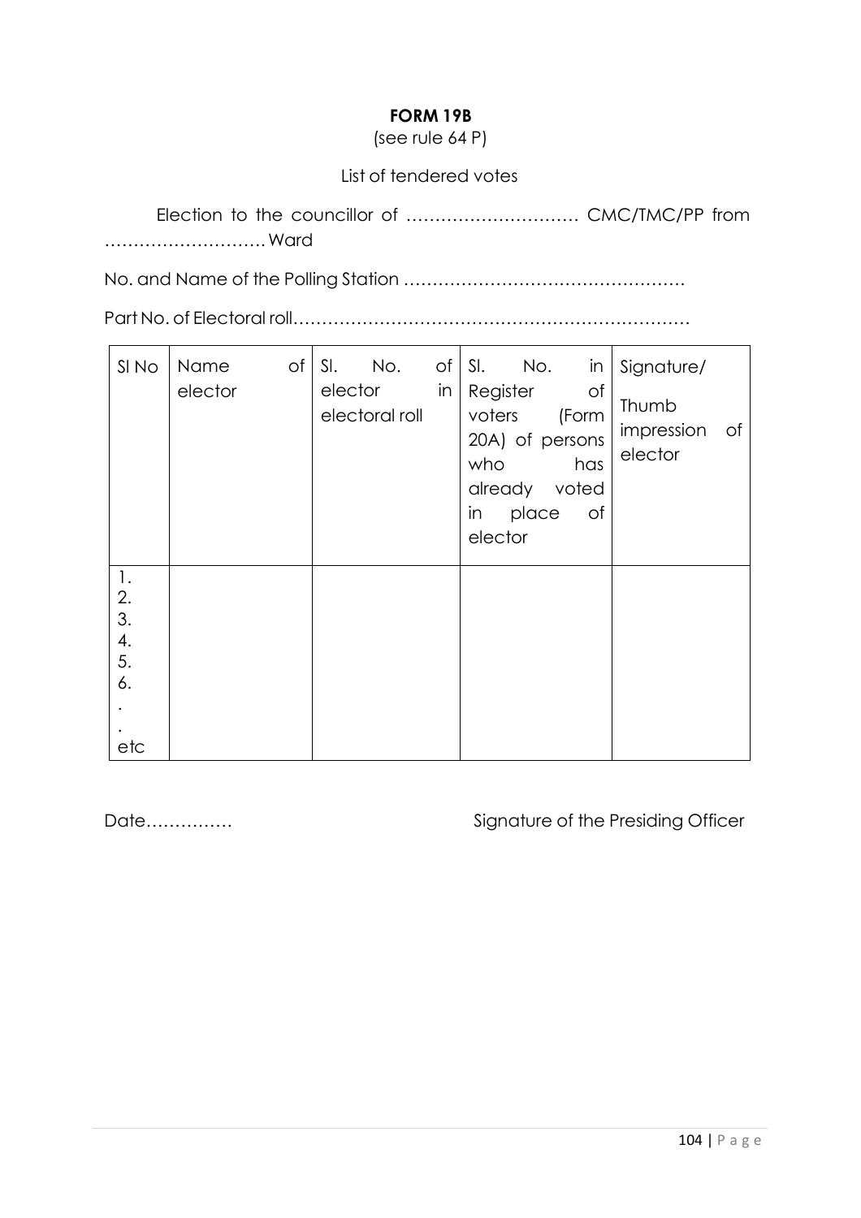**FORM 19B**

(see rule 64 P)

List of tendered votes

Election to the councillor of ………………………… CMC/TMC/PP from ………………………. Ward

No. and Name of the Polling Station …………………………………………

Part No. of Electoral roll……………………………………………………………

| Sl No | Name of elector | Sl. No. of elector in electoral roll | Sl. No. in Register of voters (Form 20A) of persons who has already voted in place of elector | Signature/ Thumb impression of elector |
|---|---|---|---|---|
| 1.<br>2.<br>3.<br>4.<br>5.<br>6.<br>.<br>.<br>etc | | | | |

Date……………                                                                Signature of the Presiding Officer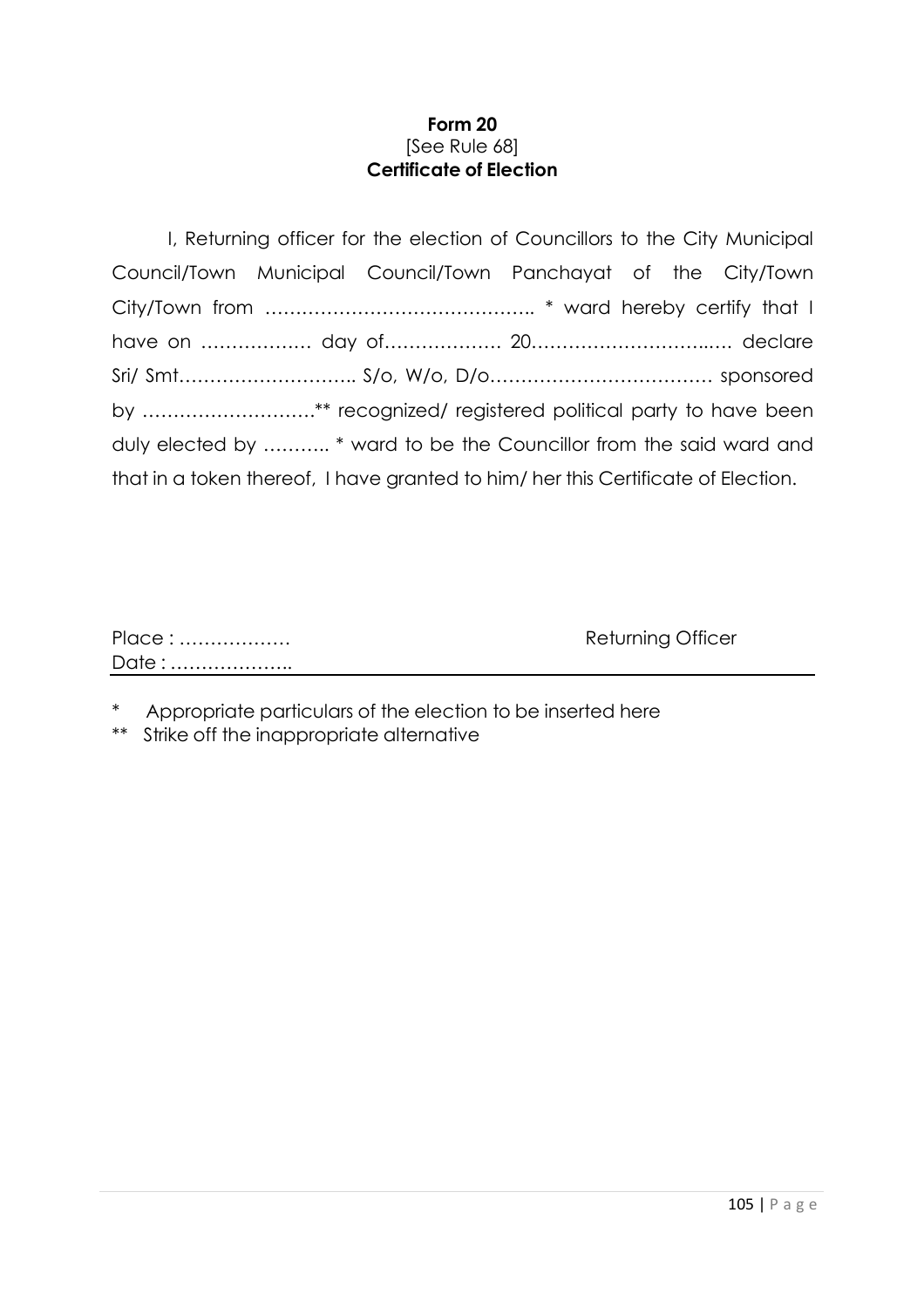**Form 20**
[See Rule 68]
**Certificate of Election**

I, Returning officer for the election of Councillors to the City Municipal Council/Town Municipal Council/Town Panchayat of the City/Town City/Town from …………………………………….. * ward hereby certify that I have on ……………… day of……………… 20…………………………..… declare Sri/ Smt……………………….. S/o, W/o, D/o……………………………… sponsored by ……………………….** recognized/ registered political party to have been duly elected by ……….. * ward to be the Councillor from the said ward and that in a token thereof, I have granted to him/ her this Certificate of Election.

Place : ……………… Returning Officer
Date : ………………..

\* Appropriate particulars of the election to be inserted here
\** Strike off the inappropriate alternative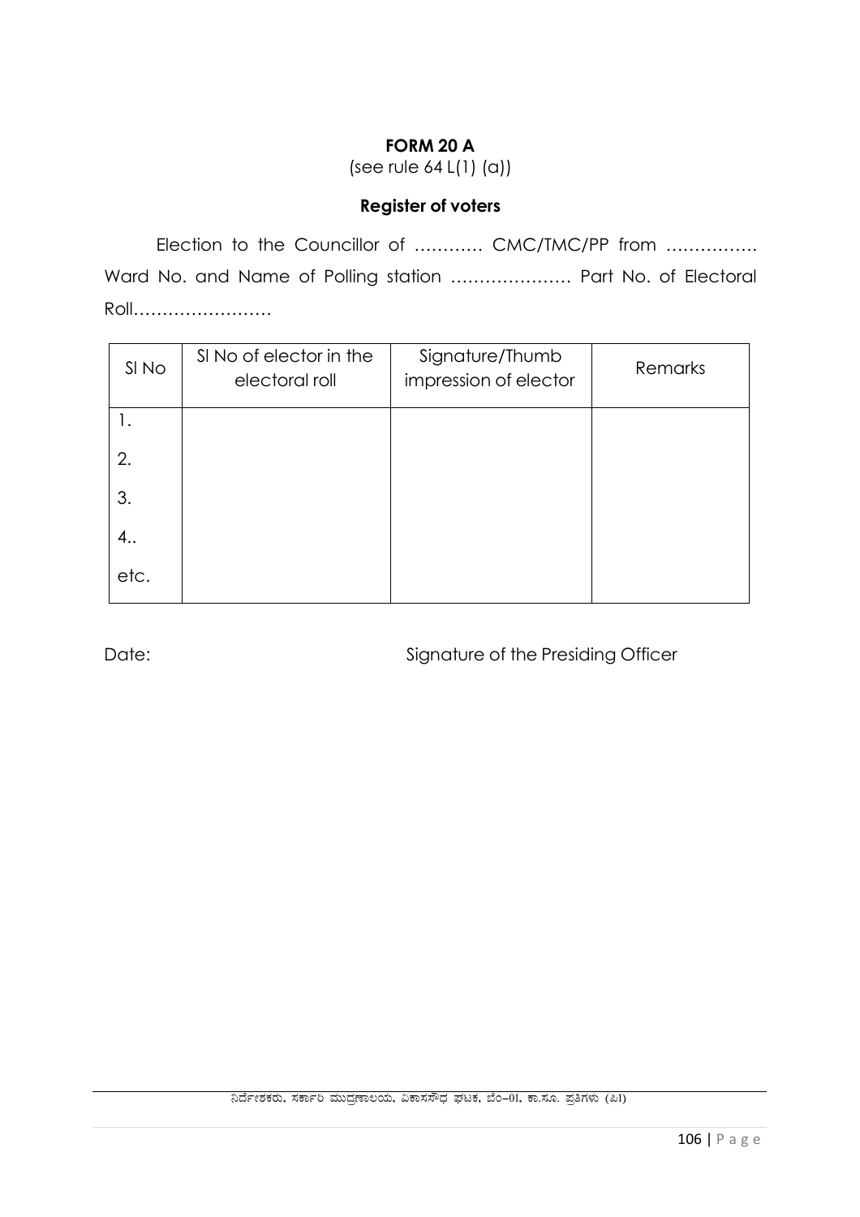# FORM 20 A

(see rule 64 L(1) (a))

## Register of voters

Election to the Councillor of ………… CMC/TMC/PP from ……………. Ward No. and Name of Polling station ………………… Part No. of Electoral Roll……………………

| Sl No | Sl No of elector in the electoral roll | Signature/Thumb impression of elector | Remarks |
|---|---|---|---|
| 1. | | | |
| 2. | | | |
| 3. | | | |
| 4.. | | | |
| etc. | | | |

Date: Signature of the Presiding Officer

ನಿರ್ದೇಶಕರು, ಸರ್ಕಾರಿ ಮುದ್ರಣಾಲಯ, ವಿಕಾಸಸೌಧ ಘಟಕ, ಬೆಂ–01, ಕಾ.ಸೂ. ಪ್ರತಿಗಳು (ಖಿ1)